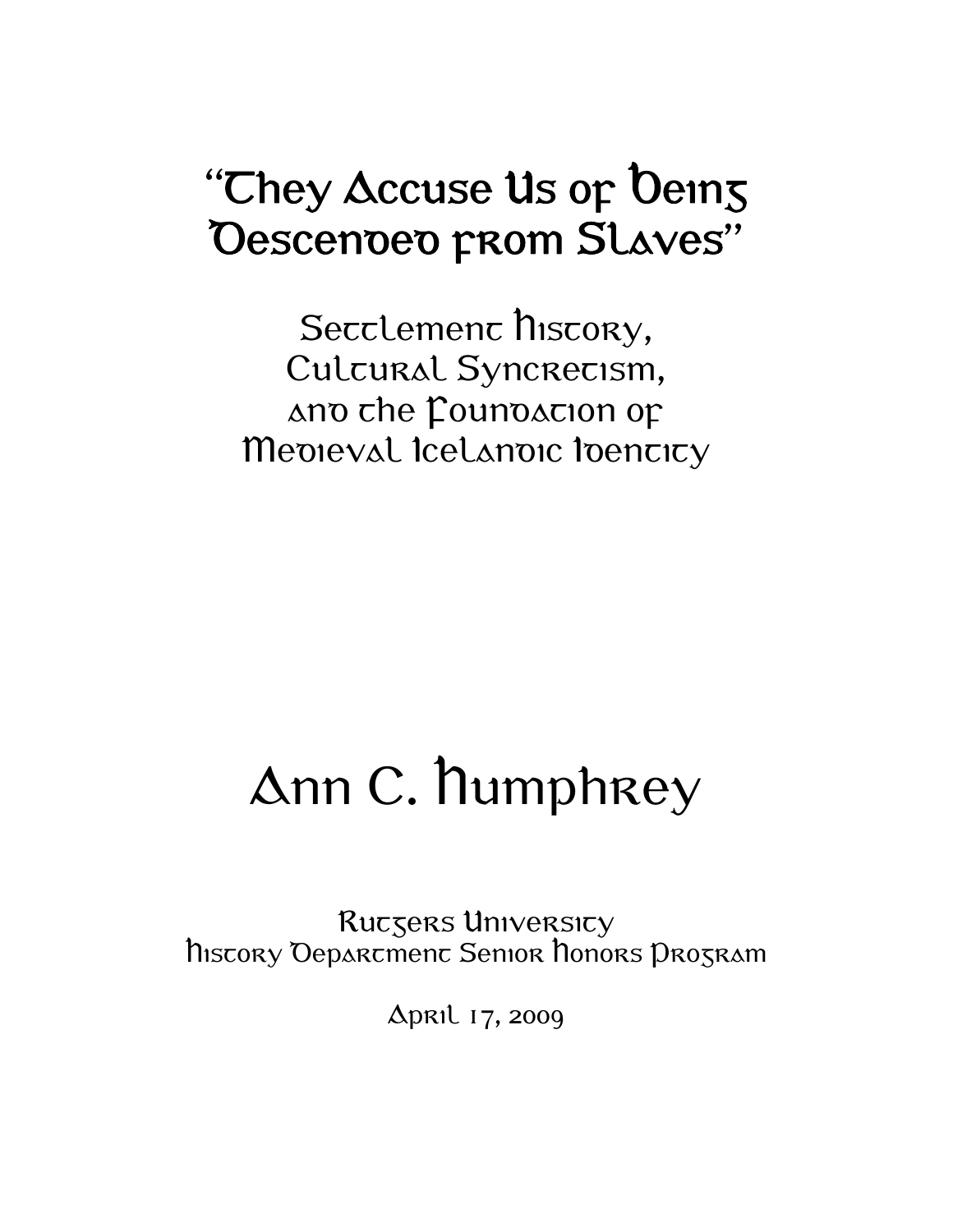# "They Accuse Us of Being Descended from Slaves"

## Settlement History, Cultural Syncretism, and the Foundation of Medieval Icelandic Identity

# Ann C. Humphrey

Rutgers University
History Department Senior Honors Program

April 17, 2009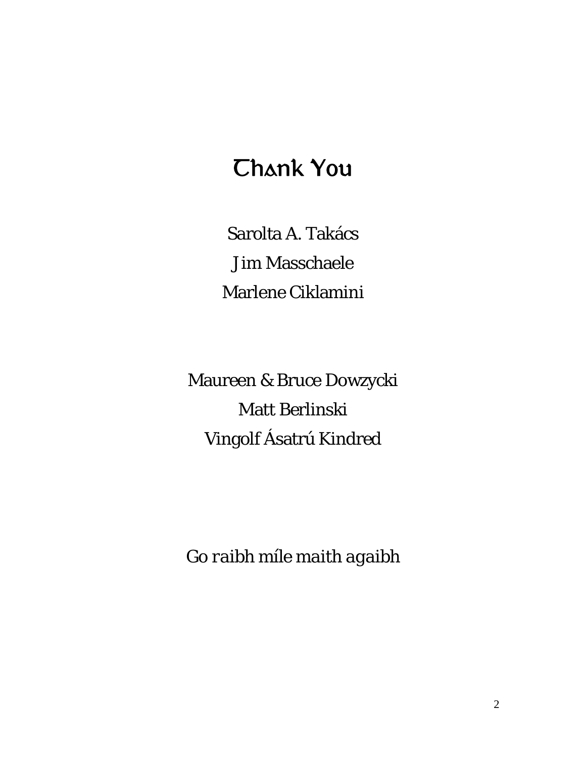# Thank You

Sarolta A. Takács

Jim Masschaele

Marlene Ciklamini

Maureen & Bruce Dowzycki

Matt Berlinski

Vingolf Ásatrú Kindred

Go raibh míle maith agaibh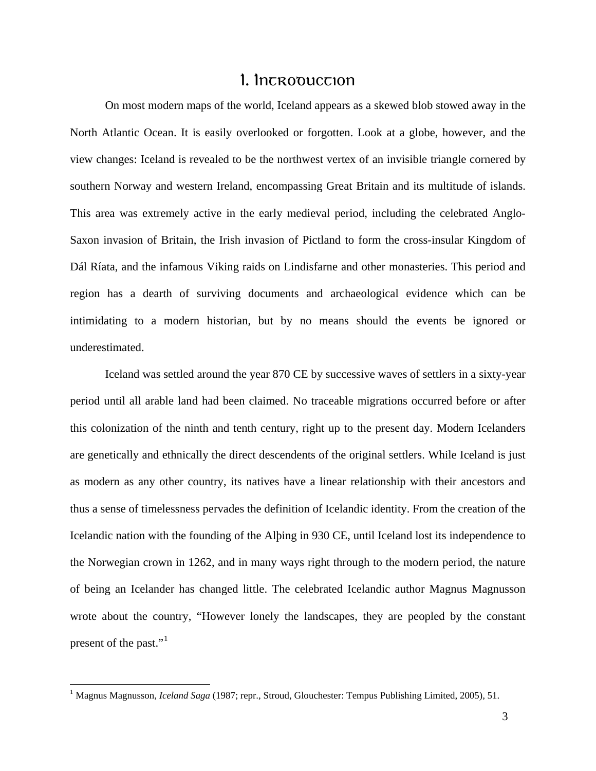# 1. Introduction

On most modern maps of the world, Iceland appears as a skewed blob stowed away in the North Atlantic Ocean. It is easily overlooked or forgotten. Look at a globe, however, and the view changes: Iceland is revealed to be the northwest vertex of an invisible triangle cornered by southern Norway and western Ireland, encompassing Great Britain and its multitude of islands. This area was extremely active in the early medieval period, including the celebrated Anglo-Saxon invasion of Britain, the Irish invasion of Pictland to form the cross-insular Kingdom of Dál Ríata, and the infamous Viking raids on Lindisfarne and other monasteries. This period and region has a dearth of surviving documents and archaeological evidence which can be intimidating to a modern historian, but by no means should the events be ignored or underestimated.

Iceland was settled around the year 870 CE by successive waves of settlers in a sixty-year period until all arable land had been claimed. No traceable migrations occurred before or after this colonization of the ninth and tenth century, right up to the present day. Modern Icelanders are genetically and ethnically the direct descendents of the original settlers. While Iceland is just as modern as any other country, its natives have a linear relationship with their ancestors and thus a sense of timelessness pervades the definition of Icelandic identity. From the creation of the Icelandic nation with the founding of the Alþing in 930 CE, until Iceland lost its independence to the Norwegian crown in 1262, and in many ways right through to the modern period, the nature of being an Icelander has changed little. The celebrated Icelandic author Magnus Magnusson wrote about the country, "However lonely the landscapes, they are peopled by the constant present of the past."[1]

---

[1] Magnus Magnusson, *Iceland Saga* (1987; repr., Stroud, Glouchester: Tempus Publishing Limited, 2005), 51.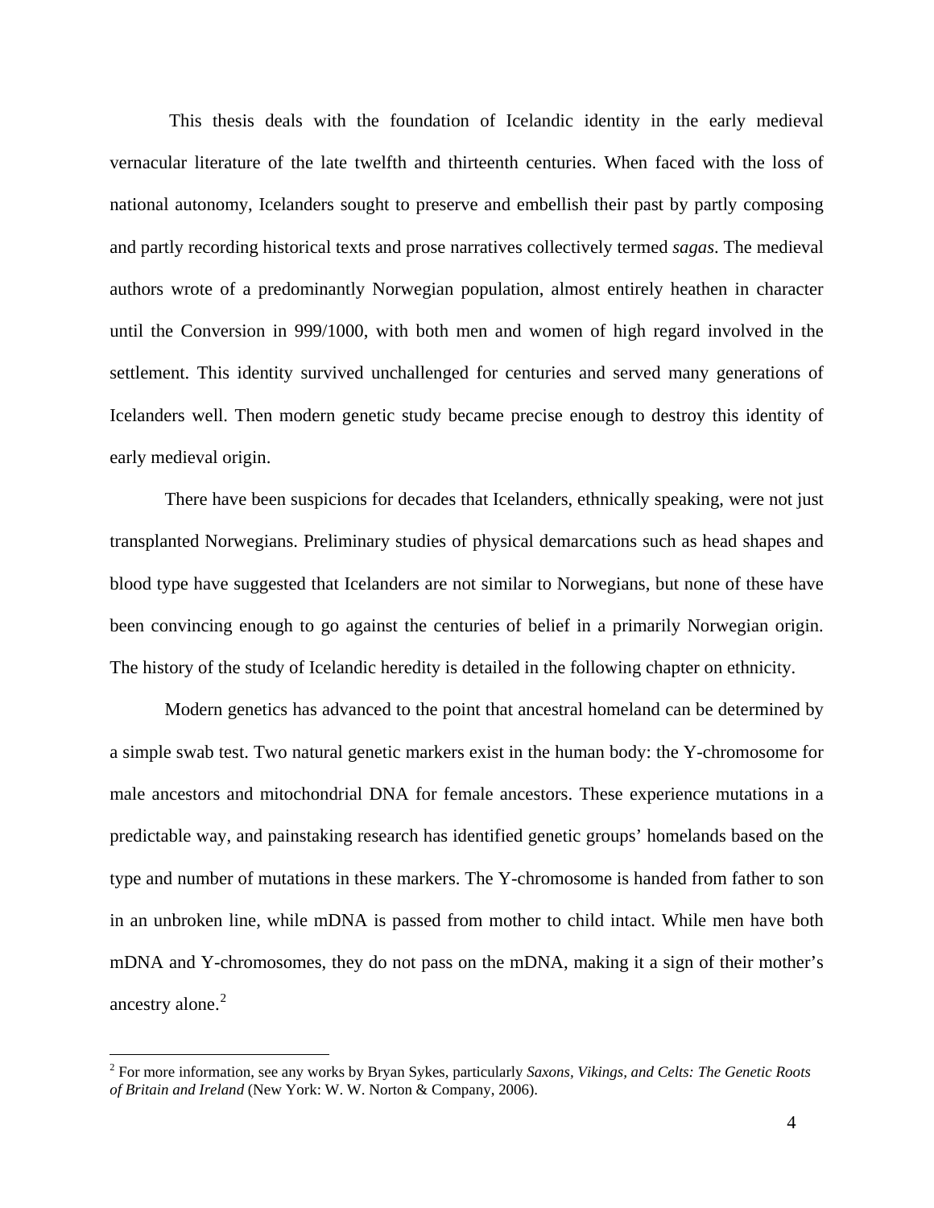This thesis deals with the foundation of Icelandic identity in the early medieval vernacular literature of the late twelfth and thirteenth centuries. When faced with the loss of national autonomy, Icelanders sought to preserve and embellish their past by partly composing and partly recording historical texts and prose narratives collectively termed *sagas*. The medieval authors wrote of a predominantly Norwegian population, almost entirely heathen in character until the Conversion in 999/1000, with both men and women of high regard involved in the settlement. This identity survived unchallenged for centuries and served many generations of Icelanders well. Then modern genetic study became precise enough to destroy this identity of early medieval origin.

There have been suspicions for decades that Icelanders, ethnically speaking, were not just transplanted Norwegians. Preliminary studies of physical demarcations such as head shapes and blood type have suggested that Icelanders are not similar to Norwegians, but none of these have been convincing enough to go against the centuries of belief in a primarily Norwegian origin. The history of the study of Icelandic heredity is detailed in the following chapter on ethnicity.

Modern genetics has advanced to the point that ancestral homeland can be determined by a simple swab test. Two natural genetic markers exist in the human body: the Y-chromosome for male ancestors and mitochondrial DNA for female ancestors. These experience mutations in a predictable way, and painstaking research has identified genetic groups' homelands based on the type and number of mutations in these markers. The Y-chromosome is handed from father to son in an unbroken line, while mDNA is passed from mother to child intact. While men have both mDNA and Y-chromosomes, they do not pass on the mDNA, making it a sign of their mother's ancestry alone.[2]

---

[2] For more information, see any works by Bryan Sykes, particularly *Saxons, Vikings, and Celts: The Genetic Roots of Britain and Ireland* (New York: W. W. Norton & Company, 2006).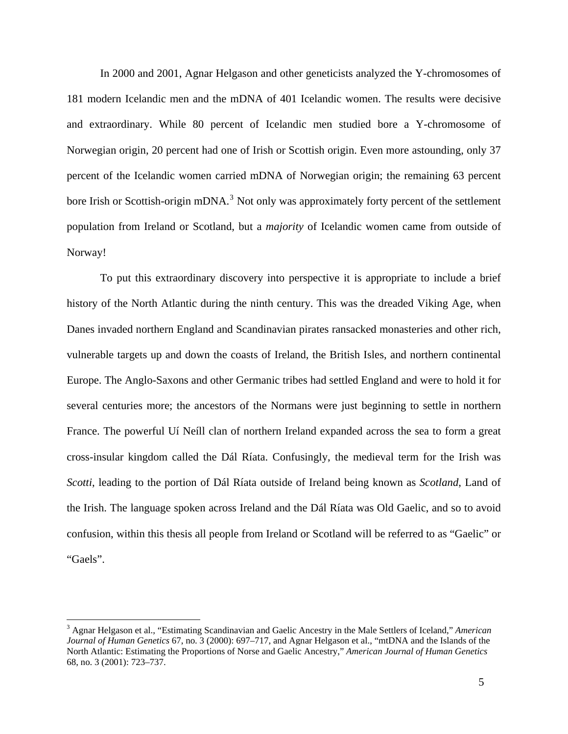In 2000 and 2001, Agnar Helgason and other geneticists analyzed the Y-chromosomes of 181 modern Icelandic men and the mDNA of 401 Icelandic women. The results were decisive and extraordinary. While 80 percent of Icelandic men studied bore a Y-chromosome of Norwegian origin, 20 percent had one of Irish or Scottish origin. Even more astounding, only 37 percent of the Icelandic women carried mDNA of Norwegian origin; the remaining 63 percent bore Irish or Scottish-origin mDNA.[3] Not only was approximately forty percent of the settlement population from Ireland or Scotland, but a *majority* of Icelandic women came from outside of Norway!

To put this extraordinary discovery into perspective it is appropriate to include a brief history of the North Atlantic during the ninth century. This was the dreaded Viking Age, when Danes invaded northern England and Scandinavian pirates ransacked monasteries and other rich, vulnerable targets up and down the coasts of Ireland, the British Isles, and northern continental Europe. The Anglo-Saxons and other Germanic tribes had settled England and were to hold it for several centuries more; the ancestors of the Normans were just beginning to settle in northern France. The powerful Uí Neíll clan of northern Ireland expanded across the sea to form a great cross-insular kingdom called the Dál Ríata. Confusingly, the medieval term for the Irish was *Scotti*, leading to the portion of Dál Ríata outside of Ireland being known as *Scotland*, Land of the Irish. The language spoken across Ireland and the Dál Ríata was Old Gaelic, and so to avoid confusion, within this thesis all people from Ireland or Scotland will be referred to as "Gaelic" or "Gaels".

[3] Agnar Helgason et al., "Estimating Scandinavian and Gaelic Ancestry in the Male Settlers of Iceland," *American Journal of Human Genetics* 67, no. 3 (2000): 697–717, and Agnar Helgason et al., "mtDNA and the Islands of the North Atlantic: Estimating the Proportions of Norse and Gaelic Ancestry," *American Journal of Human Genetics* 68, no. 3 (2001): 723–737.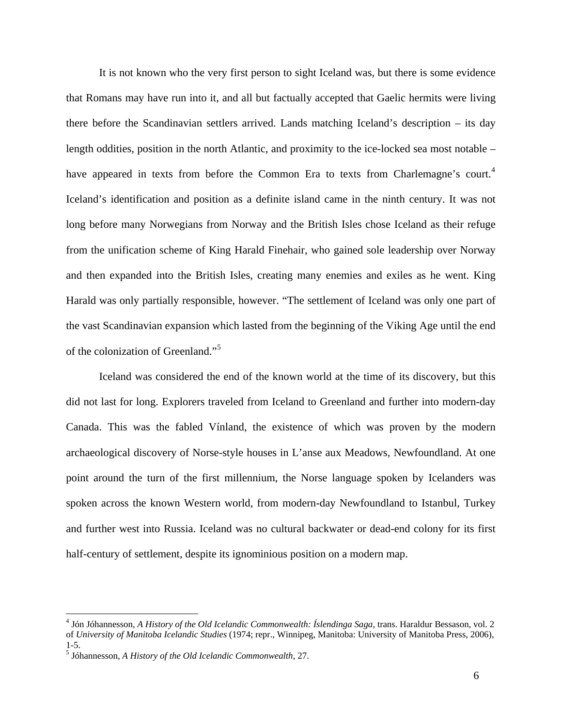It is not known who the very first person to sight Iceland was, but there is some evidence that Romans may have run into it, and all but factually accepted that Gaelic hermits were living there before the Scandinavian settlers arrived. Lands matching Iceland's description – its day length oddities, position in the north Atlantic, and proximity to the ice-locked sea most notable – have appeared in texts from before the Common Era to texts from Charlemagne's court.[4] Iceland's identification and position as a definite island came in the ninth century. It was not long before many Norwegians from Norway and the British Isles chose Iceland as their refuge from the unification scheme of King Harald Finehair, who gained sole leadership over Norway and then expanded into the British Isles, creating many enemies and exiles as he went. King Harald was only partially responsible, however. "The settlement of Iceland was only one part of the vast Scandinavian expansion which lasted from the beginning of the Viking Age until the end of the colonization of Greenland."[5]

Iceland was considered the end of the known world at the time of its discovery, but this did not last for long. Explorers traveled from Iceland to Greenland and further into modern-day Canada. This was the fabled Vínland, the existence of which was proven by the modern archaeological discovery of Norse-style houses in L'anse aux Meadows, Newfoundland. At one point around the turn of the first millennium, the Norse language spoken by Icelanders was spoken across the known Western world, from modern-day Newfoundland to Istanbul, Turkey and further west into Russia. Iceland was no cultural backwater or dead-end colony for its first half-century of settlement, despite its ignominious position on a modern map.

---

[4] Jón Jóhannesson, *A History of the Old Icelandic Commonwealth: Íslendinga Saga*, trans. Haraldur Bessason, vol. 2 of *University of Manitoba Icelandic Studies* (1974; repr., Winnipeg, Manitoba: University of Manitoba Press, 2006), 1-5.

[5] Jóhannesson, *A History of the Old Icelandic Commonwealth*, 27.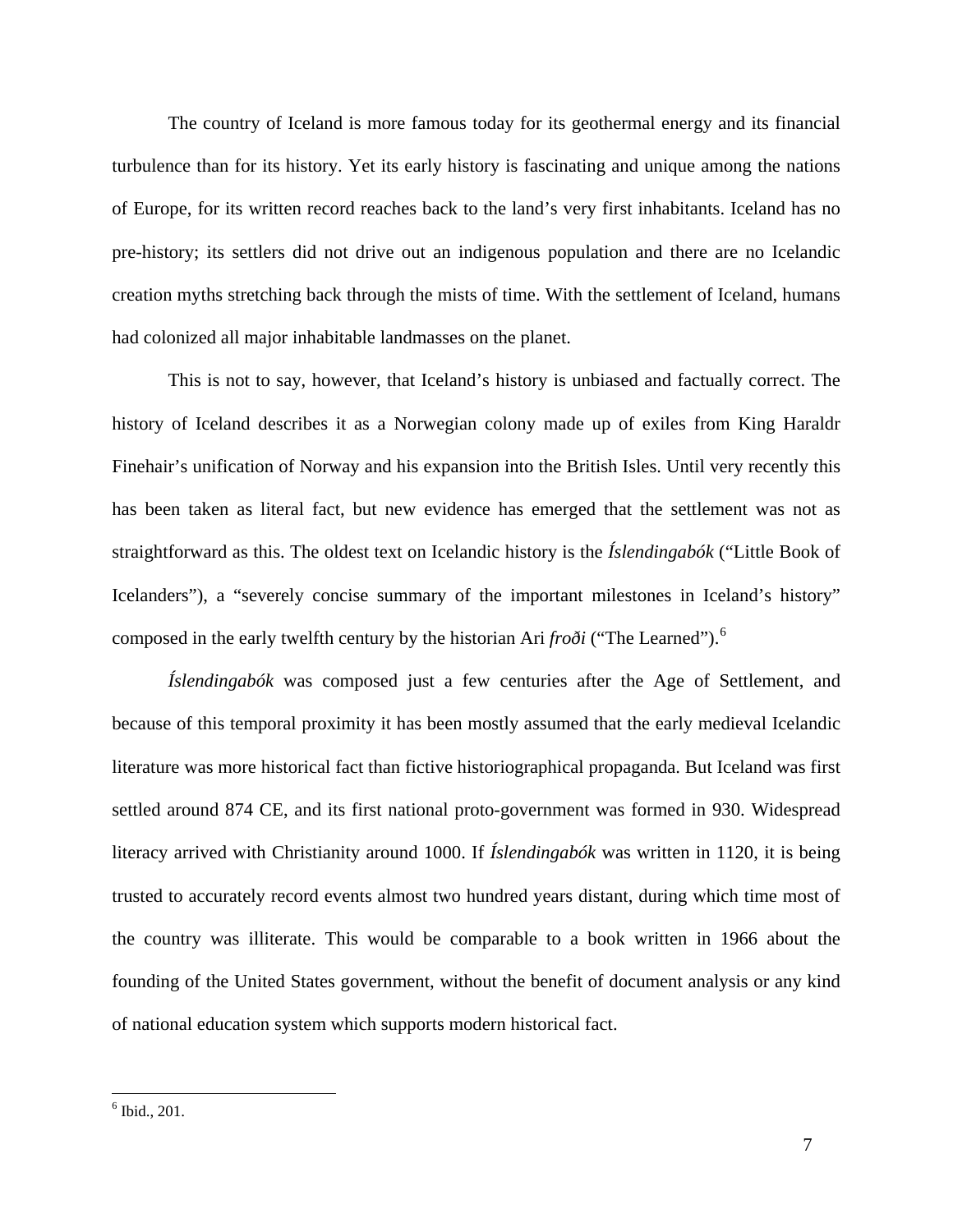The country of Iceland is more famous today for its geothermal energy and its financial turbulence than for its history. Yet its early history is fascinating and unique among the nations of Europe, for its written record reaches back to the land's very first inhabitants. Iceland has no pre-history; its settlers did not drive out an indigenous population and there are no Icelandic creation myths stretching back through the mists of time. With the settlement of Iceland, humans had colonized all major inhabitable landmasses on the planet.

This is not to say, however, that Iceland's history is unbiased and factually correct. The history of Iceland describes it as a Norwegian colony made up of exiles from King Haraldr Finehair's unification of Norway and his expansion into the British Isles. Until very recently this has been taken as literal fact, but new evidence has emerged that the settlement was not as straightforward as this. The oldest text on Icelandic history is the *Íslendingabók* ("Little Book of Icelanders"), a "severely concise summary of the important milestones in Iceland's history" composed in the early twelfth century by the historian Ari *froði* ("The Learned").[6]

*Íslendingabók* was composed just a few centuries after the Age of Settlement, and because of this temporal proximity it has been mostly assumed that the early medieval Icelandic literature was more historical fact than fictive historiographical propaganda. But Iceland was first settled around 874 CE, and its first national proto-government was formed in 930. Widespread literacy arrived with Christianity around 1000. If *Íslendingabók* was written in 1120, it is being trusted to accurately record events almost two hundred years distant, during which time most of the country was illiterate. This would be comparable to a book written in 1966 about the founding of the United States government, without the benefit of document analysis or any kind of national education system which supports modern historical fact.

---

[6] Ibid., 201.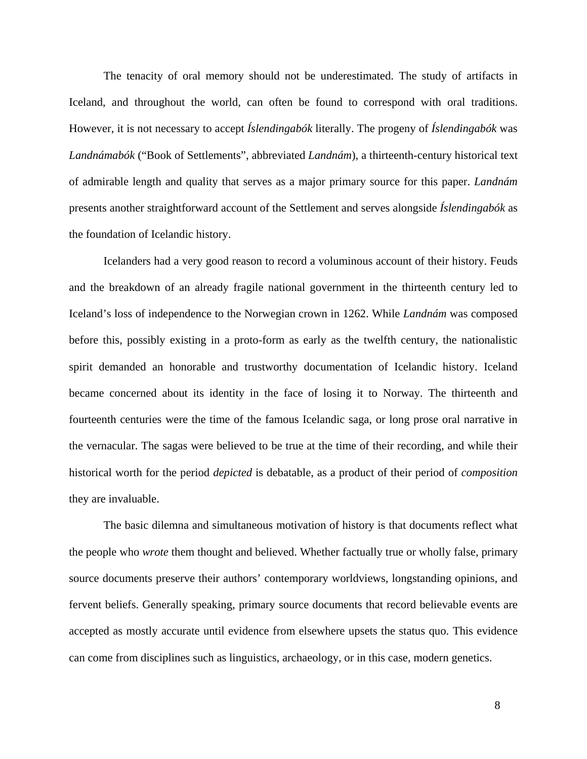The tenacity of oral memory should not be underestimated. The study of artifacts in Iceland, and throughout the world, can often be found to correspond with oral traditions. However, it is not necessary to accept *Íslendingabók* literally. The progeny of *Íslendingabók* was *Landnámabók* ("Book of Settlements", abbreviated *Landnám*), a thirteenth-century historical text of admirable length and quality that serves as a major primary source for this paper. *Landnám* presents another straightforward account of the Settlement and serves alongside *Íslendingabók* as the foundation of Icelandic history.

Icelanders had a very good reason to record a voluminous account of their history. Feuds and the breakdown of an already fragile national government in the thirteenth century led to Iceland's loss of independence to the Norwegian crown in 1262. While *Landnám* was composed before this, possibly existing in a proto-form as early as the twelfth century, the nationalistic spirit demanded an honorable and trustworthy documentation of Icelandic history. Iceland became concerned about its identity in the face of losing it to Norway. The thirteenth and fourteenth centuries were the time of the famous Icelandic saga, or long prose oral narrative in the vernacular. The sagas were believed to be true at the time of their recording, and while their historical worth for the period *depicted* is debatable, as a product of their period of *composition* they are invaluable.

The basic dilemna and simultaneous motivation of history is that documents reflect what the people who *wrote* them thought and believed. Whether factually true or wholly false, primary source documents preserve their authors' contemporary worldviews, longstanding opinions, and fervent beliefs. Generally speaking, primary source documents that record believable events are accepted as mostly accurate until evidence from elsewhere upsets the status quo. This evidence can come from disciplines such as linguistics, archaeology, or in this case, modern genetics.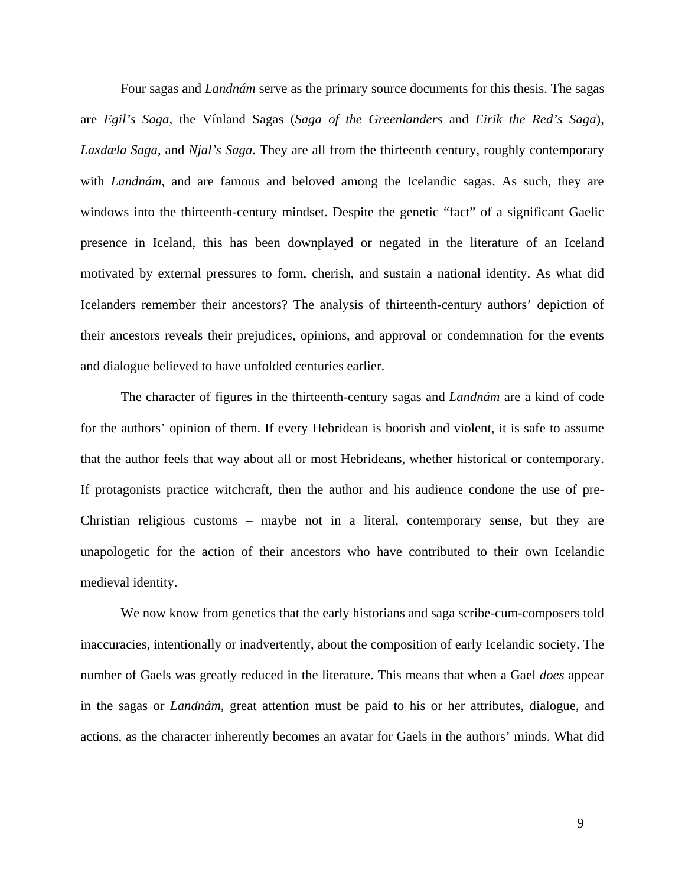Four sagas and *Landnám* serve as the primary source documents for this thesis. The sagas are *Egil's Saga*, the Vínland Sagas (*Saga of the Greenlanders* and *Eirik the Red's Saga*), *Laxdæla Saga*, and *Njal's Saga*. They are all from the thirteenth century, roughly contemporary with *Landnám*, and are famous and beloved among the Icelandic sagas. As such, they are windows into the thirteenth-century mindset. Despite the genetic "fact" of a significant Gaelic presence in Iceland, this has been downplayed or negated in the literature of an Iceland motivated by external pressures to form, cherish, and sustain a national identity. As what did Icelanders remember their ancestors? The analysis of thirteenth-century authors' depiction of their ancestors reveals their prejudices, opinions, and approval or condemnation for the events and dialogue believed to have unfolded centuries earlier.

The character of figures in the thirteenth-century sagas and *Landnám* are a kind of code for the authors' opinion of them. If every Hebridean is boorish and violent, it is safe to assume that the author feels that way about all or most Hebrideans, whether historical or contemporary. If protagonists practice witchcraft, then the author and his audience condone the use of pre-Christian religious customs – maybe not in a literal, contemporary sense, but they are unapologetic for the action of their ancestors who have contributed to their own Icelandic medieval identity.

We now know from genetics that the early historians and saga scribe-cum-composers told inaccuracies, intentionally or inadvertently, about the composition of early Icelandic society. The number of Gaels was greatly reduced in the literature. This means that when a Gael *does* appear in the sagas or *Landnám*, great attention must be paid to his or her attributes, dialogue, and actions, as the character inherently becomes an avatar for Gaels in the authors' minds. What did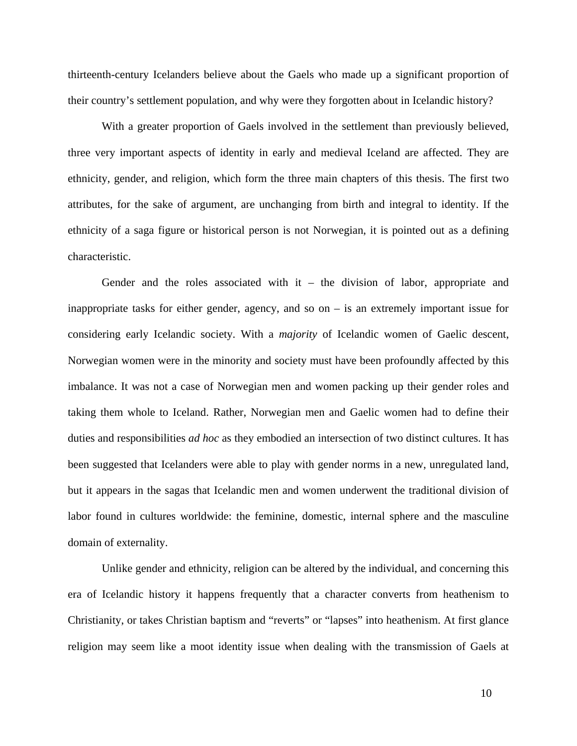thirteenth-century Icelanders believe about the Gaels who made up a significant proportion of their country's settlement population, and why were they forgotten about in Icelandic history?

With a greater proportion of Gaels involved in the settlement than previously believed, three very important aspects of identity in early and medieval Iceland are affected. They are ethnicity, gender, and religion, which form the three main chapters of this thesis. The first two attributes, for the sake of argument, are unchanging from birth and integral to identity. If the ethnicity of a saga figure or historical person is not Norwegian, it is pointed out as a defining characteristic.

Gender and the roles associated with it – the division of labor, appropriate and inappropriate tasks for either gender, agency, and so on – is an extremely important issue for considering early Icelandic society. With a *majority* of Icelandic women of Gaelic descent, Norwegian women were in the minority and society must have been profoundly affected by this imbalance. It was not a case of Norwegian men and women packing up their gender roles and taking them whole to Iceland. Rather, Norwegian men and Gaelic women had to define their duties and responsibilities *ad hoc* as they embodied an intersection of two distinct cultures. It has been suggested that Icelanders were able to play with gender norms in a new, unregulated land, but it appears in the sagas that Icelandic men and women underwent the traditional division of labor found in cultures worldwide: the feminine, domestic, internal sphere and the masculine domain of externality.

Unlike gender and ethnicity, religion can be altered by the individual, and concerning this era of Icelandic history it happens frequently that a character converts from heathenism to Christianity, or takes Christian baptism and "reverts" or "lapses" into heathenism. At first glance religion may seem like a moot identity issue when dealing with the transmission of Gaels at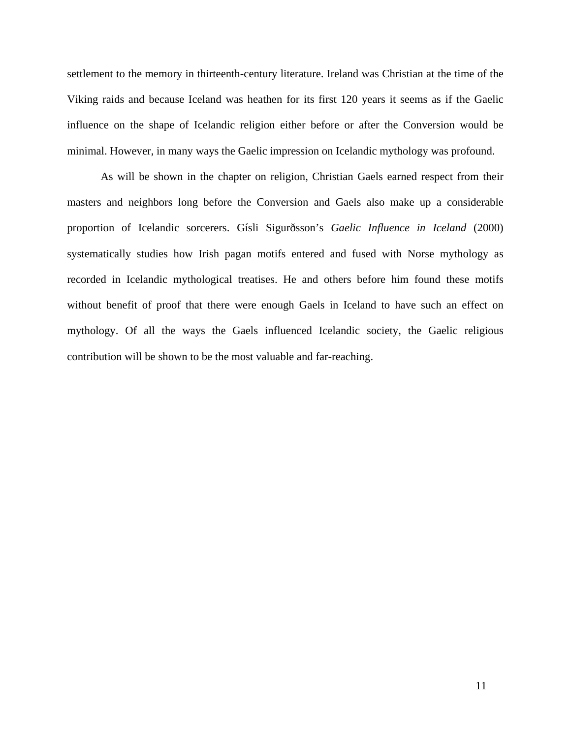settlement to the memory in thirteenth-century literature. Ireland was Christian at the time of the Viking raids and because Iceland was heathen for its first 120 years it seems as if the Gaelic influence on the shape of Icelandic religion either before or after the Conversion would be minimal. However, in many ways the Gaelic impression on Icelandic mythology was profound.

As will be shown in the chapter on religion, Christian Gaels earned respect from their masters and neighbors long before the Conversion and Gaels also make up a considerable proportion of Icelandic sorcerers. Gísli Sigurðsson's *Gaelic Influence in Iceland* (2000) systematically studies how Irish pagan motifs entered and fused with Norse mythology as recorded in Icelandic mythological treatises. He and others before him found these motifs without benefit of proof that there were enough Gaels in Iceland to have such an effect on mythology. Of all the ways the Gaels influenced Icelandic society, the Gaelic religious contribution will be shown to be the most valuable and far-reaching.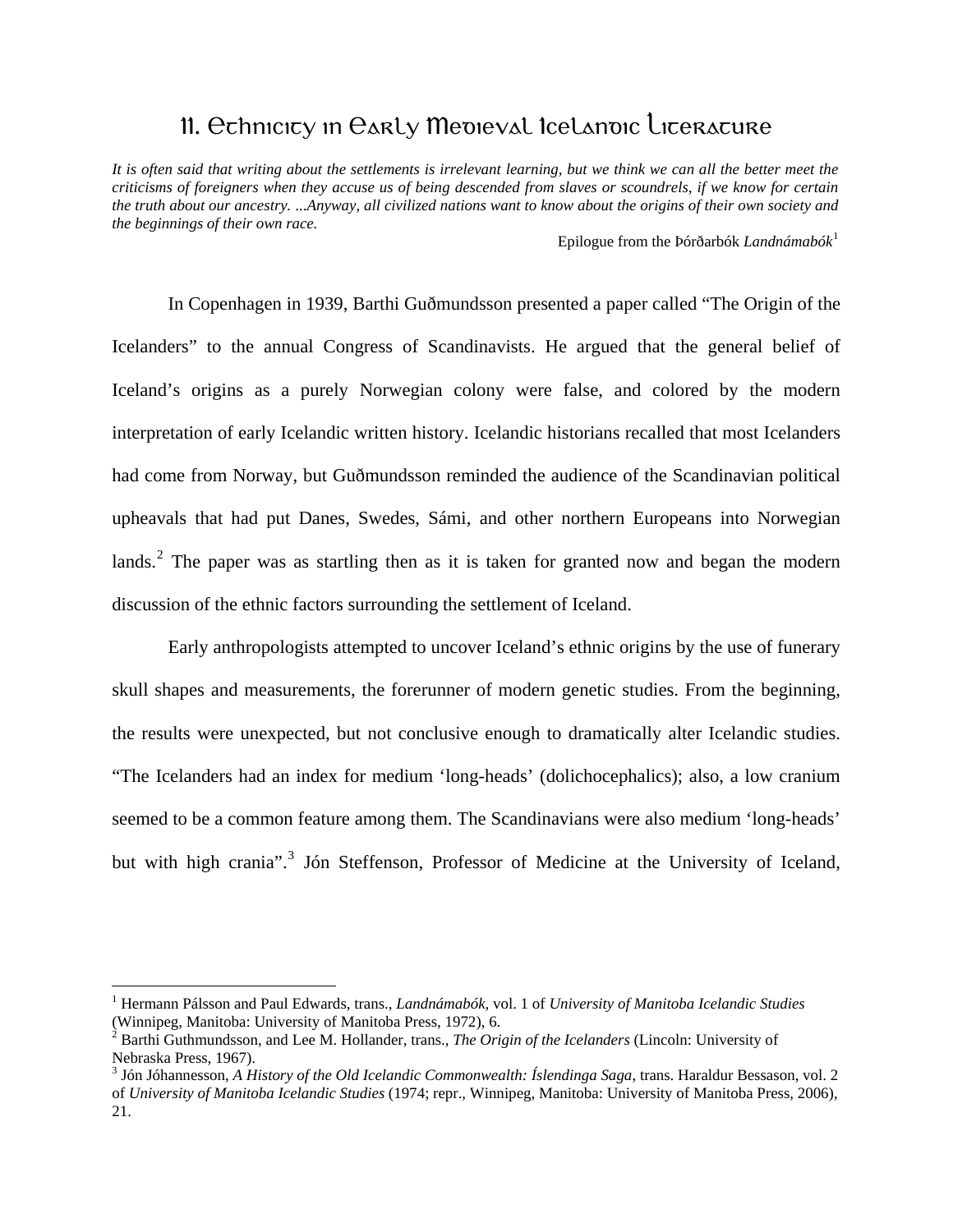# II. Ethnicity in Early Medieval Icelandic Literature

*It is often said that writing about the settlements is irrelevant learning, but we think we can all the better meet the criticisms of foreigners when they accuse us of being descended from slaves or scoundrels, if we know for certain the truth about our ancestry. ...Anyway, all civilized nations want to know about the origins of their own society and the beginnings of their own race.*

Epilogue from the Þórðarbók *Landnámabók*[1]

In Copenhagen in 1939, Barthi Guðmundsson presented a paper called "The Origin of the Icelanders" to the annual Congress of Scandinavists. He argued that the general belief of Iceland's origins as a purely Norwegian colony were false, and colored by the modern interpretation of early Icelandic written history. Icelandic historians recalled that most Icelanders had come from Norway, but Guðmundsson reminded the audience of the Scandinavian political upheavals that had put Danes, Swedes, Sámi, and other northern Europeans into Norwegian lands.[2] The paper was as startling then as it is taken for granted now and began the modern discussion of the ethnic factors surrounding the settlement of Iceland.

Early anthropologists attempted to uncover Iceland's ethnic origins by the use of funerary skull shapes and measurements, the forerunner of modern genetic studies. From the beginning, the results were unexpected, but not conclusive enough to dramatically alter Icelandic studies. "The Icelanders had an index for medium 'long-heads' (dolichocephalics); also, a low cranium seemed to be a common feature among them. The Scandinavians were also medium 'long-heads' but with high crania".[3] Jón Steffenson, Professor of Medicine at the University of Iceland,

---

[1] Hermann Pálsson and Paul Edwards, trans., *Landnámabók*, vol. 1 of *University of Manitoba Icelandic Studies* (Winnipeg, Manitoba: University of Manitoba Press, 1972), 6.

[2] Barthi Guthmundsson, and Lee M. Hollander, trans., *The Origin of the Icelanders* (Lincoln: University of Nebraska Press, 1967).

[3] Jón Jóhannesson, *A History of the Old Icelandic Commonwealth: Íslendinga Saga*, trans. Haraldur Bessason, vol. 2 of *University of Manitoba Icelandic Studies* (1974; repr., Winnipeg, Manitoba: University of Manitoba Press, 2006), 21.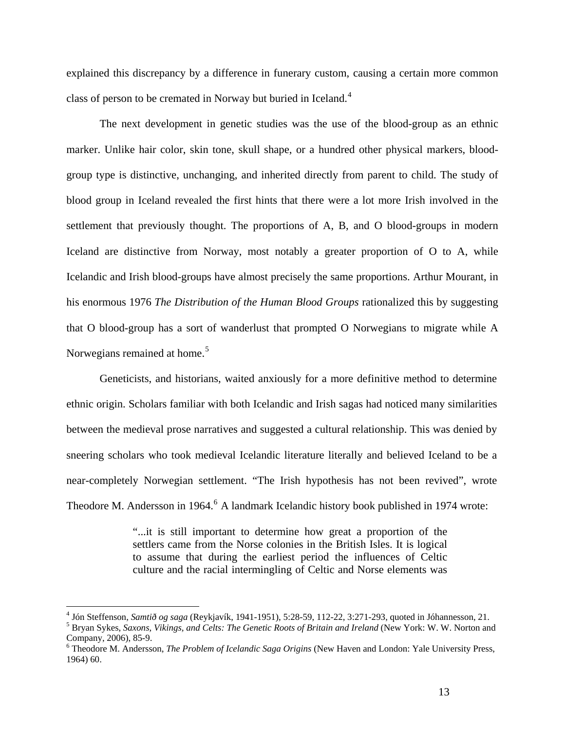explained this discrepancy by a difference in funerary custom, causing a certain more common class of person to be cremated in Norway but buried in Iceland.[4]

The next development in genetic studies was the use of the blood-group as an ethnic marker. Unlike hair color, skin tone, skull shape, or a hundred other physical markers, blood-group type is distinctive, unchanging, and inherited directly from parent to child. The study of blood group in Iceland revealed the first hints that there were a lot more Irish involved in the settlement that previously thought. The proportions of A, B, and O blood-groups in modern Iceland are distinctive from Norway, most notably a greater proportion of O to A, while Icelandic and Irish blood-groups have almost precisely the same proportions. Arthur Mourant, in his enormous 1976 *The Distribution of the Human Blood Groups* rationalized this by suggesting that O blood-group has a sort of wanderlust that prompted O Norwegians to migrate while A Norwegians remained at home.[5]

Geneticists, and historians, waited anxiously for a more definitive method to determine ethnic origin. Scholars familiar with both Icelandic and Irish sagas had noticed many similarities between the medieval prose narratives and suggested a cultural relationship. This was denied by sneering scholars who took medieval Icelandic literature literally and believed Iceland to be a near-completely Norwegian settlement. "The Irish hypothesis has not been revived", wrote Theodore M. Andersson in 1964.[6] A landmark Icelandic history book published in 1974 wrote:

> "...it is still important to determine how great a proportion of the settlers came from the Norse colonies in the British Isles. It is logical to assume that during the earliest period the influences of Celtic culture and the racial intermingling of Celtic and Norse elements was

---

[4] Jón Steffenson, *Samtið og saga* (Reykjavík, 1941-1951), 5:28-59, 112-22, 3:271-293, quoted in Jóhannesson, 21.

[5] Bryan Sykes, *Saxons, Vikings, and Celts: The Genetic Roots of Britain and Ireland* (New York: W. W. Norton and Company, 2006), 85-9.

[6] Theodore M. Andersson, *The Problem of Icelandic Saga Origins* (New Haven and London: Yale University Press, 1964) 60.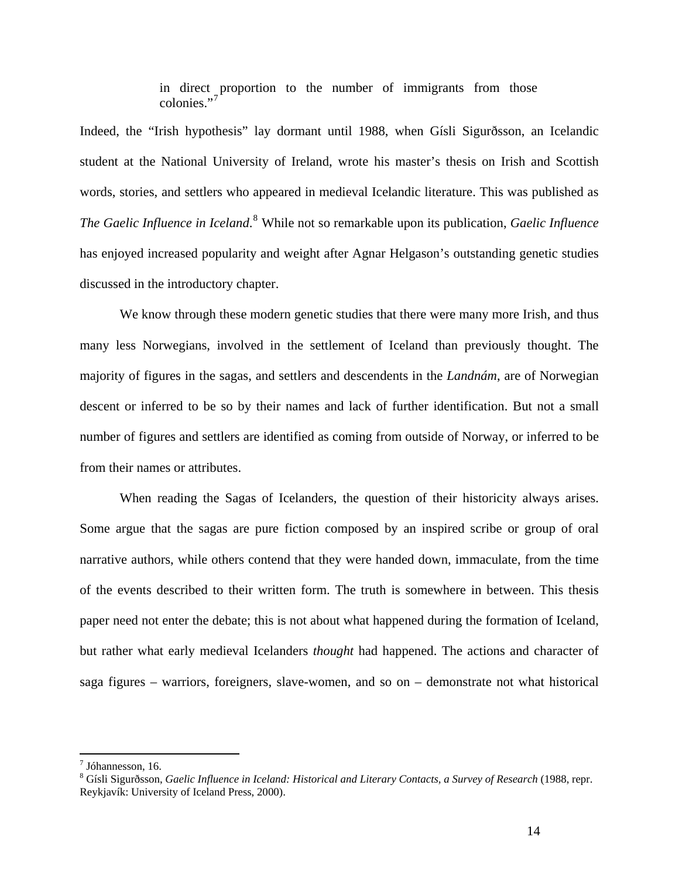> in direct proportion to the number of immigrants from those colonies."[7]

Indeed, the "Irish hypothesis" lay dormant until 1988, when Gísli Sigurðsson, an Icelandic student at the National University of Ireland, wrote his master's thesis on Irish and Scottish words, stories, and settlers who appeared in medieval Icelandic literature. This was published as *The Gaelic Influence in Iceland*.[8] While not so remarkable upon its publication, *Gaelic Influence* has enjoyed increased popularity and weight after Agnar Helgason's outstanding genetic studies discussed in the introductory chapter.

We know through these modern genetic studies that there were many more Irish, and thus many less Norwegians, involved in the settlement of Iceland than previously thought. The majority of figures in the sagas, and settlers and descendents in the *Landnám*, are of Norwegian descent or inferred to be so by their names and lack of further identification. But not a small number of figures and settlers are identified as coming from outside of Norway, or inferred to be from their names or attributes.

When reading the Sagas of Icelanders, the question of their historicity always arises. Some argue that the sagas are pure fiction composed by an inspired scribe or group of oral narrative authors, while others contend that they were handed down, immaculate, from the time of the events described to their written form. The truth is somewhere in between. This thesis paper need not enter the debate; this is not about what happened during the formation of Iceland, but rather what early medieval Icelanders *thought* had happened. The actions and character of saga figures – warriors, foreigners, slave-women, and so on – demonstrate not what historical

---

[7] Jóhannesson, 16.

[8] Gísli Sigurðsson, *Gaelic Influence in Iceland: Historical and Literary Contacts, a Survey of Research* (1988, repr. Reykjavík: University of Iceland Press, 2000).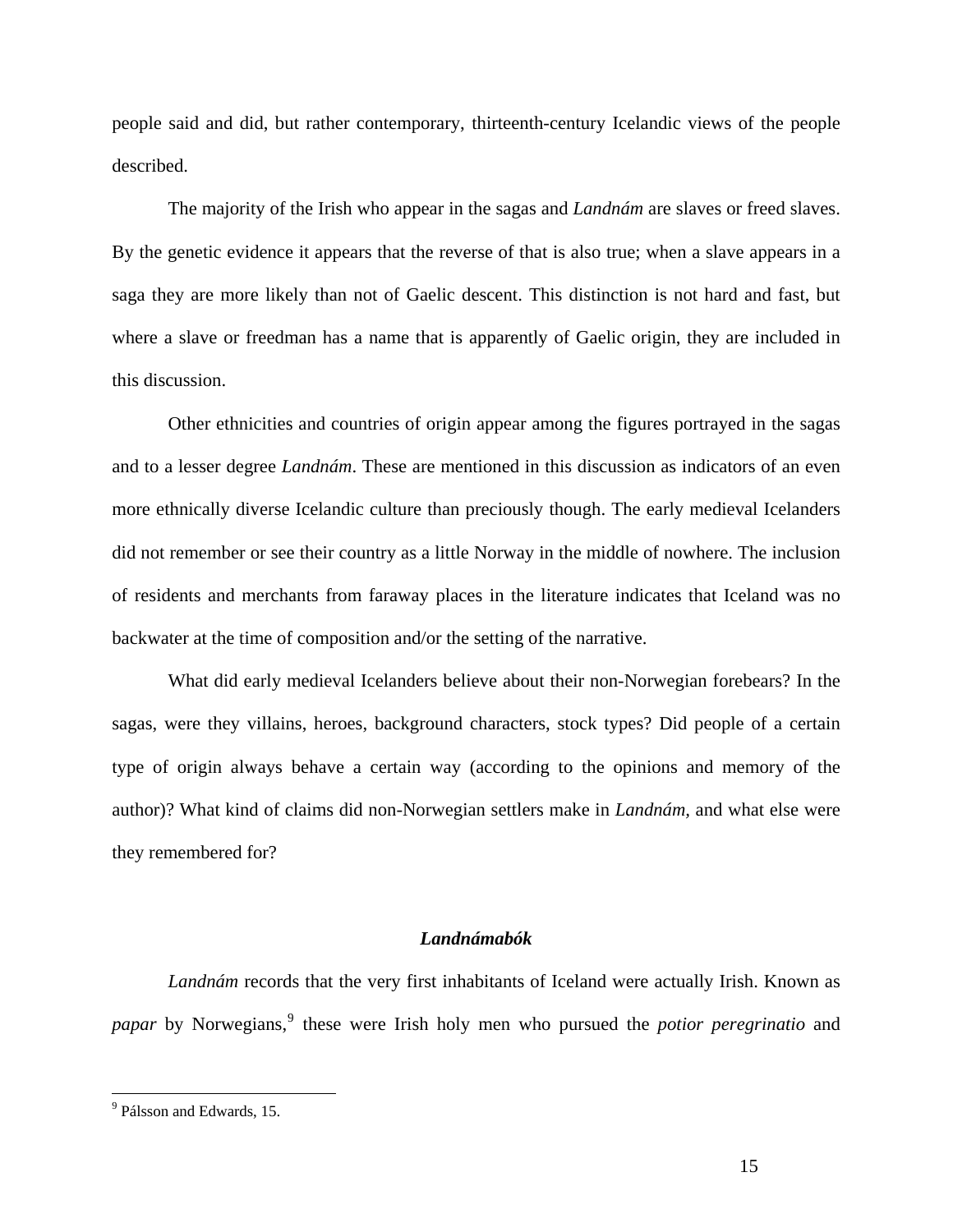people said and did, but rather contemporary, thirteenth-century Icelandic views of the people described.

The majority of the Irish who appear in the sagas and *Landnám* are slaves or freed slaves. By the genetic evidence it appears that the reverse of that is also true; when a slave appears in a saga they are more likely than not of Gaelic descent. This distinction is not hard and fast, but where a slave or freedman has a name that is apparently of Gaelic origin, they are included in this discussion.

Other ethnicities and countries of origin appear among the figures portrayed in the sagas and to a lesser degree *Landnám*. These are mentioned in this discussion as indicators of an even more ethnically diverse Icelandic culture than preciously though. The early medieval Icelanders did not remember or see their country as a little Norway in the middle of nowhere. The inclusion of residents and merchants from faraway places in the literature indicates that Iceland was no backwater at the time of composition and/or the setting of the narrative.

What did early medieval Icelanders believe about their non-Norwegian forebears? In the sagas, were they villains, heroes, background characters, stock types? Did people of a certain type of origin always behave a certain way (according to the opinions and memory of the author)? What kind of claims did non-Norwegian settlers make in *Landnám*, and what else were they remembered for?

### *Landnámabók*

*Landnám* records that the very first inhabitants of Iceland were actually Irish. Known as *papar* by Norwegians,[9] these were Irish holy men who pursued the *potior peregrinatio* and

[9] Pálsson and Edwards, 15.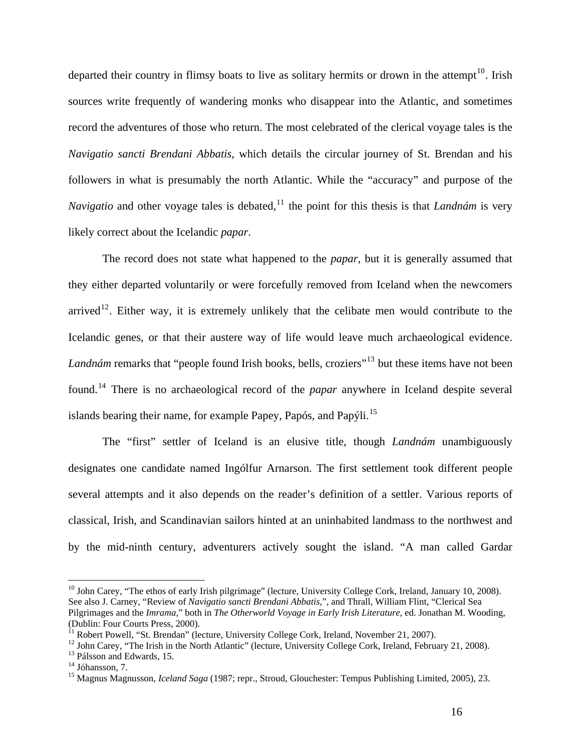departed their country in flimsy boats to live as solitary hermits or drown in the attempt[10]. Irish sources write frequently of wandering monks who disappear into the Atlantic, and sometimes record the adventures of those who return. The most celebrated of the clerical voyage tales is the *Navigatio sancti Brendani Abbatis*, which details the circular journey of St. Brendan and his followers in what is presumably the north Atlantic. While the "accuracy" and purpose of the *Navigatio* and other voyage tales is debated,[11] the point for this thesis is that *Landnám* is very likely correct about the Icelandic *papar*.

The record does not state what happened to the *papar*, but it is generally assumed that they either departed voluntarily or were forcefully removed from Iceland when the newcomers arrived[12]. Either way, it is extremely unlikely that the celibate men would contribute to the Icelandic genes, or that their austere way of life would leave much archaeological evidence. *Landnám* remarks that "people found Irish books, bells, croziers"[13] but these items have not been found.[14] There is no archaeological record of the *papar* anywhere in Iceland despite several islands bearing their name, for example Papey, Papós, and Papýli.[15]

The "first" settler of Iceland is an elusive title, though *Landnám* unambiguously designates one candidate named Ingólfur Arnarson. The first settlement took different people several attempts and it also depends on the reader's definition of a settler. Various reports of classical, Irish, and Scandinavian sailors hinted at an uninhabited landmass to the northwest and by the mid-ninth century, adventurers actively sought the island. "A man called Gardar

---

[10] John Carey, "The ethos of early Irish pilgrimage" (lecture, University College Cork, Ireland, January 10, 2008). See also J. Carney, "Review of *Navigatio sancti Brendani Abbatis*,", and Thrall, William Flint, "Clerical Sea Pilgrimages and the *Imrama*," both in *The Otherworld Voyage in Early Irish Literature*, ed. Jonathan M. Wooding, (Dublin: Four Courts Press, 2000).

[11] Robert Powell, "St. Brendan" (lecture, University College Cork, Ireland, November 21, 2007).

[12] John Carey, "The Irish in the North Atlantic" (lecture, University College Cork, Ireland, February 21, 2008).

[13] Pálsson and Edwards, 15.

[14] Jóhansson, 7.

[15] Magnus Magnusson, *Iceland Saga* (1987; repr., Stroud, Glouchester: Tempus Publishing Limited, 2005), 23.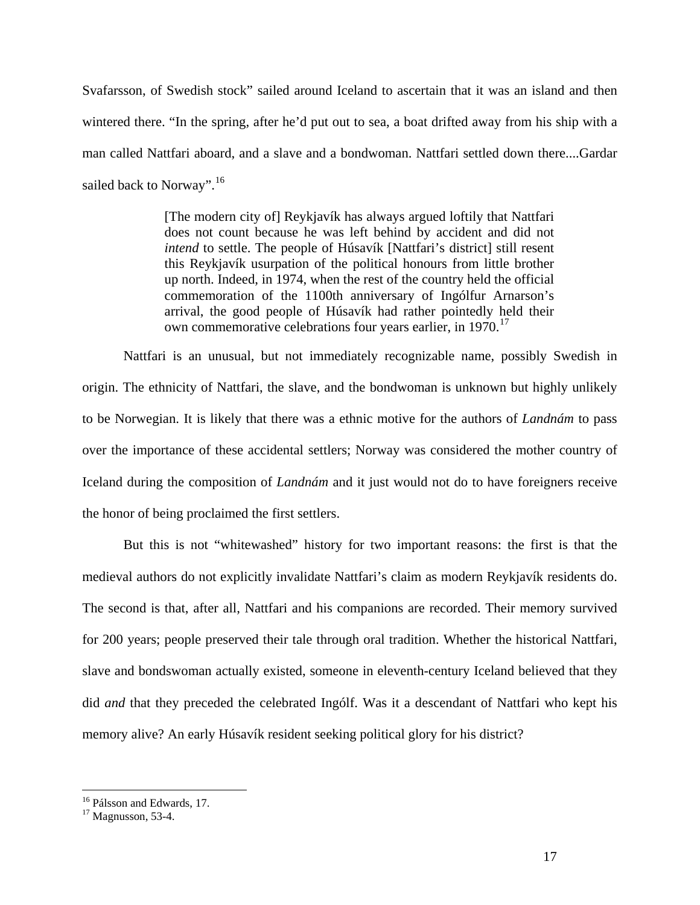Svafarsson, of Swedish stock" sailed around Iceland to ascertain that it was an island and then wintered there. "In the spring, after he'd put out to sea, a boat drifted away from his ship with a man called Nattfari aboard, and a slave and a bondwoman. Nattfari settled down there....Gardar sailed back to Norway".[16]

> [The modern city of] Reykjavík has always argued loftily that Nattfari does not count because he was left behind by accident and did not *intend* to settle. The people of Húsavík [Nattfari's district] still resent this Reykjavík usurpation of the political honours from little brother up north. Indeed, in 1974, when the rest of the country held the official commemoration of the 1100th anniversary of Ingólfur Arnarson's arrival, the good people of Húsavík had rather pointedly held their own commemorative celebrations four years earlier, in 1970.[17]

Nattfari is an unusual, but not immediately recognizable name, possibly Swedish in origin. The ethnicity of Nattfari, the slave, and the bondwoman is unknown but highly unlikely to be Norwegian. It is likely that there was a ethnic motive for the authors of *Landnám* to pass over the importance of these accidental settlers; Norway was considered the mother country of Iceland during the composition of *Landnám* and it just would not do to have foreigners receive the honor of being proclaimed the first settlers.

But this is not "whitewashed" history for two important reasons: the first is that the medieval authors do not explicitly invalidate Nattfari's claim as modern Reykjavík residents do. The second is that, after all, Nattfari and his companions are recorded. Their memory survived for 200 years; people preserved their tale through oral tradition. Whether the historical Nattfari, slave and bondswoman actually existed, someone in eleventh-century Iceland believed that they did *and* that they preceded the celebrated Ingólf. Was it a descendant of Nattfari who kept his memory alive? An early Húsavík resident seeking political glory for his district?

---

[16] Pálsson and Edwards, 17.
[17] Magnusson, 53-4.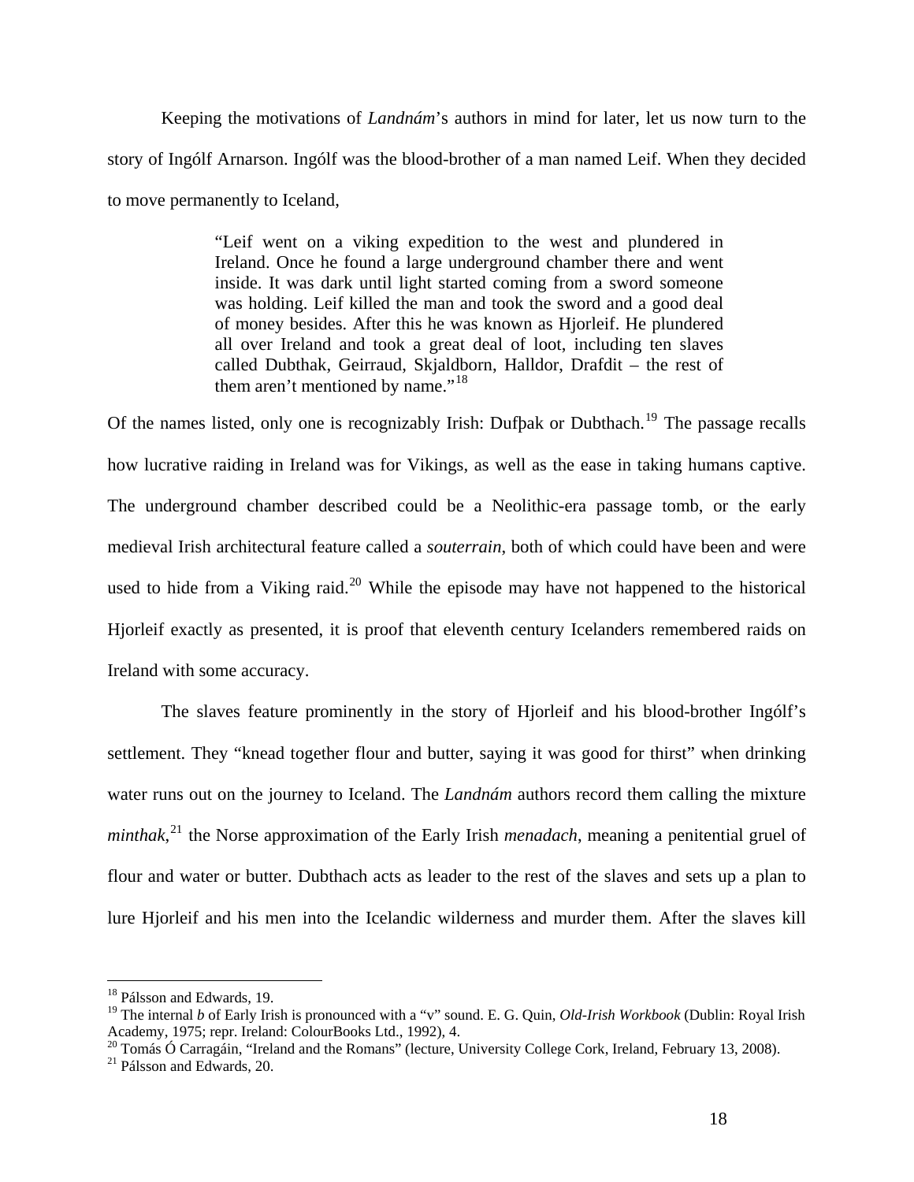Keeping the motivations of *Landnám*'s authors in mind for later, let us now turn to the story of Ingólf Arnarson. Ingólf was the blood-brother of a man named Leif. When they decided to move permanently to Iceland,

> "Leif went on a viking expedition to the west and plundered in Ireland. Once he found a large underground chamber there and went inside. It was dark until light started coming from a sword someone was holding. Leif killed the man and took the sword and a good deal of money besides. After this he was known as Hjorleif. He plundered all over Ireland and took a great deal of loot, including ten slaves called Dubthak, Geirraud, Skjaldborn, Halldor, Drafdit – the rest of them aren't mentioned by name."[18]

Of the names listed, only one is recognizably Irish: Dufþak or Dubthach.[19] The passage recalls how lucrative raiding in Ireland was for Vikings, as well as the ease in taking humans captive. The underground chamber described could be a Neolithic-era passage tomb, or the early medieval Irish architectural feature called a *souterrain*, both of which could have been and were used to hide from a Viking raid.[20] While the episode may have not happened to the historical Hjorleif exactly as presented, it is proof that eleventh century Icelanders remembered raids on Ireland with some accuracy.

The slaves feature prominently in the story of Hjorleif and his blood-brother Ingólf's settlement. They "knead together flour and butter, saying it was good for thirst" when drinking water runs out on the journey to Iceland. The *Landnám* authors record them calling the mixture *minthak*,[21] the Norse approximation of the Early Irish *menadach*, meaning a penitential gruel of flour and water or butter. Dubthach acts as leader to the rest of the slaves and sets up a plan to lure Hjorleif and his men into the Icelandic wilderness and murder them. After the slaves kill

---

[18] Pálsson and Edwards, 19.

[19] The internal *b* of Early Irish is pronounced with a "v" sound. E. G. Quin, *Old-Irish Workbook* (Dublin: Royal Irish Academy, 1975; repr. Ireland: ColourBooks Ltd., 1992), 4.

[20] Tomás Ó Carragáin, "Ireland and the Romans" (lecture, University College Cork, Ireland, February 13, 2008).

[21] Pálsson and Edwards, 20.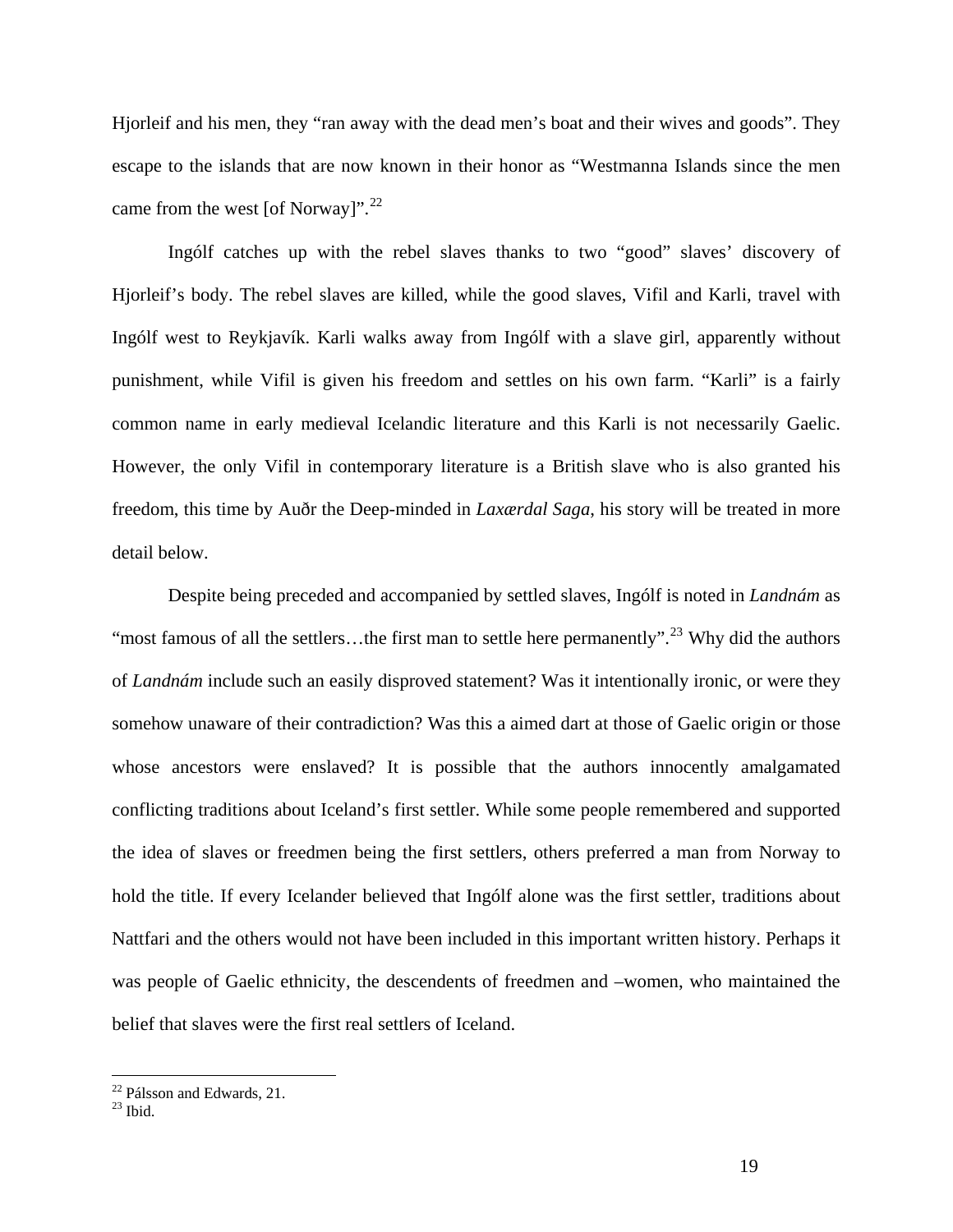Hjorleif and his men, they "ran away with the dead men's boat and their wives and goods". They escape to the islands that are now known in their honor as "Westmanna Islands since the men came from the west [of Norway]".[22]

Ingólf catches up with the rebel slaves thanks to two "good" slaves' discovery of Hjorleif's body. The rebel slaves are killed, while the good slaves, Vifil and Karli, travel with Ingólf west to Reykjavík. Karli walks away from Ingólf with a slave girl, apparently without punishment, while Vifil is given his freedom and settles on his own farm. "Karli" is a fairly common name in early medieval Icelandic literature and this Karli is not necessarily Gaelic. However, the only Vifil in contemporary literature is a British slave who is also granted his freedom, this time by Auðr the Deep-minded in *Laxærdal Saga*, his story will be treated in more detail below.

Despite being preceded and accompanied by settled slaves, Ingólf is noted in *Landnám* as "most famous of all the settlers…the first man to settle here permanently".[23] Why did the authors of *Landnám* include such an easily disproved statement? Was it intentionally ironic, or were they somehow unaware of their contradiction? Was this a aimed dart at those of Gaelic origin or those whose ancestors were enslaved? It is possible that the authors innocently amalgamated conflicting traditions about Iceland's first settler. While some people remembered and supported the idea of slaves or freedmen being the first settlers, others preferred a man from Norway to hold the title. If every Icelander believed that Ingólf alone was the first settler, traditions about Nattfari and the others would not have been included in this important written history. Perhaps it was people of Gaelic ethnicity, the descendents of freedmen and –women, who maintained the belief that slaves were the first real settlers of Iceland.

---

[22] Pálsson and Edwards, 21.
[23] Ibid.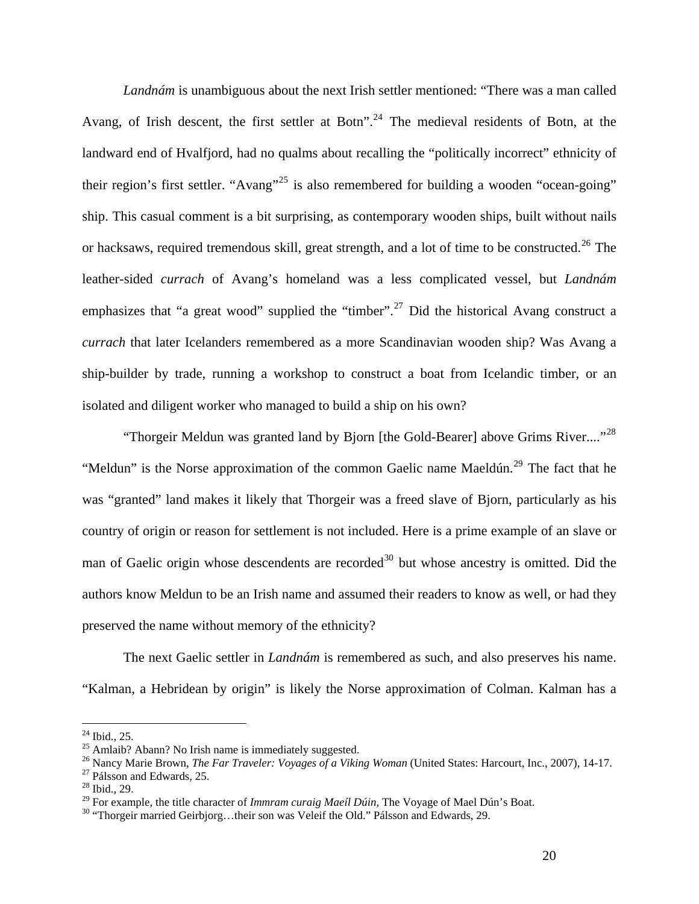*Landnám* is unambiguous about the next Irish settler mentioned: "There was a man called Avang, of Irish descent, the first settler at Botn".[24] The medieval residents of Botn, at the landward end of Hvalfjord, had no qualms about recalling the "politically incorrect" ethnicity of their region's first settler. "Avang"[25] is also remembered for building a wooden "ocean-going" ship. This casual comment is a bit surprising, as contemporary wooden ships, built without nails or hacksaws, required tremendous skill, great strength, and a lot of time to be constructed.[26] The leather-sided *currach* of Avang's homeland was a less complicated vessel, but *Landnám* emphasizes that "a great wood" supplied the "timber".[27] Did the historical Avang construct a *currach* that later Icelanders remembered as a more Scandinavian wooden ship? Was Avang a ship-builder by trade, running a workshop to construct a boat from Icelandic timber, or an isolated and diligent worker who managed to build a ship on his own?

"Thorgeir Meldun was granted land by Bjorn [the Gold-Bearer] above Grims River...."[28] "Meldun" is the Norse approximation of the common Gaelic name Maeldún.[29] The fact that he was "granted" land makes it likely that Thorgeir was a freed slave of Bjorn, particularly as his country of origin or reason for settlement is not included. Here is a prime example of an slave or man of Gaelic origin whose descendents are recorded[30] but whose ancestry is omitted. Did the authors know Meldun to be an Irish name and assumed their readers to know as well, or had they preserved the name without memory of the ethnicity?

The next Gaelic settler in *Landnám* is remembered as such, and also preserves his name. "Kalman, a Hebridean by origin" is likely the Norse approximation of Colman. Kalman has a

---

[24] Ibid., 25.

[25] Amlaib? Abann? No Irish name is immediately suggested.

[26] Nancy Marie Brown, *The Far Traveler: Voyages of a Viking Woman* (United States: Harcourt, Inc., 2007), 14-17.

[27] Pálsson and Edwards, 25.

[28] Ibid., 29.

[29] For example, the title character of *Immram curaig Maeíl Dúin*, The Voyage of Mael Dún's Boat.

[30] "Thorgeir married Geirbjorg…their son was Veleif the Old." Pálsson and Edwards, 29.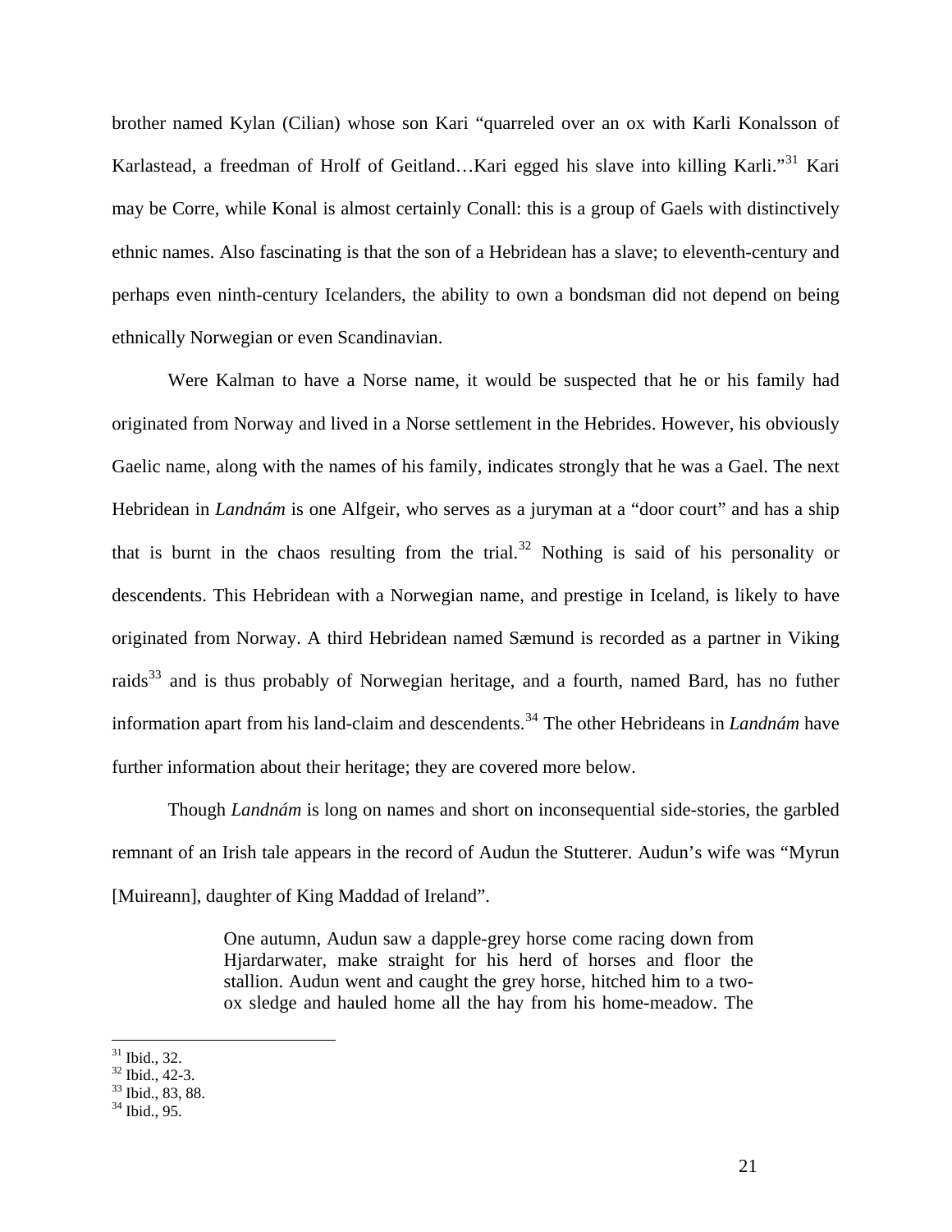brother named Kylan (Cilian) whose son Kari "quarreled over an ox with Karli Konalsson of Karlastead, a freedman of Hrolf of Geitland…Kari egged his slave into killing Karli."[31] Kari may be Corre, while Konal is almost certainly Conall: this is a group of Gaels with distinctively ethnic names. Also fascinating is that the son of a Hebridean has a slave; to eleventh-century and perhaps even ninth-century Icelanders, the ability to own a bondsman did not depend on being ethnically Norwegian or even Scandinavian.

Were Kalman to have a Norse name, it would be suspected that he or his family had originated from Norway and lived in a Norse settlement in the Hebrides. However, his obviously Gaelic name, along with the names of his family, indicates strongly that he was a Gael. The next Hebridean in *Landnám* is one Alfgeir, who serves as a juryman at a "door court" and has a ship that is burnt in the chaos resulting from the trial.[32] Nothing is said of his personality or descendents. This Hebridean with a Norwegian name, and prestige in Iceland, is likely to have originated from Norway. A third Hebridean named Sæmund is recorded as a partner in Viking raids[33] and is thus probably of Norwegian heritage, and a fourth, named Bard, has no futher information apart from his land-claim and descendents.[34] The other Hebrideans in *Landnám* have further information about their heritage; they are covered more below.

Though *Landnám* is long on names and short on inconsequential side-stories, the garbled remnant of an Irish tale appears in the record of Audun the Stutterer. Audun's wife was "Myrun [Muireann], daughter of King Maddad of Ireland".

> One autumn, Audun saw a dapple-grey horse come racing down from Hjardarwater, make straight for his herd of horses and floor the stallion. Audun went and caught the grey horse, hitched him to a two-ox sledge and hauled home all the hay from his home-meadow. The

[31] Ibid., 32.
[32] Ibid., 42-3.
[33] Ibid., 83, 88.
[34] Ibid., 95.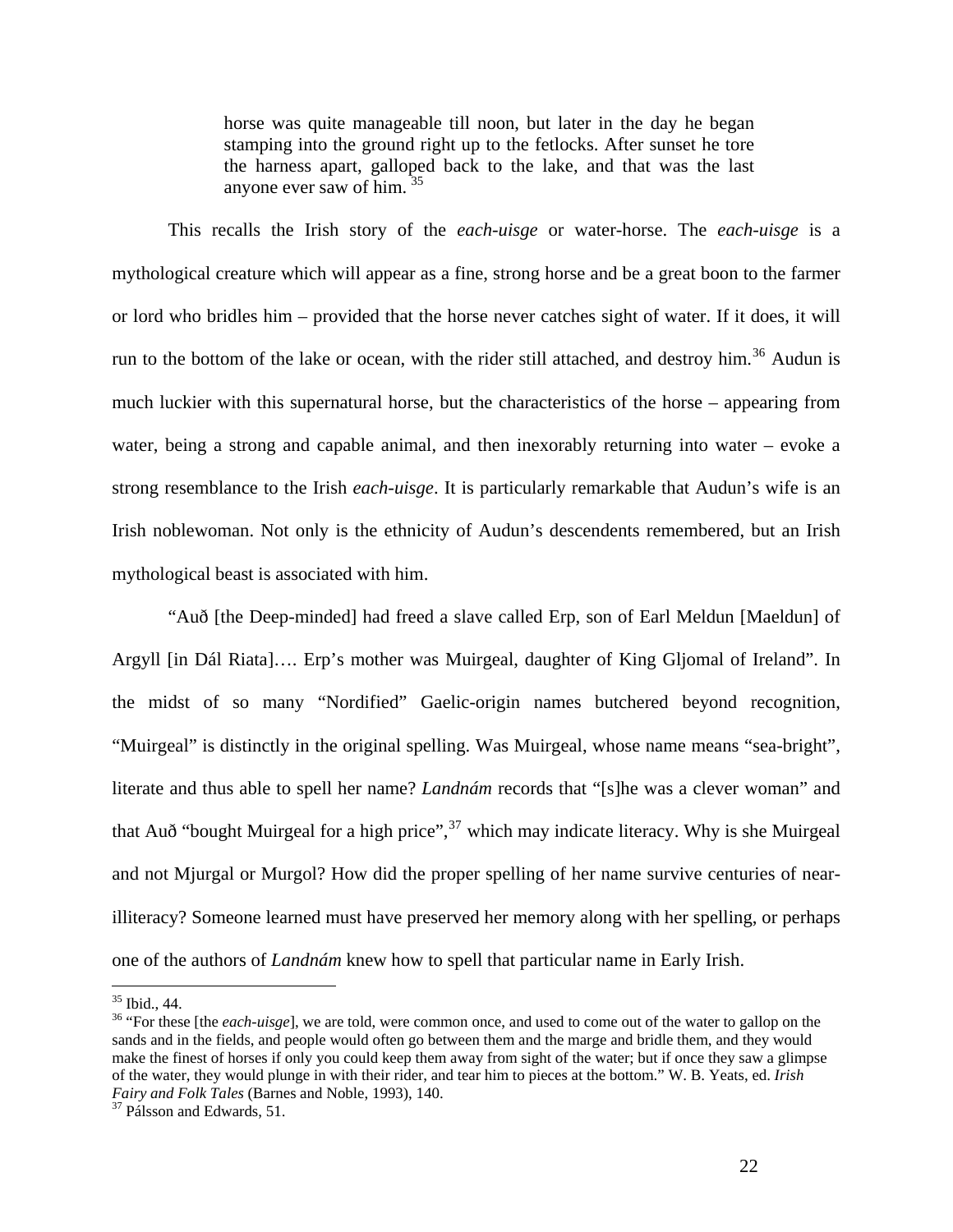> horse was quite manageable till noon, but later in the day he began stamping into the ground right up to the fetlocks. After sunset he tore the harness apart, galloped back to the lake, and that was the last anyone ever saw of him. [35]

This recalls the Irish story of the *each-uisge* or water-horse. The *each-uisge* is a mythological creature which will appear as a fine, strong horse and be a great boon to the farmer or lord who bridles him – provided that the horse never catches sight of water. If it does, it will run to the bottom of the lake or ocean, with the rider still attached, and destroy him.[36] Audun is much luckier with this supernatural horse, but the characteristics of the horse – appearing from water, being a strong and capable animal, and then inexorably returning into water – evoke a strong resemblance to the Irish *each-uisge*. It is particularly remarkable that Audun's wife is an Irish noblewoman. Not only is the ethnicity of Audun's descendents remembered, but an Irish mythological beast is associated with him.

"Auð [the Deep-minded] had freed a slave called Erp, son of Earl Meldun [Maeldun] of Argyll [in Dál Riata]…. Erp's mother was Muirgeal, daughter of King Gljomal of Ireland". In the midst of so many "Nordified" Gaelic-origin names butchered beyond recognition, "Muirgeal" is distinctly in the original spelling. Was Muirgeal, whose name means "sea-bright", literate and thus able to spell her name? *Landnám* records that "[s]he was a clever woman" and that Auð "bought Muirgeal for a high price",[37] which may indicate literacy. Why is she Muirgeal and not Mjurgal or Murgol? How did the proper spelling of her name survive centuries of near-illiteracy? Someone learned must have preserved her memory along with her spelling, or perhaps one of the authors of *Landnám* knew how to spell that particular name in Early Irish.

---

[35] Ibid., 44.

[36] "For these [the *each-uisge*], we are told, were common once, and used to come out of the water to gallop on the sands and in the fields, and people would often go between them and the marge and bridle them, and they would make the finest of horses if only you could keep them away from sight of the water; but if once they saw a glimpse of the water, they would plunge in with their rider, and tear him to pieces at the bottom." W. B. Yeats, ed. *Irish Fairy and Folk Tales* (Barnes and Noble, 1993), 140.

[37] Pálsson and Edwards, 51.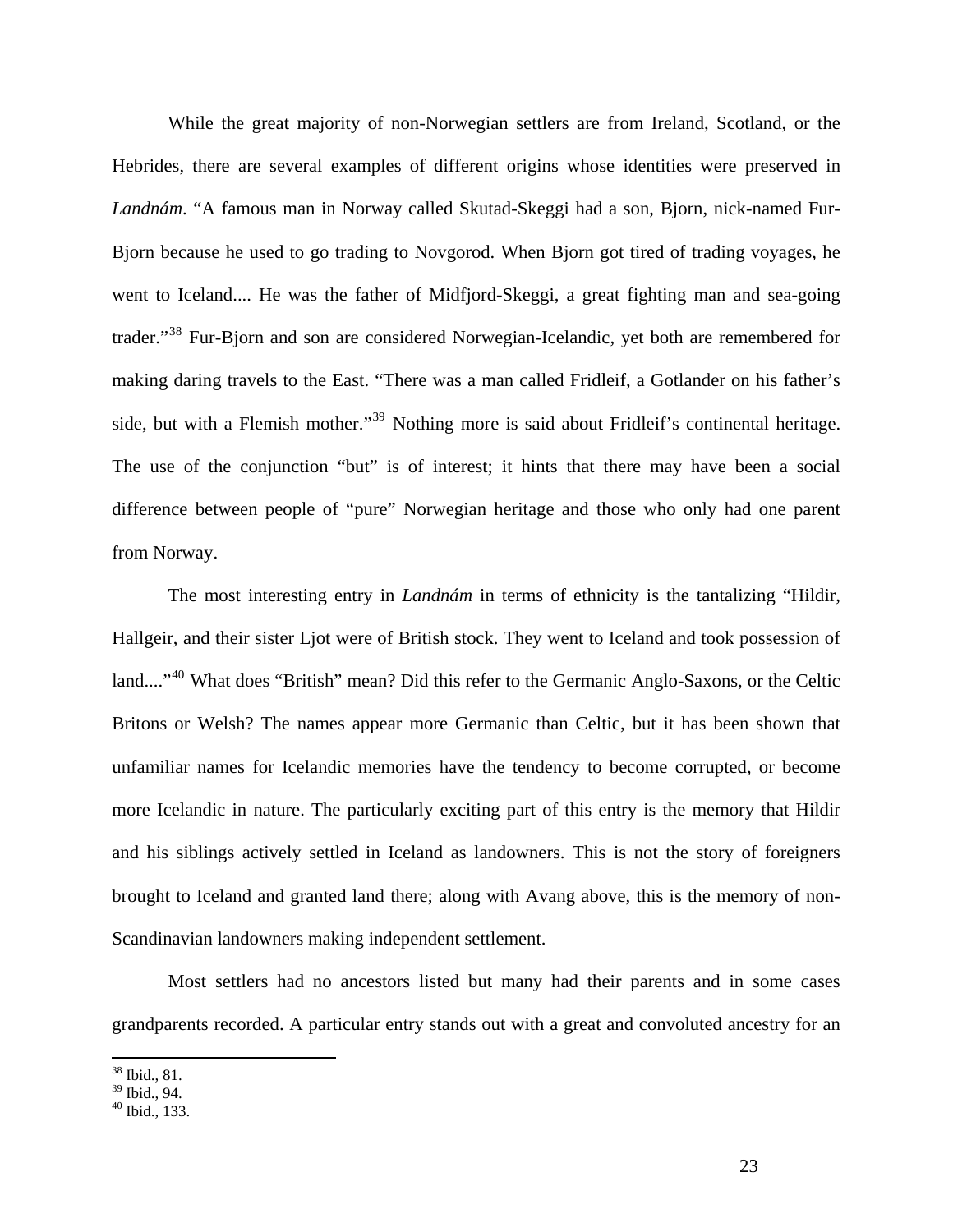While the great majority of non-Norwegian settlers are from Ireland, Scotland, or the Hebrides, there are several examples of different origins whose identities were preserved in *Landnám*. "A famous man in Norway called Skutad-Skeggi had a son, Bjorn, nick-named Fur-Bjorn because he used to go trading to Novgorod. When Bjorn got tired of trading voyages, he went to Iceland.... He was the father of Midfjord-Skeggi, a great fighting man and sea-going trader."[38] Fur-Bjorn and son are considered Norwegian-Icelandic, yet both are remembered for making daring travels to the East. "There was a man called Fridleif, a Gotlander on his father's side, but with a Flemish mother."[39] Nothing more is said about Fridleif's continental heritage. The use of the conjunction "but" is of interest; it hints that there may have been a social difference between people of "pure" Norwegian heritage and those who only had one parent from Norway.

The most interesting entry in *Landnám* in terms of ethnicity is the tantalizing "Hildir, Hallgeir, and their sister Ljot were of British stock. They went to Iceland and took possession of land...."[40] What does "British" mean? Did this refer to the Germanic Anglo-Saxons, or the Celtic Britons or Welsh? The names appear more Germanic than Celtic, but it has been shown that unfamiliar names for Icelandic memories have the tendency to become corrupted, or become more Icelandic in nature. The particularly exciting part of this entry is the memory that Hildir and his siblings actively settled in Iceland as landowners. This is not the story of foreigners brought to Iceland and granted land there; along with Avang above, this is the memory of non-Scandinavian landowners making independent settlement.

Most settlers had no ancestors listed but many had their parents and in some cases grandparents recorded. A particular entry stands out with a great and convoluted ancestry for an

---

[38] Ibid., 81.
[39] Ibid., 94.
[40] Ibid., 133.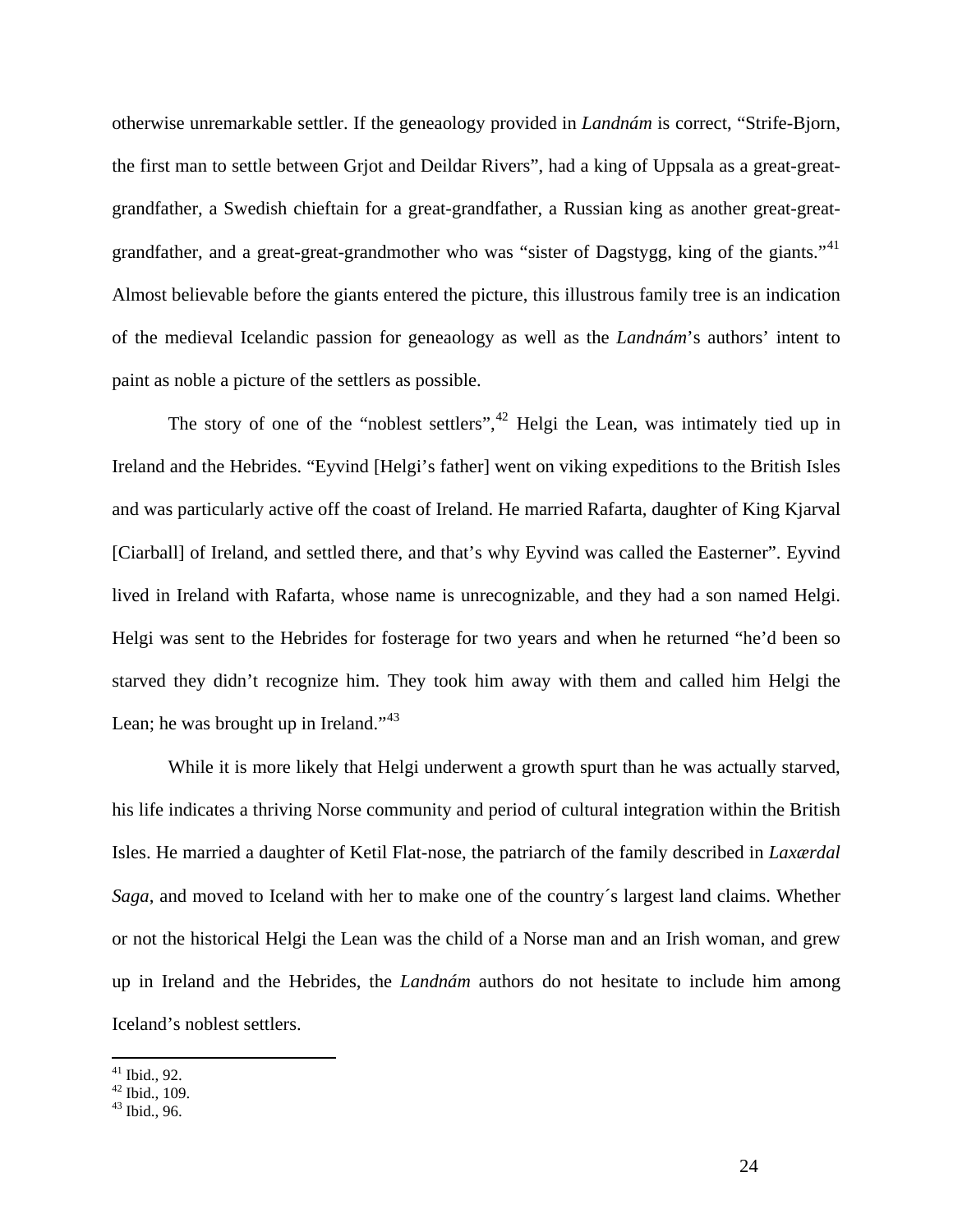otherwise unremarkable settler. If the geneaology provided in *Landnám* is correct, "Strife-Bjorn, the first man to settle between Grjot and Deildar Rivers", had a king of Uppsala as a great-great-grandfather, a Swedish chieftain for a great-grandfather, a Russian king as another great-great-grandfather, and a great-great-grandmother who was "sister of Dagstygg, king of the giants."[41] Almost believable before the giants entered the picture, this illustrous family tree is an indication of the medieval Icelandic passion for geneaology as well as the *Landnám*'s authors' intent to paint as noble a picture of the settlers as possible.

The story of one of the "noblest settlers",[42] Helgi the Lean, was intimately tied up in Ireland and the Hebrides. "Eyvind [Helgi's father] went on viking expeditions to the British Isles and was particularly active off the coast of Ireland. He married Rafarta, daughter of King Kjarval [Ciarball] of Ireland, and settled there, and that's why Eyvind was called the Easterner". Eyvind lived in Ireland with Rafarta, whose name is unrecognizable, and they had a son named Helgi. Helgi was sent to the Hebrides for fosterage for two years and when he returned "he'd been so starved they didn't recognize him. They took him away with them and called him Helgi the Lean; he was brought up in Ireland."[43]

While it is more likely that Helgi underwent a growth spurt than he was actually starved, his life indicates a thriving Norse community and period of cultural integration within the British Isles. He married a daughter of Ketil Flat-nose, the patriarch of the family described in *Laxærdal Saga*, and moved to Iceland with her to make one of the country´s largest land claims. Whether or not the historical Helgi the Lean was the child of a Norse man and an Irish woman, and grew up in Ireland and the Hebrides, the *Landnám* authors do not hesitate to include him among Iceland's noblest settlers.

---

[41] Ibid., 92.
[42] Ibid., 109.
[43] Ibid., 96.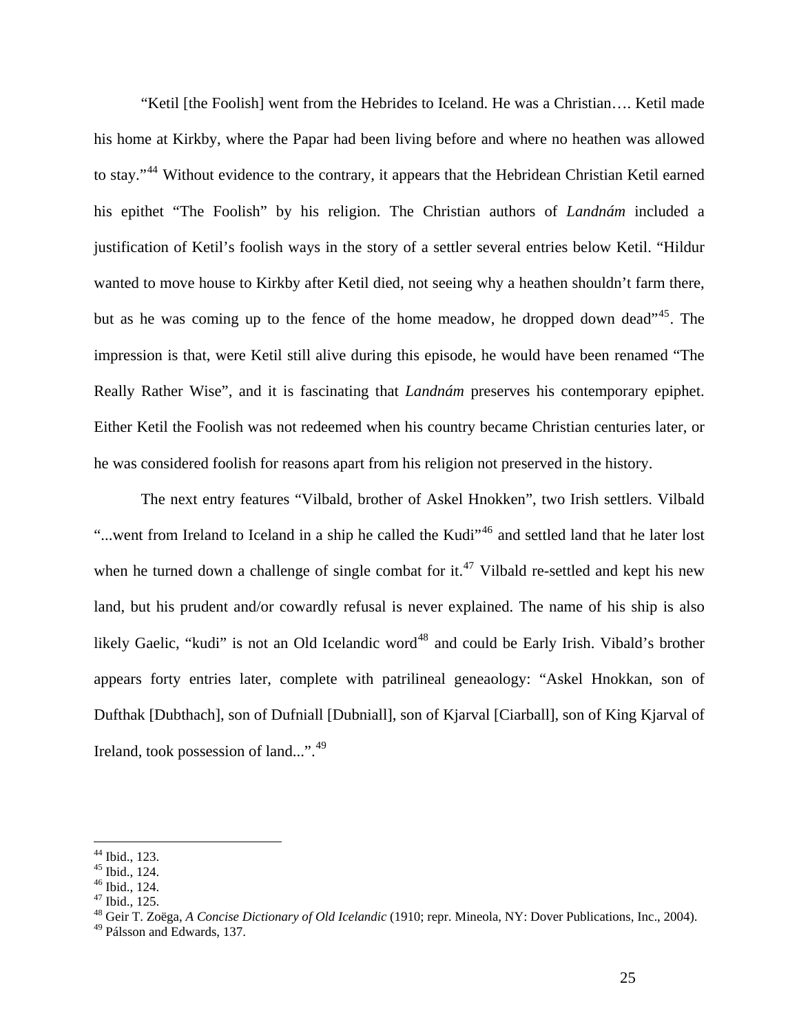"Ketil [the Foolish] went from the Hebrides to Iceland. He was a Christian…. Ketil made his home at Kirkby, where the Papar had been living before and where no heathen was allowed to stay."[44] Without evidence to the contrary, it appears that the Hebridean Christian Ketil earned his epithet "The Foolish" by his religion. The Christian authors of *Landnám* included a justification of Ketil's foolish ways in the story of a settler several entries below Ketil. "Hildur wanted to move house to Kirkby after Ketil died, not seeing why a heathen shouldn't farm there, but as he was coming up to the fence of the home meadow, he dropped down dead"[45]. The impression is that, were Ketil still alive during this episode, he would have been renamed "The Really Rather Wise", and it is fascinating that *Landnám* preserves his contemporary epiphet. Either Ketil the Foolish was not redeemed when his country became Christian centuries later, or he was considered foolish for reasons apart from his religion not preserved in the history.

The next entry features "Vilbald, brother of Askel Hnokken", two Irish settlers. Vilbald "...went from Ireland to Iceland in a ship he called the Kudi"[46] and settled land that he later lost when he turned down a challenge of single combat for it.[47] Vilbald re-settled and kept his new land, but his prudent and/or cowardly refusal is never explained. The name of his ship is also likely Gaelic, "kudi" is not an Old Icelandic word[48] and could be Early Irish. Vibald's brother appears forty entries later, complete with patrilineal geneaology: "Askel Hnokkan, son of Dufthak [Dubthach], son of Dufniall [Dubniall], son of Kjarval [Ciarball], son of King Kjarval of Ireland, took possession of land...".[49]

---

[44] Ibid., 123.
[45] Ibid., 124.
[46] Ibid., 124.
[47] Ibid., 125.
[48] Geir T. Zoëga, *A Concise Dictionary of Old Icelandic* (1910; repr. Mineola, NY: Dover Publications, Inc., 2004).
[49] Pálsson and Edwards, 137.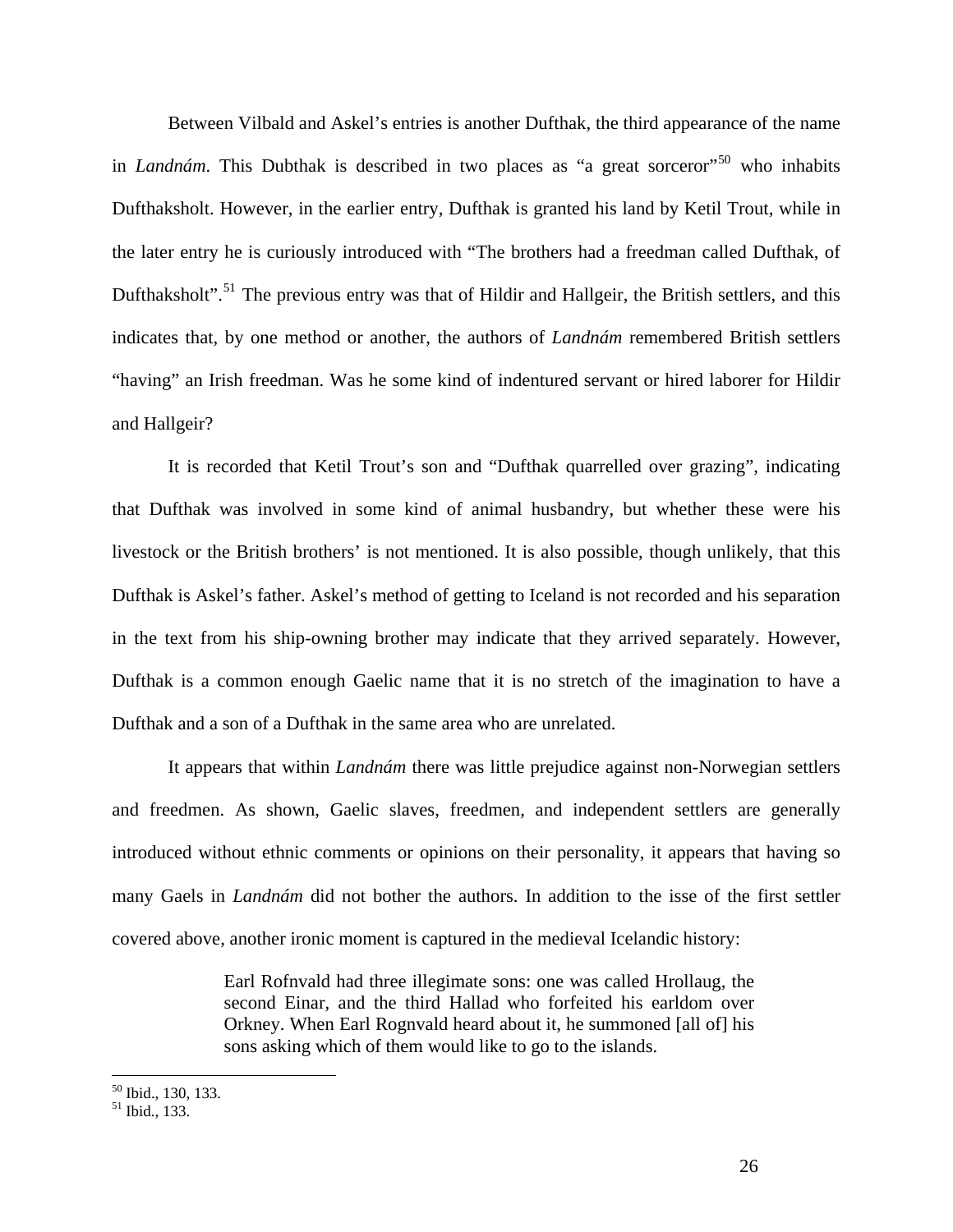Between Vilbald and Askel's entries is another Dufthak, the third appearance of the name in *Landnám*. This Dubthak is described in two places as "a great sorceror"[50] who inhabits Dufthaksholt. However, in the earlier entry, Dufthak is granted his land by Ketil Trout, while in the later entry he is curiously introduced with "The brothers had a freedman called Dufthak, of Dufthaksholt".[51] The previous entry was that of Hildir and Hallgeir, the British settlers, and this indicates that, by one method or another, the authors of *Landnám* remembered British settlers "having" an Irish freedman. Was he some kind of indentured servant or hired laborer for Hildir and Hallgeir?

It is recorded that Ketil Trout's son and "Dufthak quarrelled over grazing", indicating that Dufthak was involved in some kind of animal husbandry, but whether these were his livestock or the British brothers' is not mentioned. It is also possible, though unlikely, that this Dufthak is Askel's father. Askel's method of getting to Iceland is not recorded and his separation in the text from his ship-owning brother may indicate that they arrived separately. However, Dufthak is a common enough Gaelic name that it is no stretch of the imagination to have a Dufthak and a son of a Dufthak in the same area who are unrelated.

It appears that within *Landnám* there was little prejudice against non-Norwegian settlers and freedmen. As shown, Gaelic slaves, freedmen, and independent settlers are generally introduced without ethnic comments or opinions on their personality, it appears that having so many Gaels in *Landnám* did not bother the authors. In addition to the isse of the first settler covered above, another ironic moment is captured in the medieval Icelandic history:

> Earl Rofnvald had three illegimate sons: one was called Hrollaug, the second Einar, and the third Hallad who forfeited his earldom over Orkney. When Earl Rognvald heard about it, he summoned [all of] his sons asking which of them would like to go to the islands.

---

[50] Ibid., 130, 133.

[51] Ibid., 133.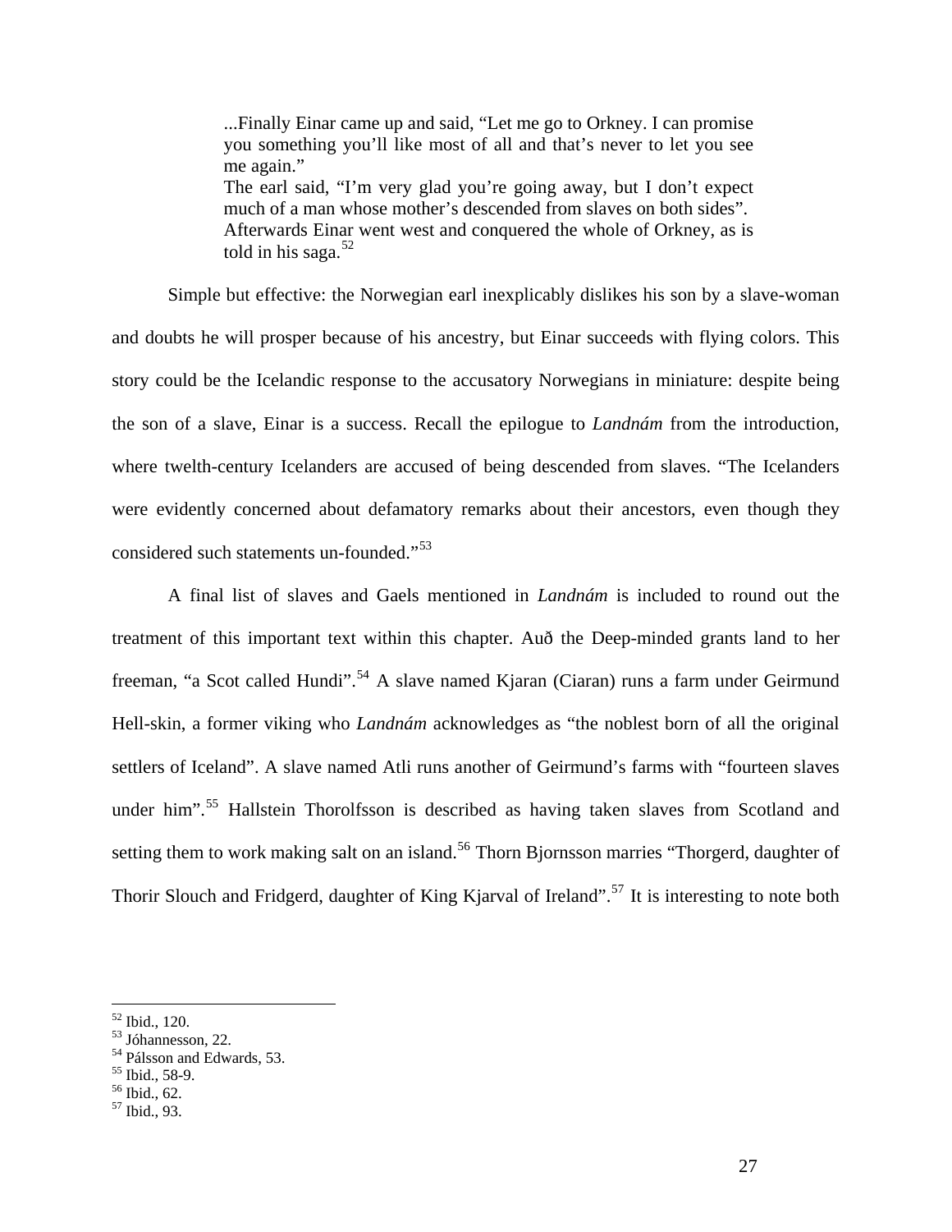> ...Finally Einar came up and said, "Let me go to Orkney. I can promise you something you'll like most of all and that's never to let you see me again."
> The earl said, "I'm very glad you're going away, but I don't expect much of a man whose mother's descended from slaves on both sides".
> Afterwards Einar went west and conquered the whole of Orkney, as is told in his saga.[52]

Simple but effective: the Norwegian earl inexplicably dislikes his son by a slave-woman and doubts he will prosper because of his ancestry, but Einar succeeds with flying colors. This story could be the Icelandic response to the accusatory Norwegians in miniature: despite being the son of a slave, Einar is a success. Recall the epilogue to *Landnám* from the introduction, where twelth-century Icelanders are accused of being descended from slaves. "The Icelanders were evidently concerned about defamatory remarks about their ancestors, even though they considered such statements un-founded."[53]

A final list of slaves and Gaels mentioned in *Landnám* is included to round out the treatment of this important text within this chapter. Auð the Deep-minded grants land to her freeman, "a Scot called Hundi".[54] A slave named Kjaran (Ciaran) runs a farm under Geirmund Hell-skin, a former viking who *Landnám* acknowledges as "the noblest born of all the original settlers of Iceland". A slave named Atli runs another of Geirmund's farms with "fourteen slaves under him".[55] Hallstein Thorolfsson is described as having taken slaves from Scotland and setting them to work making salt on an island.[56] Thorn Bjornsson marries "Thorgerd, daughter of Thorir Slouch and Fridgerd, daughter of King Kjarval of Ireland".[57] It is interesting to note both

---

[52] Ibid., 120.
[53] Jóhannesson, 22.
[54] Pálsson and Edwards, 53.
[55] Ibid., 58-9.
[56] Ibid., 62.
[57] Ibid., 93.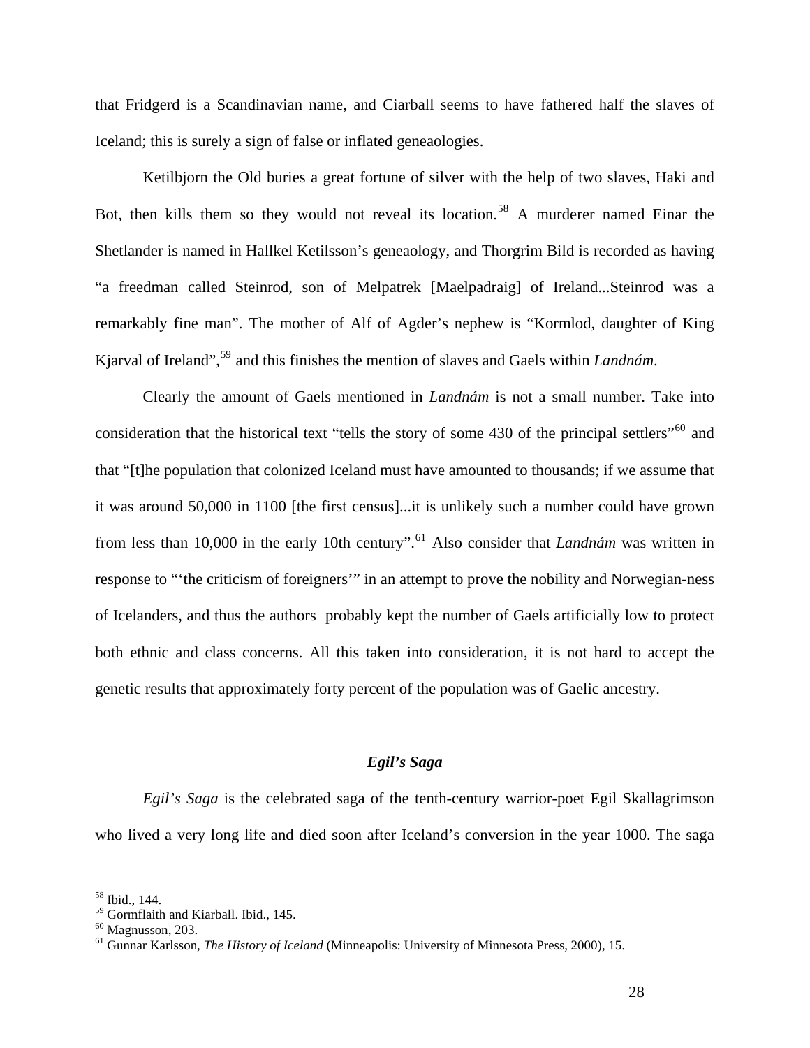that Fridgerd is a Scandinavian name, and Ciarball seems to have fathered half the slaves of Iceland; this is surely a sign of false or inflated geneaologies.

Ketilbjorn the Old buries a great fortune of silver with the help of two slaves, Haki and Bot, then kills them so they would not reveal its location.[58] A murderer named Einar the Shetlander is named in Hallkel Ketilsson's geneaology, and Thorgrim Bild is recorded as having "a freedman called Steinrod, son of Melpatrek [Maelpadraig] of Ireland...Steinrod was a remarkably fine man". The mother of Alf of Agder's nephew is "Kormlod, daughter of King Kjarval of Ireland",[59] and this finishes the mention of slaves and Gaels within *Landnám*.

Clearly the amount of Gaels mentioned in *Landnám* is not a small number. Take into consideration that the historical text "tells the story of some 430 of the principal settlers"[60] and that "[t]he population that colonized Iceland must have amounted to thousands; if we assume that it was around 50,000 in 1100 [the first census]...it is unlikely such a number could have grown from less than 10,000 in the early 10th century".[61] Also consider that *Landnám* was written in response to "'the criticism of foreigners'" in an attempt to prove the nobility and Norwegian-ness of Icelanders, and thus the authors probably kept the number of Gaels artificially low to protect both ethnic and class concerns. All this taken into consideration, it is not hard to accept the genetic results that approximately forty percent of the population was of Gaelic ancestry.

### *Egil's Saga*

*Egil's Saga* is the celebrated saga of the tenth-century warrior-poet Egil Skallagrimson who lived a very long life and died soon after Iceland's conversion in the year 1000. The saga

---

[58] Ibid., 144.

[59] Gormflaith and Kiarball. Ibid., 145.

[60] Magnusson, 203.

[61] Gunnar Karlsson, *The History of Iceland* (Minneapolis: University of Minnesota Press, 2000), 15.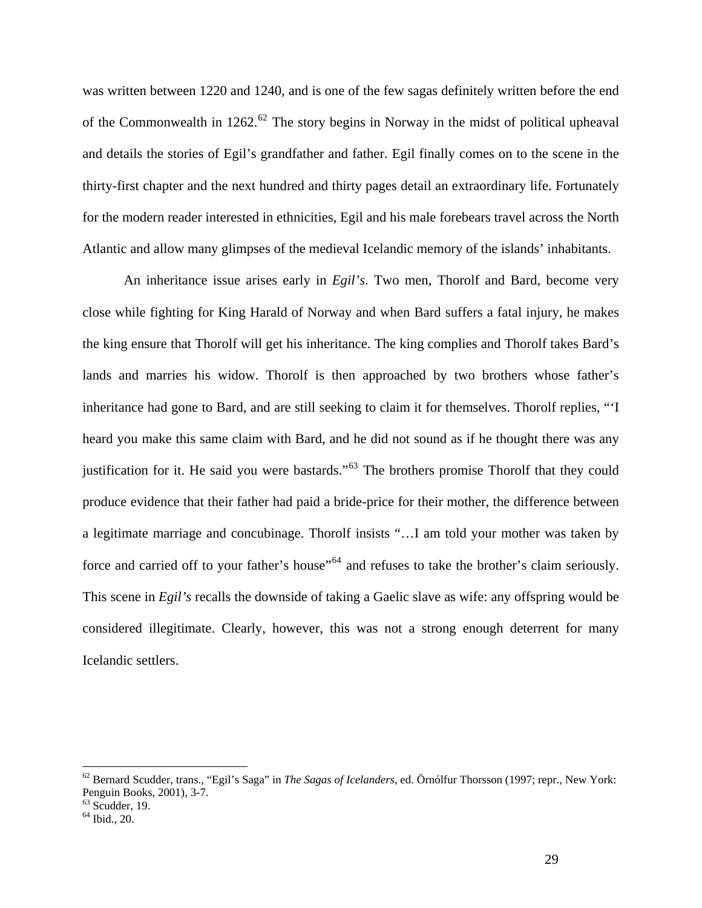was written between 1220 and 1240, and is one of the few sagas definitely written before the end of the Commonwealth in 1262.[62] The story begins in Norway in the midst of political upheaval and details the stories of Egil's grandfather and father. Egil finally comes on to the scene in the thirty-first chapter and the next hundred and thirty pages detail an extraordinary life. Fortunately for the modern reader interested in ethnicities, Egil and his male forebears travel across the North Atlantic and allow many glimpses of the medieval Icelandic memory of the islands' inhabitants.

An inheritance issue arises early in *Egil's*. Two men, Thorolf and Bard, become very close while fighting for King Harald of Norway and when Bard suffers a fatal injury, he makes the king ensure that Thorolf will get his inheritance. The king complies and Thorolf takes Bard's lands and marries his widow. Thorolf is then approached by two brothers whose father's inheritance had gone to Bard, and are still seeking to claim it for themselves. Thorolf replies, "'I heard you make this same claim with Bard, and he did not sound as if he thought there was any justification for it. He said you were bastards."[63] The brothers promise Thorolf that they could produce evidence that their father had paid a bride-price for their mother, the difference between a legitimate marriage and concubinage. Thorolf insists "…I am told your mother was taken by force and carried off to your father's house"[64] and refuses to take the brother's claim seriously. This scene in *Egil's* recalls the downside of taking a Gaelic slave as wife: any offspring would be considered illegitimate. Clearly, however, this was not a strong enough deterrent for many Icelandic settlers.

---

[62] Bernard Scudder, trans., "Egil's Saga" in *The Sagas of Icelanders*, ed. Örnólfur Thorsson (1997; repr., New York: Penguin Books, 2001), 3-7.
[63] Scudder, 19.
[64] Ibid., 20.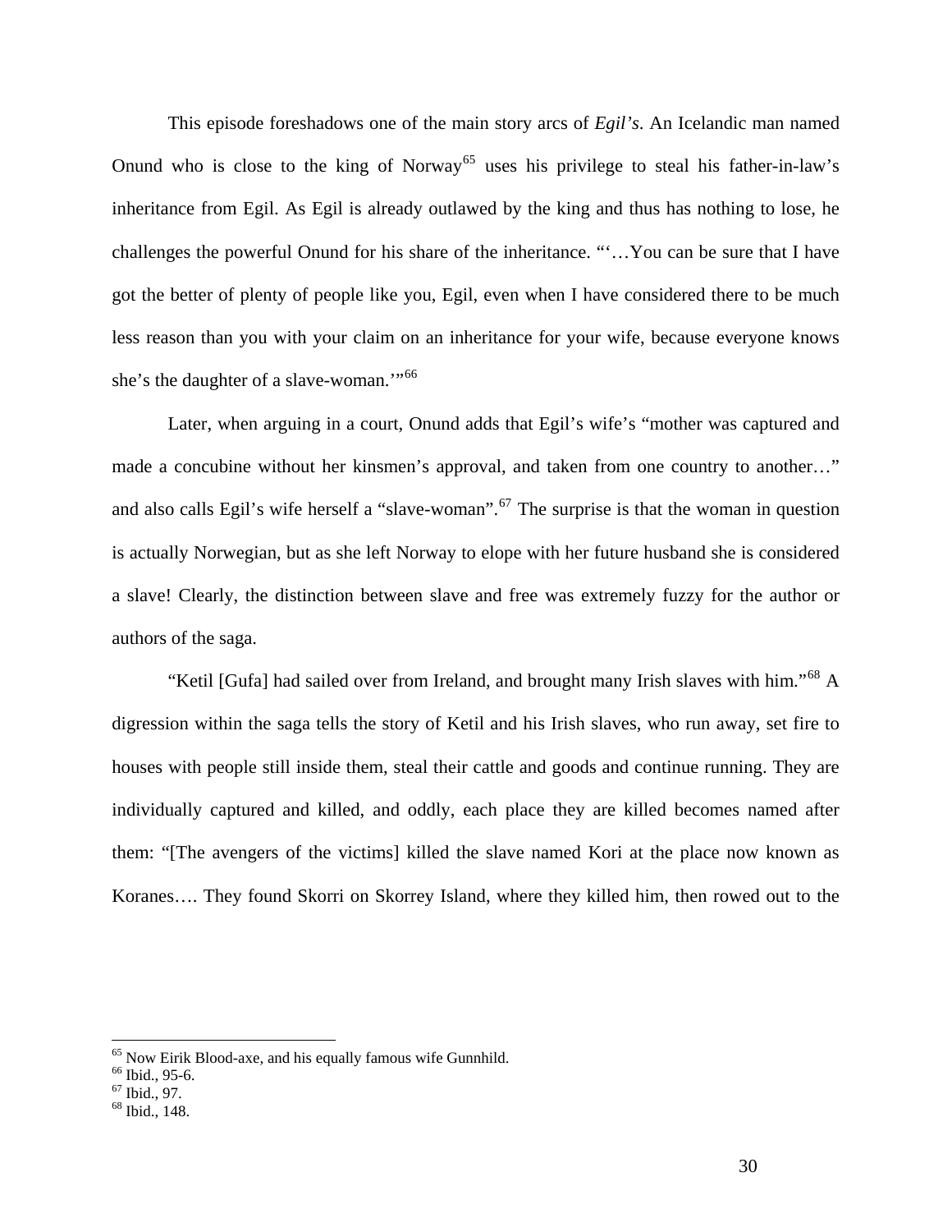This episode foreshadows one of the main story arcs of *Egil's*. An Icelandic man named Onund who is close to the king of Norway[65] uses his privilege to steal his father-in-law's inheritance from Egil. As Egil is already outlawed by the king and thus has nothing to lose, he challenges the powerful Onund for his share of the inheritance. "'…You can be sure that I have got the better of plenty of people like you, Egil, even when I have considered there to be much less reason than you with your claim on an inheritance for your wife, because everyone knows she's the daughter of a slave-woman.'"[66]

Later, when arguing in a court, Onund adds that Egil's wife's "mother was captured and made a concubine without her kinsmen's approval, and taken from one country to another…" and also calls Egil's wife herself a "slave-woman".[67] The surprise is that the woman in question is actually Norwegian, but as she left Norway to elope with her future husband she is considered a slave! Clearly, the distinction between slave and free was extremely fuzzy for the author or authors of the saga.

"Ketil [Gufa] had sailed over from Ireland, and brought many Irish slaves with him."[68] A digression within the saga tells the story of Ketil and his Irish slaves, who run away, set fire to houses with people still inside them, steal their cattle and goods and continue running. They are individually captured and killed, and oddly, each place they are killed becomes named after them: "[The avengers of the victims] killed the slave named Kori at the place now known as Koranes…. They found Skorri on Skorrey Island, where they killed him, then rowed out to the

---

[65] Now Eirik Blood-axe, and his equally famous wife Gunnhild.

[66] Ibid., 95-6.

[67] Ibid., 97.

[68] Ibid., 148.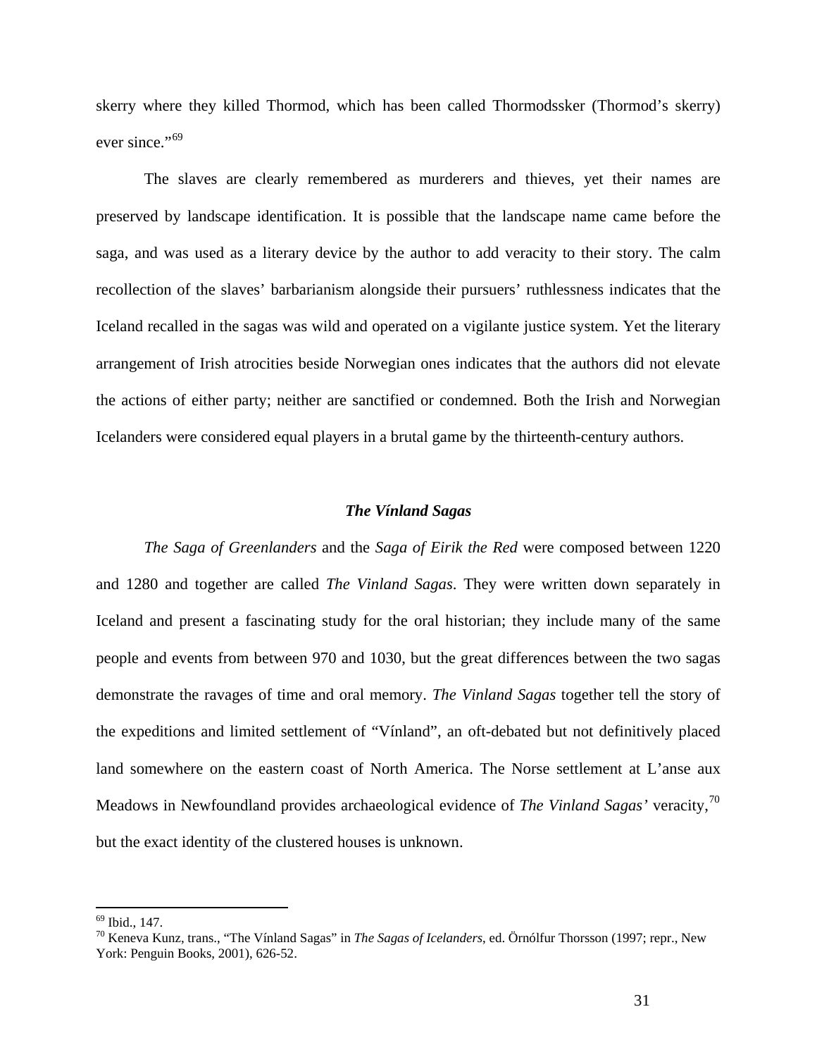skerry where they killed Thormod, which has been called Thormodssker (Thormod's skerry) ever since."[69]

The slaves are clearly remembered as murderers and thieves, yet their names are preserved by landscape identification. It is possible that the landscape name came before the saga, and was used as a literary device by the author to add veracity to their story. The calm recollection of the slaves' barbarianism alongside their pursuers' ruthlessness indicates that the Iceland recalled in the sagas was wild and operated on a vigilante justice system. Yet the literary arrangement of Irish atrocities beside Norwegian ones indicates that the authors did not elevate the actions of either party; neither are sanctified or condemned. Both the Irish and Norwegian Icelanders were considered equal players in a brutal game by the thirteenth-century authors.

### *The Vínland Sagas*

*The Saga of Greenlanders* and the *Saga of Eirik the Red* were composed between 1220 and 1280 and together are called *The Vinland Sagas*. They were written down separately in Iceland and present a fascinating study for the oral historian; they include many of the same people and events from between 970 and 1030, but the great differences between the two sagas demonstrate the ravages of time and oral memory. *The Vinland Sagas* together tell the story of the expeditions and limited settlement of "Vínland", an oft-debated but not definitively placed land somewhere on the eastern coast of North America. The Norse settlement at L'anse aux Meadows in Newfoundland provides archaeological evidence of *The Vinland Sagas'* veracity,[70] but the exact identity of the clustered houses is unknown.

---

[69] Ibid., 147.

[70] Keneva Kunz, trans., "The Vínland Sagas" in *The Sagas of Icelanders*, ed. Örnólfur Thorsson (1997; repr., New York: Penguin Books, 2001), 626-52.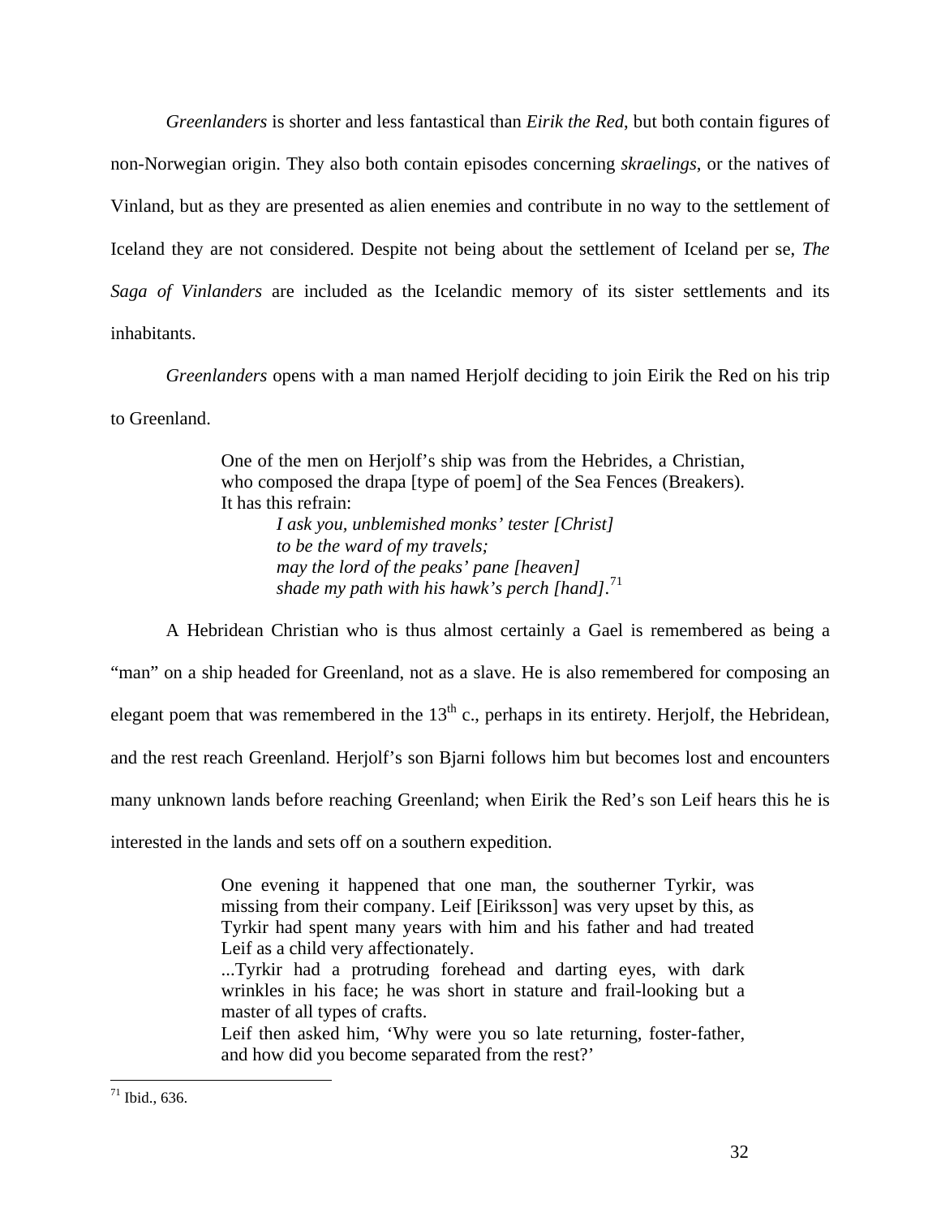*Greenlanders* is shorter and less fantastical than *Eirik the Red*, but both contain figures of non-Norwegian origin. They also both contain episodes concerning *skraelings*, or the natives of Vinland, but as they are presented as alien enemies and contribute in no way to the settlement of Iceland they are not considered. Despite not being about the settlement of Iceland per se, *The Saga of Vinlanders* are included as the Icelandic memory of its sister settlements and its inhabitants.

*Greenlanders* opens with a man named Herjolf deciding to join Eirik the Red on his trip to Greenland.

> One of the men on Herjolf's ship was from the Hebrides, a Christian, who composed the drapa [type of poem] of the Sea Fences (Breakers). It has this refrain:
>
> *I ask you, unblemished monks' tester [Christ]*
> *to be the ward of my travels;*
> *may the lord of the peaks' pane [heaven]*
> *shade my path with his hawk's perch [hand].*[71]

A Hebridean Christian who is thus almost certainly a Gael is remembered as being a "man" on a ship headed for Greenland, not as a slave. He is also remembered for composing an elegant poem that was remembered in the 13th c., perhaps in its entirety. Herjolf, the Hebridean, and the rest reach Greenland. Herjolf's son Bjarni follows him but becomes lost and encounters many unknown lands before reaching Greenland; when Eirik the Red's son Leif hears this he is interested in the lands and sets off on a southern expedition.

> One evening it happened that one man, the southerner Tyrkir, was missing from their company. Leif [Eiriksson] was very upset by this, as Tyrkir had spent many years with him and his father and had treated Leif as a child very affectionately.
>
> ...Tyrkir had a protruding forehead and darting eyes, with dark wrinkles in his face; he was short in stature and frail-looking but a master of all types of crafts.
>
> Leif then asked him, 'Why were you so late returning, foster-father, and how did you become separated from the rest?'

[71] Ibid., 636.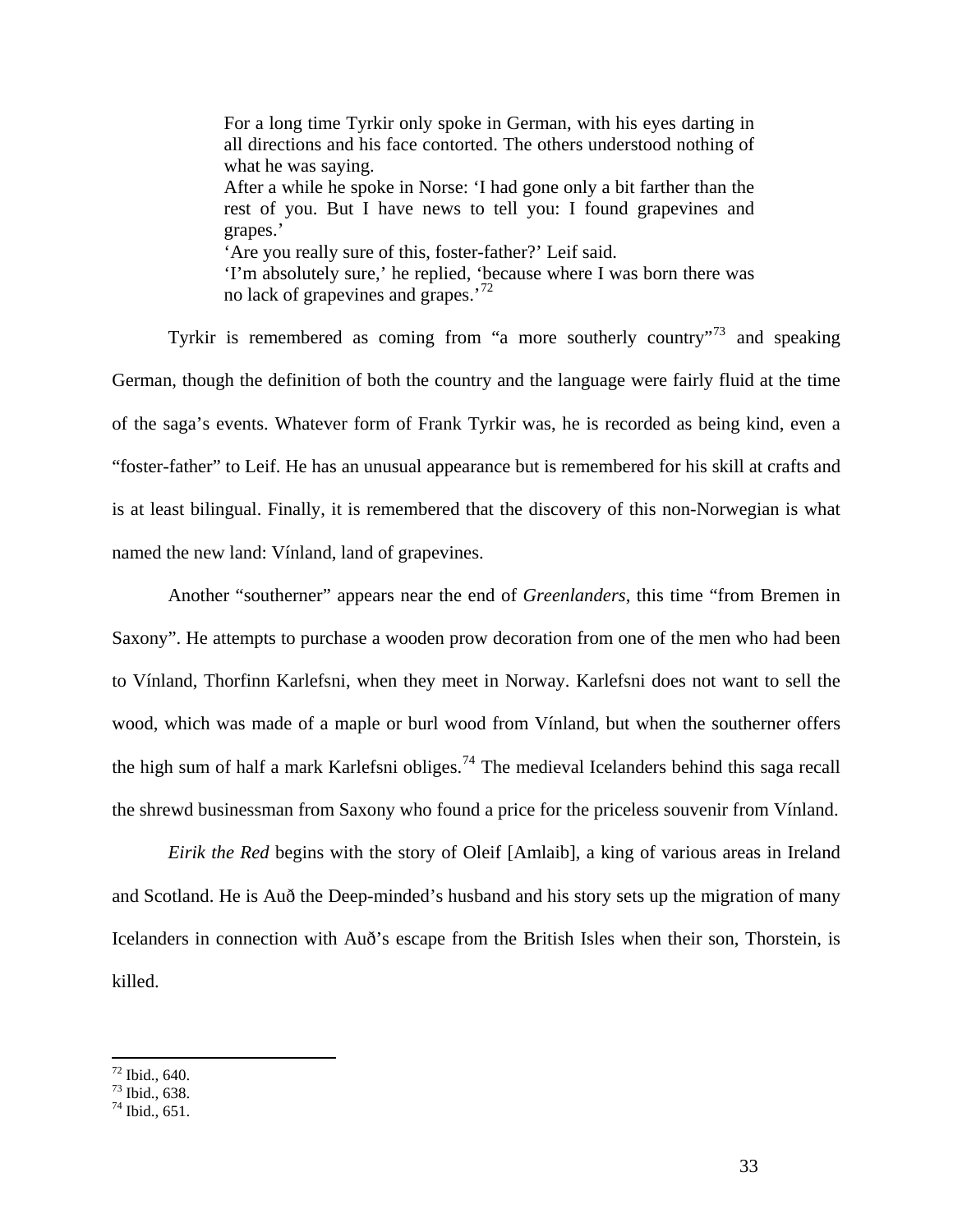> For a long time Tyrkir only spoke in German, with his eyes darting in all directions and his face contorted. The others understood nothing of what he was saying.
> After a while he spoke in Norse: 'I had gone only a bit farther than the rest of you. But I have news to tell you: I found grapevines and grapes.'
> 'Are you really sure of this, foster-father?' Leif said.
> 'I'm absolutely sure,' he replied, 'because where I was born there was no lack of grapevines and grapes.'[72]

Tyrkir is remembered as coming from "a more southerly country"[73] and speaking German, though the definition of both the country and the language were fairly fluid at the time of the saga's events. Whatever form of Frank Tyrkir was, he is recorded as being kind, even a "foster-father" to Leif. He has an unusual appearance but is remembered for his skill at crafts and is at least bilingual. Finally, it is remembered that the discovery of this non-Norwegian is what named the new land: Vínland, land of grapevines.

Another "southerner" appears near the end of *Greenlanders*, this time "from Bremen in Saxony". He attempts to purchase a wooden prow decoration from one of the men who had been to Vínland, Thorfinn Karlefsni, when they meet in Norway. Karlefsni does not want to sell the wood, which was made of a maple or burl wood from Vínland, but when the southerner offers the high sum of half a mark Karlefsni obliges.[74] The medieval Icelanders behind this saga recall the shrewd businessman from Saxony who found a price for the priceless souvenir from Vínland.

*Eirik the Red* begins with the story of Oleif [Amlaib], a king of various areas in Ireland and Scotland. He is Auð the Deep-minded's husband and his story sets up the migration of many Icelanders in connection with Auð's escape from the British Isles when their son, Thorstein, is killed.

---

[72] Ibid., 640.
[73] Ibid., 638.
[74] Ibid., 651.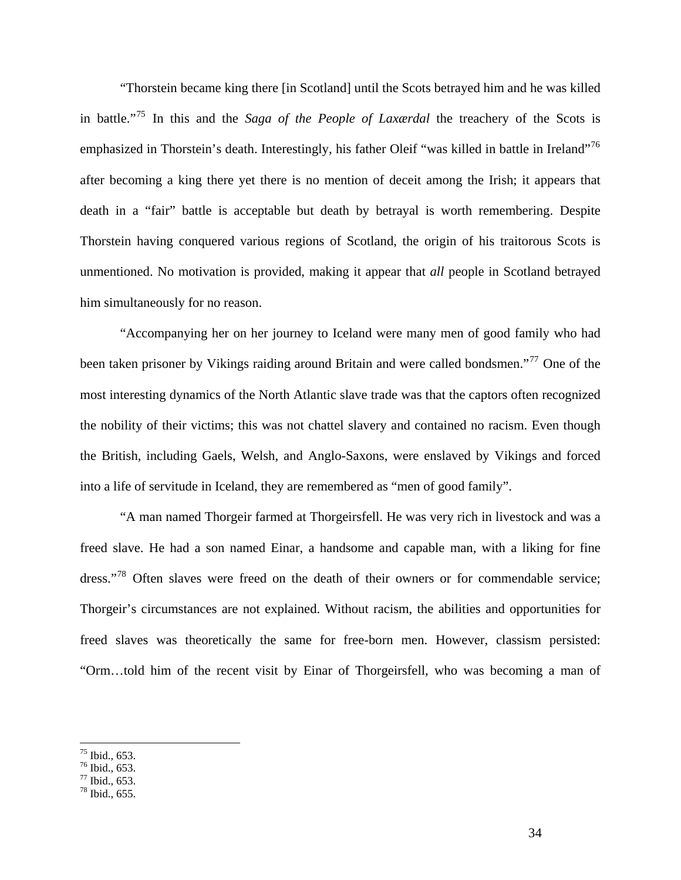"Thorstein became king there [in Scotland] until the Scots betrayed him and he was killed in battle."[75] In this and the *Saga of the People of Laxærdal* the treachery of the Scots is emphasized in Thorstein's death. Interestingly, his father Oleif "was killed in battle in Ireland"[76] after becoming a king there yet there is no mention of deceit among the Irish; it appears that death in a "fair" battle is acceptable but death by betrayal is worth remembering. Despite Thorstein having conquered various regions of Scotland, the origin of his traitorous Scots is unmentioned. No motivation is provided, making it appear that *all* people in Scotland betrayed him simultaneously for no reason.

"Accompanying her on her journey to Iceland were many men of good family who had been taken prisoner by Vikings raiding around Britain and were called bondsmen."[77] One of the most interesting dynamics of the North Atlantic slave trade was that the captors often recognized the nobility of their victims; this was not chattel slavery and contained no racism. Even though the British, including Gaels, Welsh, and Anglo-Saxons, were enslaved by Vikings and forced into a life of servitude in Iceland, they are remembered as "men of good family".

"A man named Thorgeir farmed at Thorgeirsfell. He was very rich in livestock and was a freed slave. He had a son named Einar, a handsome and capable man, with a liking for fine dress."[78] Often slaves were freed on the death of their owners or for commendable service; Thorgeir's circumstances are not explained. Without racism, the abilities and opportunities for freed slaves was theoretically the same for free-born men. However, classism persisted: "Orm…told him of the recent visit by Einar of Thorgeirsfell, who was becoming a man of

[75] Ibid., 653.
[76] Ibid., 653.
[77] Ibid., 653.
[78] Ibid., 655.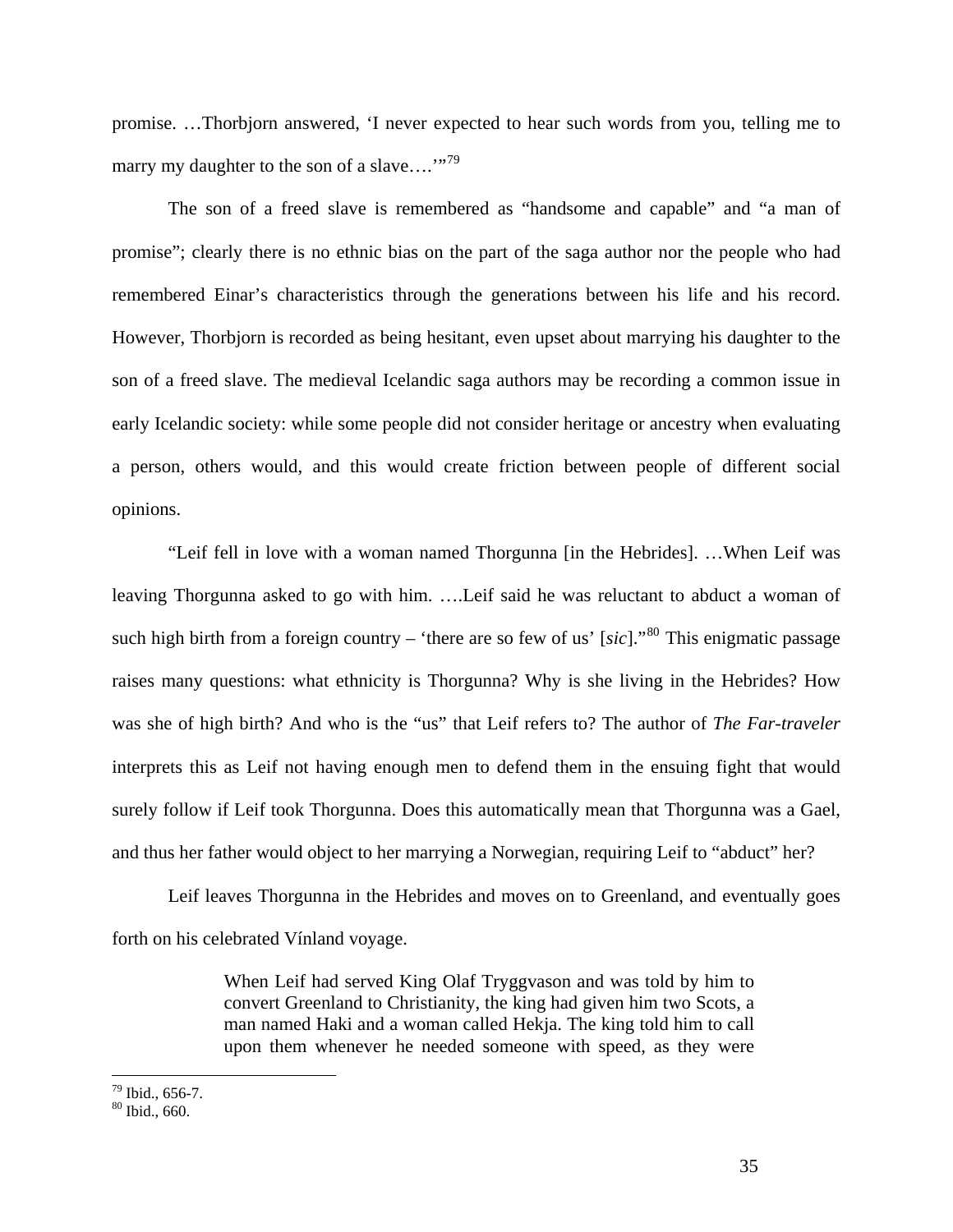promise. …Thorbjorn answered, 'I never expected to hear such words from you, telling me to marry my daughter to the son of a slave….'"[79]

The son of a freed slave is remembered as "handsome and capable" and "a man of promise"; clearly there is no ethnic bias on the part of the saga author nor the people who had remembered Einar's characteristics through the generations between his life and his record. However, Thorbjorn is recorded as being hesitant, even upset about marrying his daughter to the son of a freed slave. The medieval Icelandic saga authors may be recording a common issue in early Icelandic society: while some people did not consider heritage or ancestry when evaluating a person, others would, and this would create friction between people of different social opinions.

"Leif fell in love with a woman named Thorgunna [in the Hebrides]. …When Leif was leaving Thorgunna asked to go with him. ….Leif said he was reluctant to abduct a woman of such high birth from a foreign country – 'there are so few of us' [*sic*]."[80] This enigmatic passage raises many questions: what ethnicity is Thorgunna? Why is she living in the Hebrides? How was she of high birth? And who is the "us" that Leif refers to? The author of *The Far-traveler* interprets this as Leif not having enough men to defend them in the ensuing fight that would surely follow if Leif took Thorgunna. Does this automatically mean that Thorgunna was a Gael, and thus her father would object to her marrying a Norwegian, requiring Leif to "abduct" her?

Leif leaves Thorgunna in the Hebrides and moves on to Greenland, and eventually goes forth on his celebrated Vínland voyage.

> When Leif had served King Olaf Tryggvason and was told by him to convert Greenland to Christianity, the king had given him two Scots, a man named Haki and a woman called Hekja. The king told him to call upon them whenever he needed someone with speed, as they were

[79] Ibid., 656-7.
[80] Ibid., 660.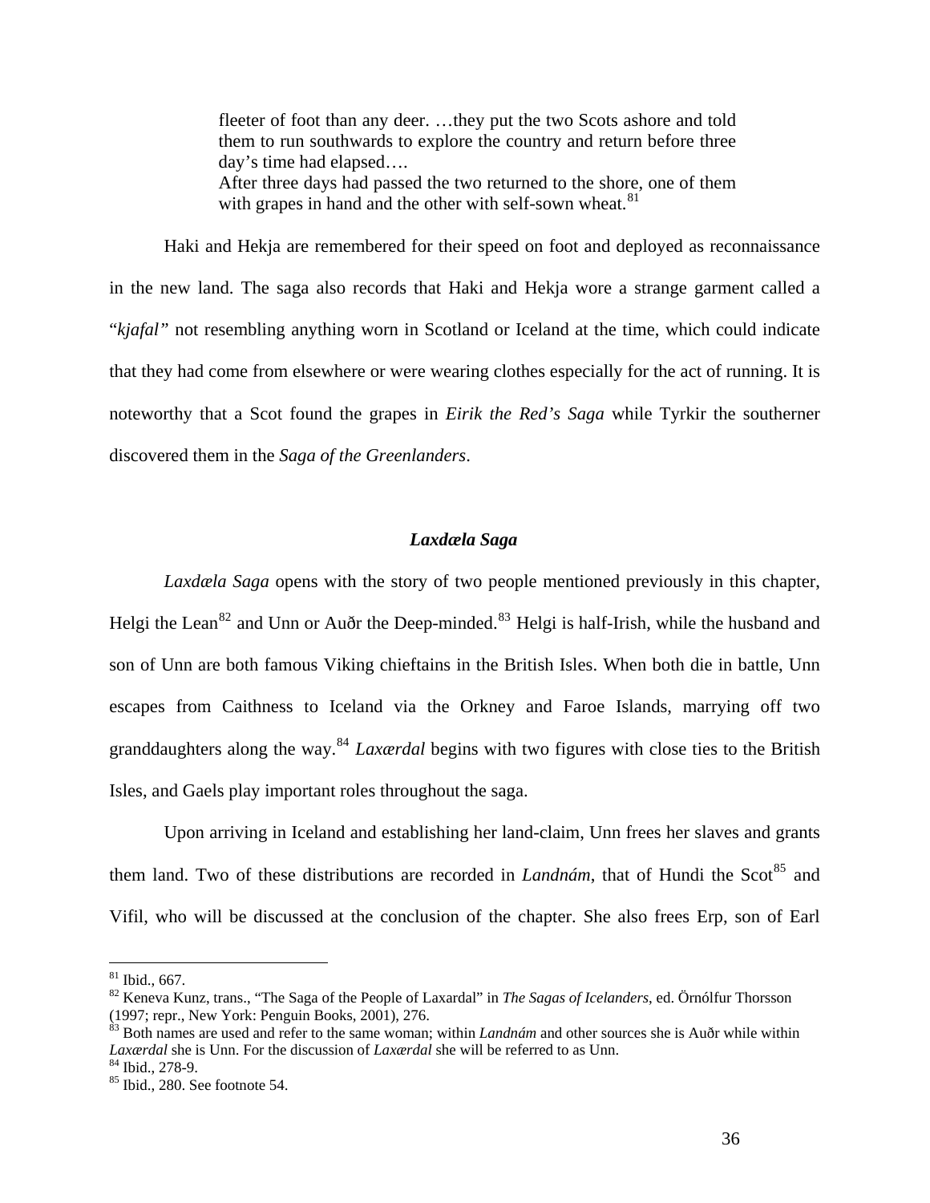> fleeter of foot than any deer. …they put the two Scots ashore and told them to run southwards to explore the country and return before three day's time had elapsed….
> After three days had passed the two returned to the shore, one of them with grapes in hand and the other with self-sown wheat.[81]

Haki and Hekja are remembered for their speed on foot and deployed as reconnaissance in the new land. The saga also records that Haki and Hekja wore a strange garment called a "*kjafal"* not resembling anything worn in Scotland or Iceland at the time, which could indicate that they had come from elsewhere or were wearing clothes especially for the act of running. It is noteworthy that a Scot found the grapes in *Eirik the Red's Saga* while Tyrkir the southerner discovered them in the *Saga of the Greenlanders*.

### *Laxdæla Saga*

*Laxdæla Saga* opens with the story of two people mentioned previously in this chapter, Helgi the Lean[82] and Unn or Auðr the Deep-minded.[83] Helgi is half-Irish, while the husband and son of Unn are both famous Viking chieftains in the British Isles. When both die in battle, Unn escapes from Caithness to Iceland via the Orkney and Faroe Islands, marrying off two granddaughters along the way.[84] *Laxærdal* begins with two figures with close ties to the British Isles, and Gaels play important roles throughout the saga.

Upon arriving in Iceland and establishing her land-claim, Unn frees her slaves and grants them land. Two of these distributions are recorded in *Landnám*, that of Hundi the Scot[85] and Vifil, who will be discussed at the conclusion of the chapter. She also frees Erp, son of Earl

---

[81] Ibid., 667.

[82] Keneva Kunz, trans., "The Saga of the People of Laxardal" in *The Sagas of Icelanders*, ed. Örnólfur Thorsson (1997; repr., New York: Penguin Books, 2001), 276.

[83] Both names are used and refer to the same woman; within *Landnám* and other sources she is Auðr while within *Laxærdal* she is Unn. For the discussion of *Laxærdal* she will be referred to as Unn.

[84] Ibid., 278-9.

[85] Ibid., 280. See footnote 54.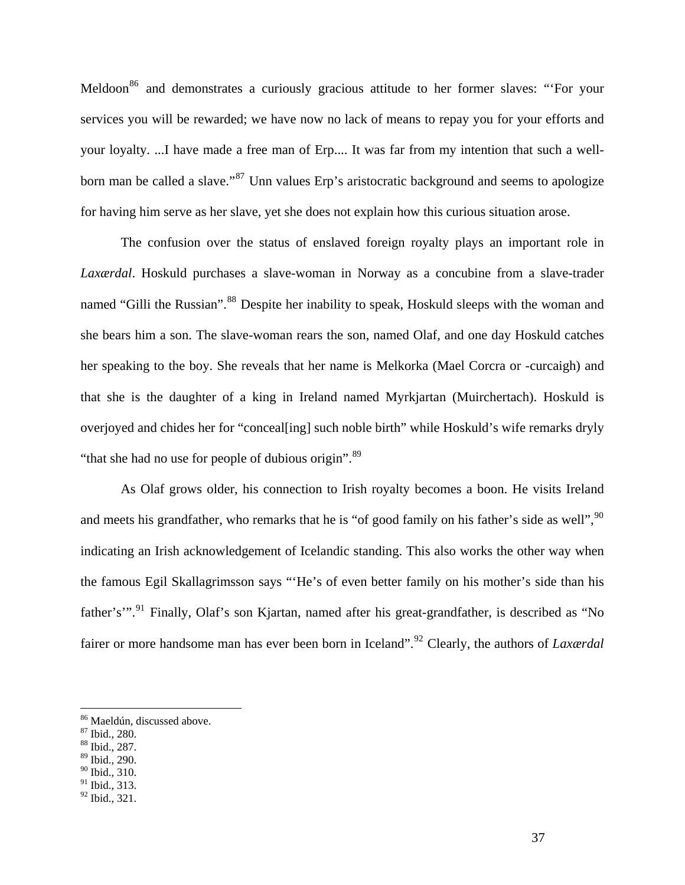Meldoon[86] and demonstrates a curiously gracious attitude to her former slaves: "'For your services you will be rewarded; we have now no lack of means to repay you for your efforts and your loyalty. ...I have made a free man of Erp.... It was far from my intention that such a well-born man be called a slave."[87] Unn values Erp's aristocratic background and seems to apologize for having him serve as her slave, yet she does not explain how this curious situation arose.

The confusion over the status of enslaved foreign royalty plays an important role in *Laxærdal*. Hoskuld purchases a slave-woman in Norway as a concubine from a slave-trader named "Gilli the Russian".[88] Despite her inability to speak, Hoskuld sleeps with the woman and she bears him a son. The slave-woman rears the son, named Olaf, and one day Hoskuld catches her speaking to the boy. She reveals that her name is Melkorka (Mael Corcra or -curcaigh) and that she is the daughter of a king in Ireland named Myrkjartan (Muirchertach). Hoskuld is overjoyed and chides her for "conceal[ing] such noble birth" while Hoskuld's wife remarks dryly "that she had no use for people of dubious origin".[89]

As Olaf grows older, his connection to Irish royalty becomes a boon. He visits Ireland and meets his grandfather, who remarks that he is "of good family on his father's side as well",[90] indicating an Irish acknowledgement of Icelandic standing. This also works the other way when the famous Egil Skallagrimsson says "'He's of even better family on his mother's side than his father's'".[91] Finally, Olaf's son Kjartan, named after his great-grandfather, is described as "No fairer or more handsome man has ever been born in Iceland".[92] Clearly, the authors of *Laxærdal*

---

[86] Maeldún, discussed above.
[87] Ibid., 280.
[88] Ibid., 287.
[89] Ibid., 290.
[90] Ibid., 310.
[91] Ibid., 313.
[92] Ibid., 321.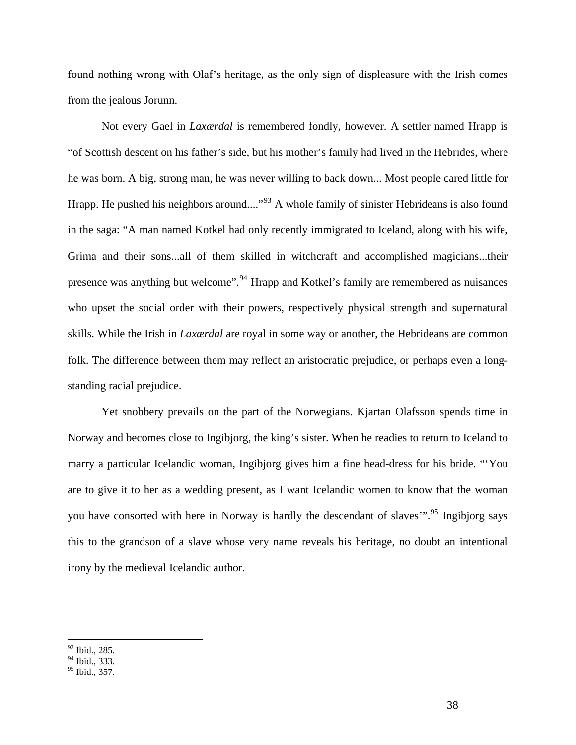found nothing wrong with Olaf's heritage, as the only sign of displeasure with the Irish comes from the jealous Jorunn.

Not every Gael in *Laxærdal* is remembered fondly, however. A settler named Hrapp is "of Scottish descent on his father's side, but his mother's family had lived in the Hebrides, where he was born. A big, strong man, he was never willing to back down... Most people cared little for Hrapp. He pushed his neighbors around...."[93] A whole family of sinister Hebrideans is also found in the saga: "A man named Kotkel had only recently immigrated to Iceland, along with his wife, Grima and their sons...all of them skilled in witchcraft and accomplished magicians...their presence was anything but welcome".[94] Hrapp and Kotkel's family are remembered as nuisances who upset the social order with their powers, respectively physical strength and supernatural skills. While the Irish in *Laxærdal* are royal in some way or another, the Hebrideans are common folk. The difference between them may reflect an aristocratic prejudice, or perhaps even a long-standing racial prejudice.

Yet snobbery prevails on the part of the Norwegians. Kjartan Olafsson spends time in Norway and becomes close to Ingibjorg, the king's sister. When he readies to return to Iceland to marry a particular Icelandic woman, Ingibjorg gives him a fine head-dress for his bride. "'You are to give it to her as a wedding present, as I want Icelandic women to know that the woman you have consorted with here in Norway is hardly the descendant of slaves'".[95] Ingibjorg says this to the grandson of a slave whose very name reveals his heritage, no doubt an intentional irony by the medieval Icelandic author.

---

[93] Ibid., 285.
[94] Ibid., 333.
[95] Ibid., 357.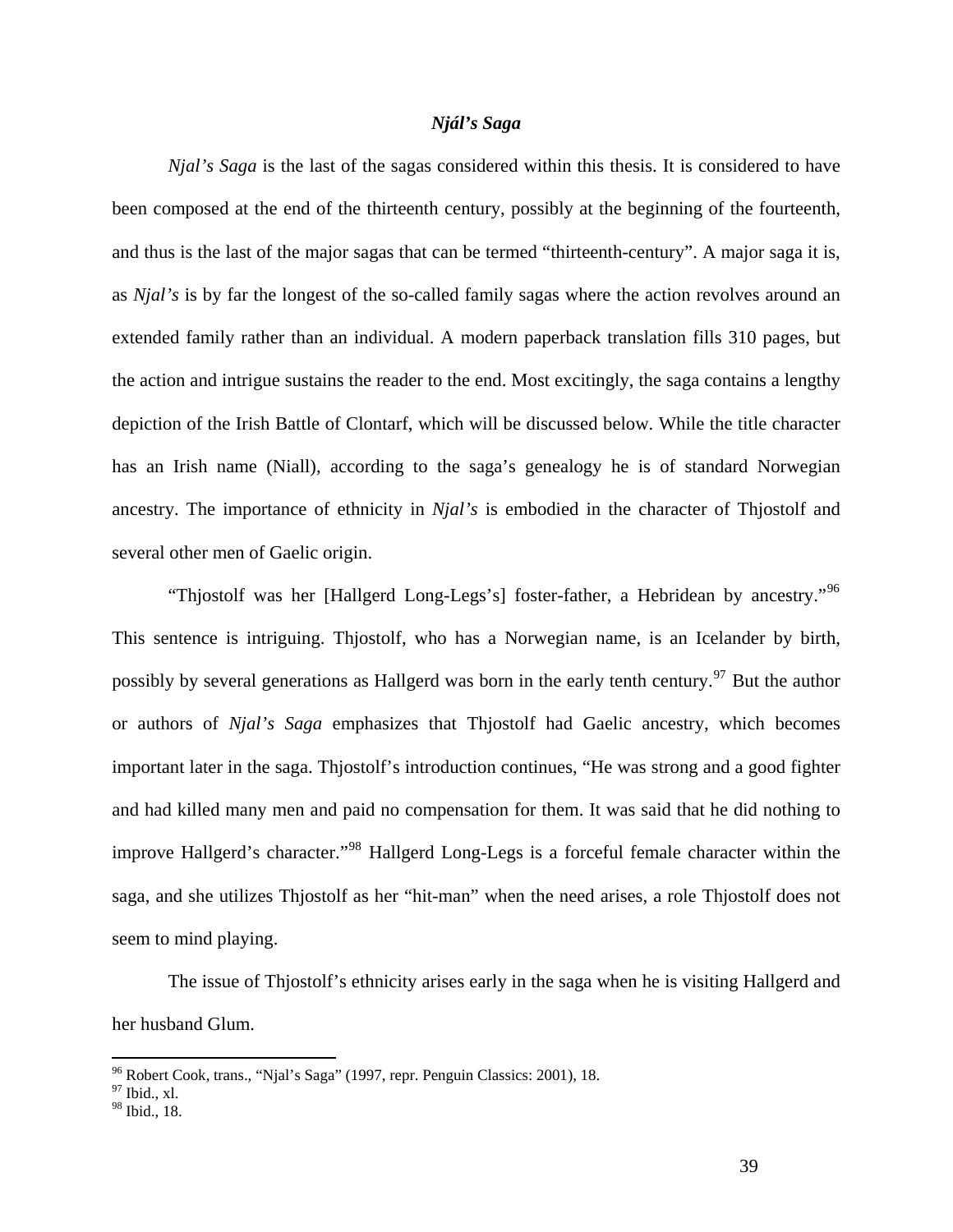### *Njál's Saga*

*Njal's Saga* is the last of the sagas considered within this thesis. It is considered to have been composed at the end of the thirteenth century, possibly at the beginning of the fourteenth, and thus is the last of the major sagas that can be termed "thirteenth-century". A major saga it is, as *Njal's* is by far the longest of the so-called family sagas where the action revolves around an extended family rather than an individual. A modern paperback translation fills 310 pages, but the action and intrigue sustains the reader to the end. Most excitingly, the saga contains a lengthy depiction of the Irish Battle of Clontarf, which will be discussed below. While the title character has an Irish name (Niall), according to the saga's genealogy he is of standard Norwegian ancestry. The importance of ethnicity in *Njal's* is embodied in the character of Thjostolf and several other men of Gaelic origin.

"Thjostolf was her [Hallgerd Long-Legs's] foster-father, a Hebridean by ancestry."[96] This sentence is intriguing. Thjostolf, who has a Norwegian name, is an Icelander by birth, possibly by several generations as Hallgerd was born in the early tenth century.[97] But the author or authors of *Njal's Saga* emphasizes that Thjostolf had Gaelic ancestry, which becomes important later in the saga. Thjostolf's introduction continues, "He was strong and a good fighter and had killed many men and paid no compensation for them. It was said that he did nothing to improve Hallgerd's character."[98] Hallgerd Long-Legs is a forceful female character within the saga, and she utilizes Thjostolf as her "hit-man" when the need arises, a role Thjostolf does not seem to mind playing.

The issue of Thjostolf's ethnicity arises early in the saga when he is visiting Hallgerd and her husband Glum.

---

[96] Robert Cook, trans., "Njal's Saga" (1997, repr. Penguin Classics: 2001), 18.
[97] Ibid., xl.
[98] Ibid., 18.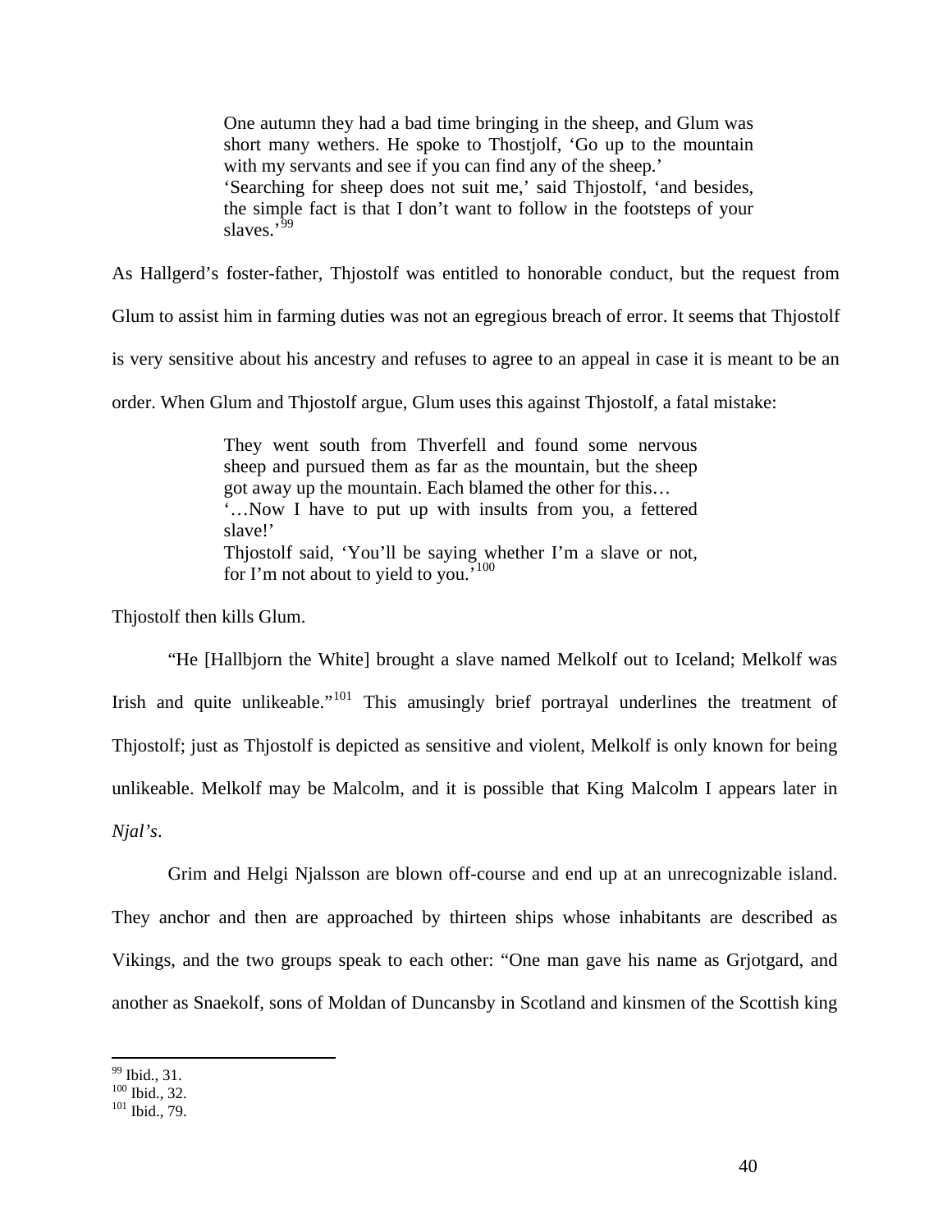> One autumn they had a bad time bringing in the sheep, and Glum was short many wethers. He spoke to Thostjolf, 'Go up to the mountain with my servants and see if you can find any of the sheep.'
> 'Searching for sheep does not suit me,' said Thjostolf, 'and besides, the simple fact is that I don't want to follow in the footsteps of your slaves.'[99]

As Hallgerd's foster-father, Thjostolf was entitled to honorable conduct, but the request from Glum to assist him in farming duties was not an egregious breach of error. It seems that Thjostolf is very sensitive about his ancestry and refuses to agree to an appeal in case it is meant to be an order. When Glum and Thjostolf argue, Glum uses this against Thjostolf, a fatal mistake:

> They went south from Thverfell and found some nervous sheep and pursued them as far as the mountain, but the sheep got away up the mountain. Each blamed the other for this…
> '…Now I have to put up with insults from you, a fettered slave!'
> Thjostolf said, 'You'll be saying whether I'm a slave or not, for I'm not about to yield to you.'[100]

Thjostolf then kills Glum.

"He [Hallbjorn the White] brought a slave named Melkolf out to Iceland; Melkolf was Irish and quite unlikeable."[101] This amusingly brief portrayal underlines the treatment of Thjostolf; just as Thjostolf is depicted as sensitive and violent, Melkolf is only known for being unlikeable. Melkolf may be Malcolm, and it is possible that King Malcolm I appears later in *Njal's*.

Grim and Helgi Njalsson are blown off-course and end up at an unrecognizable island. They anchor and then are approached by thirteen ships whose inhabitants are described as Vikings, and the two groups speak to each other: "One man gave his name as Grjotgard, and another as Snaekolf, sons of Moldan of Duncansby in Scotland and kinsmen of the Scottish king

---

[99] Ibid., 31.
[100] Ibid., 32.
[101] Ibid., 79.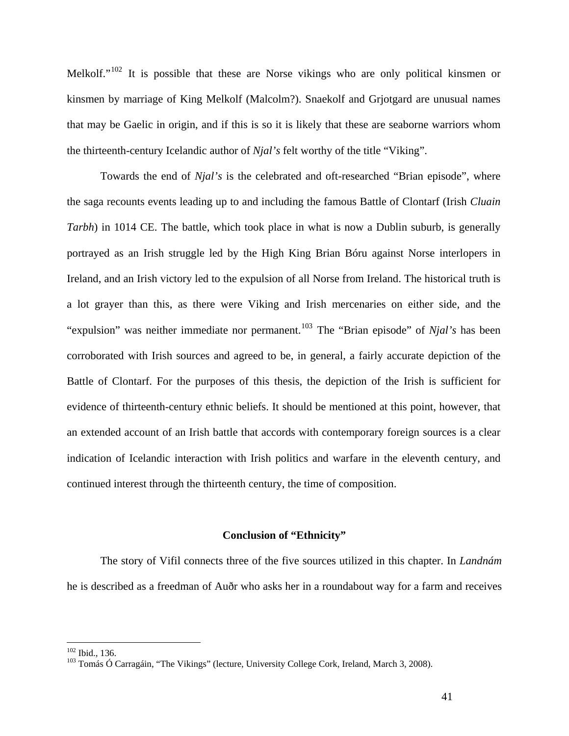Melkolf."[102] It is possible that these are Norse vikings who are only political kinsmen or kinsmen by marriage of King Melkolf (Malcolm?). Snaekolf and Grjotgard are unusual names that may be Gaelic in origin, and if this is so it is likely that these are seaborne warriors whom the thirteenth-century Icelandic author of *Njal's* felt worthy of the title "Viking".

Towards the end of *Njal's* is the celebrated and oft-researched "Brian episode", where the saga recounts events leading up to and including the famous Battle of Clontarf (Irish *Cluain Tarbh*) in 1014 CE. The battle, which took place in what is now a Dublin suburb, is generally portrayed as an Irish struggle led by the High King Brian Bóru against Norse interlopers in Ireland, and an Irish victory led to the expulsion of all Norse from Ireland. The historical truth is a lot grayer than this, as there were Viking and Irish mercenaries on either side, and the "expulsion" was neither immediate nor permanent.[103] The "Brian episode" of *Njal's* has been corroborated with Irish sources and agreed to be, in general, a fairly accurate depiction of the Battle of Clontarf. For the purposes of this thesis, the depiction of the Irish is sufficient for evidence of thirteenth-century ethnic beliefs. It should be mentioned at this point, however, that an extended account of an Irish battle that accords with contemporary foreign sources is a clear indication of Icelandic interaction with Irish politics and warfare in the eleventh century, and continued interest through the thirteenth century, the time of composition.

### Conclusion of "Ethnicity"

The story of Vifil connects three of the five sources utilized in this chapter. In *Landnám* he is described as a freedman of Auðr who asks her in a roundabout way for a farm and receives

---

[102] Ibid., 136.

[103] Tomás Ó Carragáin, "The Vikings" (lecture, University College Cork, Ireland, March 3, 2008).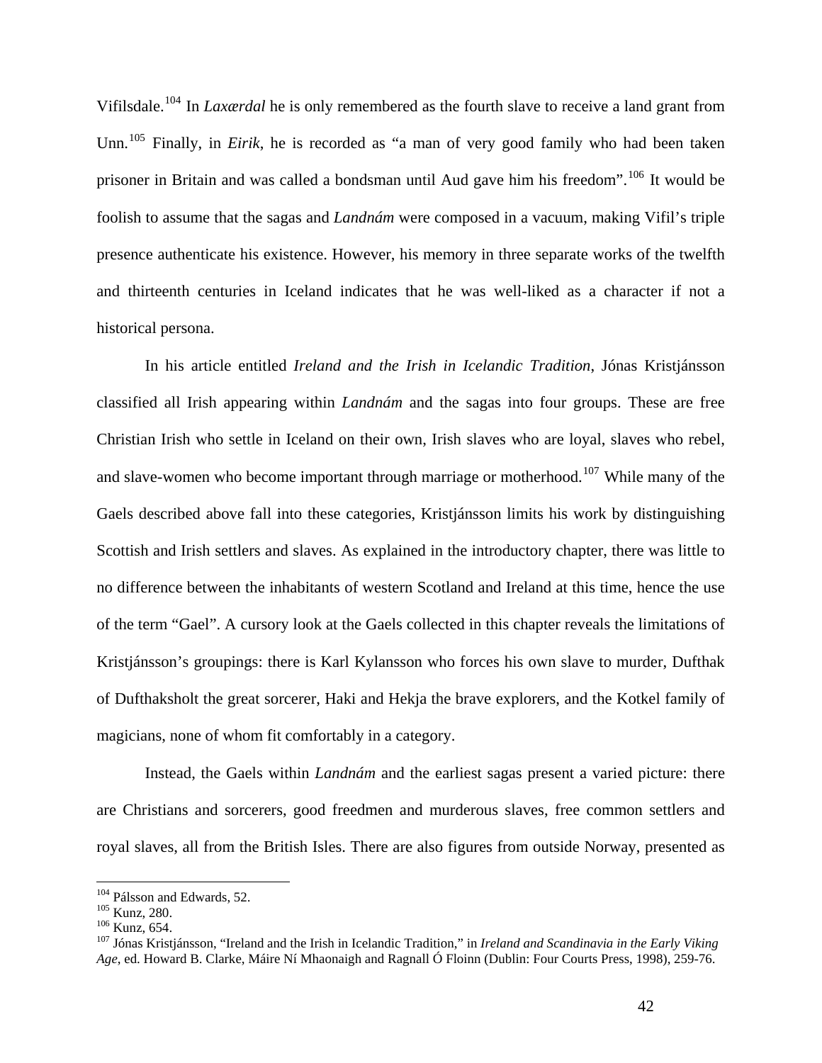Vifilsdale.[104] In *Laxærdal* he is only remembered as the fourth slave to receive a land grant from Unn.[105] Finally, in *Eirik*, he is recorded as "a man of very good family who had been taken prisoner in Britain and was called a bondsman until Aud gave him his freedom".[106] It would be foolish to assume that the sagas and *Landnám* were composed in a vacuum, making Vifil's triple presence authenticate his existence. However, his memory in three separate works of the twelfth and thirteenth centuries in Iceland indicates that he was well-liked as a character if not a historical persona.

In his article entitled *Ireland and the Irish in Icelandic Tradition*, Jónas Kristjánsson classified all Irish appearing within *Landnám* and the sagas into four groups. These are free Christian Irish who settle in Iceland on their own, Irish slaves who are loyal, slaves who rebel, and slave-women who become important through marriage or motherhood.[107] While many of the Gaels described above fall into these categories, Kristjánsson limits his work by distinguishing Scottish and Irish settlers and slaves. As explained in the introductory chapter, there was little to no difference between the inhabitants of western Scotland and Ireland at this time, hence the use of the term "Gael". A cursory look at the Gaels collected in this chapter reveals the limitations of Kristjánsson's groupings: there is Karl Kylansson who forces his own slave to murder, Dufthak of Dufthaksholt the great sorcerer, Haki and Hekja the brave explorers, and the Kotkel family of magicians, none of whom fit comfortably in a category.

Instead, the Gaels within *Landnám* and the earliest sagas present a varied picture: there are Christians and sorcerers, good freedmen and murderous slaves, free common settlers and royal slaves, all from the British Isles. There are also figures from outside Norway, presented as

---

[104] Pálsson and Edwards, 52.

[105] Kunz, 280.

[106] Kunz, 654.

[107] Jónas Kristjánsson, "Ireland and the Irish in Icelandic Tradition," in *Ireland and Scandinavia in the Early Viking Age*, ed. Howard B. Clarke, Máire Ní Mhaonaigh and Ragnall Ó Floinn (Dublin: Four Courts Press, 1998), 259-76.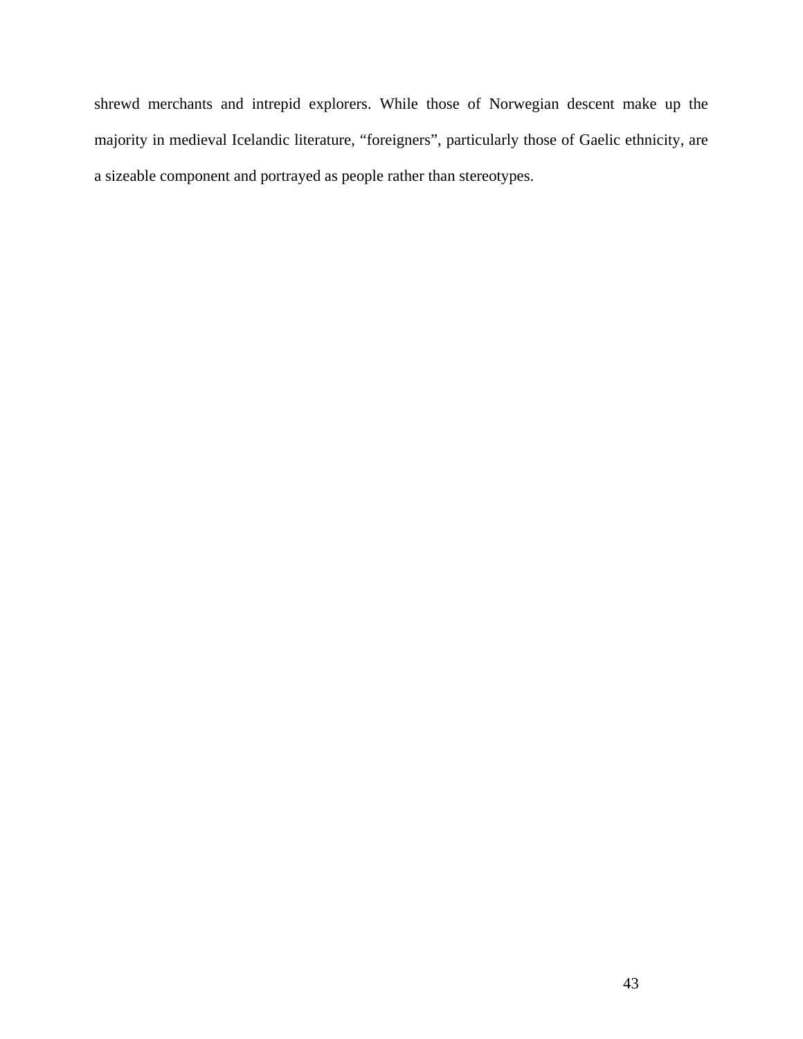shrewd merchants and intrepid explorers. While those of Norwegian descent make up the majority in medieval Icelandic literature, “foreigners”, particularly those of Gaelic ethnicity, are a sizeable component and portrayed as people rather than stereotypes.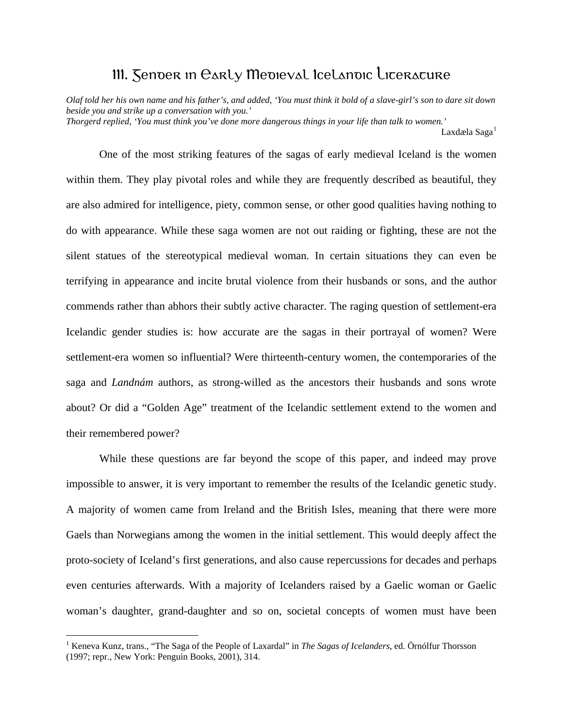# III. Gender in Early Medieval Icelandic Literature

*Olaf told her his own name and his father's, and added, 'You must think it bold of a slave-girl's son to dare sit down beside you and strike up a conversation with you.'*
*Thorgerd replied, 'You must think you've done more dangerous things in your life than talk to women.'*

Laxdæla Saga[1]

One of the most striking features of the sagas of early medieval Iceland is the women within them. They play pivotal roles and while they are frequently described as beautiful, they are also admired for intelligence, piety, common sense, or other good qualities having nothing to do with appearance. While these saga women are not out raiding or fighting, these are not the silent statues of the stereotypical medieval woman. In certain situations they can even be terrifying in appearance and incite brutal violence from their husbands or sons, and the author commends rather than abhors their subtly active character. The raging question of settlement-era Icelandic gender studies is: how accurate are the sagas in their portrayal of women? Were settlement-era women so influential? Were thirteenth-century women, the contemporaries of the saga and *Landnám* authors, as strong-willed as the ancestors their husbands and sons wrote about? Or did a "Golden Age" treatment of the Icelandic settlement extend to the women and their remembered power?

While these questions are far beyond the scope of this paper, and indeed may prove impossible to answer, it is very important to remember the results of the Icelandic genetic study. A majority of women came from Ireland and the British Isles, meaning that there were more Gaels than Norwegians among the women in the initial settlement. This would deeply affect the proto-society of Iceland's first generations, and also cause repercussions for decades and perhaps even centuries afterwards. With a majority of Icelanders raised by a Gaelic woman or Gaelic woman's daughter, grand-daughter and so on, societal concepts of women must have been

[1] Keneva Kunz, trans., "The Saga of the People of Laxardal" in *The Sagas of Icelanders*, ed. Örnólfur Thorsson (1997; repr., New York: Penguin Books, 2001), 314.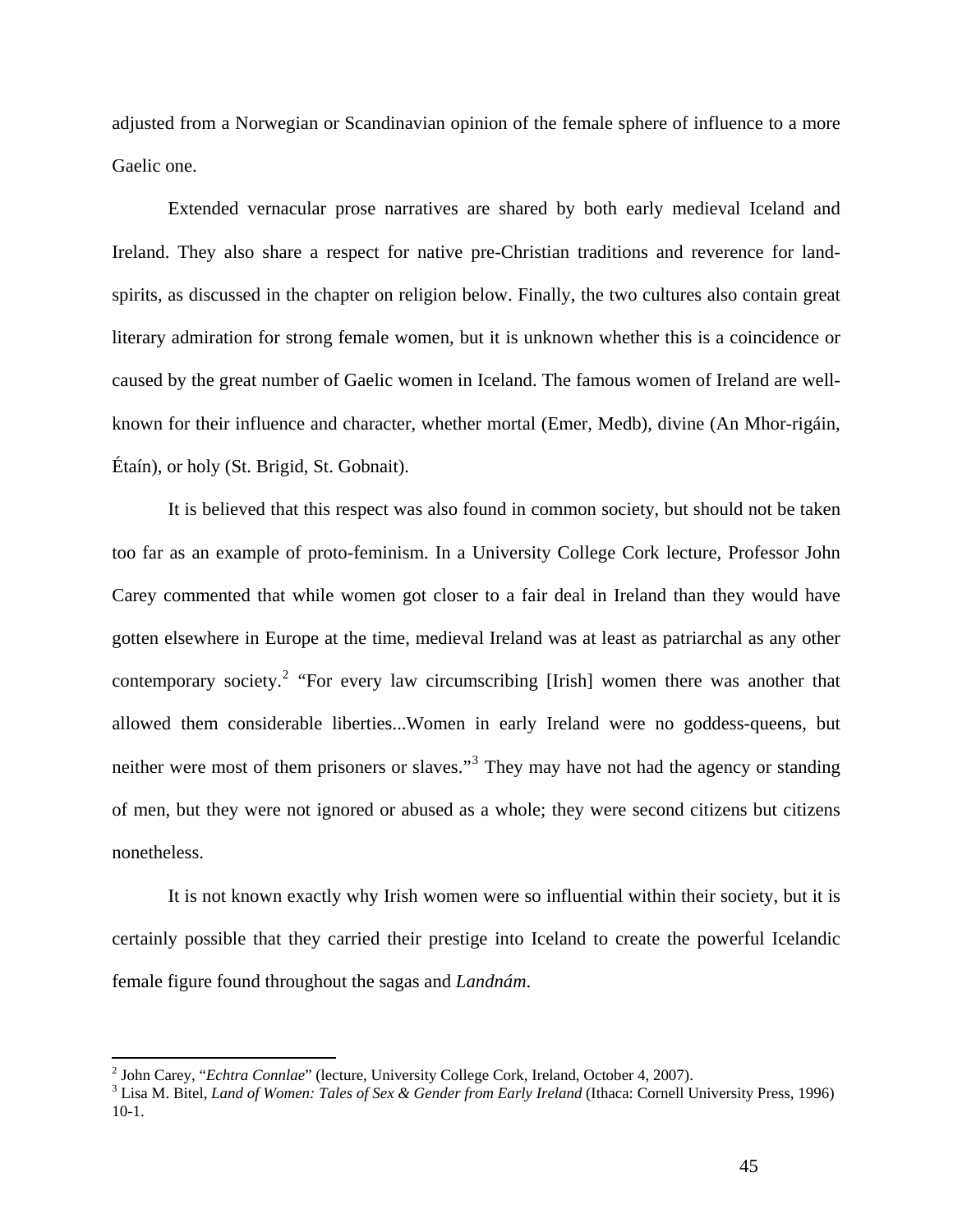adjusted from a Norwegian or Scandinavian opinion of the female sphere of influence to a more Gaelic one.

Extended vernacular prose narratives are shared by both early medieval Iceland and Ireland. They also share a respect for native pre-Christian traditions and reverence for land-spirits, as discussed in the chapter on religion below. Finally, the two cultures also contain great literary admiration for strong female women, but it is unknown whether this is a coincidence or caused by the great number of Gaelic women in Iceland. The famous women of Ireland are well-known for their influence and character, whether mortal (Emer, Medb), divine (An Mhor-rigáin, Étaín), or holy (St. Brigid, St. Gobnait).

It is believed that this respect was also found in common society, but should not be taken too far as an example of proto-feminism. In a University College Cork lecture, Professor John Carey commented that while women got closer to a fair deal in Ireland than they would have gotten elsewhere in Europe at the time, medieval Ireland was at least as patriarchal as any other contemporary society.[2] "For every law circumscribing [Irish] women there was another that allowed them considerable liberties...Women in early Ireland were no goddess-queens, but neither were most of them prisoners or slaves."[3] They may have not had the agency or standing of men, but they were not ignored or abused as a whole; they were second citizens but citizens nonetheless.

It is not known exactly why Irish women were so influential within their society, but it is certainly possible that they carried their prestige into Iceland to create the powerful Icelandic female figure found throughout the sagas and *Landnám*.

---

[2] John Carey, "*Echtra Connlae*" (lecture, University College Cork, Ireland, October 4, 2007).

[3] Lisa M. Bitel, *Land of Women: Tales of Sex & Gender from Early Ireland* (Ithaca: Cornell University Press, 1996) 10-1.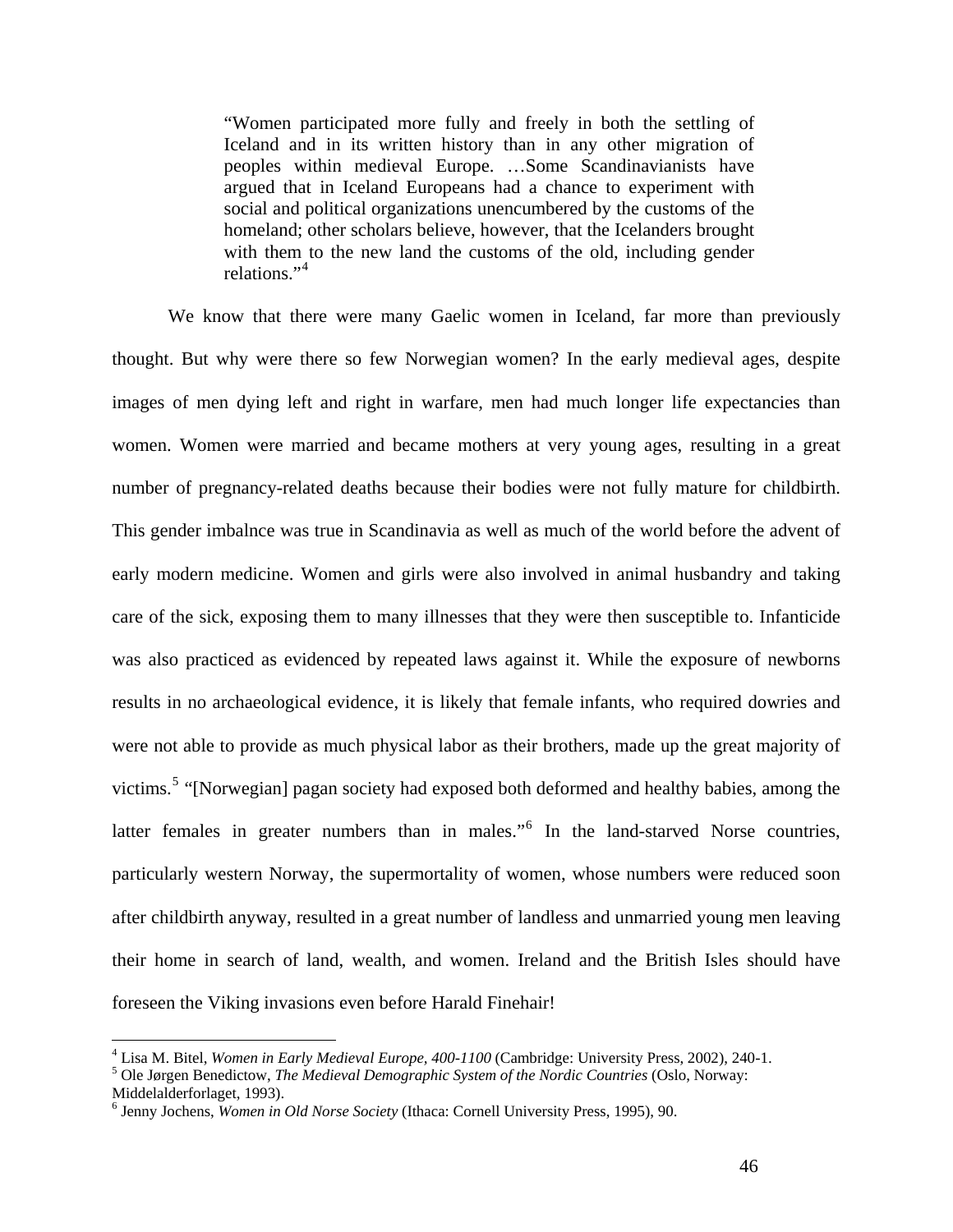> "Women participated more fully and freely in both the settling of Iceland and in its written history than in any other migration of peoples within medieval Europe. …Some Scandinavianists have argued that in Iceland Europeans had a chance to experiment with social and political organizations unencumbered by the customs of the homeland; other scholars believe, however, that the Icelanders brought with them to the new land the customs of the old, including gender relations."[4]

We know that there were many Gaelic women in Iceland, far more than previously thought. But why were there so few Norwegian women? In the early medieval ages, despite images of men dying left and right in warfare, men had much longer life expectancies than women. Women were married and became mothers at very young ages, resulting in a great number of pregnancy-related deaths because their bodies were not fully mature for childbirth. This gender imbalnce was true in Scandinavia as well as much of the world before the advent of early modern medicine. Women and girls were also involved in animal husbandry and taking care of the sick, exposing them to many illnesses that they were then susceptible to. Infanticide was also practiced as evidenced by repeated laws against it. While the exposure of newborns results in no archaeological evidence, it is likely that female infants, who required dowries and were not able to provide as much physical labor as their brothers, made up the great majority of victims.[5] "[Norwegian] pagan society had exposed both deformed and healthy babies, among the latter females in greater numbers than in males."[6] In the land-starved Norse countries, particularly western Norway, the supermortality of women, whose numbers were reduced soon after childbirth anyway, resulted in a great number of landless and unmarried young men leaving their home in search of land, wealth, and women. Ireland and the British Isles should have foreseen the Viking invasions even before Harald Finehair!

---

[4] Lisa M. Bitel, *Women in Early Medieval Europe, 400-1100* (Cambridge: University Press, 2002), 240-1.

[5] Ole Jørgen Benedictow, *The Medieval Demographic System of the Nordic Countries* (Oslo, Norway: Middelalderforlaget, 1993).

[6] Jenny Jochens, *Women in Old Norse Society* (Ithaca: Cornell University Press, 1995), 90.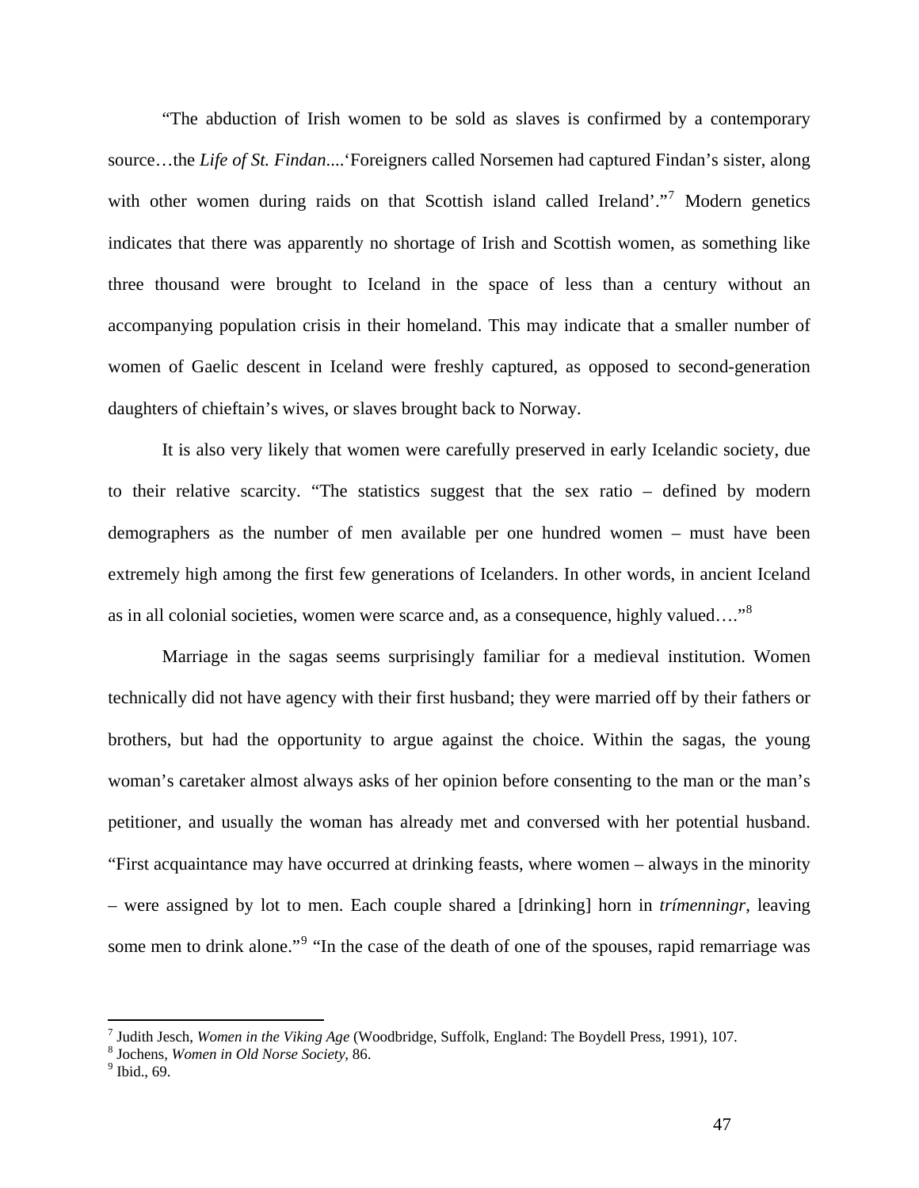"The abduction of Irish women to be sold as slaves is confirmed by a contemporary source…the *Life of St. Findan*....'Foreigners called Norsemen had captured Findan's sister, along with other women during raids on that Scottish island called Ireland'."[7] Modern genetics indicates that there was apparently no shortage of Irish and Scottish women, as something like three thousand were brought to Iceland in the space of less than a century without an accompanying population crisis in their homeland. This may indicate that a smaller number of women of Gaelic descent in Iceland were freshly captured, as opposed to second-generation daughters of chieftain's wives, or slaves brought back to Norway.

It is also very likely that women were carefully preserved in early Icelandic society, due to their relative scarcity. "The statistics suggest that the sex ratio – defined by modern demographers as the number of men available per one hundred women – must have been extremely high among the first few generations of Icelanders. In other words, in ancient Iceland as in all colonial societies, women were scarce and, as a consequence, highly valued…."[8]

Marriage in the sagas seems surprisingly familiar for a medieval institution. Women technically did not have agency with their first husband; they were married off by their fathers or brothers, but had the opportunity to argue against the choice. Within the sagas, the young woman's caretaker almost always asks of her opinion before consenting to the man or the man's petitioner, and usually the woman has already met and conversed with her potential husband. "First acquaintance may have occurred at drinking feasts, where women – always in the minority – were assigned by lot to men. Each couple shared a [drinking] horn in *trímenningr*, leaving some men to drink alone."[9] "In the case of the death of one of the spouses, rapid remarriage was

---

[7] Judith Jesch, *Women in the Viking Age* (Woodbridge, Suffolk, England: The Boydell Press, 1991), 107.
[8] Jochens, *Women in Old Norse Society*, 86.
[9] Ibid., 69.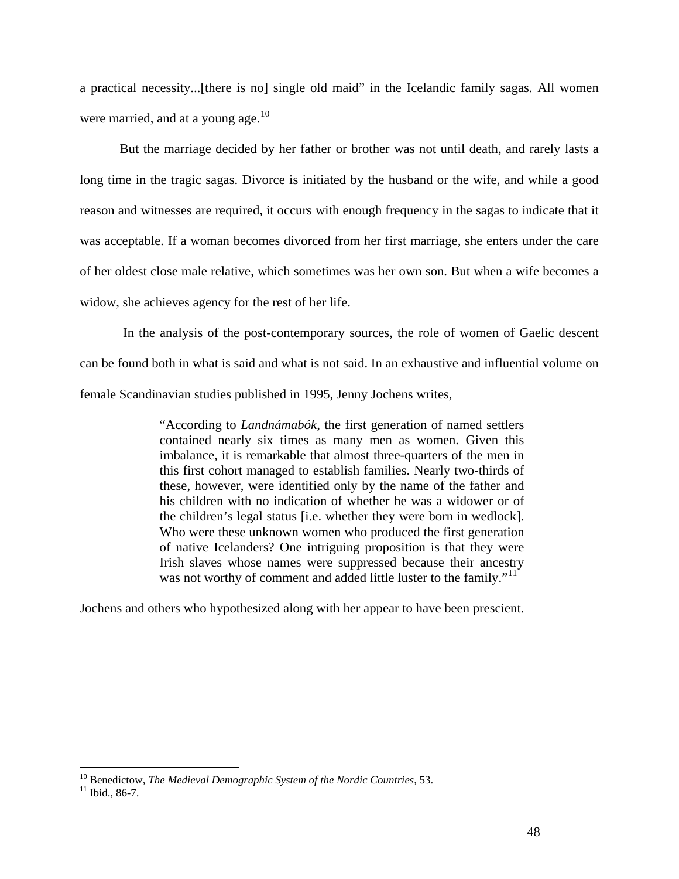a practical necessity...[there is no] single old maid" in the Icelandic family sagas. All women were married, and at a young age.[10]

But the marriage decided by her father or brother was not until death, and rarely lasts a long time in the tragic sagas. Divorce is initiated by the husband or the wife, and while a good reason and witnesses are required, it occurs with enough frequency in the sagas to indicate that it was acceptable. If a woman becomes divorced from her first marriage, she enters under the care of her oldest close male relative, which sometimes was her own son. But when a wife becomes a widow, she achieves agency for the rest of her life.

In the analysis of the post-contemporary sources, the role of women of Gaelic descent can be found both in what is said and what is not said. In an exhaustive and influential volume on female Scandinavian studies published in 1995, Jenny Jochens writes,

> "According to *Landnámabók*, the first generation of named settlers contained nearly six times as many men as women. Given this imbalance, it is remarkable that almost three-quarters of the men in this first cohort managed to establish families. Nearly two-thirds of these, however, were identified only by the name of the father and his children with no indication of whether he was a widower or of the children's legal status [i.e. whether they were born in wedlock]. Who were these unknown women who produced the first generation of native Icelanders? One intriguing proposition is that they were Irish slaves whose names were suppressed because their ancestry was not worthy of comment and added little luster to the family."[11]

Jochens and others who hypothesized along with her appear to have been prescient.

---

[10] Benedictow, *The Medieval Demographic System of the Nordic Countries*, 53.
[11] Ibid., 86-7.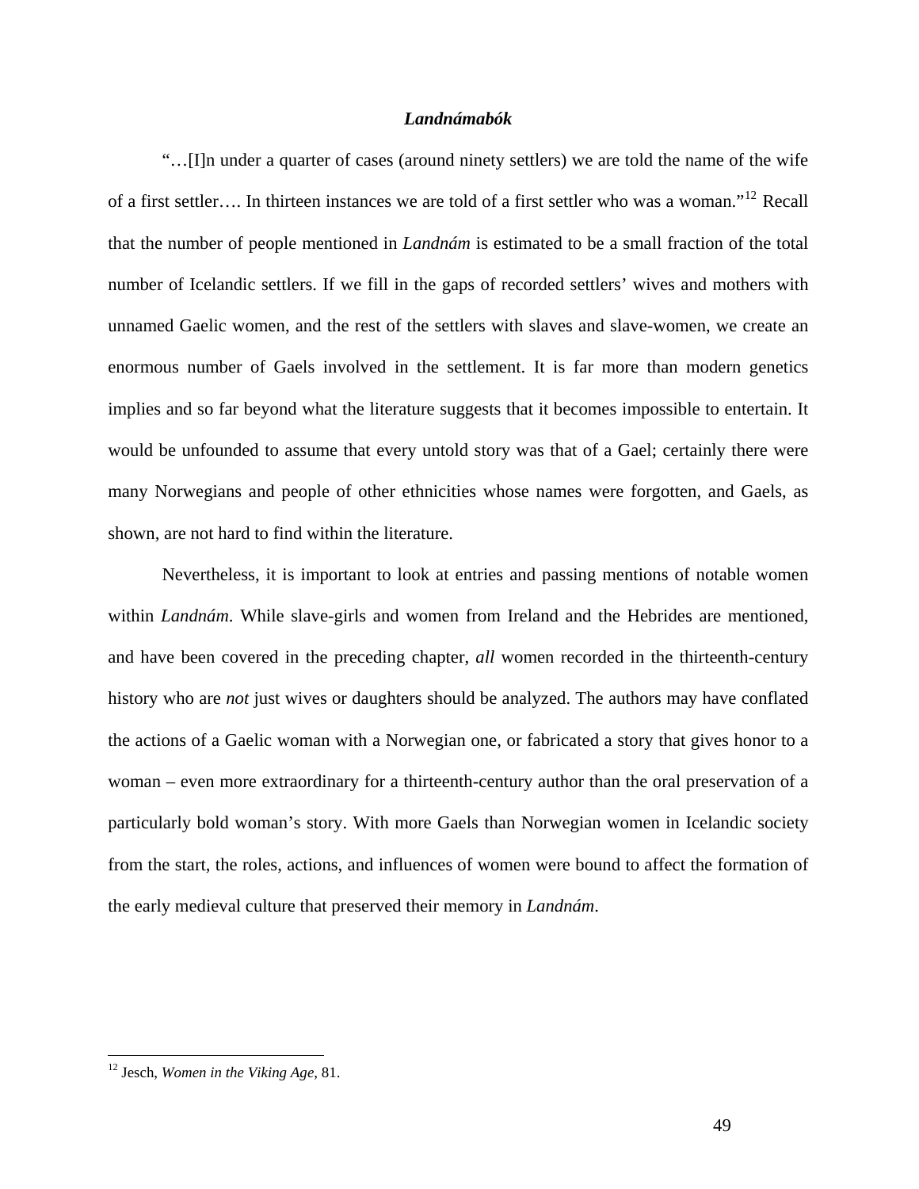### ***Landnámabók***

"…[I]n under a quarter of cases (around ninety settlers) we are told the name of the wife of a first settler…. In thirteen instances we are told of a first settler who was a woman."[12] Recall that the number of people mentioned in *Landnám* is estimated to be a small fraction of the total number of Icelandic settlers. If we fill in the gaps of recorded settlers' wives and mothers with unnamed Gaelic women, and the rest of the settlers with slaves and slave-women, we create an enormous number of Gaels involved in the settlement. It is far more than modern genetics implies and so far beyond what the literature suggests that it becomes impossible to entertain. It would be unfounded to assume that every untold story was that of a Gael; certainly there were many Norwegians and people of other ethnicities whose names were forgotten, and Gaels, as shown, are not hard to find within the literature.

Nevertheless, it is important to look at entries and passing mentions of notable women within *Landnám*. While slave-girls and women from Ireland and the Hebrides are mentioned, and have been covered in the preceding chapter, *all* women recorded in the thirteenth-century history who are *not* just wives or daughters should be analyzed. The authors may have conflated the actions of a Gaelic woman with a Norwegian one, or fabricated a story that gives honor to a woman – even more extraordinary for a thirteenth-century author than the oral preservation of a particularly bold woman's story. With more Gaels than Norwegian women in Icelandic society from the start, the roles, actions, and influences of women were bound to affect the formation of the early medieval culture that preserved their memory in *Landnám*.

---

[12] Jesch, *Women in the Viking Age*, 81.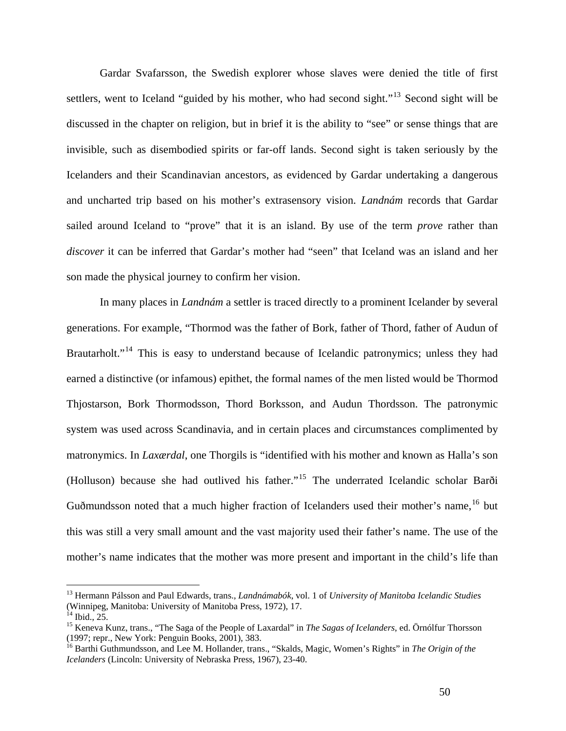Gardar Svafarsson, the Swedish explorer whose slaves were denied the title of first settlers, went to Iceland "guided by his mother, who had second sight."[13] Second sight will be discussed in the chapter on religion, but in brief it is the ability to "see" or sense things that are invisible, such as disembodied spirits or far-off lands. Second sight is taken seriously by the Icelanders and their Scandinavian ancestors, as evidenced by Gardar undertaking a dangerous and uncharted trip based on his mother's extrasensory vision. *Landnám* records that Gardar sailed around Iceland to "prove" that it is an island. By use of the term *prove* rather than *discover* it can be inferred that Gardar's mother had "seen" that Iceland was an island and her son made the physical journey to confirm her vision.

In many places in *Landnám* a settler is traced directly to a prominent Icelander by several generations. For example, "Thormod was the father of Bork, father of Thord, father of Audun of Brautarholt."[14] This is easy to understand because of Icelandic patronymics; unless they had earned a distinctive (or infamous) epithet, the formal names of the men listed would be Thormod Thjostarson, Bork Thormodsson, Thord Borksson, and Audun Thordsson. The patronymic system was used across Scandinavia, and in certain places and circumstances complimented by matronymics. In *Laxærdal*, one Thorgils is "identified with his mother and known as Halla's son (Holluson) because she had outlived his father."[15] The underrated Icelandic scholar Barði Guðmundsson noted that a much higher fraction of Icelanders used their mother's name,[16] but this was still a very small amount and the vast majority used their father's name. The use of the mother's name indicates that the mother was more present and important in the child's life than

---

[13] Hermann Pálsson and Paul Edwards, trans., *Landnámabók*, vol. 1 of *University of Manitoba Icelandic Studies* (Winnipeg, Manitoba: University of Manitoba Press, 1972), 17.

[14] Ibid., 25.

[15] Keneva Kunz, trans., "The Saga of the People of Laxardal" in *The Sagas of Icelanders*, ed. Örnólfur Thorsson (1997; repr., New York: Penguin Books, 2001), 383.

[16] Barthi Guthmundsson, and Lee M. Hollander, trans., "Skalds, Magic, Women's Rights" in *The Origin of the Icelanders* (Lincoln: University of Nebraska Press, 1967), 23-40.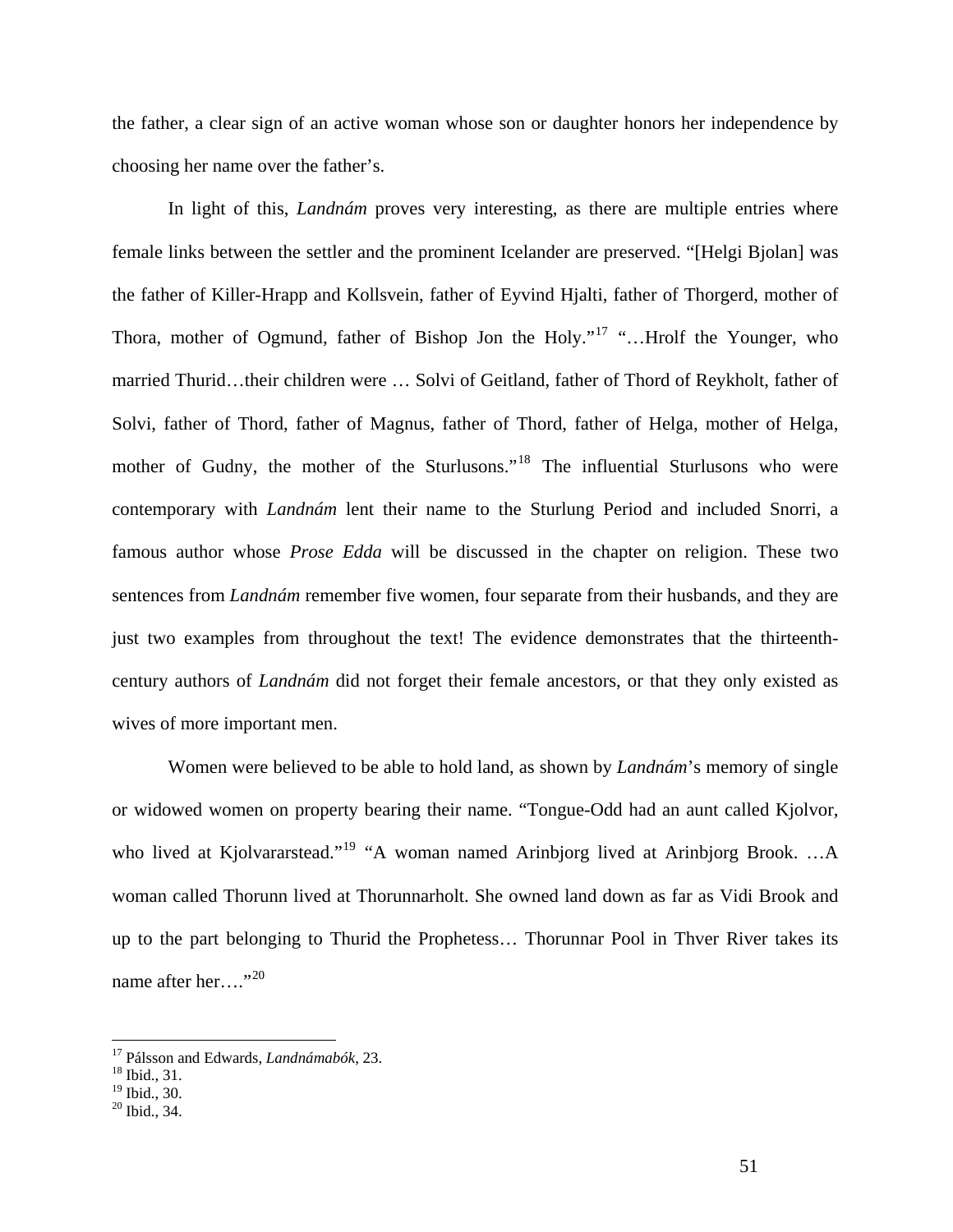the father, a clear sign of an active woman whose son or daughter honors her independence by choosing her name over the father's.

In light of this, *Landnám* proves very interesting, as there are multiple entries where female links between the settler and the prominent Icelander are preserved. "[Helgi Bjolan] was the father of Killer-Hrapp and Kollsvein, father of Eyvind Hjalti, father of Thorgerd, mother of Thora, mother of Ogmund, father of Bishop Jon the Holy."[17] "…Hrolf the Younger, who married Thurid…their children were … Solvi of Geitland, father of Thord of Reykholt, father of Solvi, father of Thord, father of Magnus, father of Thord, father of Helga, mother of Helga, mother of Gudny, the mother of the Sturlusons."[18] The influential Sturlusons who were contemporary with *Landnám* lent their name to the Sturlung Period and included Snorri, a famous author whose *Prose Edda* will be discussed in the chapter on religion. These two sentences from *Landnám* remember five women, four separate from their husbands, and they are just two examples from throughout the text! The evidence demonstrates that the thirteenth-century authors of *Landnám* did not forget their female ancestors, or that they only existed as wives of more important men.

Women were believed to be able to hold land, as shown by *Landnám*'s memory of single or widowed women on property bearing their name. "Tongue-Odd had an aunt called Kjolvor, who lived at Kjolvararstead."[19] "A woman named Arinbjorg lived at Arinbjorg Brook. …A woman called Thorunn lived at Thorunnarholt. She owned land down as far as Vidi Brook and up to the part belonging to Thurid the Prophetess… Thorunnar Pool in Thver River takes its name after her…."[20]

---

[17] Pálsson and Edwards, *Landnámabók*, 23.
[18] Ibid., 31.
[19] Ibid., 30.
[20] Ibid., 34.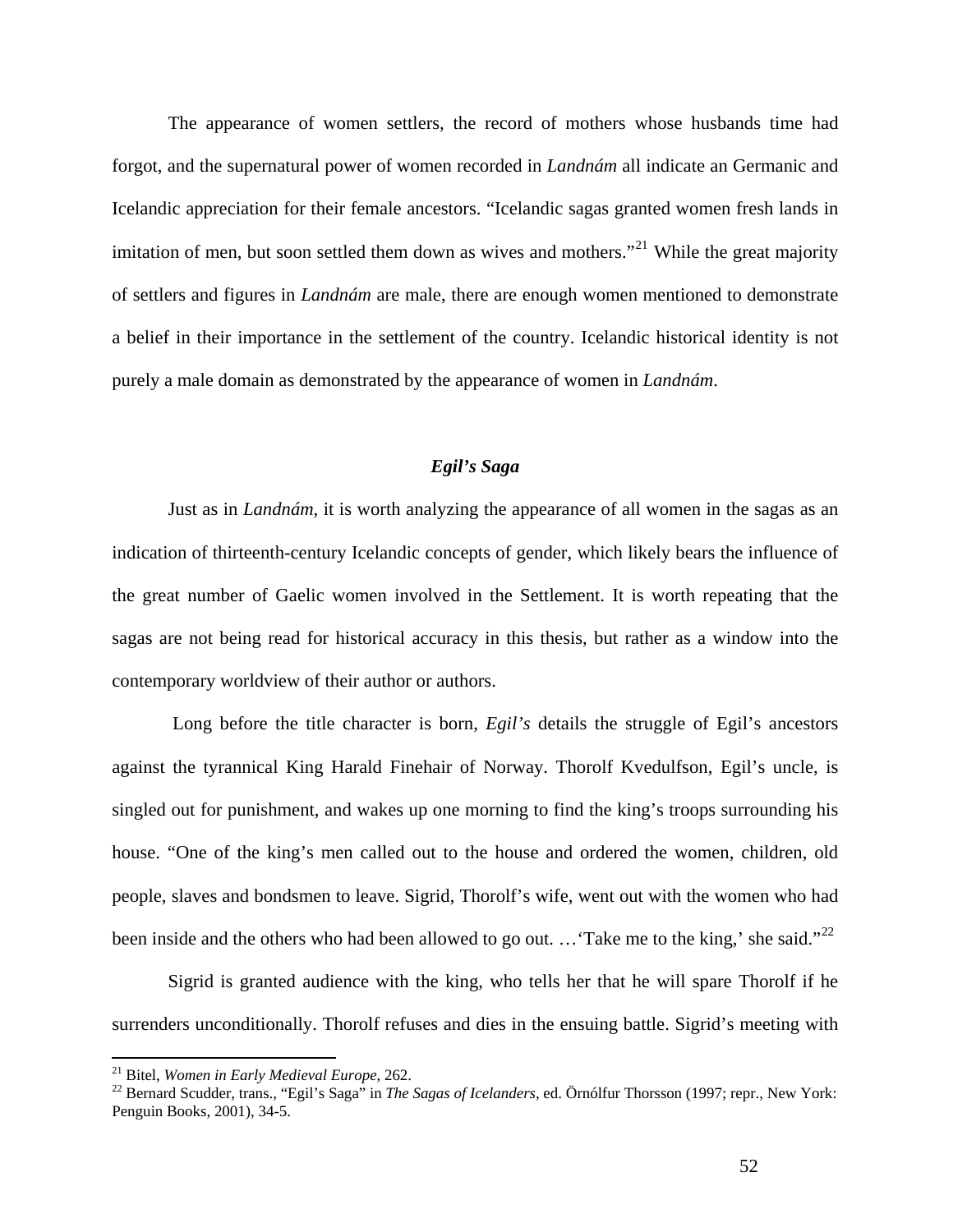The appearance of women settlers, the record of mothers whose husbands time had forgot, and the supernatural power of women recorded in *Landnám* all indicate an Germanic and Icelandic appreciation for their female ancestors. "Icelandic sagas granted women fresh lands in imitation of men, but soon settled them down as wives and mothers."[21] While the great majority of settlers and figures in *Landnám* are male, there are enough women mentioned to demonstrate a belief in their importance in the settlement of the country. Icelandic historical identity is not purely a male domain as demonstrated by the appearance of women in *Landnám*.

### *Egil's Saga*

Just as in *Landnám*, it is worth analyzing the appearance of all women in the sagas as an indication of thirteenth-century Icelandic concepts of gender, which likely bears the influence of the great number of Gaelic women involved in the Settlement. It is worth repeating that the sagas are not being read for historical accuracy in this thesis, but rather as a window into the contemporary worldview of their author or authors.

Long before the title character is born, *Egil's* details the struggle of Egil's ancestors against the tyrannical King Harald Finehair of Norway. Thorolf Kvedulfson, Egil's uncle, is singled out for punishment, and wakes up one morning to find the king's troops surrounding his house. "One of the king's men called out to the house and ordered the women, children, old people, slaves and bondsmen to leave. Sigrid, Thorolf's wife, went out with the women who had been inside and the others who had been allowed to go out. …'Take me to the king,' she said."[22]

Sigrid is granted audience with the king, who tells her that he will spare Thorolf if he surrenders unconditionally. Thorolf refuses and dies in the ensuing battle. Sigrid's meeting with

---

[21] Bitel, *Women in Early Medieval Europe*, 262.

[22] Bernard Scudder, trans., "Egil's Saga" in *The Sagas of Icelanders*, ed. Örnólfur Thorsson (1997; repr., New York: Penguin Books, 2001), 34-5.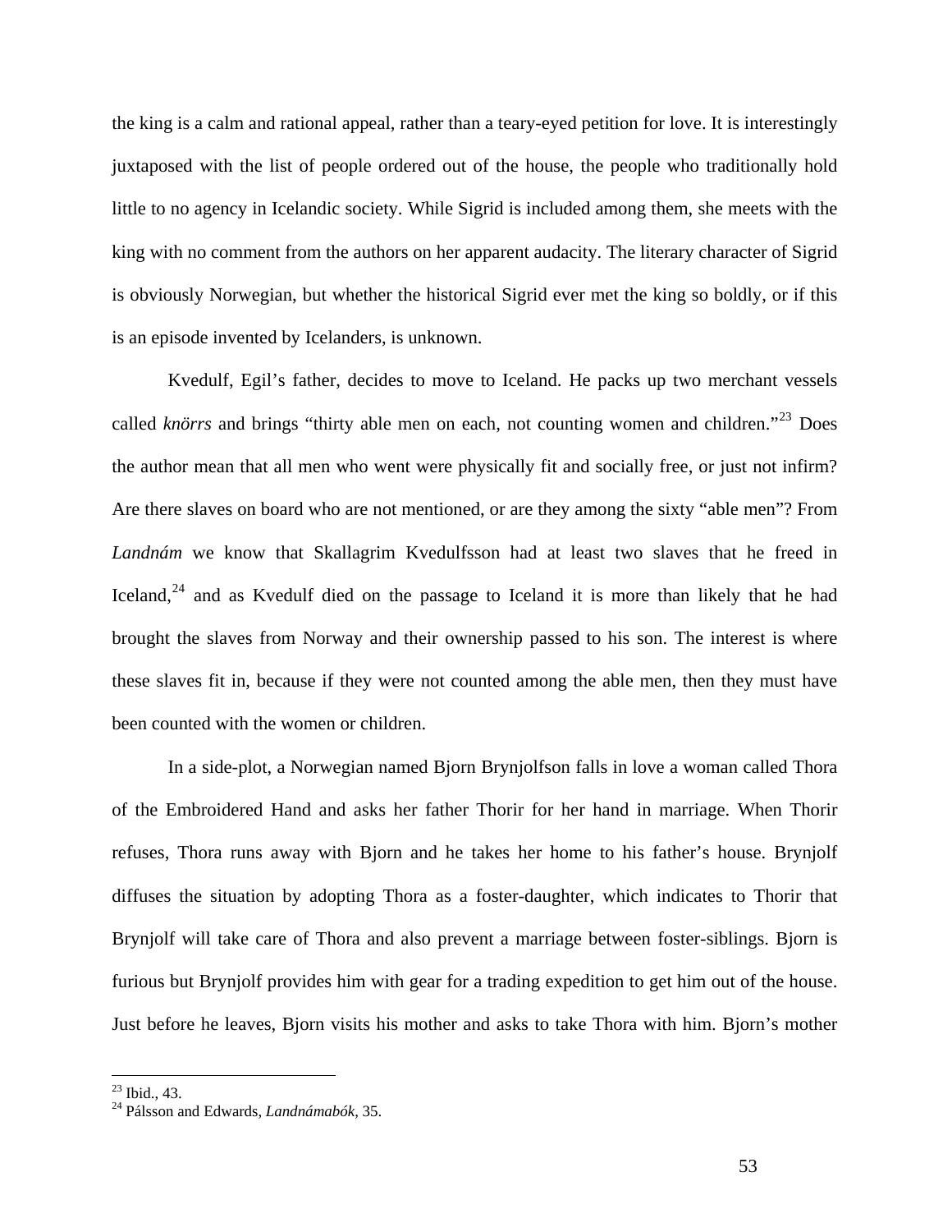the king is a calm and rational appeal, rather than a teary-eyed petition for love. It is interestingly juxtaposed with the list of people ordered out of the house, the people who traditionally hold little to no agency in Icelandic society. While Sigrid is included among them, she meets with the king with no comment from the authors on her apparent audacity. The literary character of Sigrid is obviously Norwegian, but whether the historical Sigrid ever met the king so boldly, or if this is an episode invented by Icelanders, is unknown.

Kvedulf, Egil's father, decides to move to Iceland. He packs up two merchant vessels called *knörrs* and brings "thirty able men on each, not counting women and children."[23] Does the author mean that all men who went were physically fit and socially free, or just not infirm? Are there slaves on board who are not mentioned, or are they among the sixty "able men"? From *Landnám* we know that Skallagrim Kvedulfsson had at least two slaves that he freed in Iceland,[24] and as Kvedulf died on the passage to Iceland it is more than likely that he had brought the slaves from Norway and their ownership passed to his son. The interest is where these slaves fit in, because if they were not counted among the able men, then they must have been counted with the women or children.

In a side-plot, a Norwegian named Bjorn Brynjolfson falls in love a woman called Thora of the Embroidered Hand and asks her father Thorir for her hand in marriage. When Thorir refuses, Thora runs away with Bjorn and he takes her home to his father's house. Brynjolf diffuses the situation by adopting Thora as a foster-daughter, which indicates to Thorir that Brynjolf will take care of Thora and also prevent a marriage between foster-siblings. Bjorn is furious but Brynjolf provides him with gear for a trading expedition to get him out of the house. Just before he leaves, Bjorn visits his mother and asks to take Thora with him. Bjorn's mother

---

[23] Ibid., 43.

[24] Pálsson and Edwards, *Landnámabók*, 35.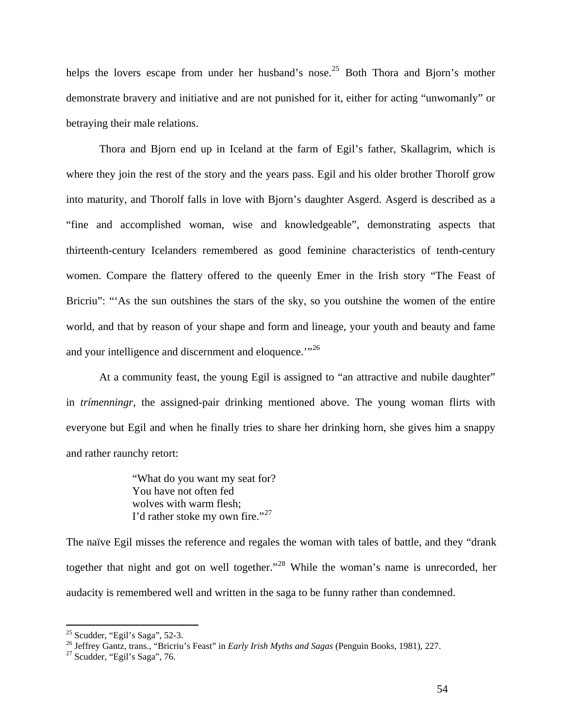helps the lovers escape from under her husband's nose.[25] Both Thora and Bjorn's mother demonstrate bravery and initiative and are not punished for it, either for acting "unwomanly" or betraying their male relations.

Thora and Bjorn end up in Iceland at the farm of Egil's father, Skallagrim, which is where they join the rest of the story and the years pass. Egil and his older brother Thorolf grow into maturity, and Thorolf falls in love with Bjorn's daughter Asgerd. Asgerd is described as a "fine and accomplished woman, wise and knowledgeable", demonstrating aspects that thirteenth-century Icelanders remembered as good feminine characteristics of tenth-century women. Compare the flattery offered to the queenly Emer in the Irish story "The Feast of Bricriu": "'As the sun outshines the stars of the sky, so you outshine the women of the entire world, and that by reason of your shape and form and lineage, your youth and beauty and fame and your intelligence and discernment and eloquence.'"[26]

At a community feast, the young Egil is assigned to "an attractive and nubile daughter" in *trímenningr*, the assigned-pair drinking mentioned above. The young woman flirts with everyone but Egil and when he finally tries to share her drinking horn, she gives him a snappy and rather raunchy retort:

> "What do you want my seat for?
> You have not often fed
> wolves with warm flesh;
> I'd rather stoke my own fire."[27]

The naïve Egil misses the reference and regales the woman with tales of battle, and they "drank together that night and got on well together."[28] While the woman's name is unrecorded, her audacity is remembered well and written in the saga to be funny rather than condemned.

---

[25] Scudder, "Egil's Saga", 52-3.
[26] Jeffrey Gantz, trans., "Bricriu's Feast" in *Early Irish Myths and Sagas* (Penguin Books, 1981), 227.
[27] Scudder, "Egil's Saga", 76.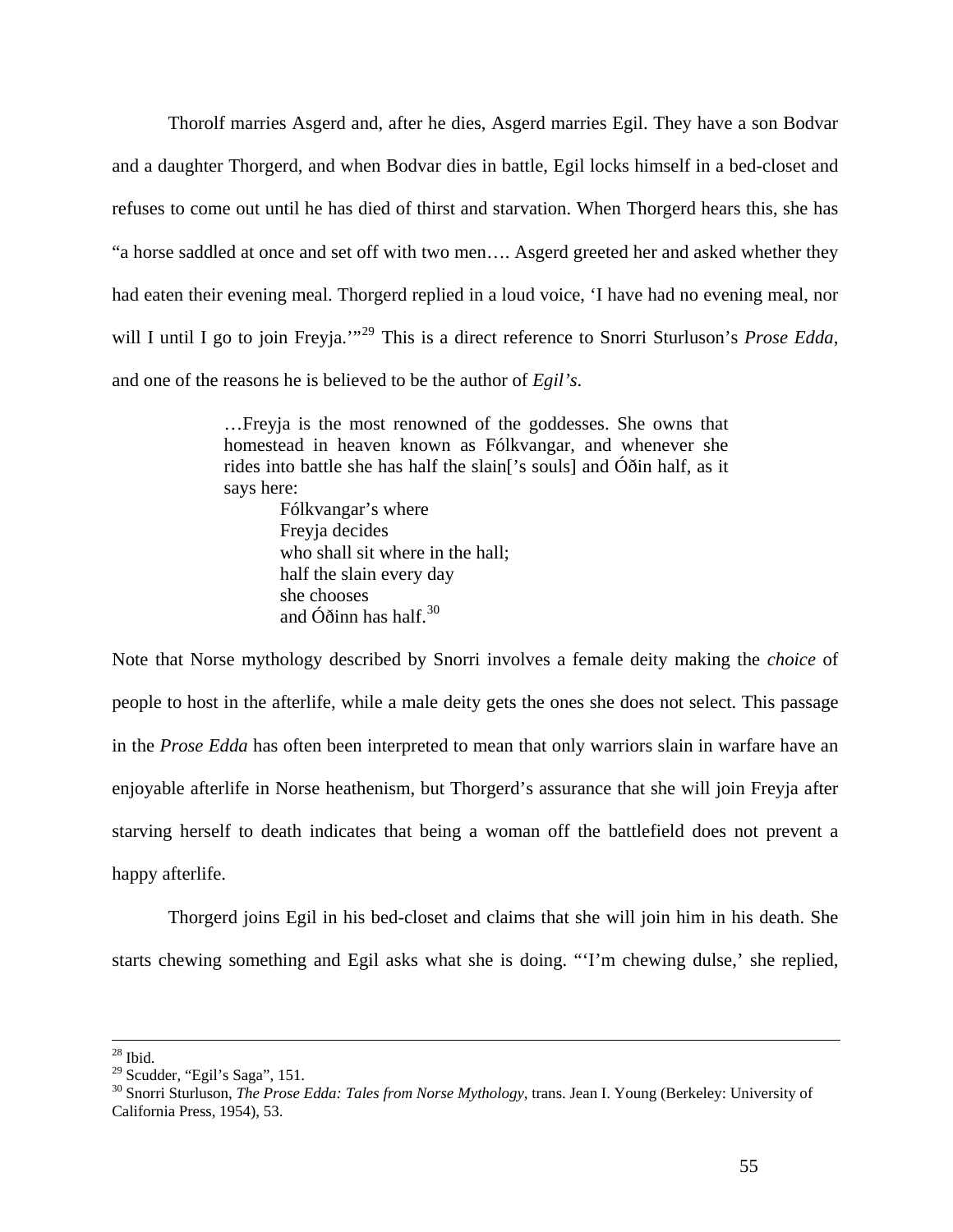Thorolf marries Asgerd and, after he dies, Asgerd marries Egil. They have a son Bodvar and a daughter Thorgerd, and when Bodvar dies in battle, Egil locks himself in a bed-closet and refuses to come out until he has died of thirst and starvation. When Thorgerd hears this, she has "a horse saddled at once and set off with two men…. Asgerd greeted her and asked whether they had eaten their evening meal. Thorgerd replied in a loud voice, 'I have had no evening meal, nor will I until I go to join Freyja.'"[29] This is a direct reference to Snorri Sturluson's *Prose Edda*, and one of the reasons he is believed to be the author of *Egil's*.

> …Freyja is the most renowned of the goddesses. She owns that homestead in heaven known as Fólkvangar, and whenever she rides into battle she has half the slain['s souls] and Óðin half, as it says here:
>
> Fólkvangar's where
> Freyja decides
> who shall sit where in the hall;
> half the slain every day
> she chooses
> and Óðinn has half.[30]

Note that Norse mythology described by Snorri involves a female deity making the *choice* of people to host in the afterlife, while a male deity gets the ones she does not select. This passage in the *Prose Edda* has often been interpreted to mean that only warriors slain in warfare have an enjoyable afterlife in Norse heathenism, but Thorgerd's assurance that she will join Freyja after starving herself to death indicates that being a woman off the battlefield does not prevent a happy afterlife.

Thorgerd joins Egil in his bed-closet and claims that she will join him in his death. She starts chewing something and Egil asks what she is doing. "'I'm chewing dulse,' she replied,

---

[28] Ibid.

[29] Scudder, "Egil's Saga", 151.

[30] Snorri Sturluson, *The Prose Edda: Tales from Norse Mythology*, trans. Jean I. Young (Berkeley: University of California Press, 1954), 53.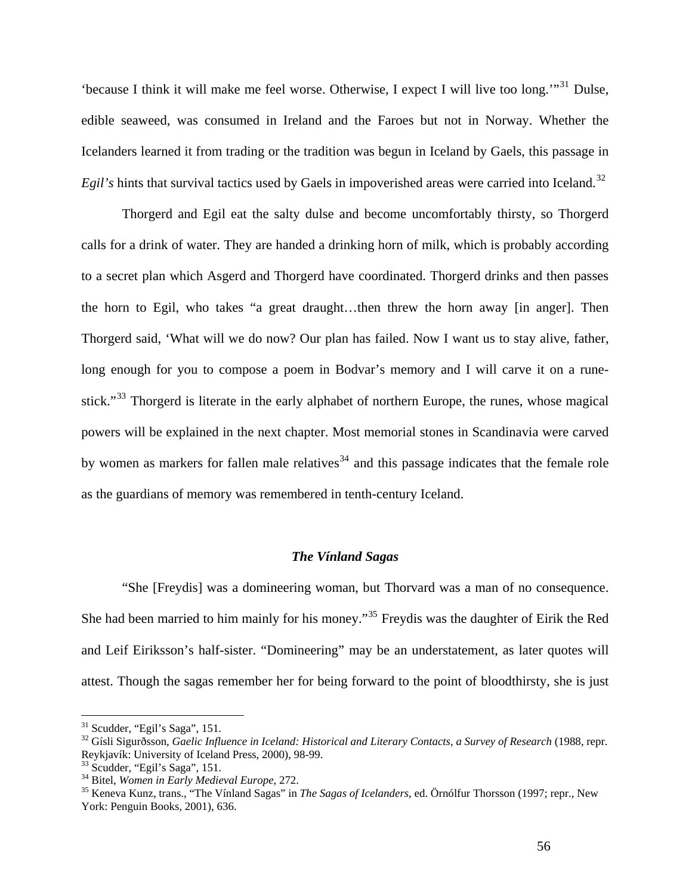'because I think it will make me feel worse. Otherwise, I expect I will live too long.'"[31] Dulse, edible seaweed, was consumed in Ireland and the Faroes but not in Norway. Whether the Icelanders learned it from trading or the tradition was begun in Iceland by Gaels, this passage in *Egil's* hints that survival tactics used by Gaels in impoverished areas were carried into Iceland.[32]

Thorgerd and Egil eat the salty dulse and become uncomfortably thirsty, so Thorgerd calls for a drink of water. They are handed a drinking horn of milk, which is probably according to a secret plan which Asgerd and Thorgerd have coordinated. Thorgerd drinks and then passes the horn to Egil, who takes "a great draught…then threw the horn away [in anger]. Then Thorgerd said, 'What will we do now? Our plan has failed. Now I want us to stay alive, father, long enough for you to compose a poem in Bodvar's memory and I will carve it on a rune-stick."[33] Thorgerd is literate in the early alphabet of northern Europe, the runes, whose magical powers will be explained in the next chapter. Most memorial stones in Scandinavia were carved by women as markers for fallen male relatives[34] and this passage indicates that the female role as the guardians of memory was remembered in tenth-century Iceland.

### *The Vínland Sagas*

"She [Freydis] was a domineering woman, but Thorvard was a man of no consequence. She had been married to him mainly for his money."[35] Freydis was the daughter of Eirik the Red and Leif Eiriksson's half-sister. "Domineering" may be an understatement, as later quotes will attest. Though the sagas remember her for being forward to the point of bloodthirsty, she is just

---

[31] Scudder, "Egil's Saga", 151.

[32] Gísli Sigurðsson, *Gaelic Influence in Iceland: Historical and Literary Contacts, a Survey of Research* (1988, repr. Reykjavík: University of Iceland Press, 2000), 98-99.

[33] Scudder, "Egil's Saga", 151.

[34] Bitel, *Women in Early Medieval Europe*, 272.

[35] Keneva Kunz, trans., "The Vínland Sagas" in *The Sagas of Icelanders*, ed. Örnólfur Thorsson (1997; repr., New York: Penguin Books, 2001), 636.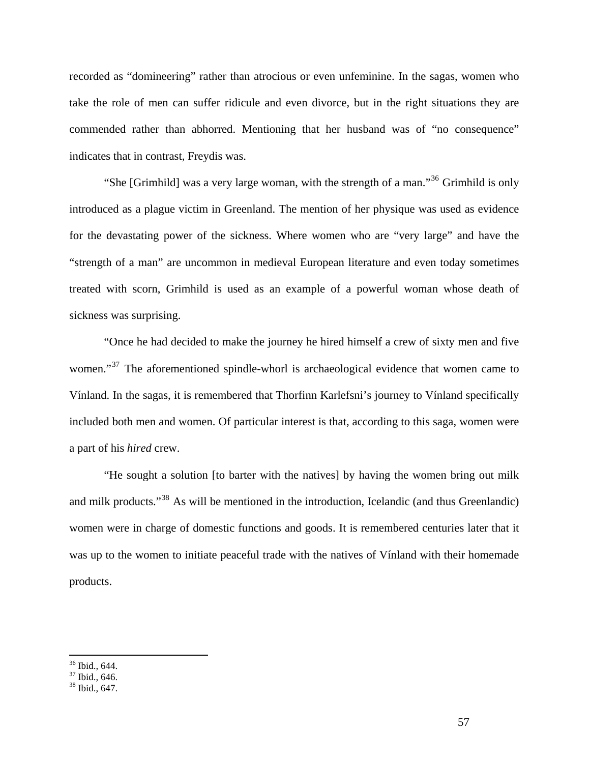recorded as “domineering” rather than atrocious or even unfeminine. In the sagas, women who take the role of men can suffer ridicule and even divorce, but in the right situations they are commended rather than abhorred. Mentioning that her husband was of “no consequence” indicates that in contrast, Freydis was.

“She [Grimhild] was a very large woman, with the strength of a man.”[36] Grimhild is only introduced as a plague victim in Greenland. The mention of her physique was used as evidence for the devastating power of the sickness. Where women who are “very large” and have the “strength of a man” are uncommon in medieval European literature and even today sometimes treated with scorn, Grimhild is used as an example of a powerful woman whose death of sickness was surprising.

“Once he had decided to make the journey he hired himself a crew of sixty men and five women.”[37] The aforementioned spindle-whorl is archaeological evidence that women came to Vínland. In the sagas, it is remembered that Thorfinn Karlefsni’s journey to Vínland specifically included both men and women. Of particular interest is that, according to this saga, women were a part of his *hired* crew.

“He sought a solution [to barter with the natives] by having the women bring out milk and milk products.”[38] As will be mentioned in the introduction, Icelandic (and thus Greenlandic) women were in charge of domestic functions and goods. It is remembered centuries later that it was up to the women to initiate peaceful trade with the natives of Vínland with their homemade products.

[36] Ibid., 644.
[37] Ibid., 646.
[38] Ibid., 647.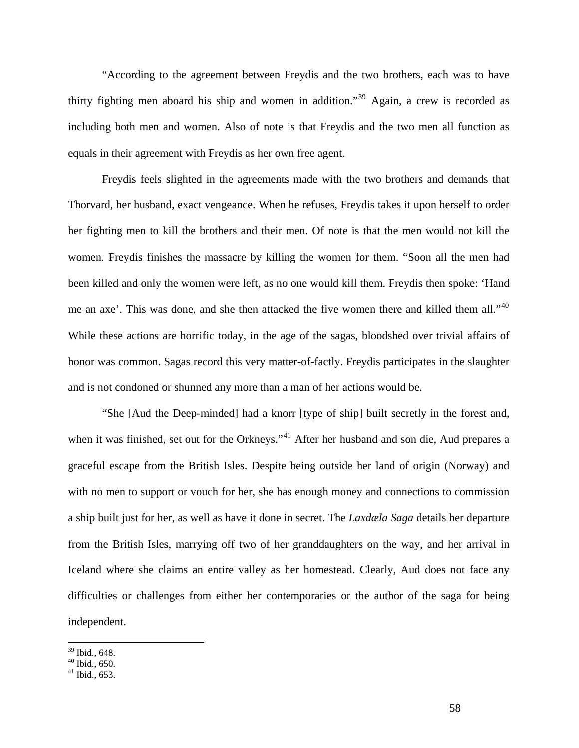"According to the agreement between Freydis and the two brothers, each was to have thirty fighting men aboard his ship and women in addition."[39] Again, a crew is recorded as including both men and women. Also of note is that Freydis and the two men all function as equals in their agreement with Freydis as her own free agent.

Freydis feels slighted in the agreements made with the two brothers and demands that Thorvard, her husband, exact vengeance. When he refuses, Freydis takes it upon herself to order her fighting men to kill the brothers and their men. Of note is that the men would not kill the women. Freydis finishes the massacre by killing the women for them. "Soon all the men had been killed and only the women were left, as no one would kill them. Freydis then spoke: 'Hand me an axe'. This was done, and she then attacked the five women there and killed them all."[40] While these actions are horrific today, in the age of the sagas, bloodshed over trivial affairs of honor was common. Sagas record this very matter-of-factly. Freydis participates in the slaughter and is not condoned or shunned any more than a man of her actions would be.

"She [Aud the Deep-minded] had a knorr [type of ship] built secretly in the forest and, when it was finished, set out for the Orkneys."[41] After her husband and son die, Aud prepares a graceful escape from the British Isles. Despite being outside her land of origin (Norway) and with no men to support or vouch for her, she has enough money and connections to commission a ship built just for her, as well as have it done in secret. The *Laxdæla Saga* details her departure from the British Isles, marrying off two of her granddaughters on the way, and her arrival in Iceland where she claims an entire valley as her homestead. Clearly, Aud does not face any difficulties or challenges from either her contemporaries or the author of the saga for being independent.

---

[39] Ibid., 648.
[40] Ibid., 650.
[41] Ibid., 653.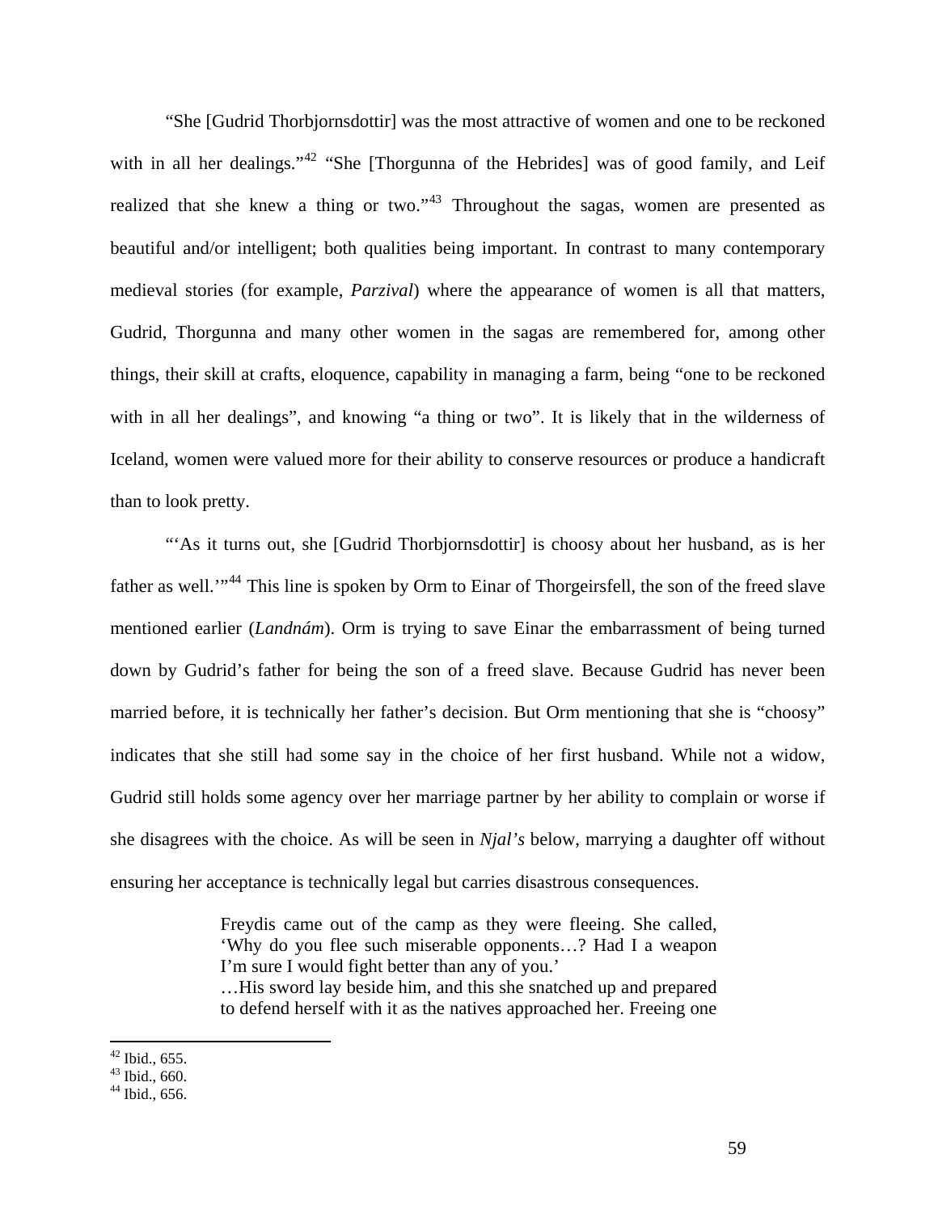"She [Gudrid Thorbjornsdottir] was the most attractive of women and one to be reckoned with in all her dealings."[42] "She [Thorgunna of the Hebrides] was of good family, and Leif realized that she knew a thing or two."[43] Throughout the sagas, women are presented as beautiful and/or intelligent; both qualities being important. In contrast to many contemporary medieval stories (for example, *Parzival*) where the appearance of women is all that matters, Gudrid, Thorgunna and many other women in the sagas are remembered for, among other things, their skill at crafts, eloquence, capability in managing a farm, being "one to be reckoned with in all her dealings", and knowing "a thing or two". It is likely that in the wilderness of Iceland, women were valued more for their ability to conserve resources or produce a handicraft than to look pretty.

"'As it turns out, she [Gudrid Thorbjornsdottir] is choosy about her husband, as is her father as well.'"[44] This line is spoken by Orm to Einar of Thorgeirsfell, the son of the freed slave mentioned earlier (*Landnám*). Orm is trying to save Einar the embarrassment of being turned down by Gudrid's father for being the son of a freed slave. Because Gudrid has never been married before, it is technically her father's decision. But Orm mentioning that she is "choosy" indicates that she still had some say in the choice of her first husband. While not a widow, Gudrid still holds some agency over her marriage partner by her ability to complain or worse if she disagrees with the choice. As will be seen in *Njal's* below, marrying a daughter off without ensuring her acceptance is technically legal but carries disastrous consequences.

> Freydis came out of the camp as they were fleeing. She called, 'Why do you flee such miserable opponents…? Had I a weapon I'm sure I would fight better than any of you.'
> …His sword lay beside him, and this she snatched up and prepared to defend herself with it as the natives approached her. Freeing one

[42] Ibid., 655.
[43] Ibid., 660.
[44] Ibid., 656.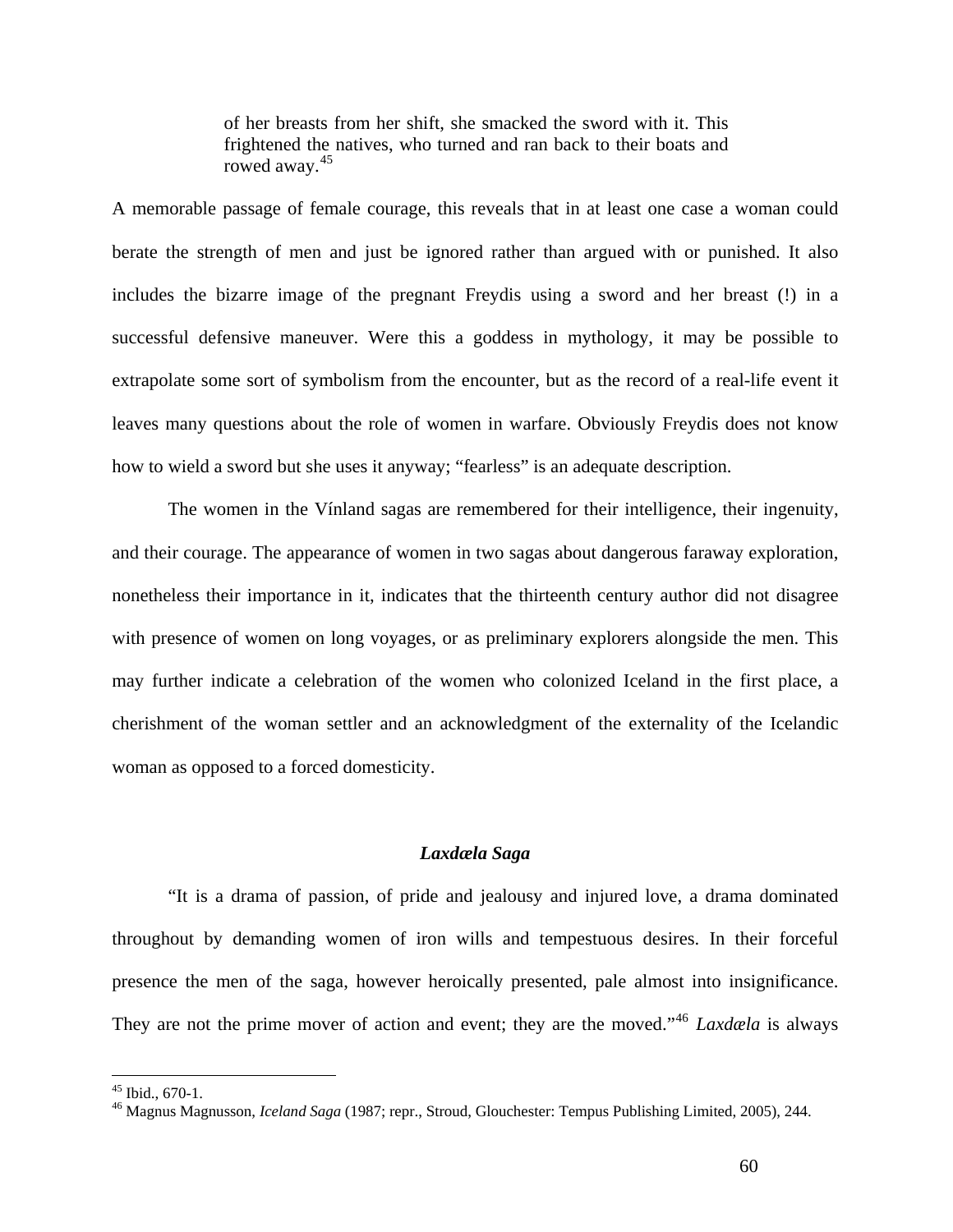> of her breasts from her shift, she smacked the sword with it. This frightened the natives, who turned and ran back to their boats and rowed away.[45]

A memorable passage of female courage, this reveals that in at least one case a woman could berate the strength of men and just be ignored rather than argued with or punished. It also includes the bizarre image of the pregnant Freydis using a sword and her breast (!) in a successful defensive maneuver. Were this a goddess in mythology, it may be possible to extrapolate some sort of symbolism from the encounter, but as the record of a real-life event it leaves many questions about the role of women in warfare. Obviously Freydis does not know how to wield a sword but she uses it anyway; "fearless" is an adequate description.

The women in the Vínland sagas are remembered for their intelligence, their ingenuity, and their courage. The appearance of women in two sagas about dangerous faraway exploration, nonetheless their importance in it, indicates that the thirteenth century author did not disagree with presence of women on long voyages, or as preliminary explorers alongside the men. This may further indicate a celebration of the women who colonized Iceland in the first place, a cherishment of the woman settler and an acknowledgment of the externality of the Icelandic woman as opposed to a forced domesticity.

### *Laxdæla Saga*

"It is a drama of passion, of pride and jealousy and injured love, a drama dominated throughout by demanding women of iron wills and tempestuous desires. In their forceful presence the men of the saga, however heroically presented, pale almost into insignificance. They are not the prime mover of action and event; they are the moved."[46] *Laxdæla* is always

---

[45] Ibid., 670-1.

[46] Magnus Magnusson, *Iceland Saga* (1987; repr., Stroud, Glouchester: Tempus Publishing Limited, 2005), 244.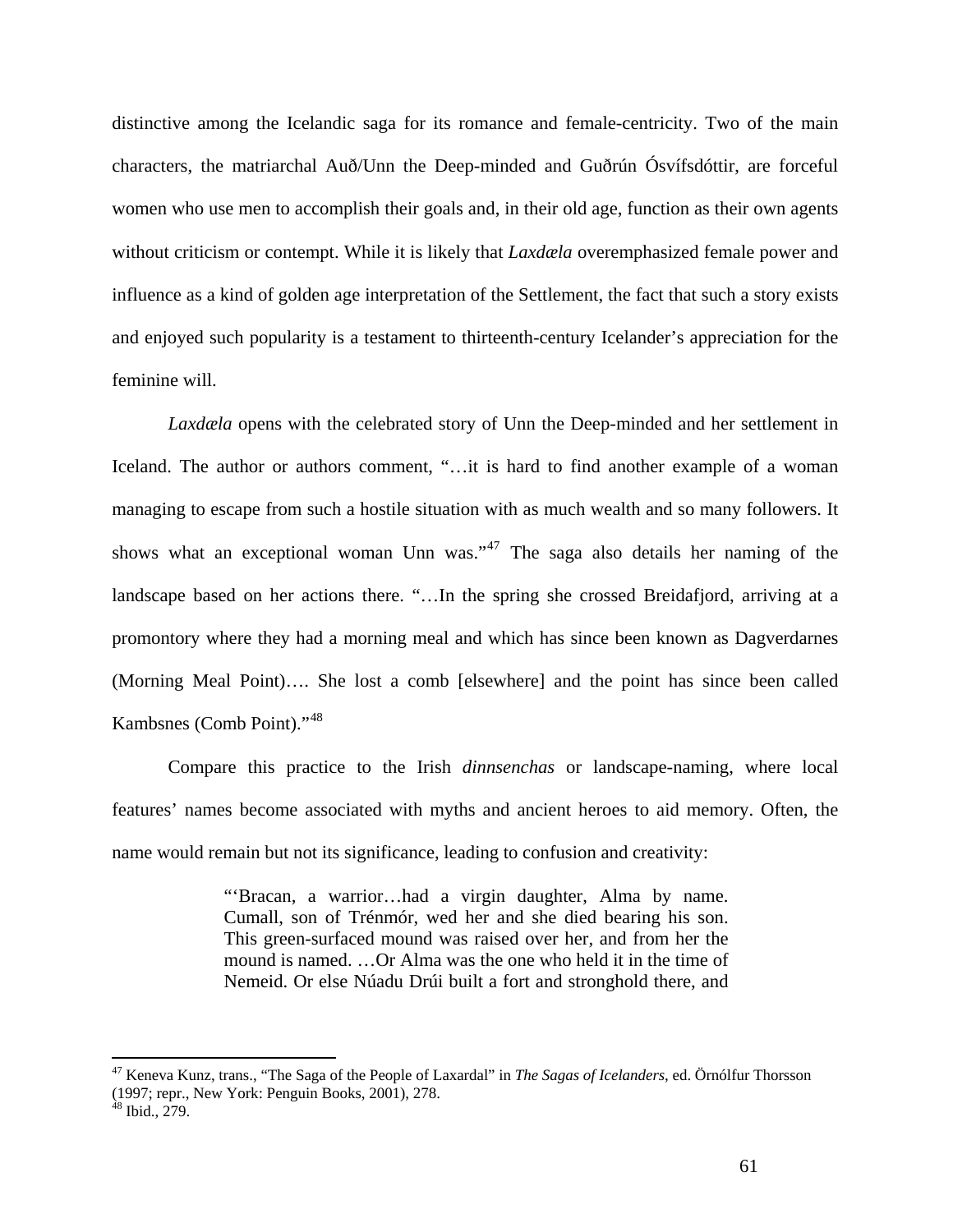distinctive among the Icelandic saga for its romance and female-centricity. Two of the main characters, the matriarchal Auð/Unn the Deep-minded and Guðrún Ósvífsdóttir, are forceful women who use men to accomplish their goals and, in their old age, function as their own agents without criticism or contempt. While it is likely that *Laxdæla* overemphasized female power and influence as a kind of golden age interpretation of the Settlement, the fact that such a story exists and enjoyed such popularity is a testament to thirteenth-century Icelander's appreciation for the feminine will.

*Laxdæla* opens with the celebrated story of Unn the Deep-minded and her settlement in Iceland. The author or authors comment, "…it is hard to find another example of a woman managing to escape from such a hostile situation with as much wealth and so many followers. It shows what an exceptional woman Unn was."[47] The saga also details her naming of the landscape based on her actions there. "…In the spring she crossed Breidafjord, arriving at a promontory where they had a morning meal and which has since been known as Dagverdarnes (Morning Meal Point)…. She lost a comb [elsewhere] and the point has since been called Kambsnes (Comb Point)."[48]

Compare this practice to the Irish *dinnsenchas* or landscape-naming, where local features' names become associated with myths and ancient heroes to aid memory. Often, the name would remain but not its significance, leading to confusion and creativity:

> "'Bracan, a warrior…had a virgin daughter, Alma by name. Cumall, son of Trénmór, wed her and she died bearing his son. This green-surfaced mound was raised over her, and from her the mound is named. …Or Alma was the one who held it in the time of Nemeid. Or else Núadu Drúi built a fort and stronghold there, and

---

[47] Keneva Kunz, trans., "The Saga of the People of Laxardal" in *The Sagas of Icelanders*, ed. Örnólfur Thorsson (1997; repr., New York: Penguin Books, 2001), 278.

[48] Ibid., 279.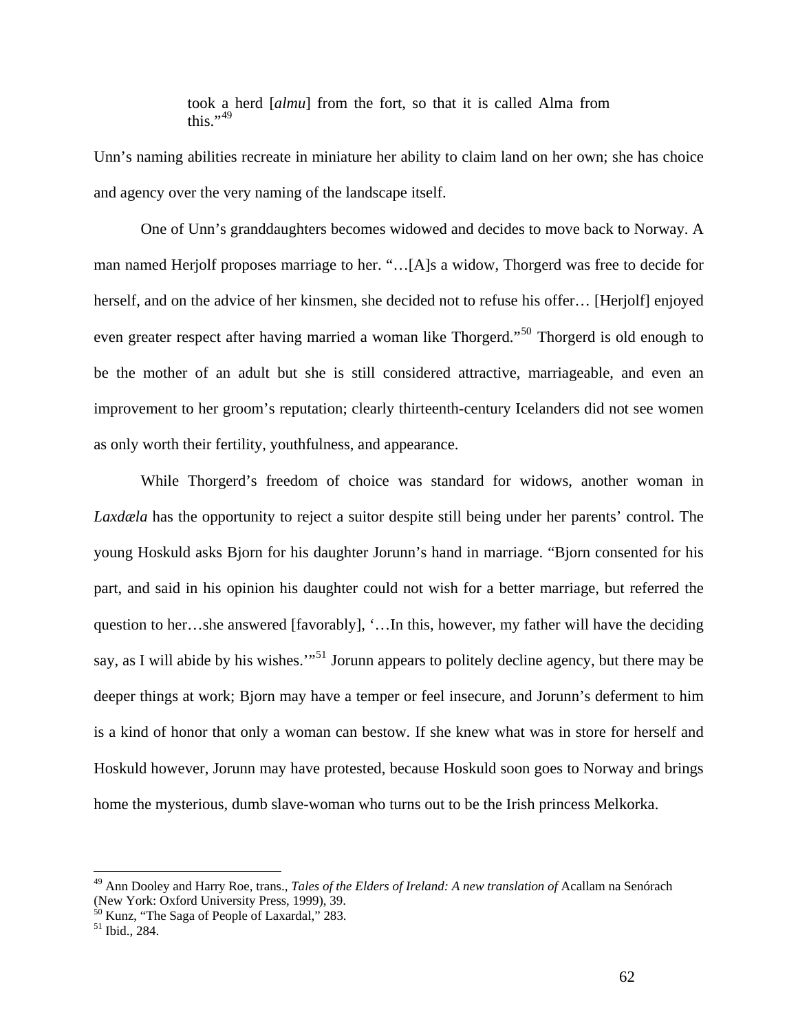> took a herd [*almu*] from the fort, so that it is called Alma from this."[49]

Unn's naming abilities recreate in miniature her ability to claim land on her own; she has choice and agency over the very naming of the landscape itself.

One of Unn's granddaughters becomes widowed and decides to move back to Norway. A man named Herjolf proposes marriage to her. "…[A]s a widow, Thorgerd was free to decide for herself, and on the advice of her kinsmen, she decided not to refuse his offer… [Herjolf] enjoyed even greater respect after having married a woman like Thorgerd."[50] Thorgerd is old enough to be the mother of an adult but she is still considered attractive, marriageable, and even an improvement to her groom's reputation; clearly thirteenth-century Icelanders did not see women as only worth their fertility, youthfulness, and appearance.

While Thorgerd's freedom of choice was standard for widows, another woman in *Laxdæla* has the opportunity to reject a suitor despite still being under her parents' control. The young Hoskuld asks Bjorn for his daughter Jorunn's hand in marriage. "Bjorn consented for his part, and said in his opinion his daughter could not wish for a better marriage, but referred the question to her…she answered [favorably], '…In this, however, my father will have the deciding say, as I will abide by his wishes.'"[51] Jorunn appears to politely decline agency, but there may be deeper things at work; Bjorn may have a temper or feel insecure, and Jorunn's deferment to him is a kind of honor that only a woman can bestow. If she knew what was in store for herself and Hoskuld however, Jorunn may have protested, because Hoskuld soon goes to Norway and brings home the mysterious, dumb slave-woman who turns out to be the Irish princess Melkorka.

---

[49] Ann Dooley and Harry Roe, trans., *Tales of the Elders of Ireland: A new translation of* Acallam na Senórach (New York: Oxford University Press, 1999), 39.

[50] Kunz, "The Saga of People of Laxardal," 283.

[51] Ibid., 284.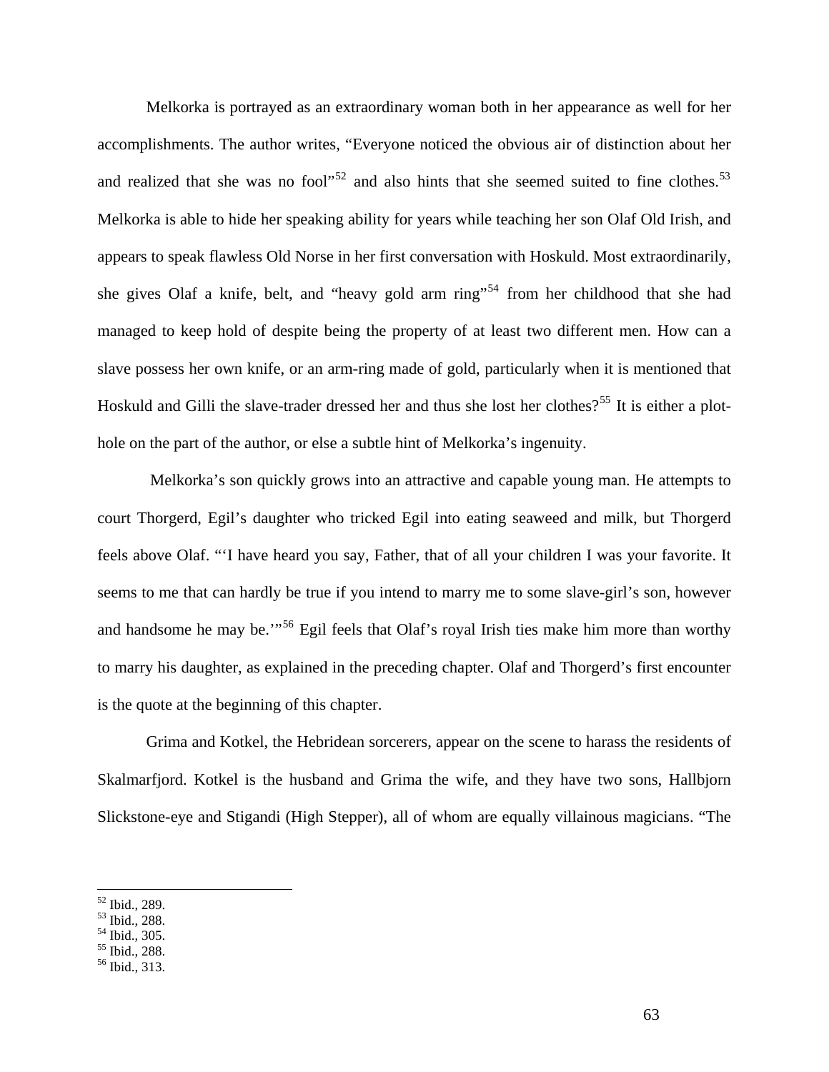Melkorka is portrayed as an extraordinary woman both in her appearance as well for her accomplishments. The author writes, "Everyone noticed the obvious air of distinction about her and realized that she was no fool"[52] and also hints that she seemed suited to fine clothes.[53] Melkorka is able to hide her speaking ability for years while teaching her son Olaf Old Irish, and appears to speak flawless Old Norse in her first conversation with Hoskuld. Most extraordinarily, she gives Olaf a knife, belt, and "heavy gold arm ring"[54] from her childhood that she had managed to keep hold of despite being the property of at least two different men. How can a slave possess her own knife, or an arm-ring made of gold, particularly when it is mentioned that Hoskuld and Gilli the slave-trader dressed her and thus she lost her clothes?[55] It is either a plot-hole on the part of the author, or else a subtle hint of Melkorka's ingenuity.

Melkorka's son quickly grows into an attractive and capable young man. He attempts to court Thorgerd, Egil's daughter who tricked Egil into eating seaweed and milk, but Thorgerd feels above Olaf. "'I have heard you say, Father, that of all your children I was your favorite. It seems to me that can hardly be true if you intend to marry me to some slave-girl's son, however and handsome he may be.'"[56] Egil feels that Olaf's royal Irish ties make him more than worthy to marry his daughter, as explained in the preceding chapter. Olaf and Thorgerd's first encounter is the quote at the beginning of this chapter.

Grima and Kotkel, the Hebridean sorcerers, appear on the scene to harass the residents of Skalmarfjord. Kotkel is the husband and Grima the wife, and they have two sons, Hallbjorn Slickstone-eye and Stigandi (High Stepper), all of whom are equally villainous magicians. "The

[52] Ibid., 289.
[53] Ibid., 288.
[54] Ibid., 305.
[55] Ibid., 288.
[56] Ibid., 313.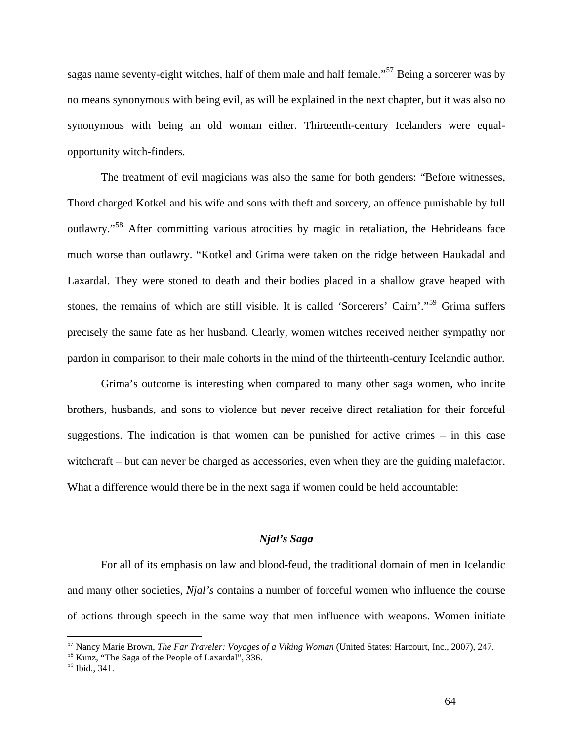sagas name seventy-eight witches, half of them male and half female."[57] Being a sorcerer was by no means synonymous with being evil, as will be explained in the next chapter, but it was also no synonymous with being an old woman either. Thirteenth-century Icelanders were equal-opportunity witch-finders.

The treatment of evil magicians was also the same for both genders: "Before witnesses, Thord charged Kotkel and his wife and sons with theft and sorcery, an offence punishable by full outlawry."[58] After committing various atrocities by magic in retaliation, the Hebrideans face much worse than outlawry. "Kotkel and Grima were taken on the ridge between Haukadal and Laxardal. They were stoned to death and their bodies placed in a shallow grave heaped with stones, the remains of which are still visible. It is called 'Sorcerers' Cairn'."[59] Grima suffers precisely the same fate as her husband. Clearly, women witches received neither sympathy nor pardon in comparison to their male cohorts in the mind of the thirteenth-century Icelandic author.

Grima's outcome is interesting when compared to many other saga women, who incite brothers, husbands, and sons to violence but never receive direct retaliation for their forceful suggestions. The indication is that women can be punished for active crimes – in this case witchcraft – but can never be charged as accessories, even when they are the guiding malefactor. What a difference would there be in the next saga if women could be held accountable:

### *Njal's Saga*

For all of its emphasis on law and blood-feud, the traditional domain of men in Icelandic and many other societies, *Njal's* contains a number of forceful women who influence the course of actions through speech in the same way that men influence with weapons. Women initiate

[57] Nancy Marie Brown, *The Far Traveler: Voyages of a Viking Woman* (United States: Harcourt, Inc., 2007), 247.
[58] Kunz, "The Saga of the People of Laxardal", 336.
[59] Ibid., 341.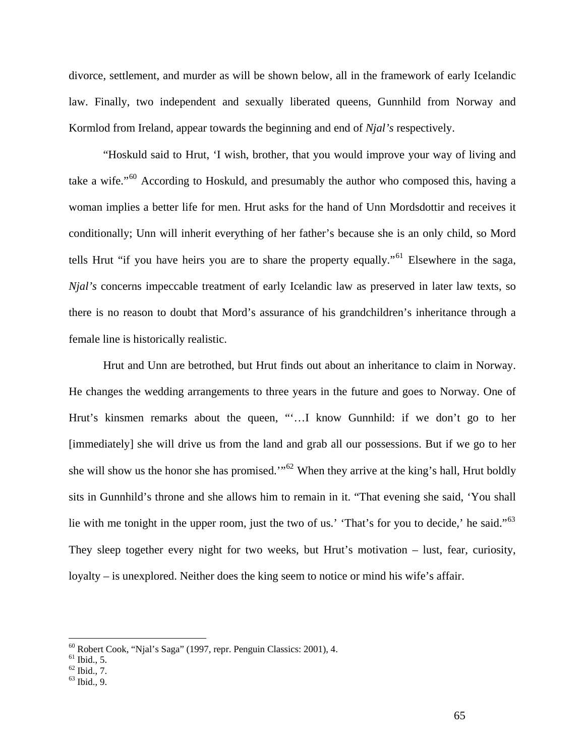divorce, settlement, and murder as will be shown below, all in the framework of early Icelandic law. Finally, two independent and sexually liberated queens, Gunnhild from Norway and Kormlod from Ireland, appear towards the beginning and end of *Njal's* respectively.

"Hoskuld said to Hrut, 'I wish, brother, that you would improve your way of living and take a wife.'"[60] According to Hoskuld, and presumably the author who composed this, having a woman implies a better life for men. Hrut asks for the hand of Unn Mordsdottir and receives it conditionally; Unn will inherit everything of her father's because she is an only child, so Mord tells Hrut "if you have heirs you are to share the property equally."[61] Elsewhere in the saga, *Njal's* concerns impeccable treatment of early Icelandic law as preserved in later law texts, so there is no reason to doubt that Mord's assurance of his grandchildren's inheritance through a female line is historically realistic.

Hrut and Unn are betrothed, but Hrut finds out about an inheritance to claim in Norway. He changes the wedding arrangements to three years in the future and goes to Norway. One of Hrut's kinsmen remarks about the queen, "'…I know Gunnhild: if we don't go to her [immediately] she will drive us from the land and grab all our possessions. But if we go to her she will show us the honor she has promised.'"[62] When they arrive at the king's hall, Hrut boldly sits in Gunnhild's throne and she allows him to remain in it. "That evening she said, 'You shall lie with me tonight in the upper room, just the two of us.' 'That's for you to decide,' he said."[63] They sleep together every night for two weeks, but Hrut's motivation – lust, fear, curiosity, loyalty – is unexplored. Neither does the king seem to notice or mind his wife's affair.

---

[60] Robert Cook, "Njal's Saga" (1997, repr. Penguin Classics: 2001), 4.
[61] Ibid., 5.
[62] Ibid., 7.
[63] Ibid., 9.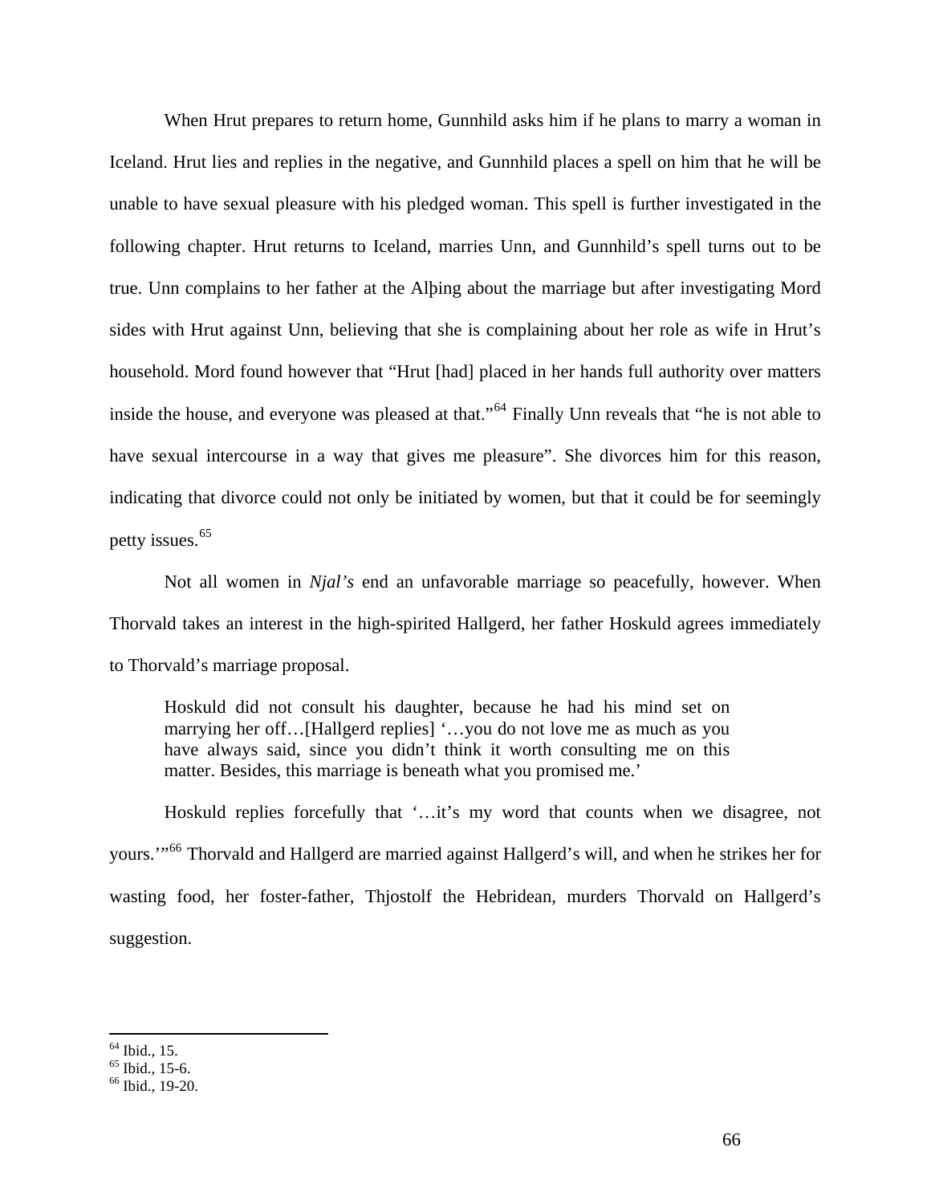When Hrut prepares to return home, Gunnhild asks him if he plans to marry a woman in Iceland. Hrut lies and replies in the negative, and Gunnhild places a spell on him that he will be unable to have sexual pleasure with his pledged woman. This spell is further investigated in the following chapter. Hrut returns to Iceland, marries Unn, and Gunnhild's spell turns out to be true. Unn complains to her father at the Alþing about the marriage but after investigating Mord sides with Hrut against Unn, believing that she is complaining about her role as wife in Hrut's household. Mord found however that "Hrut [had] placed in her hands full authority over matters inside the house, and everyone was pleased at that."[64] Finally Unn reveals that "he is not able to have sexual intercourse in a way that gives me pleasure". She divorces him for this reason, indicating that divorce could not only be initiated by women, but that it could be for seemingly petty issues.[65]

Not all women in *Njal's* end an unfavorable marriage so peacefully, however. When Thorvald takes an interest in the high-spirited Hallgerd, her father Hoskuld agrees immediately to Thorvald's marriage proposal.

> Hoskuld did not consult his daughter, because he had his mind set on marrying her off…[Hallgerd replies] '…you do not love me as much as you have always said, since you didn't think it worth consulting me on this matter. Besides, this marriage is beneath what you promised me.'

Hoskuld replies forcefully that '…it's my word that counts when we disagree, not yours.'"[66] Thorvald and Hallgerd are married against Hallgerd's will, and when he strikes her for wasting food, her foster-father, Thjostolf the Hebridean, murders Thorvald on Hallgerd's suggestion.

---

[64] Ibid., 15.
[65] Ibid., 15-6.
[66] Ibid., 19-20.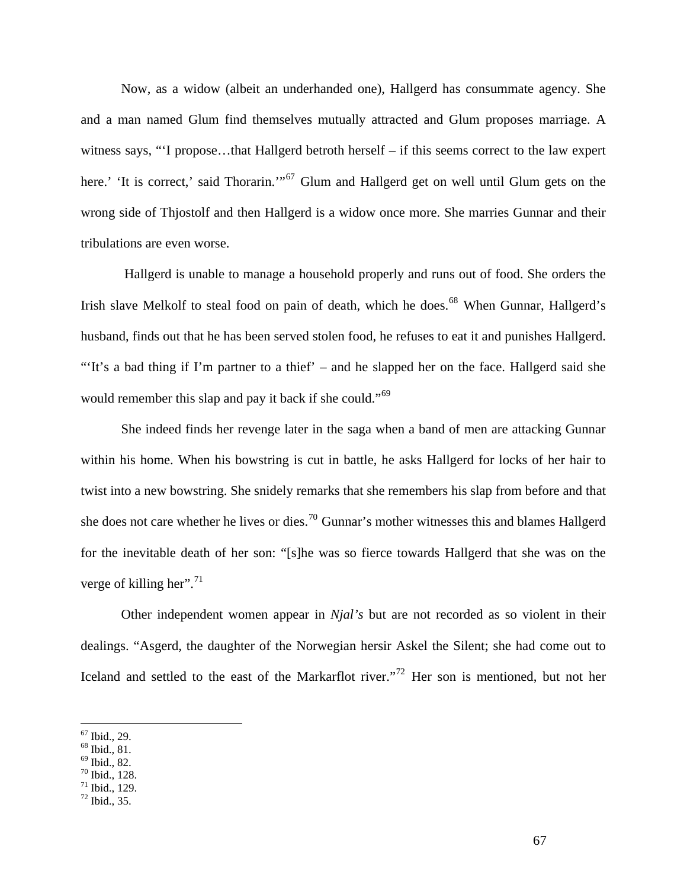Now, as a widow (albeit an underhanded one), Hallgerd has consummate agency. She and a man named Glum find themselves mutually attracted and Glum proposes marriage. A witness says, "'I propose…that Hallgerd betroth herself – if this seems correct to the law expert here.' 'It is correct,' said Thorarin.'"[67] Glum and Hallgerd get on well until Glum gets on the wrong side of Thjostolf and then Hallgerd is a widow once more. She marries Gunnar and their tribulations are even worse.

Hallgerd is unable to manage a household properly and runs out of food. She orders the Irish slave Melkolf to steal food on pain of death, which he does.[68] When Gunnar, Hallgerd's husband, finds out that he has been served stolen food, he refuses to eat it and punishes Hallgerd. "'It's a bad thing if I'm partner to a thief' – and he slapped her on the face. Hallgerd said she would remember this slap and pay it back if she could."[69]

She indeed finds her revenge later in the saga when a band of men are attacking Gunnar within his home. When his bowstring is cut in battle, he asks Hallgerd for locks of her hair to twist into a new bowstring. She snidely remarks that she remembers his slap from before and that she does not care whether he lives or dies.[70] Gunnar's mother witnesses this and blames Hallgerd for the inevitable death of her son: "[s]he was so fierce towards Hallgerd that she was on the verge of killing her".[71]

Other independent women appear in *Njal's* but are not recorded as so violent in their dealings. "Asgerd, the daughter of the Norwegian hersir Askel the Silent; she had come out to Iceland and settled to the east of the Markarflot river."[72] Her son is mentioned, but not her

---

[67] Ibid., 29.
[68] Ibid., 81.
[69] Ibid., 82.
[70] Ibid., 128.
[71] Ibid., 129.
[72] Ibid., 35.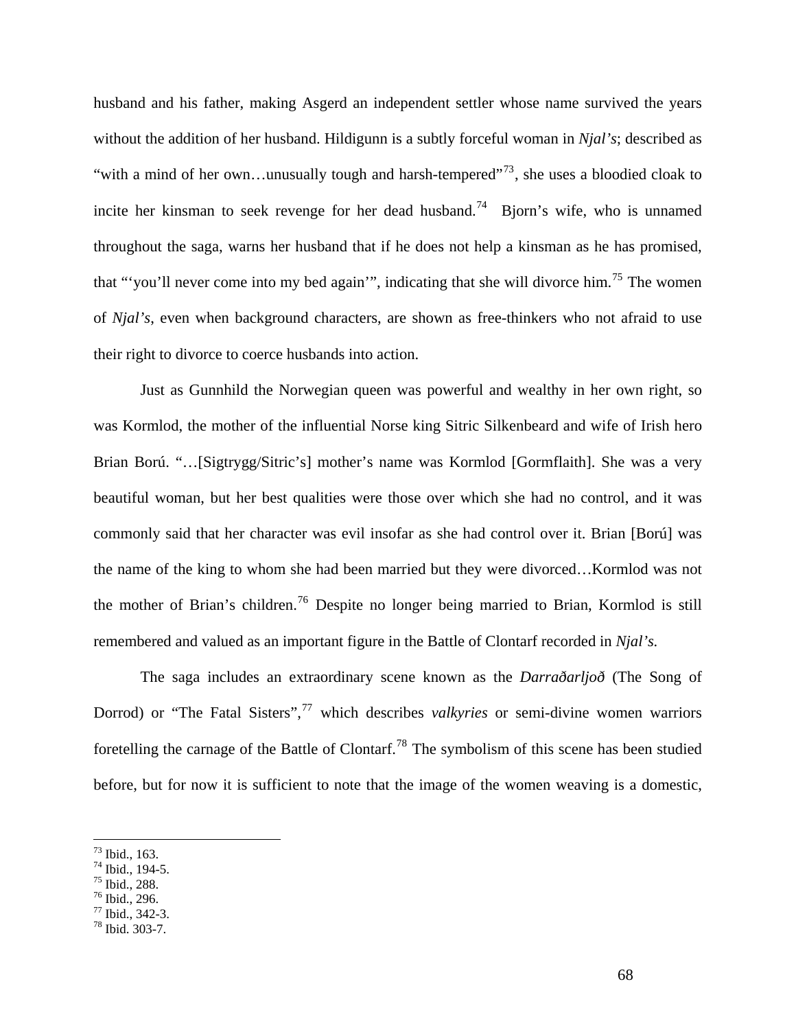husband and his father, making Asgerd an independent settler whose name survived the years without the addition of her husband. Hildigunn is a subtly forceful woman in *Njal's*; described as "with a mind of her own…unusually tough and harsh-tempered"[73], she uses a bloodied cloak to incite her kinsman to seek revenge for her dead husband.[74] Bjorn's wife, who is unnamed throughout the saga, warns her husband that if he does not help a kinsman as he has promised, that "'you'll never come into my bed again'", indicating that she will divorce him.[75] The women of *Njal's*, even when background characters, are shown as free-thinkers who not afraid to use their right to divorce to coerce husbands into action.

Just as Gunnhild the Norwegian queen was powerful and wealthy in her own right, so was Kormlod, the mother of the influential Norse king Sitric Silkenbeard and wife of Irish hero Brian Ború. "…[Sigtrygg/Sitric's] mother's name was Kormlod [Gormflaith]. She was a very beautiful woman, but her best qualities were those over which she had no control, and it was commonly said that her character was evil insofar as she had control over it. Brian [Ború] was the name of the king to whom she had been married but they were divorced…Kormlod was not the mother of Brian's children.[76] Despite no longer being married to Brian, Kormlod is still remembered and valued as an important figure in the Battle of Clontarf recorded in *Njal's.*

The saga includes an extraordinary scene known as the *Darraðarljoð* (The Song of Dorrod) or "The Fatal Sisters",[77] which describes *valkyries* or semi-divine women warriors foretelling the carnage of the Battle of Clontarf.[78] The symbolism of this scene has been studied before, but for now it is sufficient to note that the image of the women weaving is a domestic,

[73] Ibid., 163.
[74] Ibid., 194-5.
[75] Ibid., 288.
[76] Ibid., 296.
[77] Ibid., 342-3.
[78] Ibid. 303-7.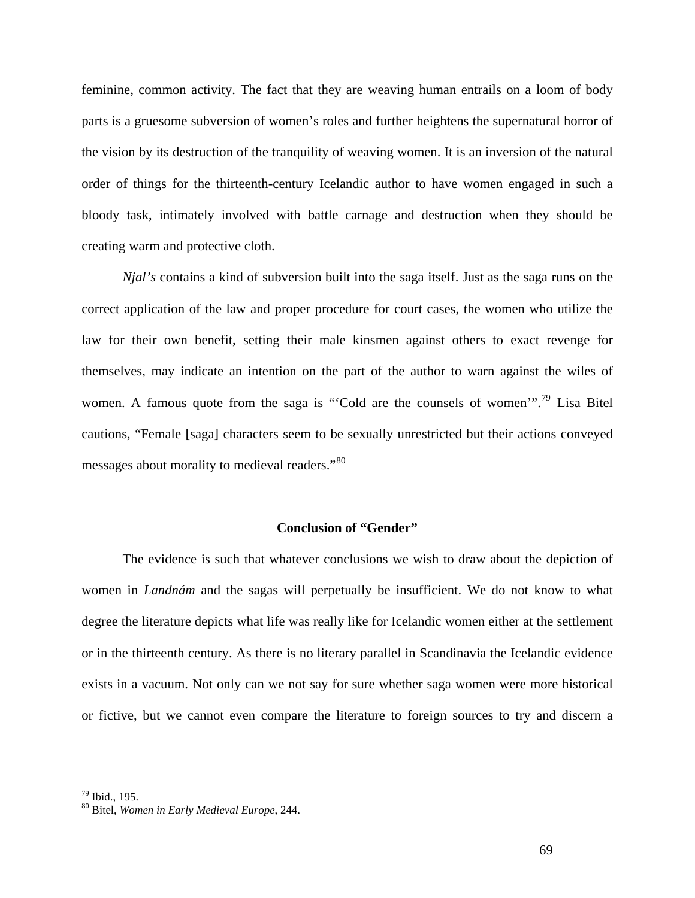feminine, common activity. The fact that they are weaving human entrails on a loom of body parts is a gruesome subversion of women's roles and further heightens the supernatural horror of the vision by its destruction of the tranquility of weaving women. It is an inversion of the natural order of things for the thirteenth-century Icelandic author to have women engaged in such a bloody task, intimately involved with battle carnage and destruction when they should be creating warm and protective cloth.

*Njal's* contains a kind of subversion built into the saga itself. Just as the saga runs on the correct application of the law and proper procedure for court cases, the women who utilize the law for their own benefit, setting their male kinsmen against others to exact revenge for themselves, may indicate an intention on the part of the author to warn against the wiles of women. A famous quote from the saga is "'Cold are the counsels of women'".[79] Lisa Bitel cautions, "Female [saga] characters seem to be sexually unrestricted but their actions conveyed messages about morality to medieval readers."[80]

### Conclusion of "Gender"

The evidence is such that whatever conclusions we wish to draw about the depiction of women in *Landnám* and the sagas will perpetually be insufficient. We do not know to what degree the literature depicts what life was really like for Icelandic women either at the settlement or in the thirteenth century. As there is no literary parallel in Scandinavia the Icelandic evidence exists in a vacuum. Not only can we not say for sure whether saga women were more historical or fictive, but we cannot even compare the literature to foreign sources to try and discern a

---

[79] Ibid., 195.

[80] Bitel, *Women in Early Medieval Europe*, 244.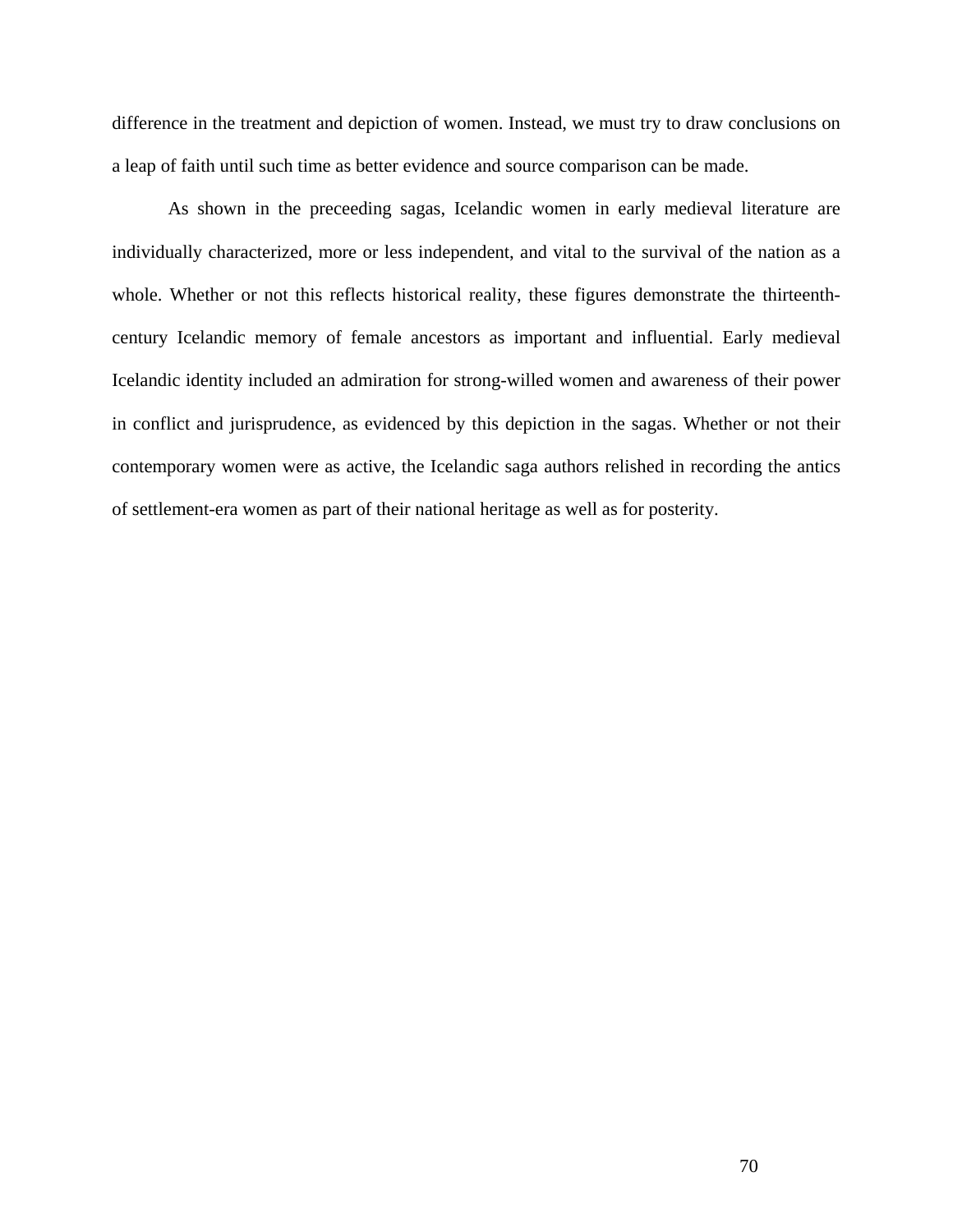difference in the treatment and depiction of women. Instead, we must try to draw conclusions on a leap of faith until such time as better evidence and source comparison can be made.

As shown in the preceeding sagas, Icelandic women in early medieval literature are individually characterized, more or less independent, and vital to the survival of the nation as a whole. Whether or not this reflects historical reality, these figures demonstrate the thirteenth-century Icelandic memory of female ancestors as important and influential. Early medieval Icelandic identity included an admiration for strong-willed women and awareness of their power in conflict and jurisprudence, as evidenced by this depiction in the sagas. Whether or not their contemporary women were as active, the Icelandic saga authors relished in recording the antics of settlement-era women as part of their national heritage as well as for posterity.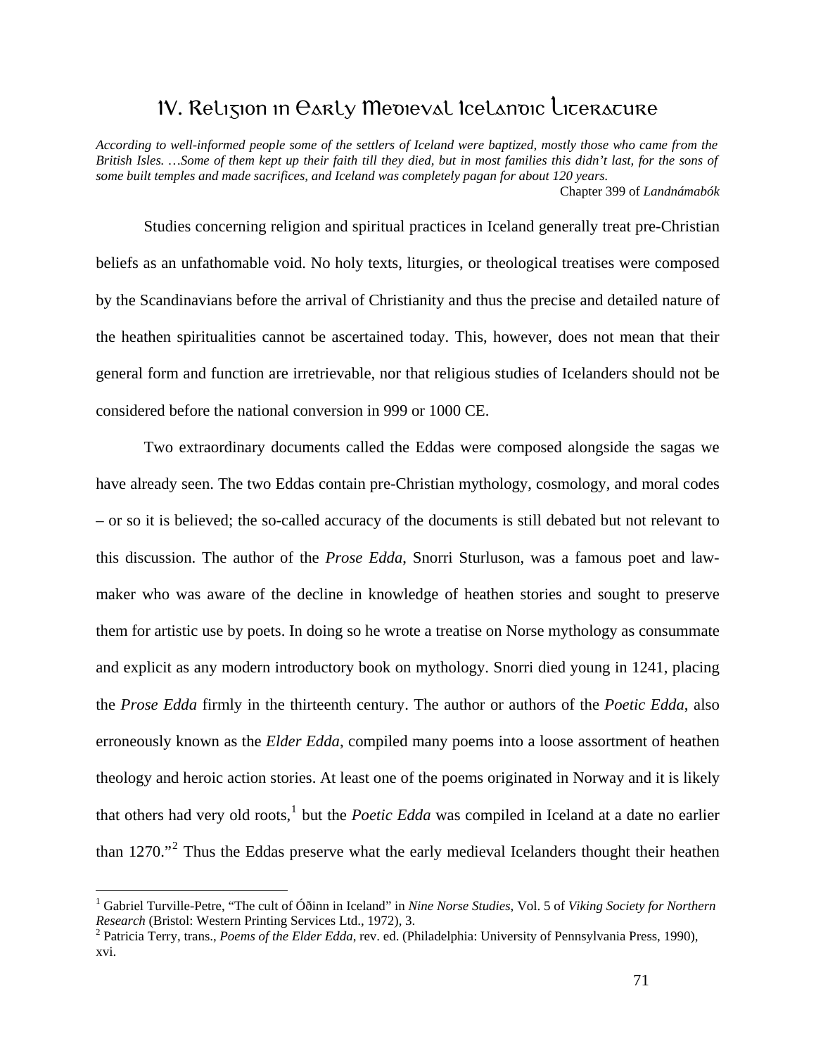# IV. Religion in Early Medieval Icelandic Literature

*According to well-informed people some of the settlers of Iceland were baptized, mostly those who came from the British Isles. …Some of them kept up their faith till they died, but in most families this didn't last, for the sons of some built temples and made sacrifices, and Iceland was completely pagan for about 120 years.*

Chapter 399 of *Landnámabók*

Studies concerning religion and spiritual practices in Iceland generally treat pre-Christian beliefs as an unfathomable void. No holy texts, liturgies, or theological treatises were composed by the Scandinavians before the arrival of Christianity and thus the precise and detailed nature of the heathen spiritualities cannot be ascertained today. This, however, does not mean that their general form and function are irretrievable, nor that religious studies of Icelanders should not be considered before the national conversion in 999 or 1000 CE.

Two extraordinary documents called the Eddas were composed alongside the sagas we have already seen. The two Eddas contain pre-Christian mythology, cosmology, and moral codes – or so it is believed; the so-called accuracy of the documents is still debated but not relevant to this discussion. The author of the *Prose Edda*, Snorri Sturluson, was a famous poet and law-maker who was aware of the decline in knowledge of heathen stories and sought to preserve them for artistic use by poets. In doing so he wrote a treatise on Norse mythology as consummate and explicit as any modern introductory book on mythology. Snorri died young in 1241, placing the *Prose Edda* firmly in the thirteenth century. The author or authors of the *Poetic Edda*, also erroneously known as the *Elder Edda*, compiled many poems into a loose assortment of heathen theology and heroic action stories. At least one of the poems originated in Norway and it is likely that others had very old roots,[1] but the *Poetic Edda* was compiled in Iceland at a date no earlier than 1270."[2] Thus the Eddas preserve what the early medieval Icelanders thought their heathen

---

[1] Gabriel Turville-Petre, "The cult of Óðinn in Iceland" in *Nine Norse Studies*, Vol. 5 of *Viking Society for Northern Research* (Bristol: Western Printing Services Ltd., 1972), 3.

[2] Patricia Terry, trans., *Poems of the Elder Edda*, rev. ed. (Philadelphia: University of Pennsylvania Press, 1990), xvi.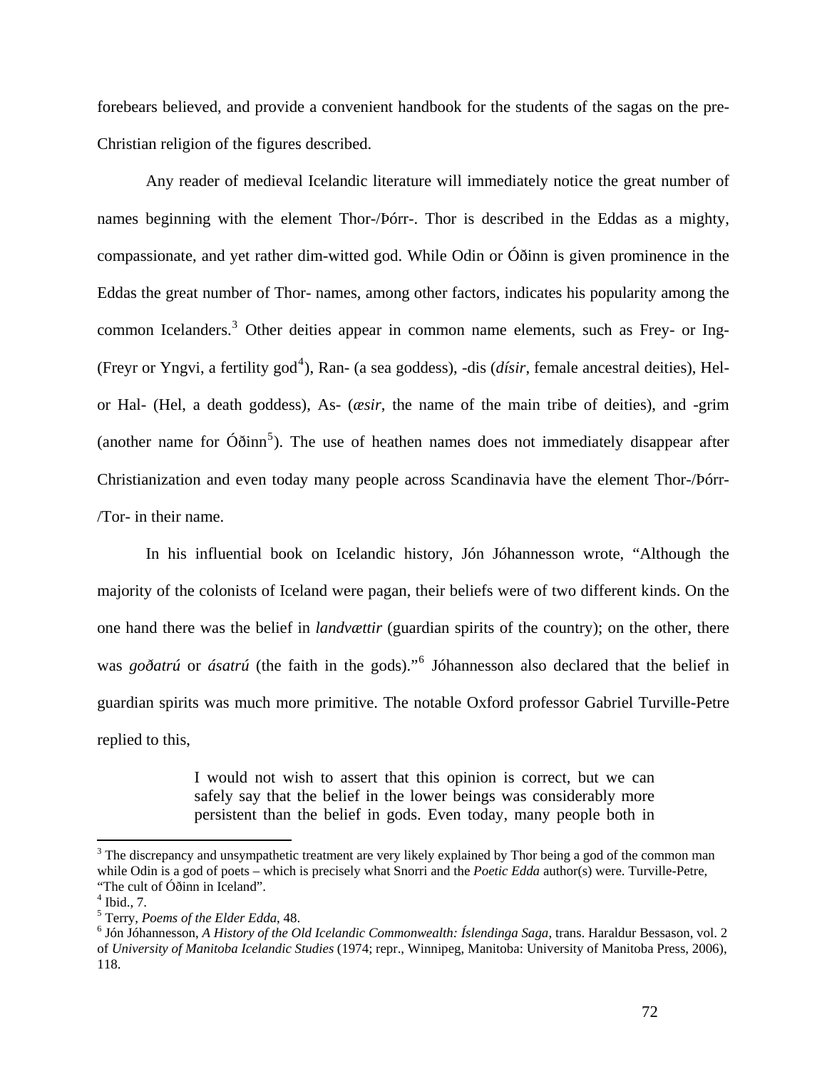forebears believed, and provide a convenient handbook for the students of the sagas on the pre-Christian religion of the figures described.

Any reader of medieval Icelandic literature will immediately notice the great number of names beginning with the element Thor-/Þórr-. Thor is described in the Eddas as a mighty, compassionate, and yet rather dim-witted god. While Odin or Óðinn is given prominence in the Eddas the great number of Thor- names, among other factors, indicates his popularity among the common Icelanders.[3] Other deities appear in common name elements, such as Frey- or Ing- (Freyr or Yngvi, a fertility god[4]), Ran- (a sea goddess), -dis (*dísir*, female ancestral deities), Hel- or Hal- (Hel, a death goddess), As- (*æsir*, the name of the main tribe of deities), and -grim (another name for Óðinn[5]). The use of heathen names does not immediately disappear after Christianization and even today many people across Scandinavia have the element Thor-/Þórr-/Tor- in their name.

In his influential book on Icelandic history, Jón Jóhannesson wrote, "Although the majority of the colonists of Iceland were pagan, their beliefs were of two different kinds. On the one hand there was the belief in *landvættir* (guardian spirits of the country); on the other, there was *goðatrú* or *ásatrú* (the faith in the gods)."[6] Jóhannesson also declared that the belief in guardian spirits was much more primitive. The notable Oxford professor Gabriel Turville-Petre replied to this,

> I would not wish to assert that this opinion is correct, but we can safely say that the belief in the lower beings was considerably more persistent than the belief in gods. Even today, many people both in

---

[3] The discrepancy and unsympathetic treatment are very likely explained by Thor being a god of the common man while Odin is a god of poets – which is precisely what Snorri and the *Poetic Edda* author(s) were. Turville-Petre, "The cult of Óðinn in Iceland".

[4] Ibid., 7.

[5] Terry, *Poems of the Elder Edda*, 48.

[6] Jón Jóhannesson, *A History of the Old Icelandic Commonwealth: Íslendinga Saga*, trans. Haraldur Bessason, vol. 2 of *University of Manitoba Icelandic Studies* (1974; repr., Winnipeg, Manitoba: University of Manitoba Press, 2006), 118.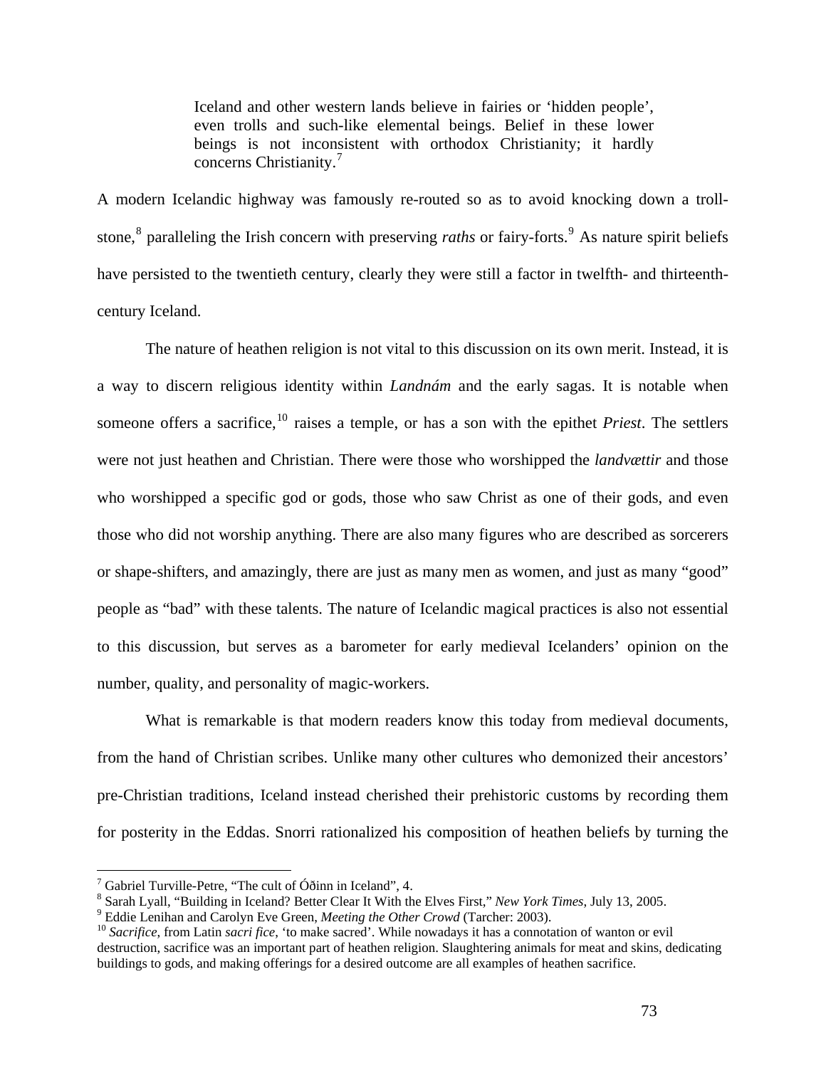> Iceland and other western lands believe in fairies or 'hidden people', even trolls and such-like elemental beings. Belief in these lower beings is not inconsistent with orthodox Christianity; it hardly concerns Christianity.[7]

A modern Icelandic highway was famously re-routed so as to avoid knocking down a troll-stone,[8] paralleling the Irish concern with preserving *raths* or fairy-forts.[9] As nature spirit beliefs have persisted to the twentieth century, clearly they were still a factor in twelfth- and thirteenth-century Iceland.

The nature of heathen religion is not vital to this discussion on its own merit. Instead, it is a way to discern religious identity within *Landnám* and the early sagas. It is notable when someone offers a sacrifice,[10] raises a temple, or has a son with the epithet *Priest*. The settlers were not just heathen and Christian. There were those who worshipped the *landvættir* and those who worshipped a specific god or gods, those who saw Christ as one of their gods, and even those who did not worship anything. There are also many figures who are described as sorcerers or shape-shifters, and amazingly, there are just as many men as women, and just as many "good" people as "bad" with these talents. The nature of Icelandic magical practices is also not essential to this discussion, but serves as a barometer for early medieval Icelanders' opinion on the number, quality, and personality of magic-workers.

What is remarkable is that modern readers know this today from medieval documents, from the hand of Christian scribes. Unlike many other cultures who demonized their ancestors' pre-Christian traditions, Iceland instead cherished their prehistoric customs by recording them for posterity in the Eddas. Snorri rationalized his composition of heathen beliefs by turning the

---

[7] Gabriel Turville-Petre, "The cult of Óðinn in Iceland", 4.

[8] Sarah Lyall, "Building in Iceland? Better Clear It With the Elves First," *New York Times*, July 13, 2005.

[9] Eddie Lenihan and Carolyn Eve Green, *Meeting the Other Crowd* (Tarcher: 2003).

[10] *Sacrifice*, from Latin *sacri fice*, 'to make sacred'. While nowadays it has a connotation of wanton or evil destruction, sacrifice was an important part of heathen religion. Slaughtering animals for meat and skins, dedicating buildings to gods, and making offerings for a desired outcome are all examples of heathen sacrifice.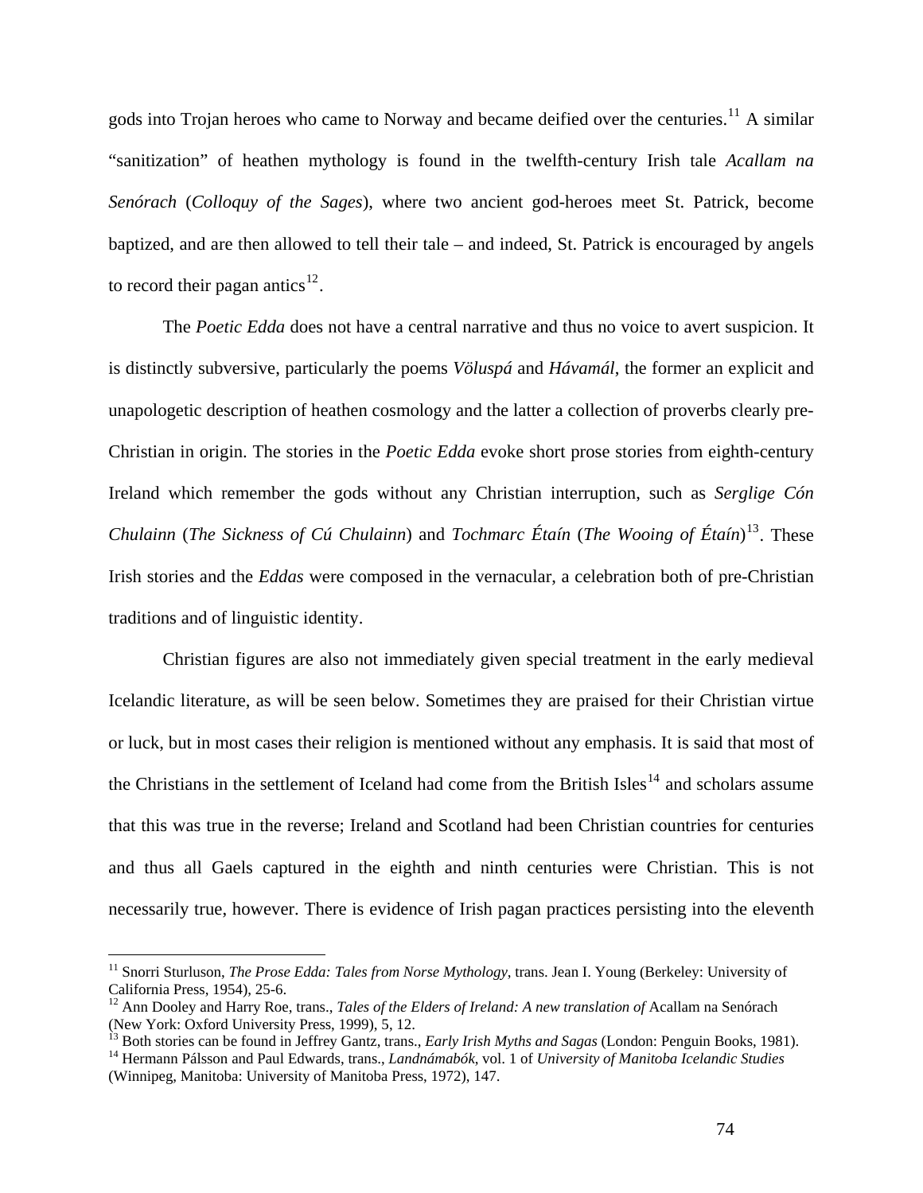gods into Trojan heroes who came to Norway and became deified over the centuries.[11] A similar "sanitization" of heathen mythology is found in the twelfth-century Irish tale *Acallam na Senórach* (*Colloquy of the Sages*), where two ancient god-heroes meet St. Patrick, become baptized, and are then allowed to tell their tale – and indeed, St. Patrick is encouraged by angels to record their pagan antics[12].

The *Poetic Edda* does not have a central narrative and thus no voice to avert suspicion. It is distinctly subversive, particularly the poems *Völuspá* and *Hávamál*, the former an explicit and unapologetic description of heathen cosmology and the latter a collection of proverbs clearly pre-Christian in origin. The stories in the *Poetic Edda* evoke short prose stories from eighth-century Ireland which remember the gods without any Christian interruption, such as *Serglige Cón Chulainn* (*The Sickness of Cú Chulainn*) and *Tochmarc Étaín* (*The Wooing of Étaín*)[13]. These Irish stories and the *Eddas* were composed in the vernacular, a celebration both of pre-Christian traditions and of linguistic identity.

Christian figures are also not immediately given special treatment in the early medieval Icelandic literature, as will be seen below. Sometimes they are praised for their Christian virtue or luck, but in most cases their religion is mentioned without any emphasis. It is said that most of the Christians in the settlement of Iceland had come from the British Isles[14] and scholars assume that this was true in the reverse; Ireland and Scotland had been Christian countries for centuries and thus all Gaels captured in the eighth and ninth centuries were Christian. This is not necessarily true, however. There is evidence of Irish pagan practices persisting into the eleventh

---

[11] Snorri Sturluson, *The Prose Edda: Tales from Norse Mythology*, trans. Jean I. Young (Berkeley: University of California Press, 1954), 25-6.

[12] Ann Dooley and Harry Roe, trans., *Tales of the Elders of Ireland: A new translation of* Acallam na Senórach (New York: Oxford University Press, 1999), 5, 12.

[13] Both stories can be found in Jeffrey Gantz, trans., *Early Irish Myths and Sagas* (London: Penguin Books, 1981).

[14] Hermann Pálsson and Paul Edwards, trans., *Landnámabók*, vol. 1 of *University of Manitoba Icelandic Studies* (Winnipeg, Manitoba: University of Manitoba Press, 1972), 147.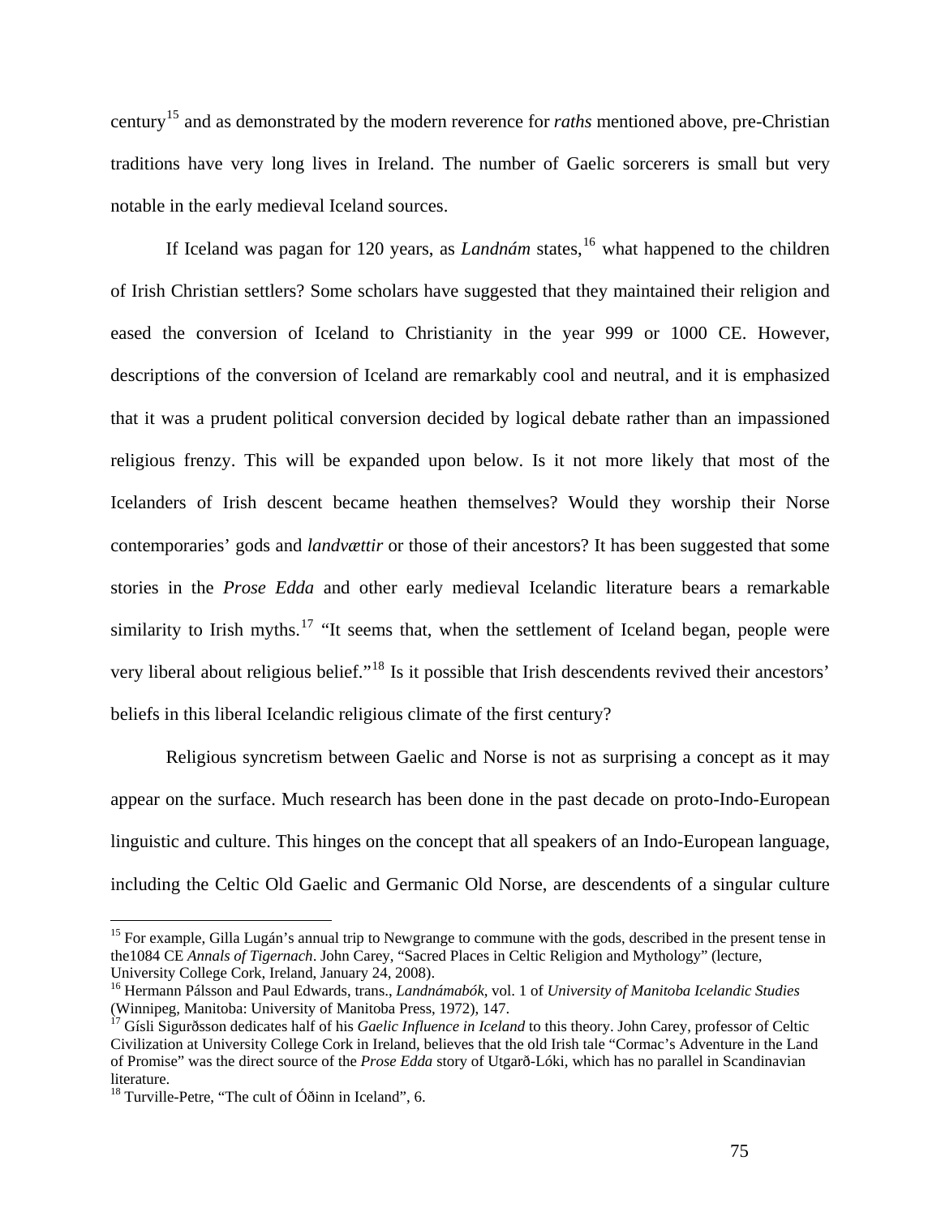century[15] and as demonstrated by the modern reverence for *raths* mentioned above, pre-Christian traditions have very long lives in Ireland. The number of Gaelic sorcerers is small but very notable in the early medieval Iceland sources.

If Iceland was pagan for 120 years, as *Landnám* states,[16] what happened to the children of Irish Christian settlers? Some scholars have suggested that they maintained their religion and eased the conversion of Iceland to Christianity in the year 999 or 1000 CE. However, descriptions of the conversion of Iceland are remarkably cool and neutral, and it is emphasized that it was a prudent political conversion decided by logical debate rather than an impassioned religious frenzy. This will be expanded upon below. Is it not more likely that most of the Icelanders of Irish descent became heathen themselves? Would they worship their Norse contemporaries' gods and *landvættir* or those of their ancestors? It has been suggested that some stories in the *Prose Edda* and other early medieval Icelandic literature bears a remarkable similarity to Irish myths.[17] "It seems that, when the settlement of Iceland began, people were very liberal about religious belief."[18] Is it possible that Irish descendents revived their ancestors' beliefs in this liberal Icelandic religious climate of the first century?

Religious syncretism between Gaelic and Norse is not as surprising a concept as it may appear on the surface. Much research has been done in the past decade on proto-Indo-European linguistic and culture. This hinges on the concept that all speakers of an Indo-European language, including the Celtic Old Gaelic and Germanic Old Norse, are descendents of a singular culture

---

[15] For example, Gilla Lugán's annual trip to Newgrange to commune with the gods, described in the present tense in the1084 CE *Annals of Tigernach*. John Carey, "Sacred Places in Celtic Religion and Mythology" (lecture, University College Cork, Ireland, January 24, 2008).

[16] Hermann Pálsson and Paul Edwards, trans., *Landnámabók*, vol. 1 of *University of Manitoba Icelandic Studies* (Winnipeg, Manitoba: University of Manitoba Press, 1972), 147.

[17] Gísli Sigurðsson dedicates half of his *Gaelic Influence in Iceland* to this theory. John Carey, professor of Celtic Civilization at University College Cork in Ireland, believes that the old Irish tale "Cormac's Adventure in the Land of Promise" was the direct source of the *Prose Edda* story of Utgarð-Lóki, which has no parallel in Scandinavian literature.

[18] Turville-Petre, "The cult of Óðinn in Iceland", 6.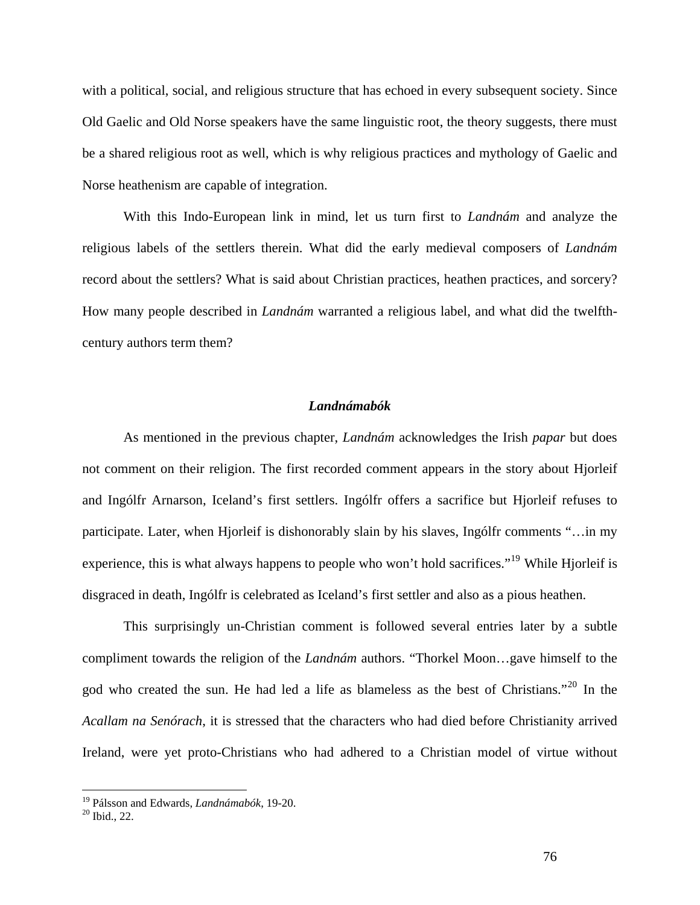with a political, social, and religious structure that has echoed in every subsequent society. Since Old Gaelic and Old Norse speakers have the same linguistic root, the theory suggests, there must be a shared religious root as well, which is why religious practices and mythology of Gaelic and Norse heathenism are capable of integration.

With this Indo-European link in mind, let us turn first to *Landnám* and analyze the religious labels of the settlers therein. What did the early medieval composers of *Landnám* record about the settlers? What is said about Christian practices, heathen practices, and sorcery? How many people described in *Landnám* warranted a religious label, and what did the twelfth-century authors term them?

### *Landnámabók*

As mentioned in the previous chapter, *Landnám* acknowledges the Irish *papar* but does not comment on their religion. The first recorded comment appears in the story about Hjorleif and Ingólfr Arnarson, Iceland's first settlers. Ingólfr offers a sacrifice but Hjorleif refuses to participate. Later, when Hjorleif is dishonorably slain by his slaves, Ingólfr comments "…in my experience, this is what always happens to people who won't hold sacrifices."[19] While Hjorleif is disgraced in death, Ingólfr is celebrated as Iceland's first settler and also as a pious heathen.

This surprisingly un-Christian comment is followed several entries later by a subtle compliment towards the religion of the *Landnám* authors. "Thorkel Moon…gave himself to the god who created the sun. He had led a life as blameless as the best of Christians."[20] In the *Acallam na Senórach*, it is stressed that the characters who had died before Christianity arrived Ireland, were yet proto-Christians who had adhered to a Christian model of virtue without

[19] Pálsson and Edwards, *Landnámabók*, 19-20.
[20] Ibid., 22.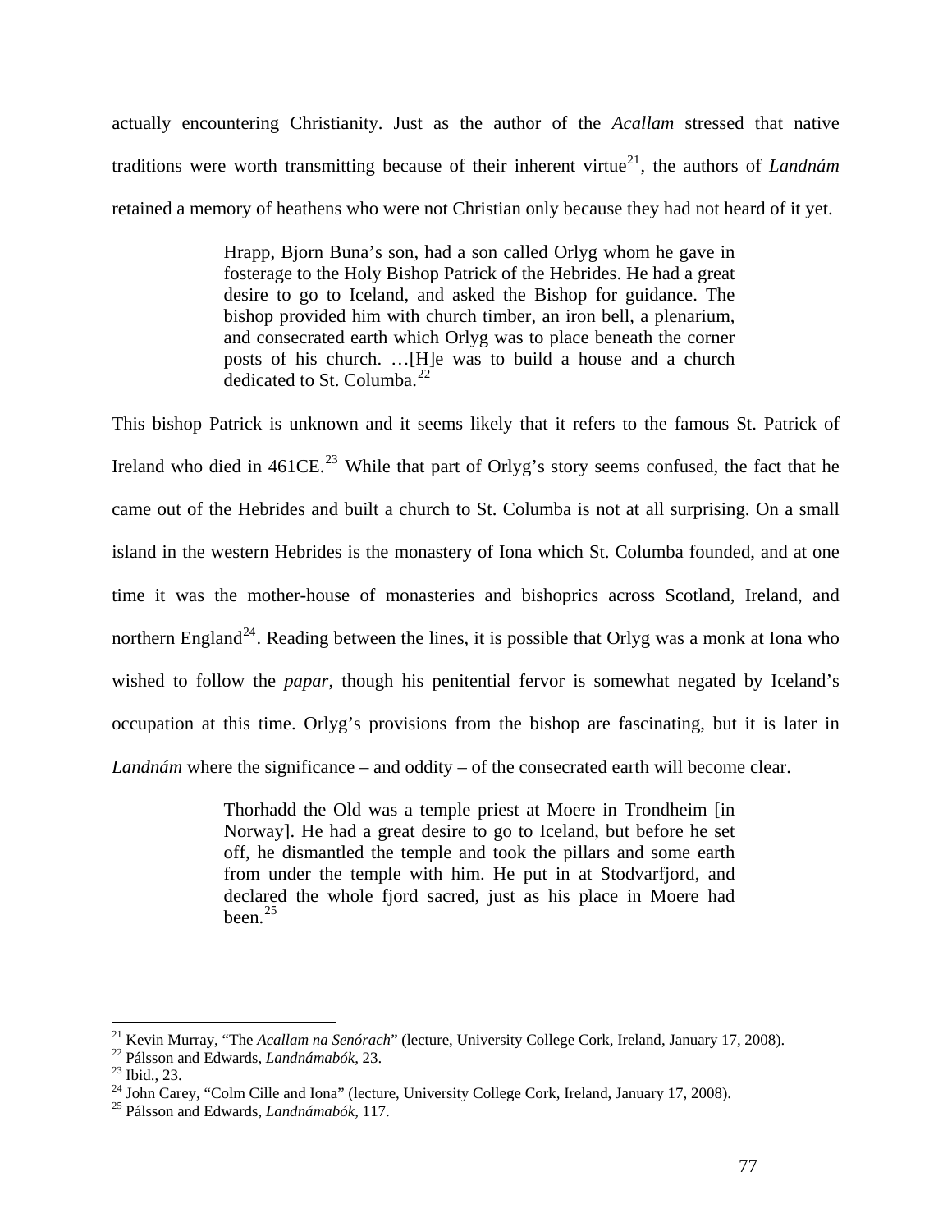actually encountering Christianity. Just as the author of the *Acallam* stressed that native traditions were worth transmitting because of their inherent virtue[21], the authors of *Landnám* retained a memory of heathens who were not Christian only because they had not heard of it yet.

> Hrapp, Bjorn Buna's son, had a son called Orlyg whom he gave in fosterage to the Holy Bishop Patrick of the Hebrides. He had a great desire to go to Iceland, and asked the Bishop for guidance. The bishop provided him with church timber, an iron bell, a plenarium, and consecrated earth which Orlyg was to place beneath the corner posts of his church. …[H]e was to build a house and a church dedicated to St. Columba.[22]

This bishop Patrick is unknown and it seems likely that it refers to the famous St. Patrick of Ireland who died in 461CE.[23] While that part of Orlyg's story seems confused, the fact that he came out of the Hebrides and built a church to St. Columba is not at all surprising. On a small island in the western Hebrides is the monastery of Iona which St. Columba founded, and at one time it was the mother-house of monasteries and bishoprics across Scotland, Ireland, and northern England[24]. Reading between the lines, it is possible that Orlyg was a monk at Iona who wished to follow the *papar*, though his penitential fervor is somewhat negated by Iceland's occupation at this time. Orlyg's provisions from the bishop are fascinating, but it is later in *Landnám* where the significance – and oddity – of the consecrated earth will become clear.

> Thorhadd the Old was a temple priest at Moere in Trondheim [in Norway]. He had a great desire to go to Iceland, but before he set off, he dismantled the temple and took the pillars and some earth from under the temple with him. He put in at Stodvarfjord, and declared the whole fjord sacred, just as his place in Moere had been.[25]

---

[21] Kevin Murray, "The *Acallam na Senórach*" (lecture, University College Cork, Ireland, January 17, 2008).
[22] Pálsson and Edwards, *Landnámabók*, 23.
[23] Ibid., 23.
[24] John Carey, "Colm Cille and Iona" (lecture, University College Cork, Ireland, January 17, 2008).
[25] Pálsson and Edwards, *Landnámabók*, 117.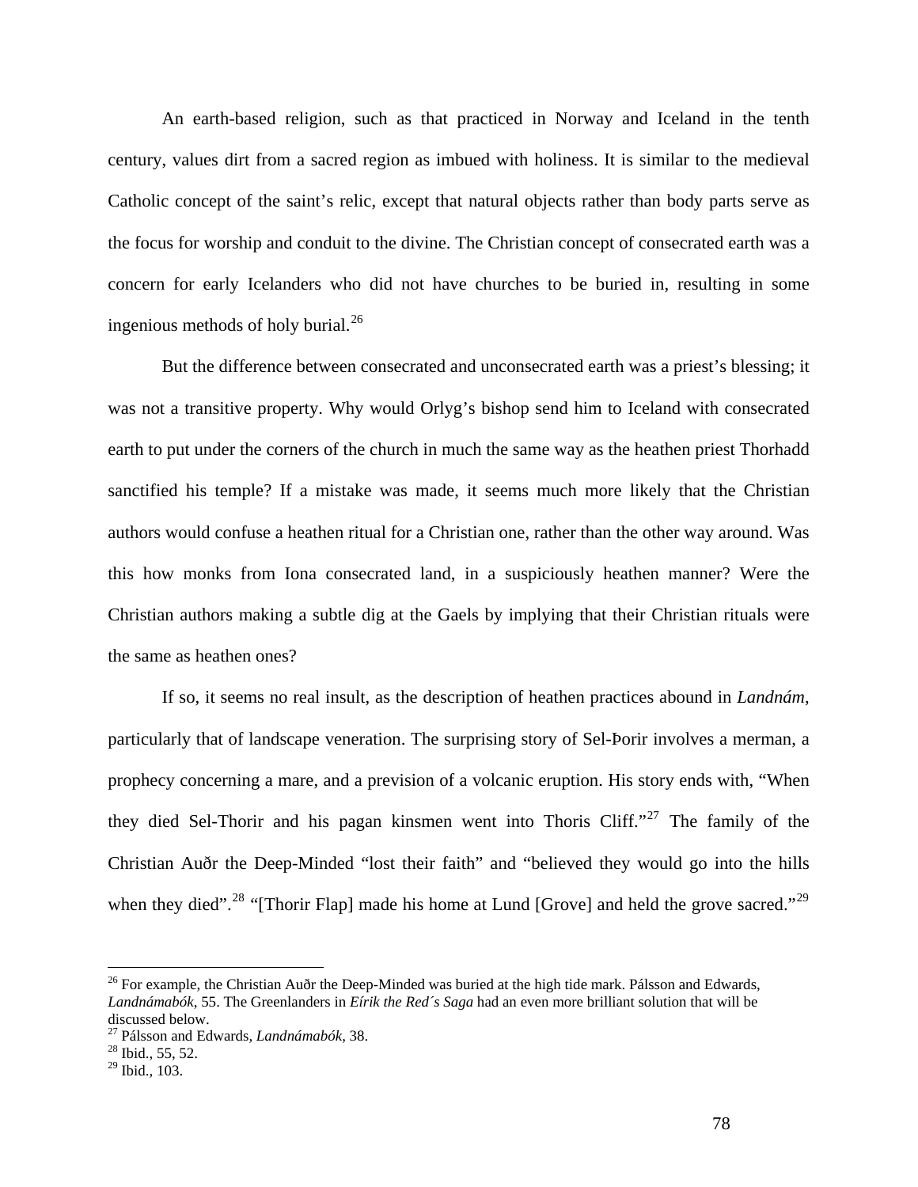An earth-based religion, such as that practiced in Norway and Iceland in the tenth century, values dirt from a sacred region as imbued with holiness. It is similar to the medieval Catholic concept of the saint's relic, except that natural objects rather than body parts serve as the focus for worship and conduit to the divine. The Christian concept of consecrated earth was a concern for early Icelanders who did not have churches to be buried in, resulting in some ingenious methods of holy burial.[26]

But the difference between consecrated and unconsecrated earth was a priest's blessing; it was not a transitive property. Why would Orlyg's bishop send him to Iceland with consecrated earth to put under the corners of the church in much the same way as the heathen priest Thorhadd sanctified his temple? If a mistake was made, it seems much more likely that the Christian authors would confuse a heathen ritual for a Christian one, rather than the other way around. Was this how monks from Iona consecrated land, in a suspiciously heathen manner? Were the Christian authors making a subtle dig at the Gaels by implying that their Christian rituals were the same as heathen ones?

If so, it seems no real insult, as the description of heathen practices abound in *Landnám*, particularly that of landscape veneration. The surprising story of Sel-Þorir involves a merman, a prophecy concerning a mare, and a prevision of a volcanic eruption. His story ends with, "When they died Sel-Thorir and his pagan kinsmen went into Thoris Cliff."[27] The family of the Christian Auðr the Deep-Minded "lost their faith" and "believed they would go into the hills when they died".[28] "[Thorir Flap] made his home at Lund [Grove] and held the grove sacred."[29]

---

[26] For example, the Christian Auðr the Deep-Minded was buried at the high tide mark. Pálsson and Edwards, *Landnámabók*, 55. The Greenlanders in *Eírik the Red´s Saga* had an even more brilliant solution that will be discussed below.

[27] Pálsson and Edwards, *Landnámabók*, 38.

[28] Ibid., 55, 52.

[29] Ibid., 103.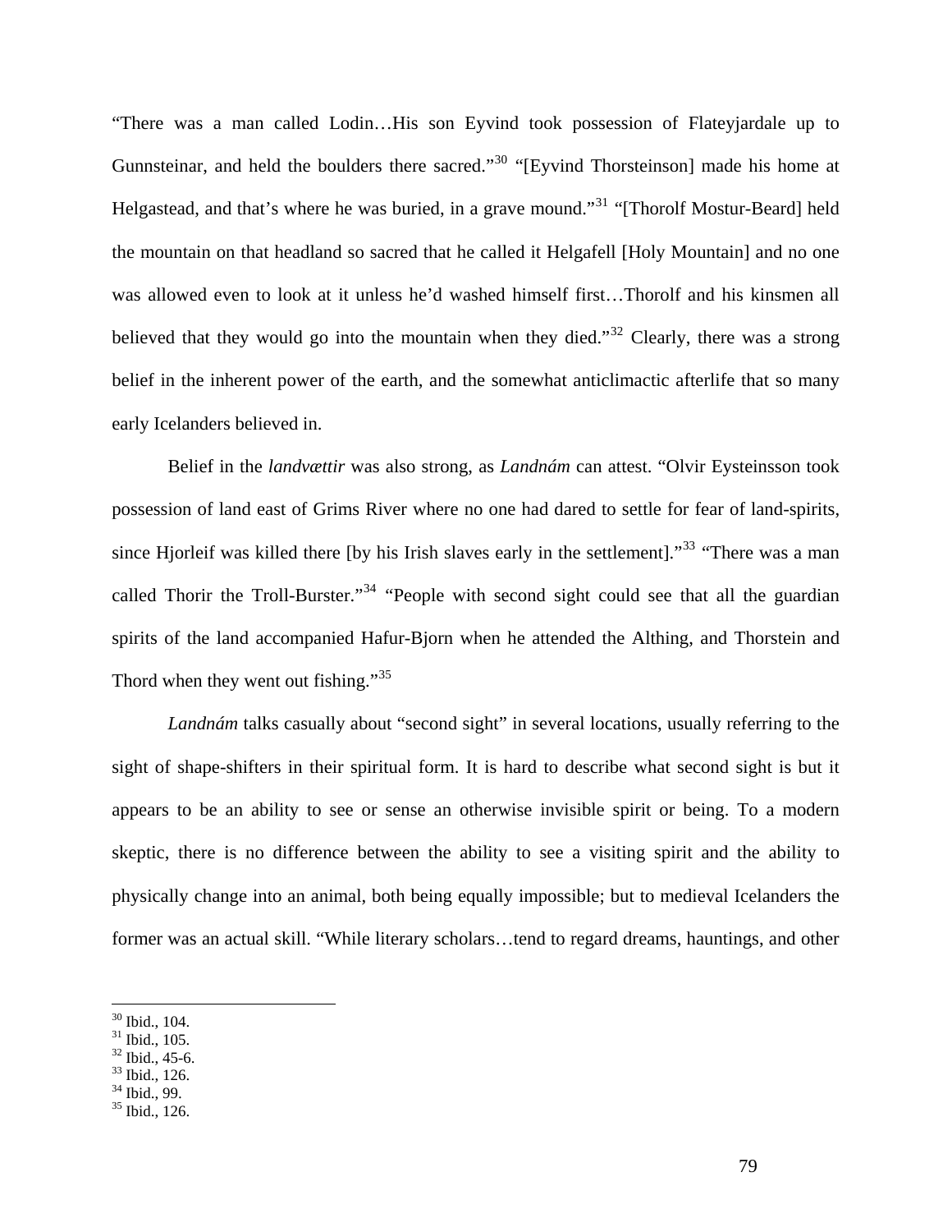"There was a man called Lodin…His son Eyvind took possession of Flateyjardale up to Gunnsteinar, and held the boulders there sacred."[30] "[Eyvind Thorsteinson] made his home at Helgastead, and that's where he was buried, in a grave mound."[31] "[Thorolf Mostur-Beard] held the mountain on that headland so sacred that he called it Helgafell [Holy Mountain] and no one was allowed even to look at it unless he'd washed himself first…Thorolf and his kinsmen all believed that they would go into the mountain when they died."[32] Clearly, there was a strong belief in the inherent power of the earth, and the somewhat anticlimactic afterlife that so many early Icelanders believed in.

Belief in the *landvættir* was also strong, as *Landnám* can attest. "Olvir Eysteinsson took possession of land east of Grims River where no one had dared to settle for fear of land-spirits, since Hjorleif was killed there [by his Irish slaves early in the settlement]."[33] "There was a man called Thorir the Troll-Burster."[34] "People with second sight could see that all the guardian spirits of the land accompanied Hafur-Bjorn when he attended the Althing, and Thorstein and Thord when they went out fishing."[35]

*Landnám* talks casually about "second sight" in several locations, usually referring to the sight of shape-shifters in their spiritual form. It is hard to describe what second sight is but it appears to be an ability to see or sense an otherwise invisible spirit or being. To a modern skeptic, there is no difference between the ability to see a visiting spirit and the ability to physically change into an animal, both being equally impossible; but to medieval Icelanders the former was an actual skill. "While literary scholars…tend to regard dreams, hauntings, and other

[30] Ibid., 104.
[31] Ibid., 105.
[32] Ibid., 45-6.
[33] Ibid., 126.
[34] Ibid., 99.
[35] Ibid., 126.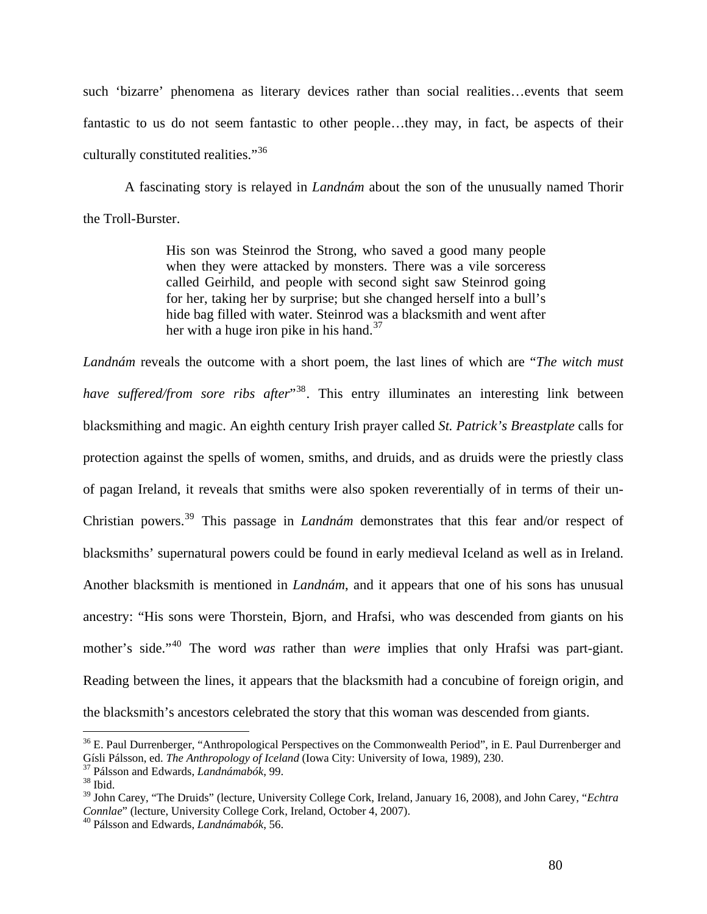such ‘bizarre’ phenomena as literary devices rather than social realities…events that seem fantastic to us do not seem fantastic to other people…they may, in fact, be aspects of their culturally constituted realities.”[36]

A fascinating story is relayed in *Landnám* about the son of the unusually named Thorir the Troll-Burster.

> His son was Steinrod the Strong, who saved a good many people when they were attacked by monsters. There was a vile sorceress called Geirhild, and people with second sight saw Steinrod going for her, taking her by surprise; but she changed herself into a bull’s hide bag filled with water. Steinrod was a blacksmith and went after her with a huge iron pike in his hand.[37]

*Landnám* reveals the outcome with a short poem, the last lines of which are “*The witch must have suffered/from sore ribs after*”[38]. This entry illuminates an interesting link between blacksmithing and magic. An eighth century Irish prayer called *St. Patrick’s Breastplate* calls for protection against the spells of women, smiths, and druids, and as druids were the priestly class of pagan Ireland, it reveals that smiths were also spoken reverentially of in terms of their un-Christian powers.[39] This passage in *Landnám* demonstrates that this fear and/or respect of blacksmiths’ supernatural powers could be found in early medieval Iceland as well as in Ireland. Another blacksmith is mentioned in *Landnám*, and it appears that one of his sons has unusual ancestry: “His sons were Thorstein, Bjorn, and Hrafsi, who was descended from giants on his mother’s side.”[40] The word *was* rather than *were* implies that only Hrafsi was part-giant. Reading between the lines, it appears that the blacksmith had a concubine of foreign origin, and the blacksmith’s ancestors celebrated the story that this woman was descended from giants.

---

[36] E. Paul Durrenberger, “Anthropological Perspectives on the Commonwealth Period”, in E. Paul Durrenberger and Gísli Pálsson, ed. *The Anthropology of Iceland* (Iowa City: University of Iowa, 1989), 230.
[37] Pálsson and Edwards, *Landnámabók*, 99.
[38] Ibid.
[39] John Carey, “The Druids” (lecture, University College Cork, Ireland, January 16, 2008), and John Carey, “*Echtra Connlae*” (lecture, University College Cork, Ireland, October 4, 2007).
[40] Pálsson and Edwards, *Landnámabók*, 56.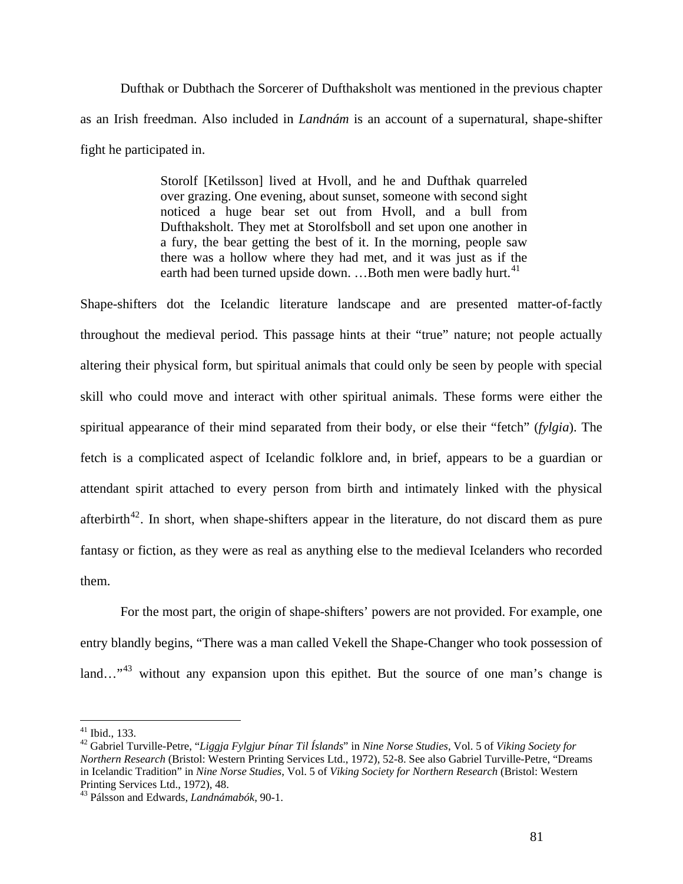Dufthak or Dubthach the Sorcerer of Dufthaksholt was mentioned in the previous chapter as an Irish freedman. Also included in *Landnám* is an account of a supernatural, shape-shifter fight he participated in.

> Storolf [Ketilsson] lived at Hvoll, and he and Dufthak quarreled over grazing. One evening, about sunset, someone with second sight noticed a huge bear set out from Hvoll, and a bull from Dufthaksholt. They met at Storolfsboll and set upon one another in a fury, the bear getting the best of it. In the morning, people saw there was a hollow where they had met, and it was just as if the earth had been turned upside down. …Both men were badly hurt.[41]

Shape-shifters dot the Icelandic literature landscape and are presented matter-of-factly throughout the medieval period. This passage hints at their "true" nature; not people actually altering their physical form, but spiritual animals that could only be seen by people with special skill who could move and interact with other spiritual animals. These forms were either the spiritual appearance of their mind separated from their body, or else their "fetch" (*fylgia*). The fetch is a complicated aspect of Icelandic folklore and, in brief, appears to be a guardian or attendant spirit attached to every person from birth and intimately linked with the physical afterbirth[42]. In short, when shape-shifters appear in the literature, do not discard them as pure fantasy or fiction, as they were as real as anything else to the medieval Icelanders who recorded them.

For the most part, the origin of shape-shifters' powers are not provided. For example, one entry blandly begins, "There was a man called Vekell the Shape-Changer who took possession of land…"[43] without any expansion upon this epithet. But the source of one man's change is

---

[41] Ibid., 133.

[42] Gabriel Turville-Petre, "*Liggja Fylgjur Þínar Til Íslands*" in *Nine Norse Studies*, Vol. 5 of *Viking Society for Northern Research* (Bristol: Western Printing Services Ltd., 1972), 52-8. See also Gabriel Turville-Petre, "Dreams in Icelandic Tradition" in *Nine Norse Studies*, Vol. 5 of *Viking Society for Northern Research* (Bristol: Western Printing Services Ltd., 1972), 48.

[43] Pálsson and Edwards, *Landnámabók*, 90-1.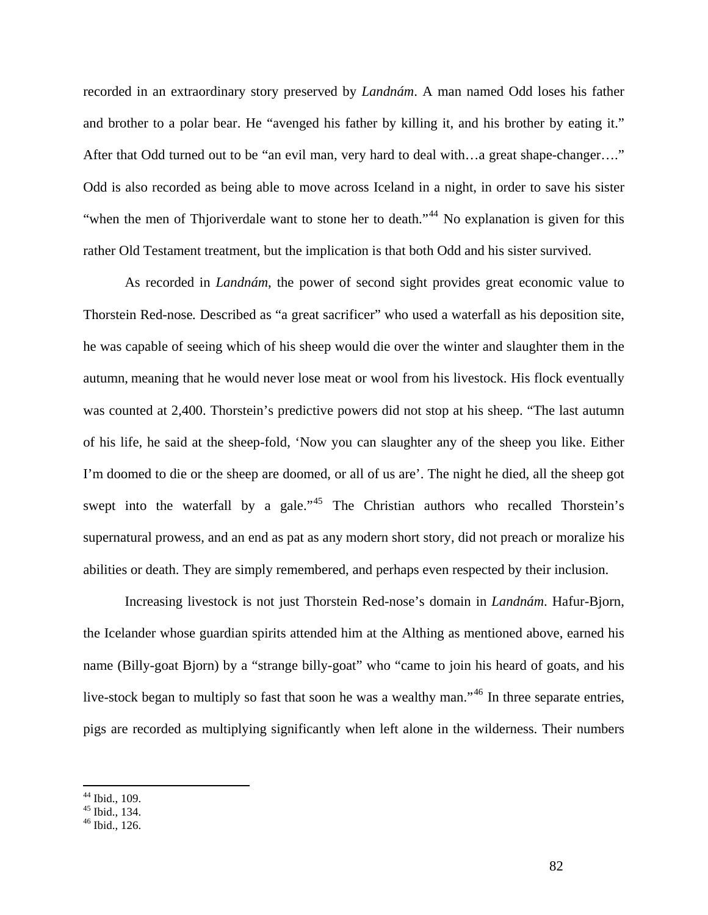recorded in an extraordinary story preserved by *Landnám*. A man named Odd loses his father and brother to a polar bear. He "avenged his father by killing it, and his brother by eating it." After that Odd turned out to be "an evil man, very hard to deal with…a great shape-changer…." Odd is also recorded as being able to move across Iceland in a night, in order to save his sister "when the men of Thjoriverdale want to stone her to death."[44] No explanation is given for this rather Old Testament treatment, but the implication is that both Odd and his sister survived.

As recorded in *Landnám*, the power of second sight provides great economic value to Thorstein Red-nose. Described as "a great sacrificer" who used a waterfall as his deposition site, he was capable of seeing which of his sheep would die over the winter and slaughter them in the autumn, meaning that he would never lose meat or wool from his livestock. His flock eventually was counted at 2,400. Thorstein's predictive powers did not stop at his sheep. "The last autumn of his life, he said at the sheep-fold, 'Now you can slaughter any of the sheep you like. Either I'm doomed to die or the sheep are doomed, or all of us are'. The night he died, all the sheep got swept into the waterfall by a gale."[45] The Christian authors who recalled Thorstein's supernatural prowess, and an end as pat as any modern short story, did not preach or moralize his abilities or death. They are simply remembered, and perhaps even respected by their inclusion.

Increasing livestock is not just Thorstein Red-nose's domain in *Landnám*. Hafur-Bjorn, the Icelander whose guardian spirits attended him at the Althing as mentioned above, earned his name (Billy-goat Bjorn) by a "strange billy-goat" who "came to join his heard of goats, and his live-stock began to multiply so fast that soon he was a wealthy man."[46] In three separate entries, pigs are recorded as multiplying significantly when left alone in the wilderness. Their numbers

---

[44] Ibid., 109.
[45] Ibid., 134.
[46] Ibid., 126.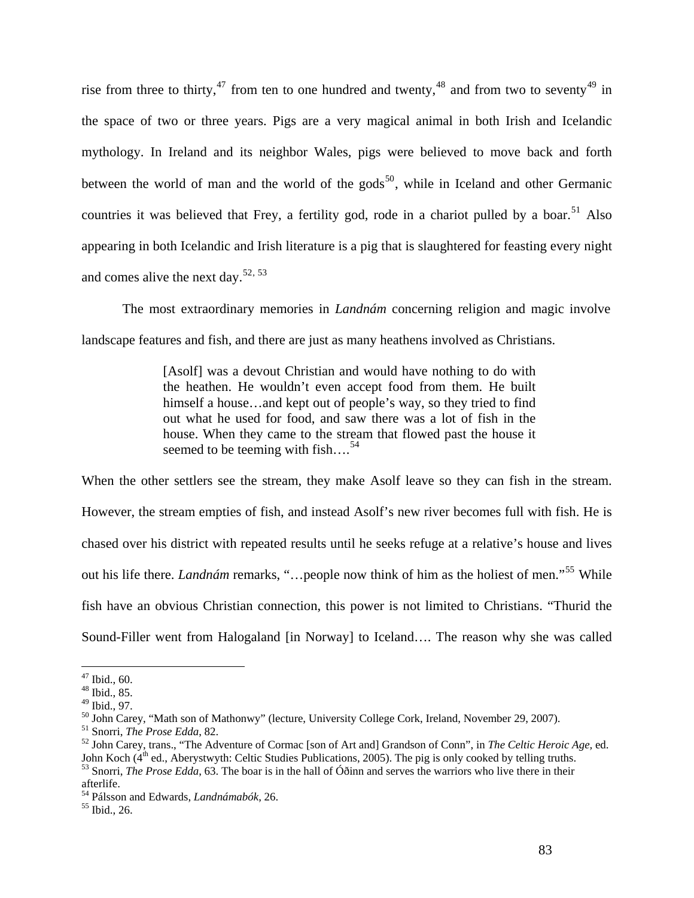rise from three to thirty,[47] from ten to one hundred and twenty,[48] and from two to seventy[49] in the space of two or three years. Pigs are a very magical animal in both Irish and Icelandic mythology. In Ireland and its neighbor Wales, pigs were believed to move back and forth between the world of man and the world of the gods[50], while in Iceland and other Germanic countries it was believed that Frey, a fertility god, rode in a chariot pulled by a boar.[51] Also appearing in both Icelandic and Irish literature is a pig that is slaughtered for feasting every night and comes alive the next day.[52, 53]

The most extraordinary memories in *Landnám* concerning religion and magic involve landscape features and fish, and there are just as many heathens involved as Christians.

> [Asolf] was a devout Christian and would have nothing to do with the heathen. He wouldn't even accept food from them. He built himself a house…and kept out of people's way, so they tried to find out what he used for food, and saw there was a lot of fish in the house. When they came to the stream that flowed past the house it seemed to be teeming with fish….[54]

When the other settlers see the stream, they make Asolf leave so they can fish in the stream. However, the stream empties of fish, and instead Asolf's new river becomes full with fish. He is chased over his district with repeated results until he seeks refuge at a relative's house and lives out his life there. *Landnám* remarks, "…people now think of him as the holiest of men."[55] While fish have an obvious Christian connection, this power is not limited to Christians. "Thurid the Sound-Filler went from Halogaland [in Norway] to Iceland…. The reason why she was called

---

[47] Ibid., 60.
[48] Ibid., 85.
[49] Ibid., 97.
[50] John Carey, "Math son of Mathonwy" (lecture, University College Cork, Ireland, November 29, 2007).
[51] Snorri, *The Prose Edda*, 82.
[52] John Carey, trans., "The Adventure of Cormac [son of Art and] Grandson of Conn", in *The Celtic Heroic Age*, ed. John Koch (4th ed., Aberystwyth: Celtic Studies Publications, 2005). The pig is only cooked by telling truths.
[53] Snorri, *The Prose Edda*, 63. The boar is in the hall of Óðinn and serves the warriors who live there in their afterlife.
[54] Pálsson and Edwards, *Landnámabók*, 26.
[55] Ibid., 26.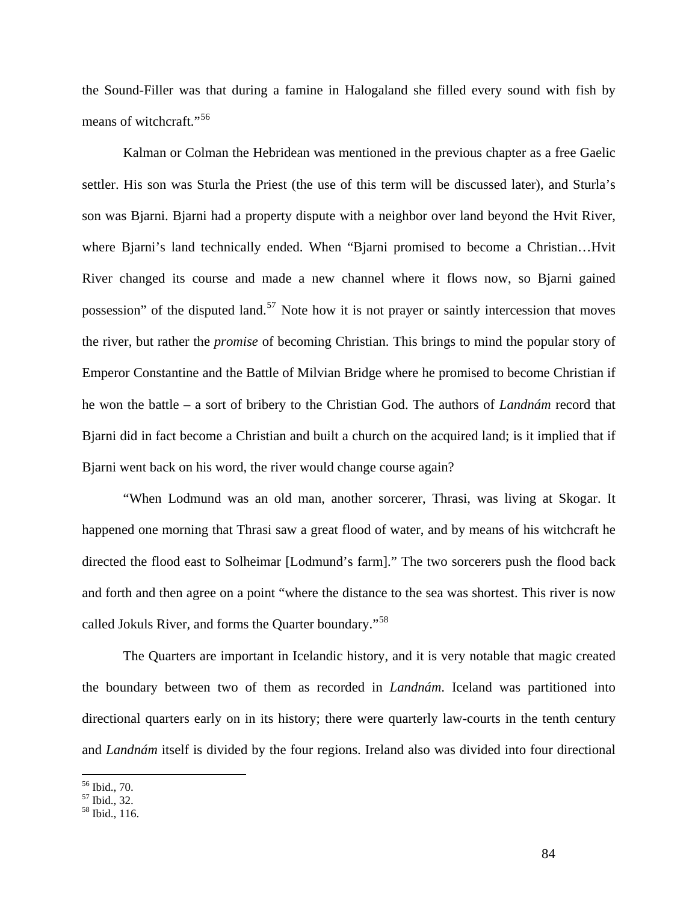the Sound-Filler was that during a famine in Halogaland she filled every sound with fish by means of witchcraft."[56]

Kalman or Colman the Hebridean was mentioned in the previous chapter as a free Gaelic settler. His son was Sturla the Priest (the use of this term will be discussed later), and Sturla's son was Bjarni. Bjarni had a property dispute with a neighbor over land beyond the Hvit River, where Bjarni's land technically ended. When "Bjarni promised to become a Christian…Hvit River changed its course and made a new channel where it flows now, so Bjarni gained possession" of the disputed land.[57] Note how it is not prayer or saintly intercession that moves the river, but rather the *promise* of becoming Christian. This brings to mind the popular story of Emperor Constantine and the Battle of Milvian Bridge where he promised to become Christian if he won the battle – a sort of bribery to the Christian God. The authors of *Landnám* record that Bjarni did in fact become a Christian and built a church on the acquired land; is it implied that if Bjarni went back on his word, the river would change course again?

"When Lodmund was an old man, another sorcerer, Thrasi, was living at Skogar. It happened one morning that Thrasi saw a great flood of water, and by means of his witchcraft he directed the flood east to Solheimar [Lodmund's farm]." The two sorcerers push the flood back and forth and then agree on a point "where the distance to the sea was shortest. This river is now called Jokuls River, and forms the Quarter boundary."[58]

The Quarters are important in Icelandic history, and it is very notable that magic created the boundary between two of them as recorded in *Landnám*. Iceland was partitioned into directional quarters early on in its history; there were quarterly law-courts in the tenth century and *Landnám* itself is divided by the four regions. Ireland also was divided into four directional

---

[56] Ibid., 70.
[57] Ibid., 32.
[58] Ibid., 116.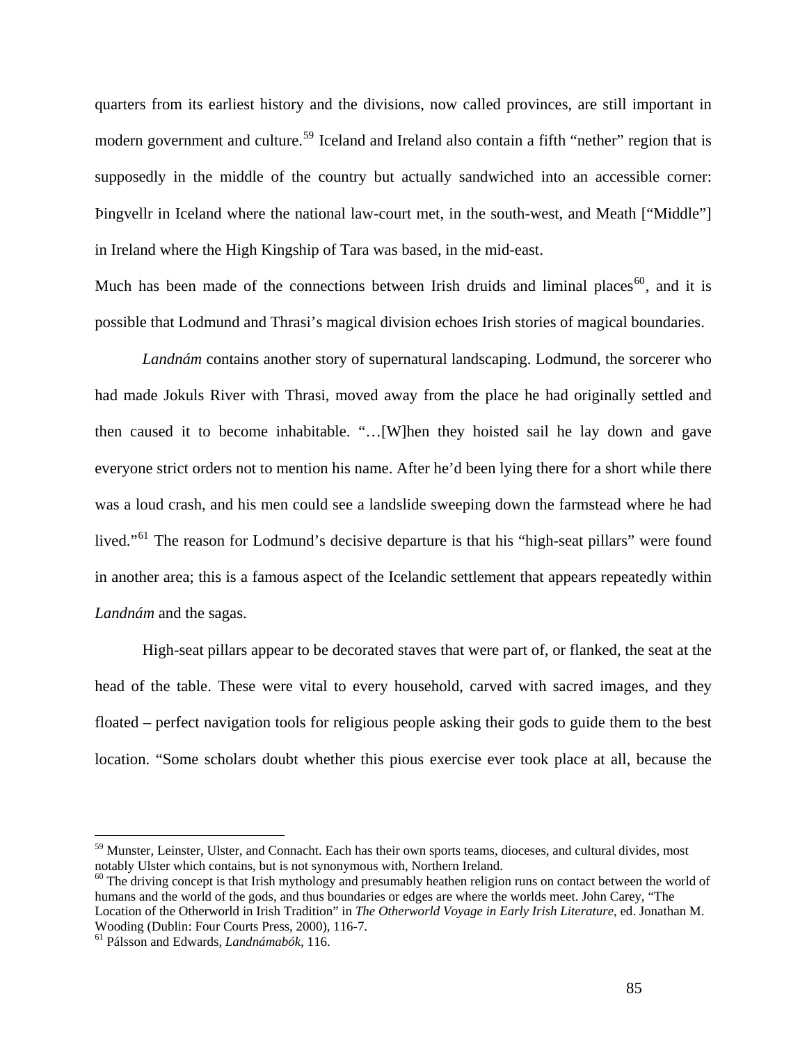quarters from its earliest history and the divisions, now called provinces, are still important in modern government and culture.[59] Iceland and Ireland also contain a fifth "nether" region that is supposedly in the middle of the country but actually sandwiched into an accessible corner: Þingvellr in Iceland where the national law-court met, in the south-west, and Meath ["Middle"] in Ireland where the High Kingship of Tara was based, in the mid-east.

Much has been made of the connections between Irish druids and liminal places[60], and it is possible that Lodmund and Thrasi's magical division echoes Irish stories of magical boundaries.

*Landnám* contains another story of supernatural landscaping. Lodmund, the sorcerer who had made Jokuls River with Thrasi, moved away from the place he had originally settled and then caused it to become inhabitable. "…[W]hen they hoisted sail he lay down and gave everyone strict orders not to mention his name. After he'd been lying there for a short while there was a loud crash, and his men could see a landslide sweeping down the farmstead where he had lived."[61] The reason for Lodmund's decisive departure is that his "high-seat pillars" were found in another area; this is a famous aspect of the Icelandic settlement that appears repeatedly within *Landnám* and the sagas.

High-seat pillars appear to be decorated staves that were part of, or flanked, the seat at the head of the table. These were vital to every household, carved with sacred images, and they floated – perfect navigation tools for religious people asking their gods to guide them to the best location. "Some scholars doubt whether this pious exercise ever took place at all, because the

---

[59] Munster, Leinster, Ulster, and Connacht. Each has their own sports teams, dioceses, and cultural divides, most notably Ulster which contains, but is not synonymous with, Northern Ireland.

[60] The driving concept is that Irish mythology and presumably heathen religion runs on contact between the world of humans and the world of the gods, and thus boundaries or edges are where the worlds meet. John Carey, "The Location of the Otherworld in Irish Tradition" in *The Otherworld Voyage in Early Irish Literature*, ed. Jonathan M. Wooding (Dublin: Four Courts Press, 2000), 116-7.

[61] Pálsson and Edwards, *Landnámabók*, 116.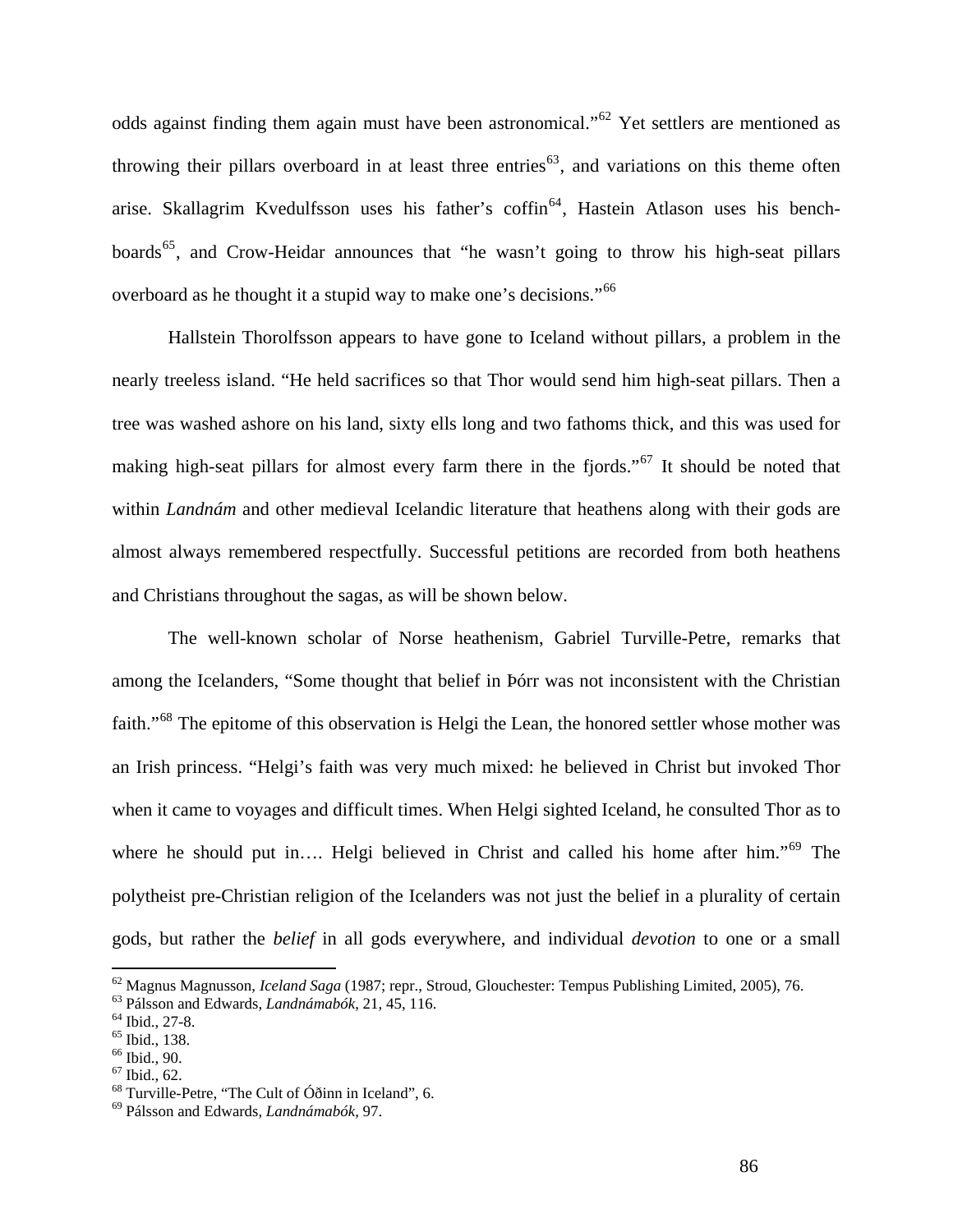odds against finding them again must have been astronomical."[62] Yet settlers are mentioned as throwing their pillars overboard in at least three entries[63], and variations on this theme often arise. Skallagrim Kvedulfsson uses his father's coffin[64], Hastein Atlason uses his bench-boards[65], and Crow-Heidar announces that "he wasn't going to throw his high-seat pillars overboard as he thought it a stupid way to make one's decisions."[66]

Hallstein Thorolfsson appears to have gone to Iceland without pillars, a problem in the nearly treeless island. "He held sacrifices so that Thor would send him high-seat pillars. Then a tree was washed ashore on his land, sixty ells long and two fathoms thick, and this was used for making high-seat pillars for almost every farm there in the fjords."[67] It should be noted that within *Landnám* and other medieval Icelandic literature that heathens along with their gods are almost always remembered respectfully. Successful petitions are recorded from both heathens and Christians throughout the sagas, as will be shown below.

The well-known scholar of Norse heathenism, Gabriel Turville-Petre, remarks that among the Icelanders, "Some thought that belief in Þórr was not inconsistent with the Christian faith."[68] The epitome of this observation is Helgi the Lean, the honored settler whose mother was an Irish princess. "Helgi's faith was very much mixed: he believed in Christ but invoked Thor when it came to voyages and difficult times. When Helgi sighted Iceland, he consulted Thor as to where he should put in…. Helgi believed in Christ and called his home after him."[69] The polytheist pre-Christian religion of the Icelanders was not just the belief in a plurality of certain gods, but rather the *belief* in all gods everywhere, and individual *devotion* to one or a small

---

[62] Magnus Magnusson, *Iceland Saga* (1987; repr., Stroud, Glouchester: Tempus Publishing Limited, 2005), 76.
[63] Pálsson and Edwards, *Landnámabók*, 21, 45, 116.
[64] Ibid., 27-8.
[65] Ibid., 138.
[66] Ibid., 90.
[67] Ibid., 62.
[68] Turville-Petre, "The Cult of Óðinn in Iceland", 6.
[69] Pálsson and Edwards, *Landnámabók*, 97.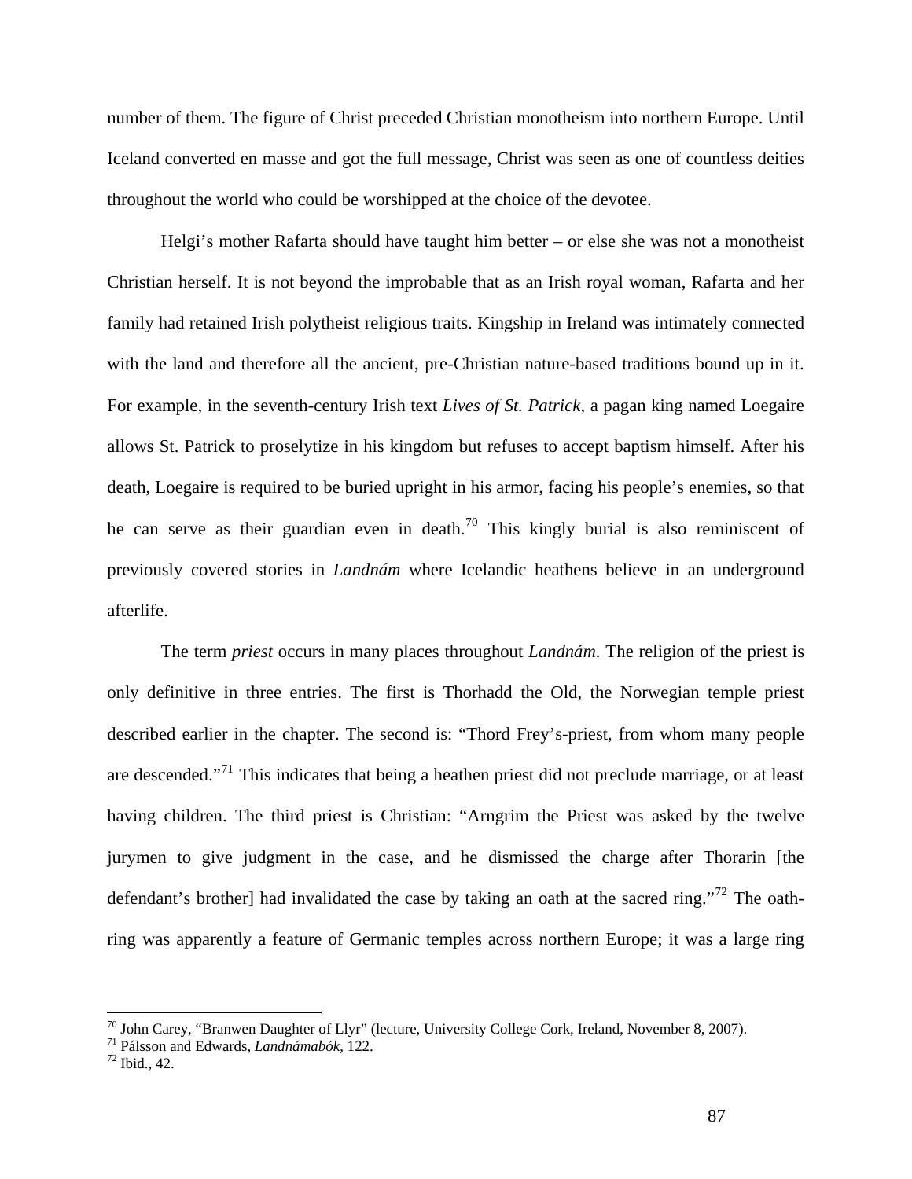number of them. The figure of Christ preceded Christian monotheism into northern Europe. Until Iceland converted en masse and got the full message, Christ was seen as one of countless deities throughout the world who could be worshipped at the choice of the devotee.

Helgi's mother Rafarta should have taught him better – or else she was not a monotheist Christian herself. It is not beyond the improbable that as an Irish royal woman, Rafarta and her family had retained Irish polytheist religious traits. Kingship in Ireland was intimately connected with the land and therefore all the ancient, pre-Christian nature-based traditions bound up in it. For example, in the seventh-century Irish text *Lives of St. Patrick*, a pagan king named Loegaire allows St. Patrick to proselytize in his kingdom but refuses to accept baptism himself. After his death, Loegaire is required to be buried upright in his armor, facing his people's enemies, so that he can serve as their guardian even in death.[70] This kingly burial is also reminiscent of previously covered stories in *Landnám* where Icelandic heathens believe in an underground afterlife.

The term *priest* occurs in many places throughout *Landnám*. The religion of the priest is only definitive in three entries. The first is Thorhadd the Old, the Norwegian temple priest described earlier in the chapter. The second is: "Thord Frey's-priest, from whom many people are descended."[71] This indicates that being a heathen priest did not preclude marriage, or at least having children. The third priest is Christian: "Arngrim the Priest was asked by the twelve jurymen to give judgment in the case, and he dismissed the charge after Thorarin [the defendant's brother] had invalidated the case by taking an oath at the sacred ring."[72] The oath-ring was apparently a feature of Germanic temples across northern Europe; it was a large ring

---

[70] John Carey, "Branwen Daughter of Llyr" (lecture, University College Cork, Ireland, November 8, 2007).

[71] Pálsson and Edwards, *Landnámabók*, 122.

[72] Ibid., 42.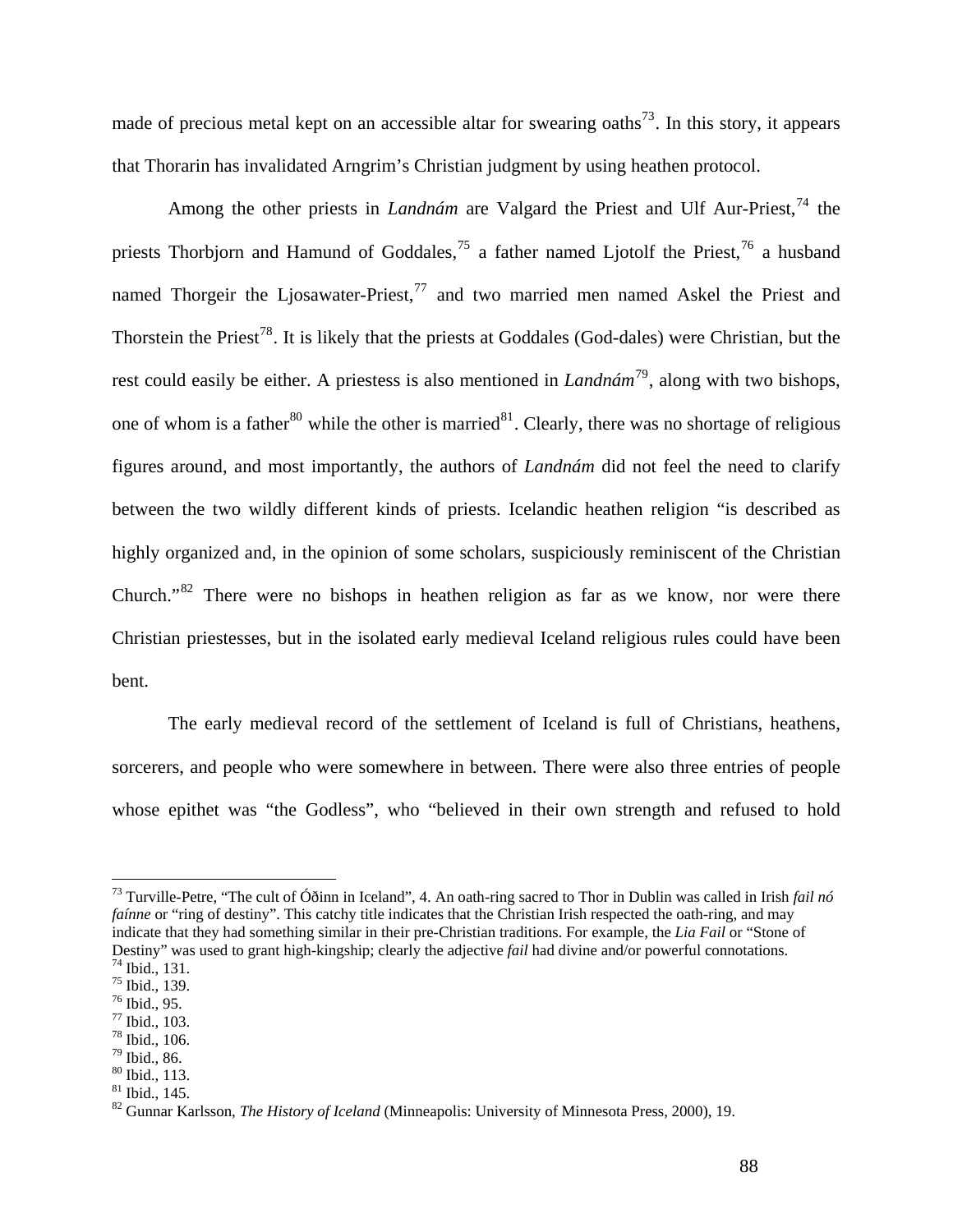made of precious metal kept on an accessible altar for swearing oaths[73]. In this story, it appears that Thorarin has invalidated Arngrim's Christian judgment by using heathen protocol.

Among the other priests in *Landnám* are Valgard the Priest and Ulf Aur-Priest,[74] the priests Thorbjorn and Hamund of Goddales,[75] a father named Ljotolf the Priest,[76] a husband named Thorgeir the Ljosawater-Priest,[77] and two married men named Askel the Priest and Thorstein the Priest[78]. It is likely that the priests at Goddales (God-dales) were Christian, but the rest could easily be either. A priestess is also mentioned in *Landnám*[79], along with two bishops, one of whom is a father[80] while the other is married[81]. Clearly, there was no shortage of religious figures around, and most importantly, the authors of *Landnám* did not feel the need to clarify between the two wildly different kinds of priests. Icelandic heathen religion "is described as highly organized and, in the opinion of some scholars, suspiciously reminiscent of the Christian Church."[82] There were no bishops in heathen religion as far as we know, nor were there Christian priestesses, but in the isolated early medieval Iceland religious rules could have been bent.

The early medieval record of the settlement of Iceland is full of Christians, heathens, sorcerers, and people who were somewhere in between. There were also three entries of people whose epithet was "the Godless", who "believed in their own strength and refused to hold

---

[73] Turville-Petre, "The cult of Óðinn in Iceland", 4. An oath-ring sacred to Thor in Dublin was called in Irish *fail nó faínne* or "ring of destiny". This catchy title indicates that the Christian Irish respected the oath-ring, and may indicate that they had something similar in their pre-Christian traditions. For example, the *Lia Fail* or "Stone of Destiny" was used to grant high-kingship; clearly the adjective *fail* had divine and/or powerful connotations.

[74] Ibid., 131.

[75] Ibid., 139.

[76] Ibid., 95.

[77] Ibid., 103.

[78] Ibid., 106.

[79] Ibid., 86.

[80] Ibid., 113.

[81] Ibid., 145.

[82] Gunnar Karlsson, *The History of Iceland* (Minneapolis: University of Minnesota Press, 2000), 19.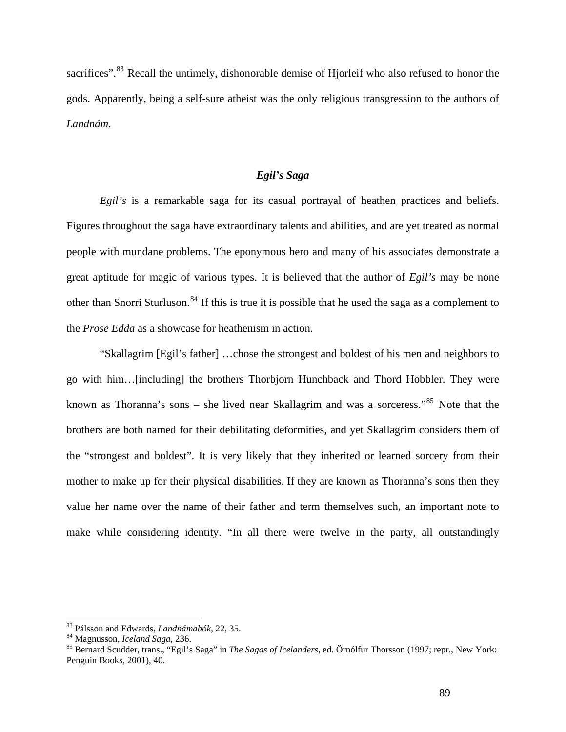sacrifices".[83] Recall the untimely, dishonorable demise of Hjorleif who also refused to honor the gods. Apparently, being a self-sure atheist was the only religious transgression to the authors of *Landnám*.

### *Egil's Saga*

*Egil's* is a remarkable saga for its casual portrayal of heathen practices and beliefs. Figures throughout the saga have extraordinary talents and abilities, and are yet treated as normal people with mundane problems. The eponymous hero and many of his associates demonstrate a great aptitude for magic of various types. It is believed that the author of *Egil's* may be none other than Snorri Sturluson.[84] If this is true it is possible that he used the saga as a complement to the *Prose Edda* as a showcase for heathenism in action.

"Skallagrim [Egil's father] …chose the strongest and boldest of his men and neighbors to go with him…[including] the brothers Thorbjorn Hunchback and Thord Hobbler. They were known as Thoranna's sons – she lived near Skallagrim and was a sorceress."[85] Note that the brothers are both named for their debilitating deformities, and yet Skallagrim considers them of the "strongest and boldest". It is very likely that they inherited or learned sorcery from their mother to make up for their physical disabilities. If they are known as Thoranna's sons then they value her name over the name of their father and term themselves such, an important note to make while considering identity. "In all there were twelve in the party, all outstandingly

---

[83] Pálsson and Edwards, *Landnámabók*, 22, 35.

[84] Magnusson, *Iceland Saga*, 236.

[85] Bernard Scudder, trans., "Egil's Saga" in *The Sagas of Icelanders*, ed. Örnólfur Thorsson (1997; repr., New York: Penguin Books, 2001), 40.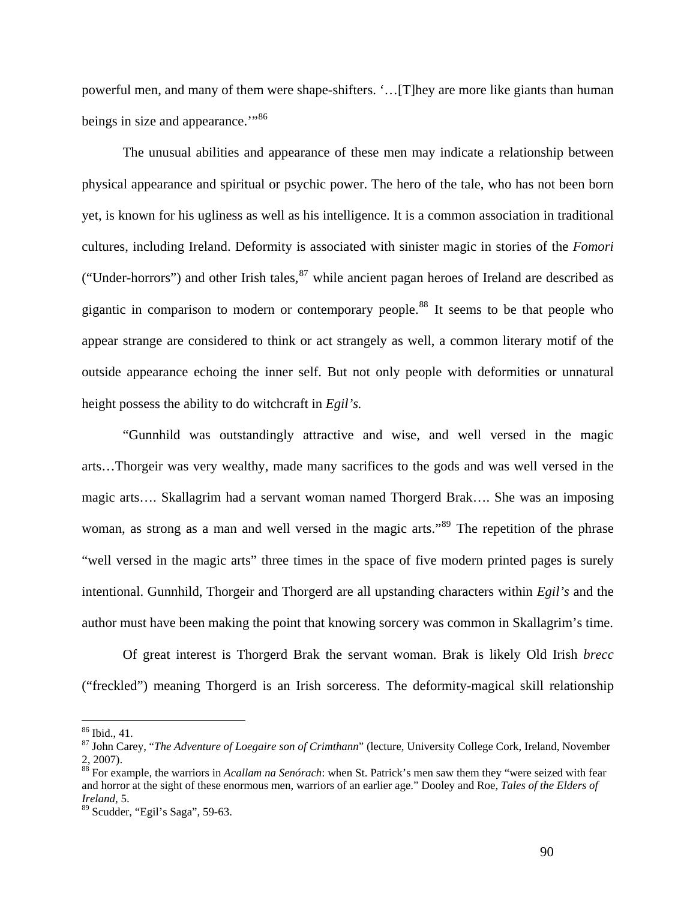powerful men, and many of them were shape-shifters. '…[T]hey are more like giants than human beings in size and appearance.'"[86]

The unusual abilities and appearance of these men may indicate a relationship between physical appearance and spiritual or psychic power. The hero of the tale, who has not been born yet, is known for his ugliness as well as his intelligence. It is a common association in traditional cultures, including Ireland. Deformity is associated with sinister magic in stories of the *Fomori* ("Under-horrors") and other Irish tales,[87] while ancient pagan heroes of Ireland are described as gigantic in comparison to modern or contemporary people.[88] It seems to be that people who appear strange are considered to think or act strangely as well, a common literary motif of the outside appearance echoing the inner self. But not only people with deformities or unnatural height possess the ability to do witchcraft in *Egil's.*

"Gunnhild was outstandingly attractive and wise, and well versed in the magic arts…Thorgeir was very wealthy, made many sacrifices to the gods and was well versed in the magic arts…. Skallagrim had a servant woman named Thorgerd Brak…. She was an imposing woman, as strong as a man and well versed in the magic arts."[89] The repetition of the phrase "well versed in the magic arts" three times in the space of five modern printed pages is surely intentional. Gunnhild, Thorgeir and Thorgerd are all upstanding characters within *Egil's* and the author must have been making the point that knowing sorcery was common in Skallagrim's time.

Of great interest is Thorgerd Brak the servant woman. Brak is likely Old Irish *brecc* ("freckled") meaning Thorgerd is an Irish sorceress. The deformity-magical skill relationship

---

[86] Ibid., 41.

[87] John Carey, "*The Adventure of Loegaire son of Crimthann*" (lecture, University College Cork, Ireland, November 2, 2007).

[88] For example, the warriors in *Acallam na Senórach*: when St. Patrick's men saw them they "were seized with fear and horror at the sight of these enormous men, warriors of an earlier age." Dooley and Roe, *Tales of the Elders of Ireland*, 5.

[89] Scudder, "Egil's Saga", 59-63.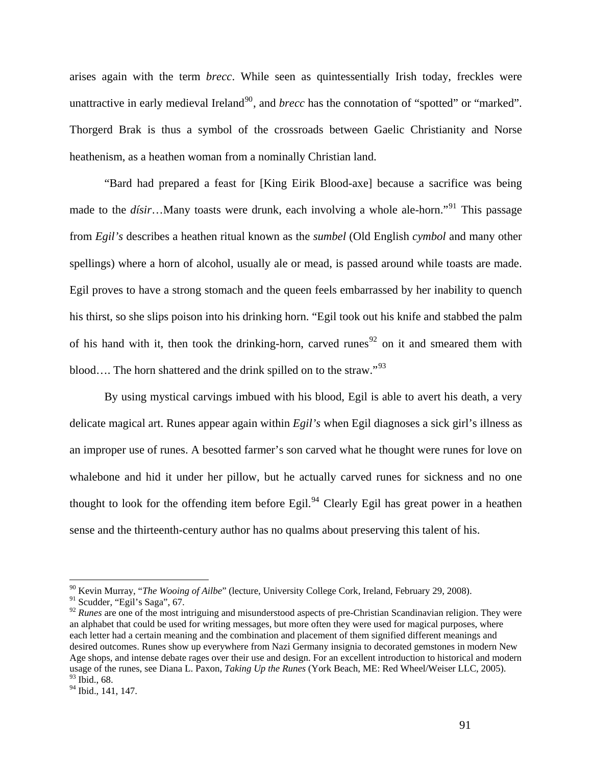arises again with the term *brecc*. While seen as quintessentially Irish today, freckles were unattractive in early medieval Ireland[90], and *brecc* has the connotation of "spotted" or "marked". Thorgerd Brak is thus a symbol of the crossroads between Gaelic Christianity and Norse heathenism, as a heathen woman from a nominally Christian land.

"Bard had prepared a feast for [King Eirik Blood-axe] because a sacrifice was being made to the *dísir*…Many toasts were drunk, each involving a whole ale-horn."[91] This passage from *Egil's* describes a heathen ritual known as the *sumbel* (Old English *cymbol* and many other spellings) where a horn of alcohol, usually ale or mead, is passed around while toasts are made. Egil proves to have a strong stomach and the queen feels embarrassed by her inability to quench his thirst, so she slips poison into his drinking horn. "Egil took out his knife and stabbed the palm of his hand with it, then took the drinking-horn, carved runes[92] on it and smeared them with blood…. The horn shattered and the drink spilled on to the straw."[93]

By using mystical carvings imbued with his blood, Egil is able to avert his death, a very delicate magical art. Runes appear again within *Egil's* when Egil diagnoses a sick girl's illness as an improper use of runes. A besotted farmer's son carved what he thought were runes for love on whalebone and hid it under her pillow, but he actually carved runes for sickness and no one thought to look for the offending item before Egil.[94] Clearly Egil has great power in a heathen sense and the thirteenth-century author has no qualms about preserving this talent of his.

---

[90] Kevin Murray, "*The Wooing of Ailbe*" (lecture, University College Cork, Ireland, February 29, 2008).

[91] Scudder, "Egil's Saga", 67.

[92] *Runes* are one of the most intriguing and misunderstood aspects of pre-Christian Scandinavian religion. They were an alphabet that could be used for writing messages, but more often they were used for magical purposes, where each letter had a certain meaning and the combination and placement of them signified different meanings and desired outcomes. Runes show up everywhere from Nazi Germany insignia to decorated gemstones in modern New Age shops, and intense debate rages over their use and design. For an excellent introduction to historical and modern usage of the runes, see Diana L. Paxon, *Taking Up the Runes* (York Beach, ME: Red Wheel/Weiser LLC, 2005).

[93] Ibid., 68.

[94] Ibid., 141, 147.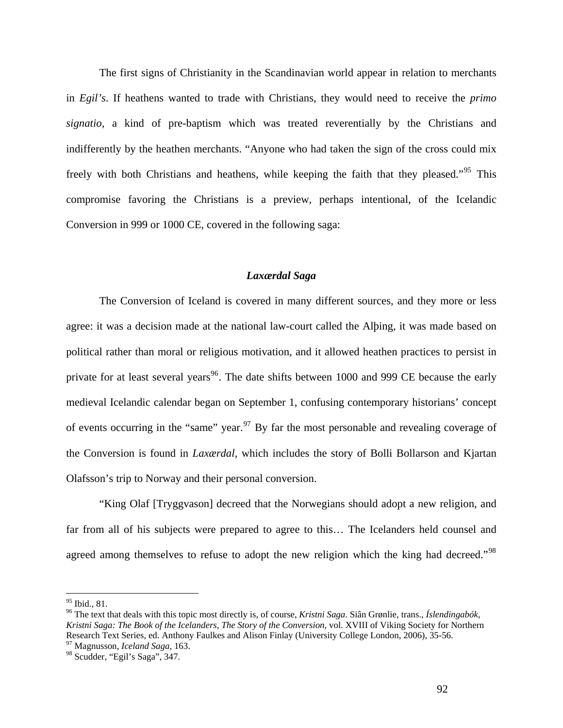The first signs of Christianity in the Scandinavian world appear in relation to merchants in *Egil's*. If heathens wanted to trade with Christians, they would need to receive the *primo signatio*, a kind of pre-baptism which was treated reverentially by the Christians and indifferently by the heathen merchants. "Anyone who had taken the sign of the cross could mix freely with both Christians and heathens, while keeping the faith that they pleased."[95] This compromise favoring the Christians is a preview, perhaps intentional, of the Icelandic Conversion in 999 or 1000 CE, covered in the following saga:

### *Laxærdal Saga*

The Conversion of Iceland is covered in many different sources, and they more or less agree: it was a decision made at the national law-court called the Alþing, it was made based on political rather than moral or religious motivation, and it allowed heathen practices to persist in private for at least several years[96]. The date shifts between 1000 and 999 CE because the early medieval Icelandic calendar began on September 1, confusing contemporary historians' concept of events occurring in the "same" year.[97] By far the most personable and revealing coverage of the Conversion is found in *Laxærdal*, which includes the story of Bolli Bollarson and Kjartan Olafsson's trip to Norway and their personal conversion.

"King Olaf [Tryggvason] decreed that the Norwegians should adopt a new religion, and far from all of his subjects were prepared to agree to this… The Icelanders held counsel and agreed among themselves to refuse to adopt the new religion which the king had decreed."[98]

---

[95] Ibid., 81.

[96] The text that deals with this topic most directly is, of course, *Kristni Saga*. Siân Grønlie, trans., *Íslendingabók, Kristni Saga: The Book of the Icelanders, The Story of the Conversion*, vol. XVIII of Viking Society for Northern Research Text Series, ed. Anthony Faulkes and Alison Finlay (University College London, 2006), 35-56.

[97] Magnusson, *Iceland Saga*, 163.

[98] Scudder, "Egil's Saga", 347.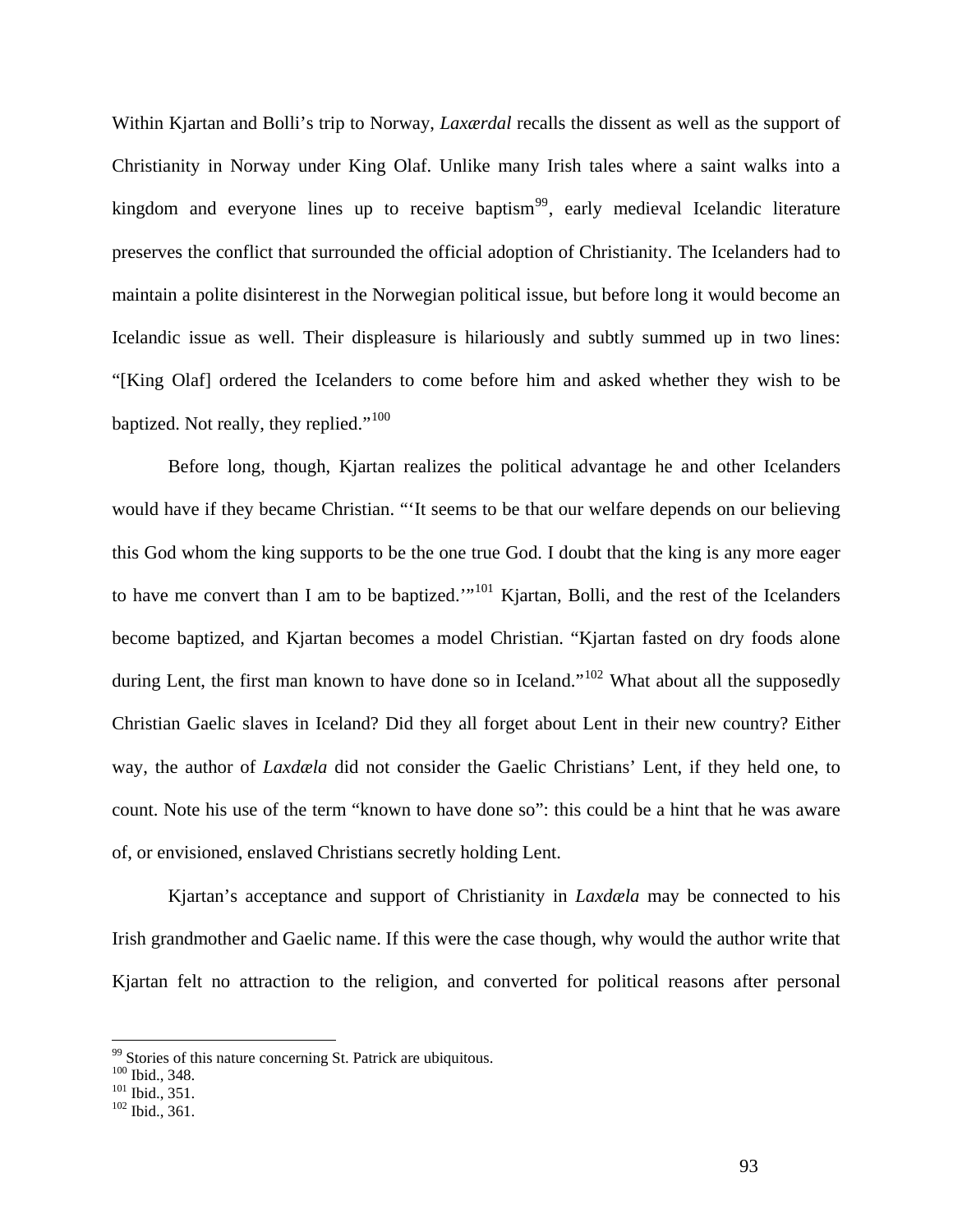Within Kjartan and Bolli's trip to Norway, *Laxærdal* recalls the dissent as well as the support of Christianity in Norway under King Olaf. Unlike many Irish tales where a saint walks into a kingdom and everyone lines up to receive baptism[99], early medieval Icelandic literature preserves the conflict that surrounded the official adoption of Christianity. The Icelanders had to maintain a polite disinterest in the Norwegian political issue, but before long it would become an Icelandic issue as well. Their displeasure is hilariously and subtly summed up in two lines: "[King Olaf] ordered the Icelanders to come before him and asked whether they wish to be baptized. Not really, they replied."[100]

Before long, though, Kjartan realizes the political advantage he and other Icelanders would have if they became Christian. "'It seems to be that our welfare depends on our believing this God whom the king supports to be the one true God. I doubt that the king is any more eager to have me convert than I am to be baptized.'"[101] Kjartan, Bolli, and the rest of the Icelanders become baptized, and Kjartan becomes a model Christian. "Kjartan fasted on dry foods alone during Lent, the first man known to have done so in Iceland."[102] What about all the supposedly Christian Gaelic slaves in Iceland? Did they all forget about Lent in their new country? Either way, the author of *Laxdæla* did not consider the Gaelic Christians' Lent, if they held one, to count. Note his use of the term "known to have done so": this could be a hint that he was aware of, or envisioned, enslaved Christians secretly holding Lent.

Kjartan's acceptance and support of Christianity in *Laxdæla* may be connected to his Irish grandmother and Gaelic name. If this were the case though, why would the author write that Kjartan felt no attraction to the religion, and converted for political reasons after personal

---

[99] Stories of this nature concerning St. Patrick are ubiquitous.
[100] Ibid., 348.
[101] Ibid., 351.
[102] Ibid., 361.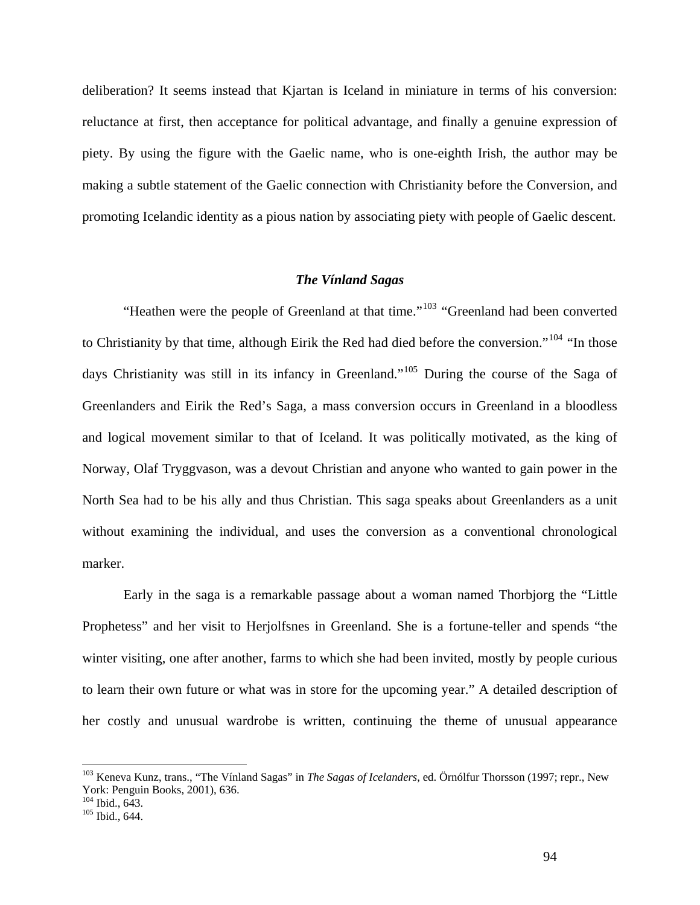deliberation? It seems instead that Kjartan is Iceland in miniature in terms of his conversion: reluctance at first, then acceptance for political advantage, and finally a genuine expression of piety. By using the figure with the Gaelic name, who is one-eighth Irish, the author may be making a subtle statement of the Gaelic connection with Christianity before the Conversion, and promoting Icelandic identity as a pious nation by associating piety with people of Gaelic descent.

### *The Vínland Sagas*

"Heathen were the people of Greenland at that time."[103] "Greenland had been converted to Christianity by that time, although Eirik the Red had died before the conversion."[104] "In those days Christianity was still in its infancy in Greenland."[105] During the course of the Saga of Greenlanders and Eirik the Red's Saga, a mass conversion occurs in Greenland in a bloodless and logical movement similar to that of Iceland. It was politically motivated, as the king of Norway, Olaf Tryggvason, was a devout Christian and anyone who wanted to gain power in the North Sea had to be his ally and thus Christian. This saga speaks about Greenlanders as a unit without examining the individual, and uses the conversion as a conventional chronological marker.

Early in the saga is a remarkable passage about a woman named Thorbjorg the "Little Prophetess" and her visit to Herjolfsnes in Greenland. She is a fortune-teller and spends "the winter visiting, one after another, farms to which she had been invited, mostly by people curious to learn their own future or what was in store for the upcoming year." A detailed description of her costly and unusual wardrobe is written, continuing the theme of unusual appearance

---

[103] Keneva Kunz, trans., "The Vínland Sagas" in *The Sagas of Icelanders*, ed. Örnólfur Thorsson (1997; repr., New York: Penguin Books, 2001), 636.
[104] Ibid., 643.
[105] Ibid., 644.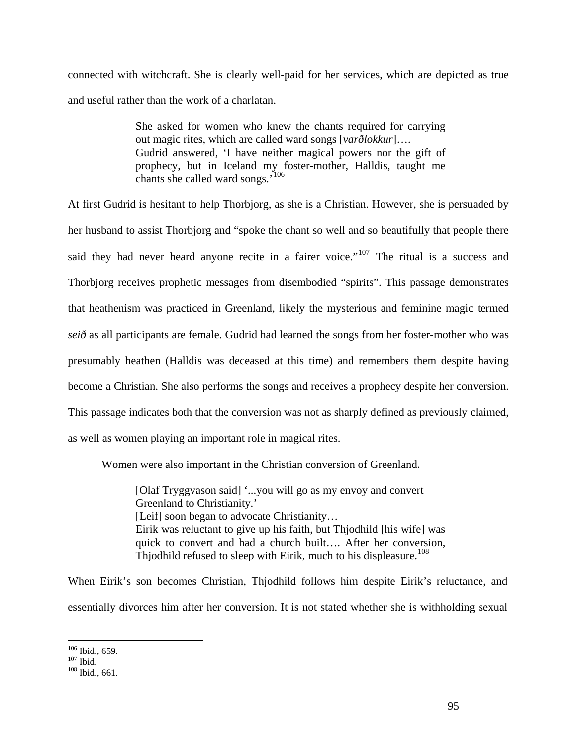connected with witchcraft. She is clearly well-paid for her services, which are depicted as true and useful rather than the work of a charlatan.

> She asked for women who knew the chants required for carrying out magic rites, which are called ward songs [*varðlokkur*]….
> Gudrid answered, 'I have neither magical powers nor the gift of prophecy, but in Iceland my foster-mother, Halldis, taught me chants she called ward songs.'[106]

At first Gudrid is hesitant to help Thorbjorg, as she is a Christian. However, she is persuaded by her husband to assist Thorbjorg and "spoke the chant so well and so beautifully that people there said they had never heard anyone recite in a fairer voice."[107] The ritual is a success and Thorbjorg receives prophetic messages from disembodied "spirits". This passage demonstrates that heathenism was practiced in Greenland, likely the mysterious and feminine magic termed *seið* as all participants are female. Gudrid had learned the songs from her foster-mother who was presumably heathen (Halldis was deceased at this time) and remembers them despite having become a Christian. She also performs the songs and receives a prophecy despite her conversion. This passage indicates both that the conversion was not as sharply defined as previously claimed, as well as women playing an important role in magical rites.

Women were also important in the Christian conversion of Greenland.

> [Olaf Tryggvason said] '...you will go as my envoy and convert Greenland to Christianity.'
> [Leif] soon began to advocate Christianity…
> Eirik was reluctant to give up his faith, but Thjodhild [his wife] was quick to convert and had a church built…. After her conversion, Thjodhild refused to sleep with Eirik, much to his displeasure.[108]

When Eirik's son becomes Christian, Thjodhild follows him despite Eirik's reluctance, and essentially divorces him after her conversion. It is not stated whether she is withholding sexual

---

[106] Ibid., 659.
[107] Ibid.
[108] Ibid., 661.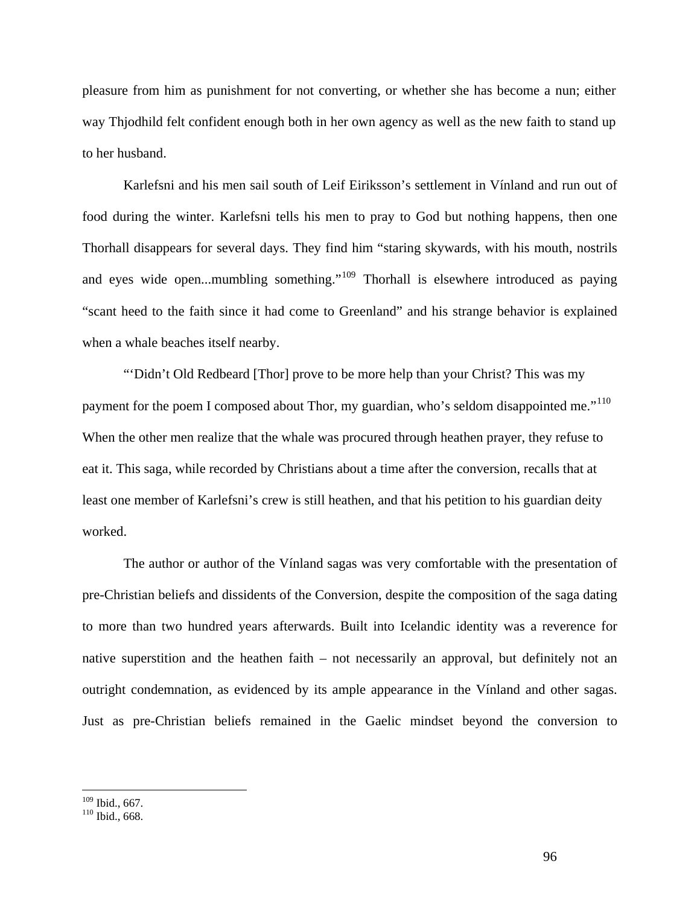pleasure from him as punishment for not converting, or whether she has become a nun; either way Thjodhild felt confident enough both in her own agency as well as the new faith to stand up to her husband.

Karlefsni and his men sail south of Leif Eiriksson's settlement in Vínland and run out of food during the winter. Karlefsni tells his men to pray to God but nothing happens, then one Thorhall disappears for several days. They find him "staring skywards, with his mouth, nostrils and eyes wide open...mumbling something."[109] Thorhall is elsewhere introduced as paying "scant heed to the faith since it had come to Greenland" and his strange behavior is explained when a whale beaches itself nearby.

"'Didn't Old Redbeard [Thor] prove to be more help than your Christ? This was my payment for the poem I composed about Thor, my guardian, who's seldom disappointed me."[110] When the other men realize that the whale was procured through heathen prayer, they refuse to eat it. This saga, while recorded by Christians about a time after the conversion, recalls that at least one member of Karlefsni's crew is still heathen, and that his petition to his guardian deity worked.

The author or author of the Vínland sagas was very comfortable with the presentation of pre-Christian beliefs and dissidents of the Conversion, despite the composition of the saga dating to more than two hundred years afterwards. Built into Icelandic identity was a reverence for native superstition and the heathen faith – not necessarily an approval, but definitely not an outright condemnation, as evidenced by its ample appearance in the Vínland and other sagas. Just as pre-Christian beliefs remained in the Gaelic mindset beyond the conversion to

---

[109] Ibid., 667.
[110] Ibid., 668.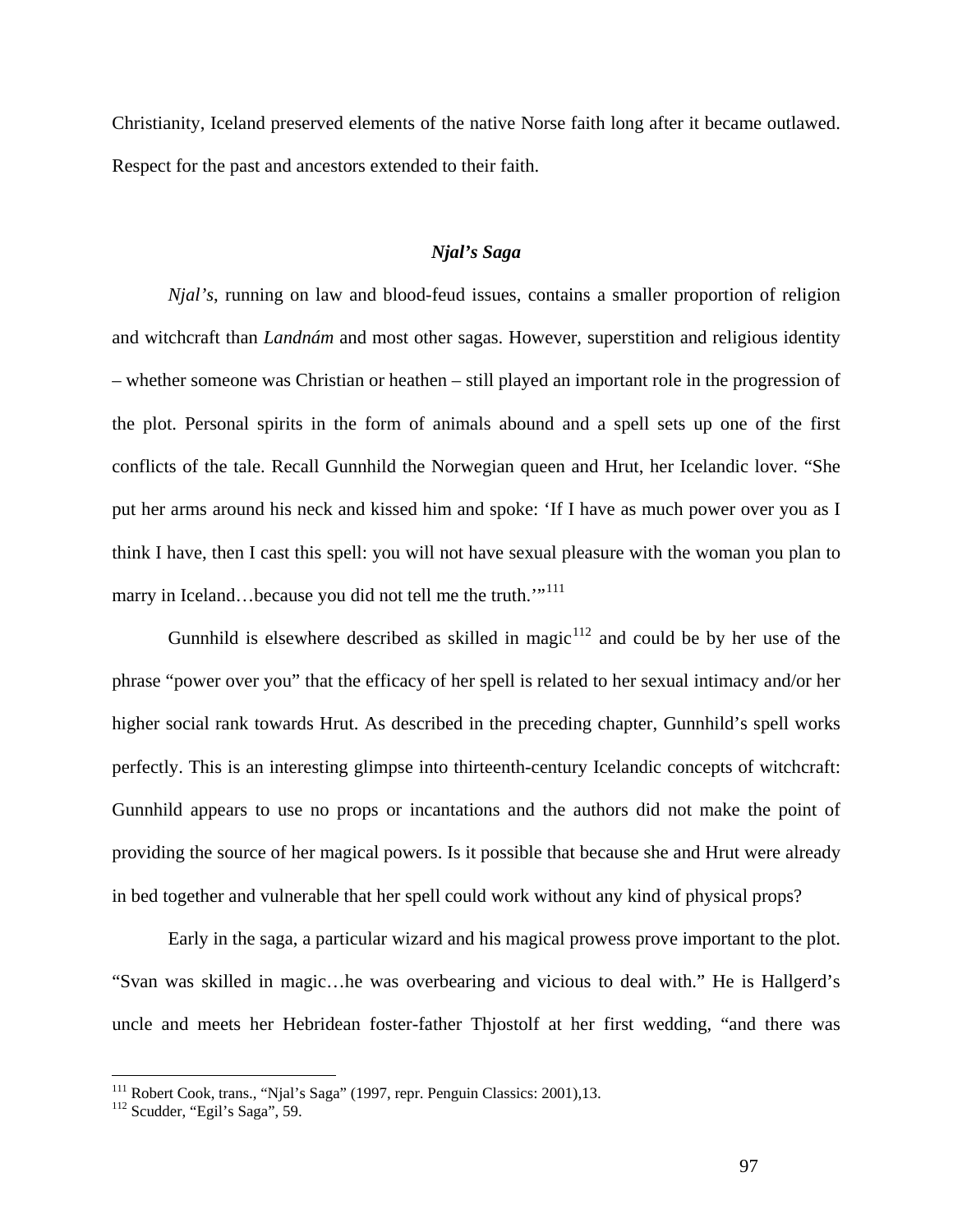Christianity, Iceland preserved elements of the native Norse faith long after it became outlawed. Respect for the past and ancestors extended to their faith.

### *Njal's Saga*

*Njal's*, running on law and blood-feud issues, contains a smaller proportion of religion and witchcraft than *Landnám* and most other sagas. However, superstition and religious identity – whether someone was Christian or heathen – still played an important role in the progression of the plot. Personal spirits in the form of animals abound and a spell sets up one of the first conflicts of the tale. Recall Gunnhild the Norwegian queen and Hrut, her Icelandic lover. "She put her arms around his neck and kissed him and spoke: 'If I have as much power over you as I think I have, then I cast this spell: you will not have sexual pleasure with the woman you plan to marry in Iceland…because you did not tell me the truth.'"[111]

Gunnhild is elsewhere described as skilled in magic[112] and could be by her use of the phrase "power over you" that the efficacy of her spell is related to her sexual intimacy and/or her higher social rank towards Hrut. As described in the preceding chapter, Gunnhild's spell works perfectly. This is an interesting glimpse into thirteenth-century Icelandic concepts of witchcraft: Gunnhild appears to use no props or incantations and the authors did not make the point of providing the source of her magical powers. Is it possible that because she and Hrut were already in bed together and vulnerable that her spell could work without any kind of physical props?

Early in the saga, a particular wizard and his magical prowess prove important to the plot. "Svan was skilled in magic…he was overbearing and vicious to deal with." He is Hallgerd's uncle and meets her Hebridean foster-father Thjostolf at her first wedding, "and there was

---

[111] Robert Cook, trans., "Njal's Saga" (1997, repr. Penguin Classics: 2001),13.

[112] Scudder, "Egil's Saga", 59.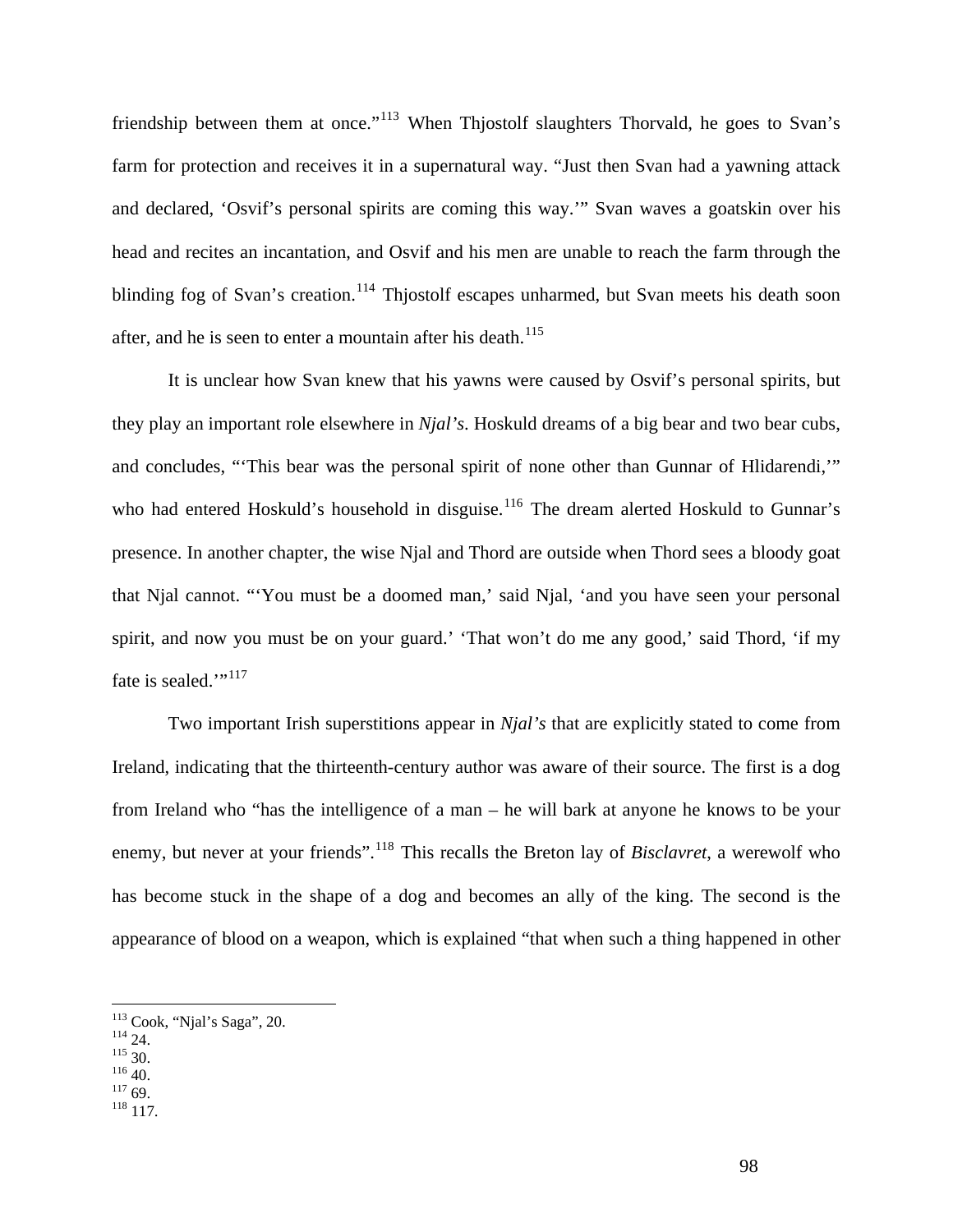friendship between them at once."[113] When Thjostolf slaughters Thorvald, he goes to Svan's farm for protection and receives it in a supernatural way. "Just then Svan had a yawning attack and declared, 'Osvif's personal spirits are coming this way.'" Svan waves a goatskin over his head and recites an incantation, and Osvif and his men are unable to reach the farm through the blinding fog of Svan's creation.[114] Thjostolf escapes unharmed, but Svan meets his death soon after, and he is seen to enter a mountain after his death.[115]

It is unclear how Svan knew that his yawns were caused by Osvif's personal spirits, but they play an important role elsewhere in *Njal's*. Hoskuld dreams of a big bear and two bear cubs, and concludes, "'This bear was the personal spirit of none other than Gunnar of Hlidarendi,'" who had entered Hoskuld's household in disguise.[116] The dream alerted Hoskuld to Gunnar's presence. In another chapter, the wise Njal and Thord are outside when Thord sees a bloody goat that Njal cannot. "'You must be a doomed man,' said Njal, 'and you have seen your personal spirit, and now you must be on your guard.' 'That won't do me any good,' said Thord, 'if my fate is sealed.'"[117]

Two important Irish superstitions appear in *Njal's* that are explicitly stated to come from Ireland, indicating that the thirteenth-century author was aware of their source. The first is a dog from Ireland who "has the intelligence of a man – he will bark at anyone he knows to be your enemy, but never at your friends".[118] This recalls the Breton lay of *Bisclavret*, a werewolf who has become stuck in the shape of a dog and becomes an ally of the king. The second is the appearance of blood on a weapon, which is explained "that when such a thing happened in other

---

[113] Cook, "Njal's Saga", 20.
[114] 24.
[115] 30.
[116] 40.
[117] 69.
[118] 117.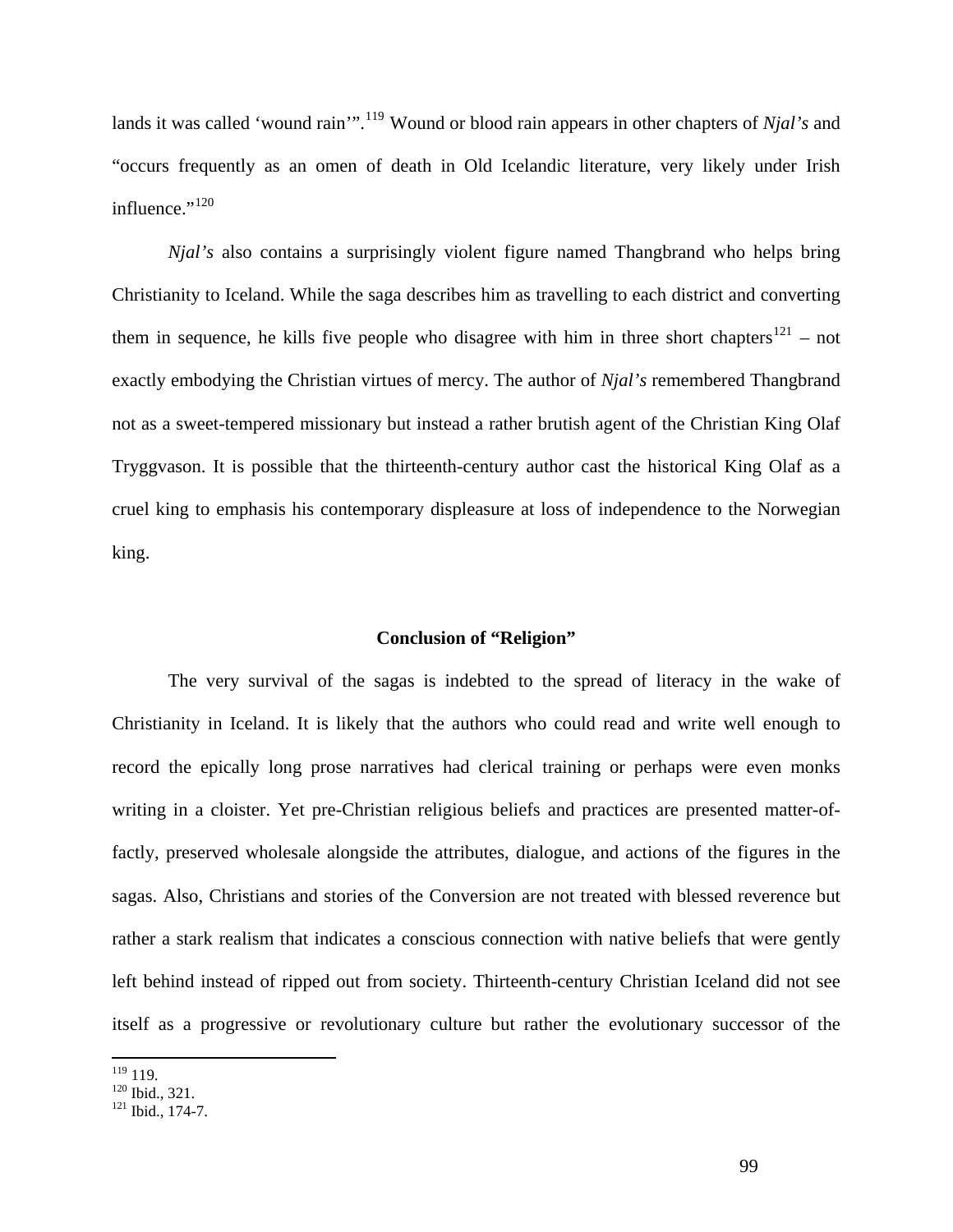lands it was called 'wound rain'".[119] Wound or blood rain appears in other chapters of *Njal's* and "occurs frequently as an omen of death in Old Icelandic literature, very likely under Irish influence."[120]

*Njal's* also contains a surprisingly violent figure named Thangbrand who helps bring Christianity to Iceland. While the saga describes him as travelling to each district and converting them in sequence, he kills five people who disagree with him in three short chapters[121] – not exactly embodying the Christian virtues of mercy. The author of *Njal's* remembered Thangbrand not as a sweet-tempered missionary but instead a rather brutish agent of the Christian King Olaf Tryggvason. It is possible that the thirteenth-century author cast the historical King Olaf as a cruel king to emphasis his contemporary displeasure at loss of independence to the Norwegian king.

### Conclusion of "Religion"

The very survival of the sagas is indebted to the spread of literacy in the wake of Christianity in Iceland. It is likely that the authors who could read and write well enough to record the epically long prose narratives had clerical training or perhaps were even monks writing in a cloister. Yet pre-Christian religious beliefs and practices are presented matter-of-factly, preserved wholesale alongside the attributes, dialogue, and actions of the figures in the sagas. Also, Christians and stories of the Conversion are not treated with blessed reverence but rather a stark realism that indicates a conscious connection with native beliefs that were gently left behind instead of ripped out from society. Thirteenth-century Christian Iceland did not see itself as a progressive or revolutionary culture but rather the evolutionary successor of the

---

[119] 119.
[120] Ibid., 321.
[121] Ibid., 174-7.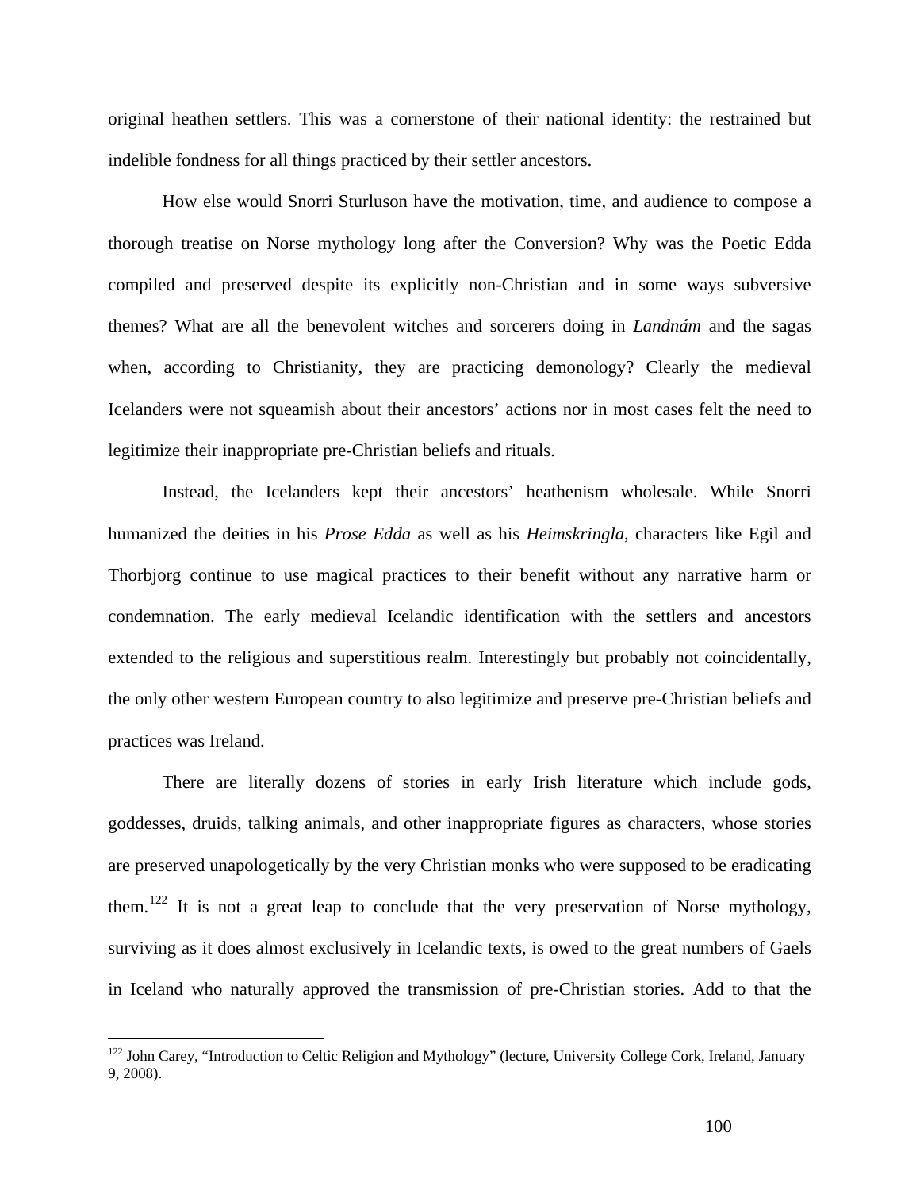original heathen settlers. This was a cornerstone of their national identity: the restrained but indelible fondness for all things practiced by their settler ancestors.

How else would Snorri Sturluson have the motivation, time, and audience to compose a thorough treatise on Norse mythology long after the Conversion? Why was the Poetic Edda compiled and preserved despite its explicitly non-Christian and in some ways subversive themes? What are all the benevolent witches and sorcerers doing in *Landnám* and the sagas when, according to Christianity, they are practicing demonology? Clearly the medieval Icelanders were not squeamish about their ancestors' actions nor in most cases felt the need to legitimize their inappropriate pre-Christian beliefs and rituals.

Instead, the Icelanders kept their ancestors' heathenism wholesale. While Snorri humanized the deities in his *Prose Edda* as well as his *Heimskringla*, characters like Egil and Thorbjorg continue to use magical practices to their benefit without any narrative harm or condemnation. The early medieval Icelandic identification with the settlers and ancestors extended to the religious and superstitious realm. Interestingly but probably not coincidentally, the only other western European country to also legitimize and preserve pre-Christian beliefs and practices was Ireland.

There are literally dozens of stories in early Irish literature which include gods, goddesses, druids, talking animals, and other inappropriate figures as characters, whose stories are preserved unapologetically by the very Christian monks who were supposed to be eradicating them.[122] It is not a great leap to conclude that the very preservation of Norse mythology, surviving as it does almost exclusively in Icelandic texts, is owed to the great numbers of Gaels in Iceland who naturally approved the transmission of pre-Christian stories. Add to that the

[122] John Carey, "Introduction to Celtic Religion and Mythology" (lecture, University College Cork, Ireland, January 9, 2008).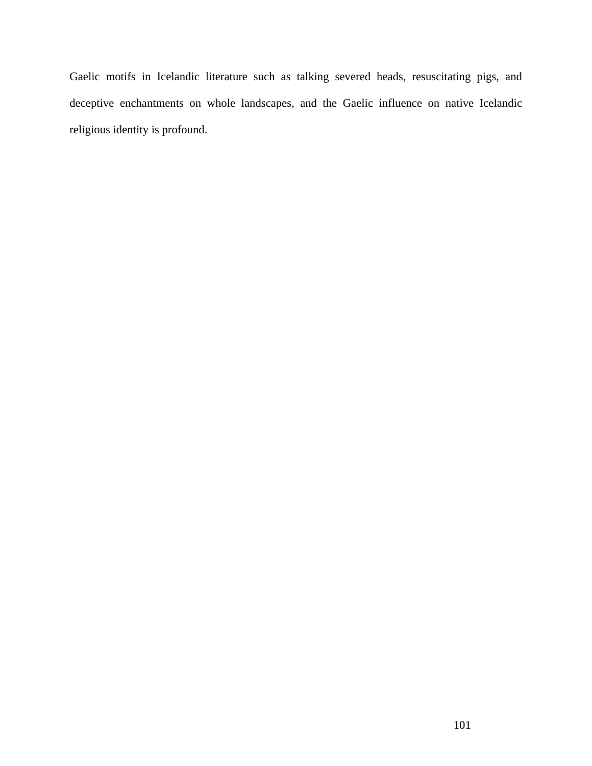Gaelic motifs in Icelandic literature such as talking severed heads, resuscitating pigs, and deceptive enchantments on whole landscapes, and the Gaelic influence on native Icelandic religious identity is profound.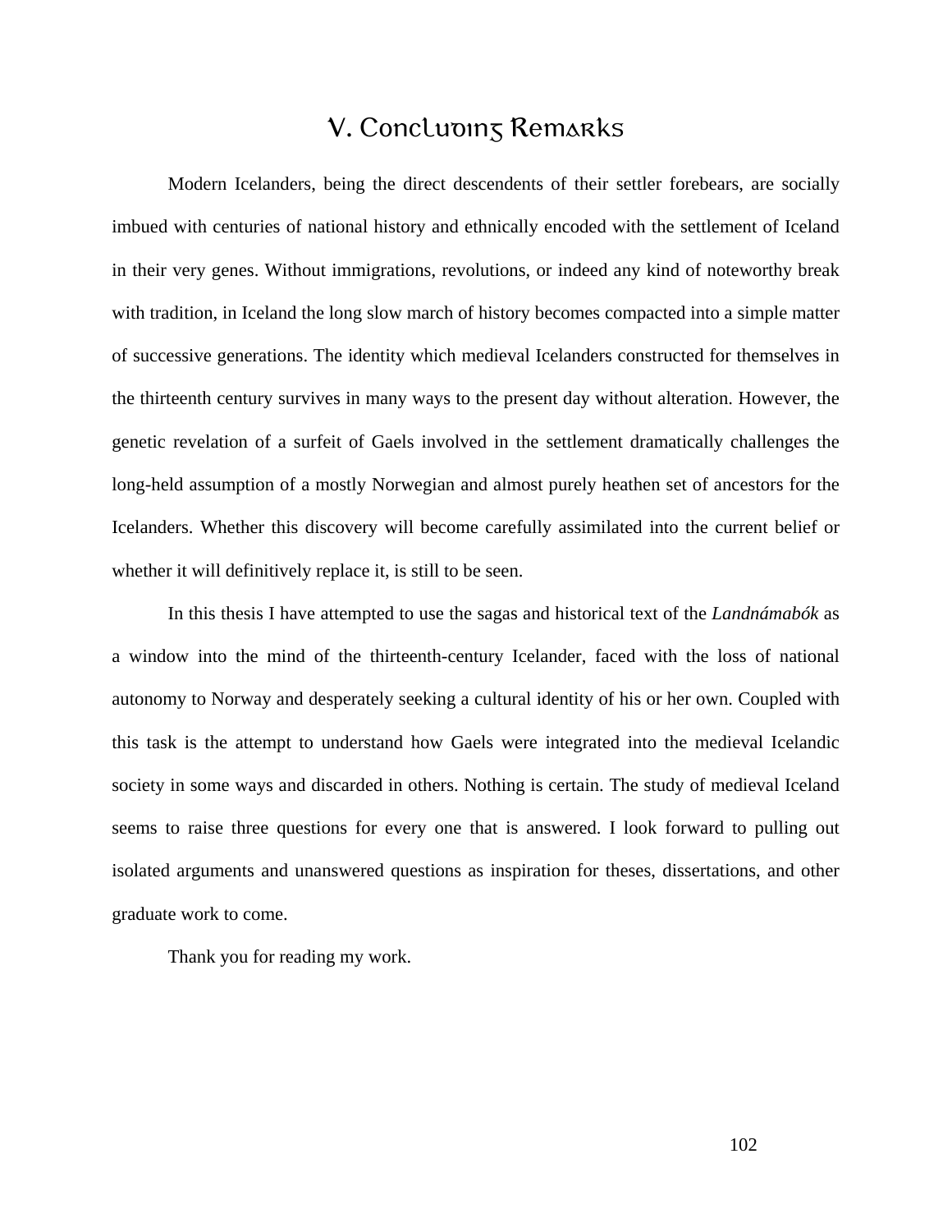# V. Concluding Remarks

Modern Icelanders, being the direct descendents of their settler forebears, are socially imbued with centuries of national history and ethnically encoded with the settlement of Iceland in their very genes. Without immigrations, revolutions, or indeed any kind of noteworthy break with tradition, in Iceland the long slow march of history becomes compacted into a simple matter of successive generations. The identity which medieval Icelanders constructed for themselves in the thirteenth century survives in many ways to the present day without alteration. However, the genetic revelation of a surfeit of Gaels involved in the settlement dramatically challenges the long-held assumption of a mostly Norwegian and almost purely heathen set of ancestors for the Icelanders. Whether this discovery will become carefully assimilated into the current belief or whether it will definitively replace it, is still to be seen.

In this thesis I have attempted to use the sagas and historical text of the *Landnámabók* as a window into the mind of the thirteenth-century Icelander, faced with the loss of national autonomy to Norway and desperately seeking a cultural identity of his or her own. Coupled with this task is the attempt to understand how Gaels were integrated into the medieval Icelandic society in some ways and discarded in others. Nothing is certain. The study of medieval Iceland seems to raise three questions for every one that is answered. I look forward to pulling out isolated arguments and unanswered questions as inspiration for theses, dissertations, and other graduate work to come.

Thank you for reading my work.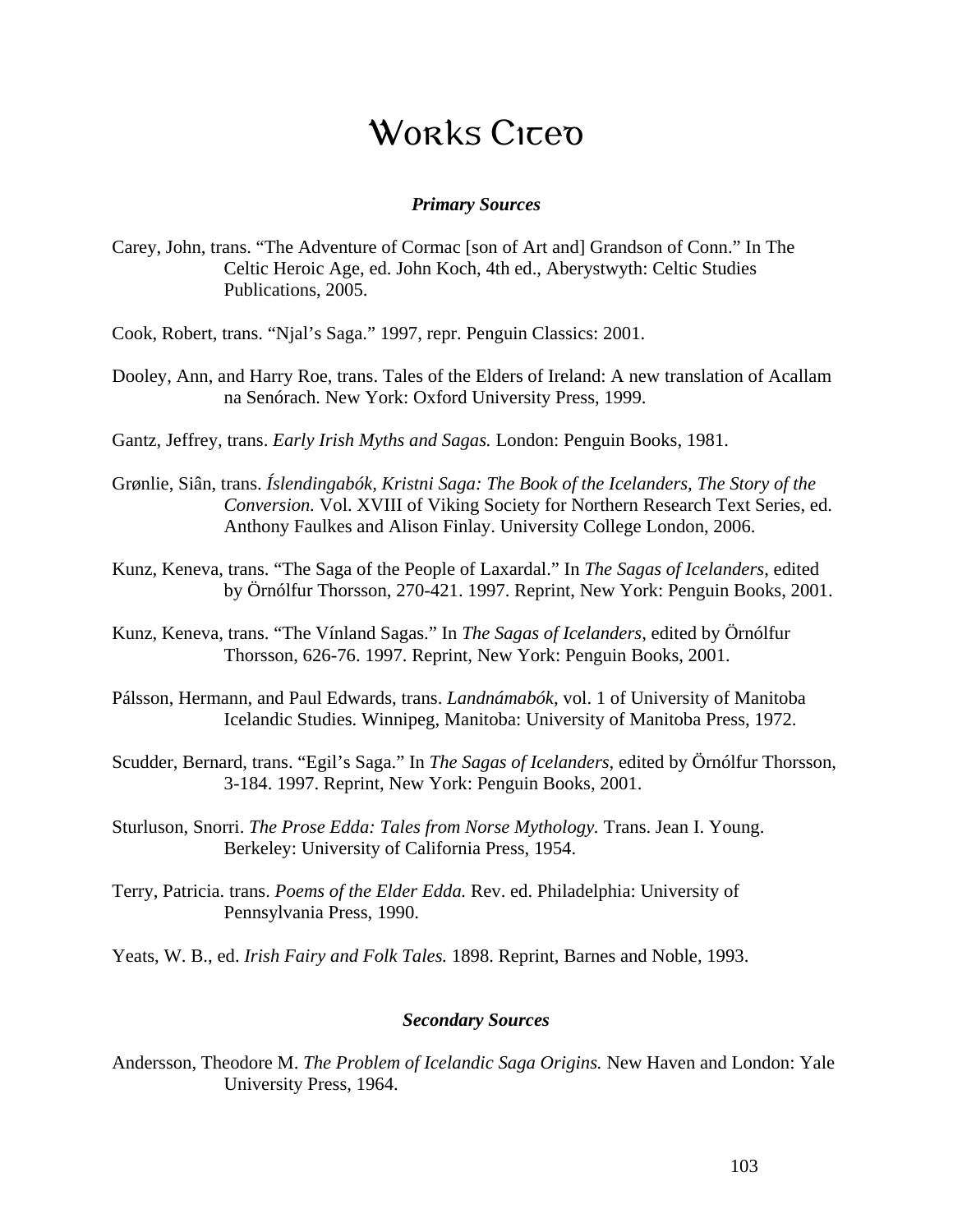# Works Cited

### ***Primary Sources***

Carey, John, trans. "The Adventure of Cormac [son of Art and] Grandson of Conn." In The Celtic Heroic Age, ed. John Koch, 4th ed., Aberystwyth: Celtic Studies Publications, 2005.

Cook, Robert, trans. "Njal's Saga." 1997, repr. Penguin Classics: 2001.

Dooley, Ann, and Harry Roe, trans. Tales of the Elders of Ireland: A new translation of Acallam na Senórach. New York: Oxford University Press, 1999.

Gantz, Jeffrey, trans. *Early Irish Myths and Sagas.* London: Penguin Books, 1981.

Grønlie, Siân, trans. *Íslendingabók, Kristni Saga: The Book of the Icelanders, The Story of the Conversion.* Vol. XVIII of Viking Society for Northern Research Text Series, ed. Anthony Faulkes and Alison Finlay. University College London, 2006.

Kunz, Keneva, trans. "The Saga of the People of Laxardal." In *The Sagas of Icelanders*, edited by Örnólfur Thorsson, 270-421. 1997. Reprint, New York: Penguin Books, 2001.

Kunz, Keneva, trans. "The Vínland Sagas." In *The Sagas of Icelanders*, edited by Örnólfur Thorsson, 626-76. 1997. Reprint, New York: Penguin Books, 2001.

Pálsson, Hermann, and Paul Edwards, trans. *Landnámabók*, vol. 1 of University of Manitoba Icelandic Studies. Winnipeg, Manitoba: University of Manitoba Press, 1972.

Scudder, Bernard, trans. "Egil's Saga." In *The Sagas of Icelanders*, edited by Örnólfur Thorsson, 3-184. 1997. Reprint, New York: Penguin Books, 2001.

Sturluson, Snorri. *The Prose Edda: Tales from Norse Mythology.* Trans. Jean I. Young. Berkeley: University of California Press, 1954.

Terry, Patricia. trans. *Poems of the Elder Edda.* Rev. ed. Philadelphia: University of Pennsylvania Press, 1990.

Yeats, W. B., ed. *Irish Fairy and Folk Tales.* 1898. Reprint, Barnes and Noble, 1993.

### ***Secondary Sources***

Andersson, Theodore M. *The Problem of Icelandic Saga Origins.* New Haven and London: Yale University Press, 1964.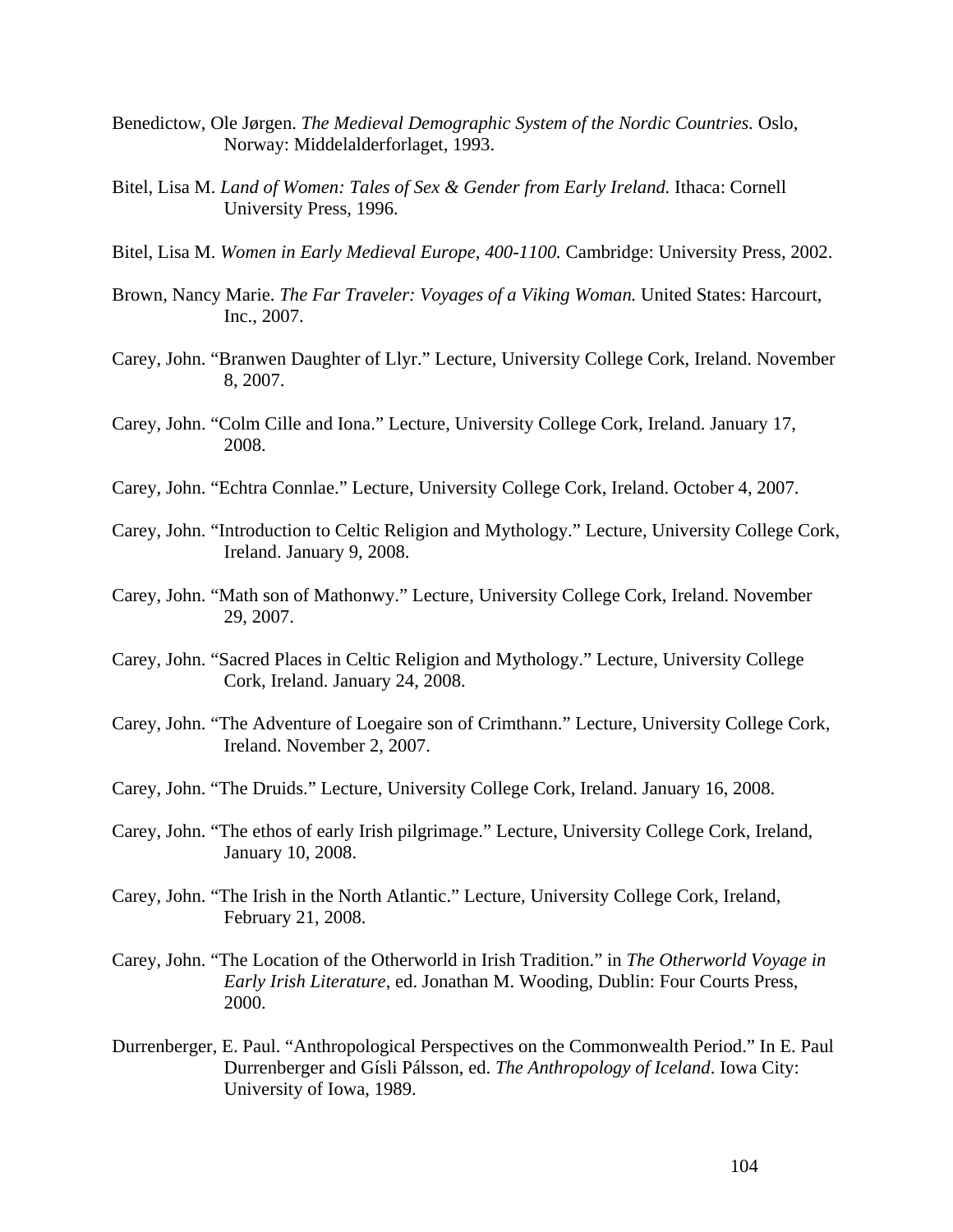Benedictow, Ole Jørgen. *The Medieval Demographic System of the Nordic Countries.* Oslo, Norway: Middelalderforlaget, 1993.

Bitel, Lisa M. *Land of Women: Tales of Sex & Gender from Early Ireland.* Ithaca: Cornell University Press, 1996.

Bitel, Lisa M. *Women in Early Medieval Europe, 400-1100.* Cambridge: University Press, 2002.

Brown, Nancy Marie. *The Far Traveler: Voyages of a Viking Woman.* United States: Harcourt, Inc., 2007.

Carey, John. "Branwen Daughter of Llyr." Lecture, University College Cork, Ireland. November 8, 2007.

Carey, John. "Colm Cille and Iona." Lecture, University College Cork, Ireland. January 17, 2008.

Carey, John. "Echtra Connlae." Lecture, University College Cork, Ireland. October 4, 2007.

Carey, John. "Introduction to Celtic Religion and Mythology." Lecture, University College Cork, Ireland. January 9, 2008.

Carey, John. "Math son of Mathonwy." Lecture, University College Cork, Ireland. November 29, 2007.

Carey, John. "Sacred Places in Celtic Religion and Mythology." Lecture, University College Cork, Ireland. January 24, 2008.

Carey, John. "The Adventure of Loegaire son of Crimthann." Lecture, University College Cork, Ireland. November 2, 2007.

Carey, John. "The Druids." Lecture, University College Cork, Ireland. January 16, 2008.

Carey, John. "The ethos of early Irish pilgrimage." Lecture, University College Cork, Ireland, January 10, 2008.

Carey, John. "The Irish in the North Atlantic." Lecture, University College Cork, Ireland, February 21, 2008.

Carey, John. "The Location of the Otherworld in Irish Tradition." in *The Otherworld Voyage in Early Irish Literature*, ed. Jonathan M. Wooding, Dublin: Four Courts Press, 2000.

Durrenberger, E. Paul. "Anthropological Perspectives on the Commonwealth Period." In E. Paul Durrenberger and Gísli Pálsson, ed. *The Anthropology of Iceland*. Iowa City: University of Iowa, 1989.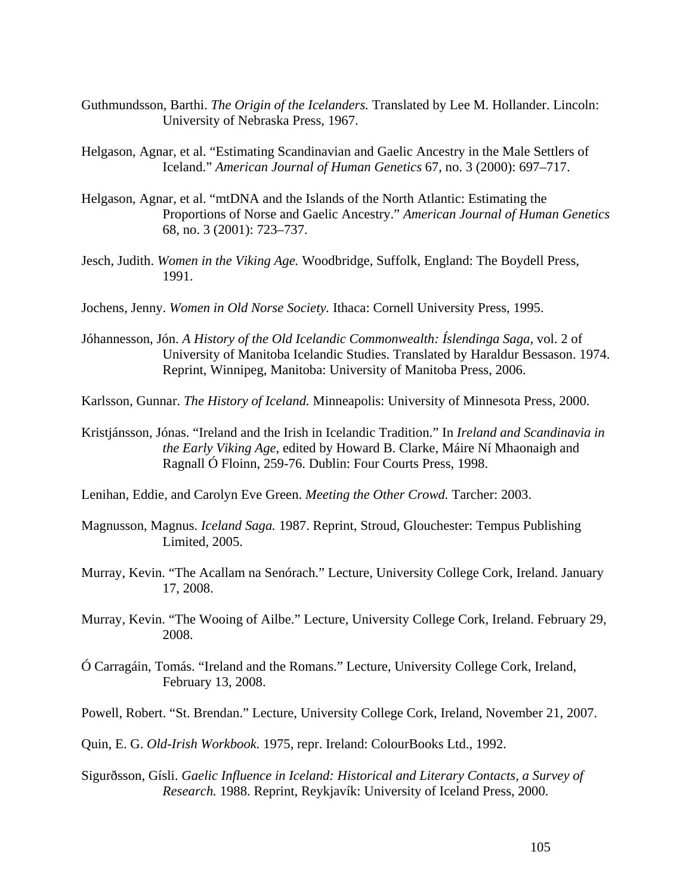Guthmundsson, Barthi. *The Origin of the Icelanders.* Translated by Lee M. Hollander. Lincoln: University of Nebraska Press, 1967.

Helgason, Agnar, et al. "Estimating Scandinavian and Gaelic Ancestry in the Male Settlers of Iceland." *American Journal of Human Genetics* 67, no. 3 (2000): 697–717.

Helgason, Agnar, et al. "mtDNA and the Islands of the North Atlantic: Estimating the Proportions of Norse and Gaelic Ancestry." *American Journal of Human Genetics* 68, no. 3 (2001): 723–737.

Jesch, Judith. *Women in the Viking Age.* Woodbridge, Suffolk, England: The Boydell Press, 1991.

Jochens, Jenny. *Women in Old Norse Society.* Ithaca: Cornell University Press, 1995.

Jóhannesson, Jón. *A History of the Old Icelandic Commonwealth: Íslendinga Saga*, vol. 2 of University of Manitoba Icelandic Studies. Translated by Haraldur Bessason. 1974. Reprint, Winnipeg, Manitoba: University of Manitoba Press, 2006.

Karlsson, Gunnar. *The History of Iceland.* Minneapolis: University of Minnesota Press, 2000.

Kristjánsson, Jónas. "Ireland and the Irish in Icelandic Tradition." In *Ireland and Scandinavia in the Early Viking Age*, edited by Howard B. Clarke, Máire Ní Mhaonaigh and Ragnall Ó Floinn, 259-76. Dublin: Four Courts Press, 1998.

Lenihan, Eddie, and Carolyn Eve Green. *Meeting the Other Crowd.* Tarcher: 2003.

Magnusson, Magnus. *Iceland Saga.* 1987. Reprint, Stroud, Glouchester: Tempus Publishing Limited, 2005.

Murray, Kevin. "The Acallam na Senórach." Lecture, University College Cork, Ireland. January 17, 2008.

Murray, Kevin. "The Wooing of Ailbe." Lecture, University College Cork, Ireland. February 29, 2008.

Ó Carragáin, Tomás. "Ireland and the Romans." Lecture, University College Cork, Ireland, February 13, 2008.

Powell, Robert. "St. Brendan." Lecture, University College Cork, Ireland, November 21, 2007.

Quin, E. G. *Old-Irish Workbook.* 1975, repr. Ireland: ColourBooks Ltd., 1992.

Sigurðsson, Gísli. *Gaelic Influence in Iceland: Historical and Literary Contacts, a Survey of Research.* 1988. Reprint, Reykjavík: University of Iceland Press, 2000.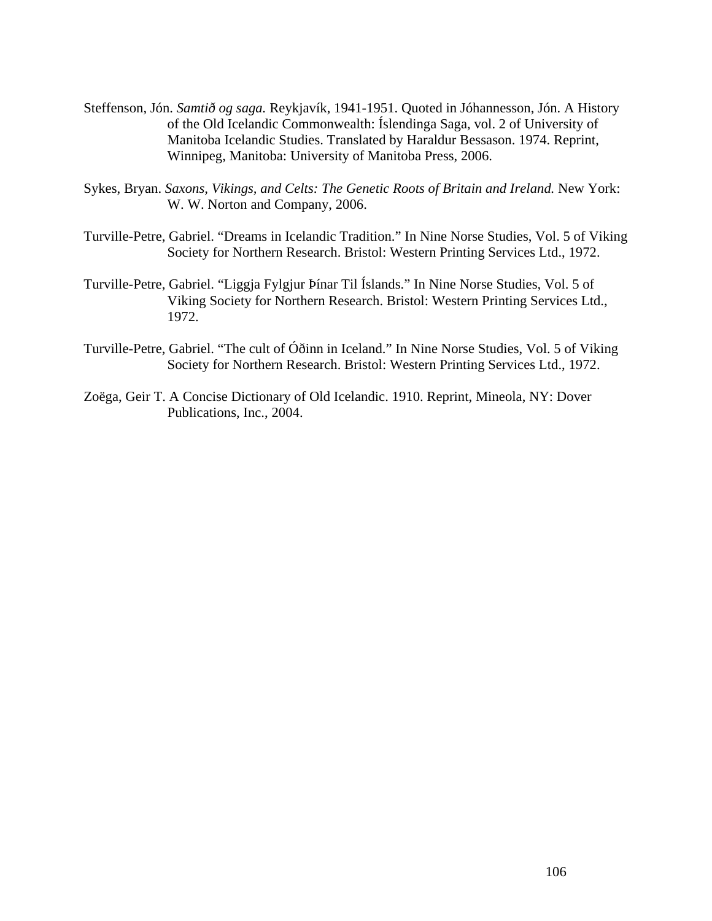Steffenson, Jón. *Samtið og saga*. Reykjavík, 1941-1951. Quoted in Jóhannesson, Jón. A History of the Old Icelandic Commonwealth: Íslendinga Saga, vol. 2 of University of Manitoba Icelandic Studies. Translated by Haraldur Bessason. 1974. Reprint, Winnipeg, Manitoba: University of Manitoba Press, 2006.

Sykes, Bryan. *Saxons, Vikings, and Celts: The Genetic Roots of Britain and Ireland.* New York: W. W. Norton and Company, 2006.

Turville-Petre, Gabriel. "Dreams in Icelandic Tradition." In Nine Norse Studies, Vol. 5 of Viking Society for Northern Research. Bristol: Western Printing Services Ltd., 1972.

Turville-Petre, Gabriel. "Liggja Fylgjur Þínar Til Íslands." In Nine Norse Studies, Vol. 5 of Viking Society for Northern Research. Bristol: Western Printing Services Ltd., 1972.

Turville-Petre, Gabriel. "The cult of Óðinn in Iceland." In Nine Norse Studies, Vol. 5 of Viking Society for Northern Research. Bristol: Western Printing Services Ltd., 1972.

Zoëga, Geir T. A Concise Dictionary of Old Icelandic. 1910. Reprint, Mineola, NY: Dover Publications, Inc., 2004.